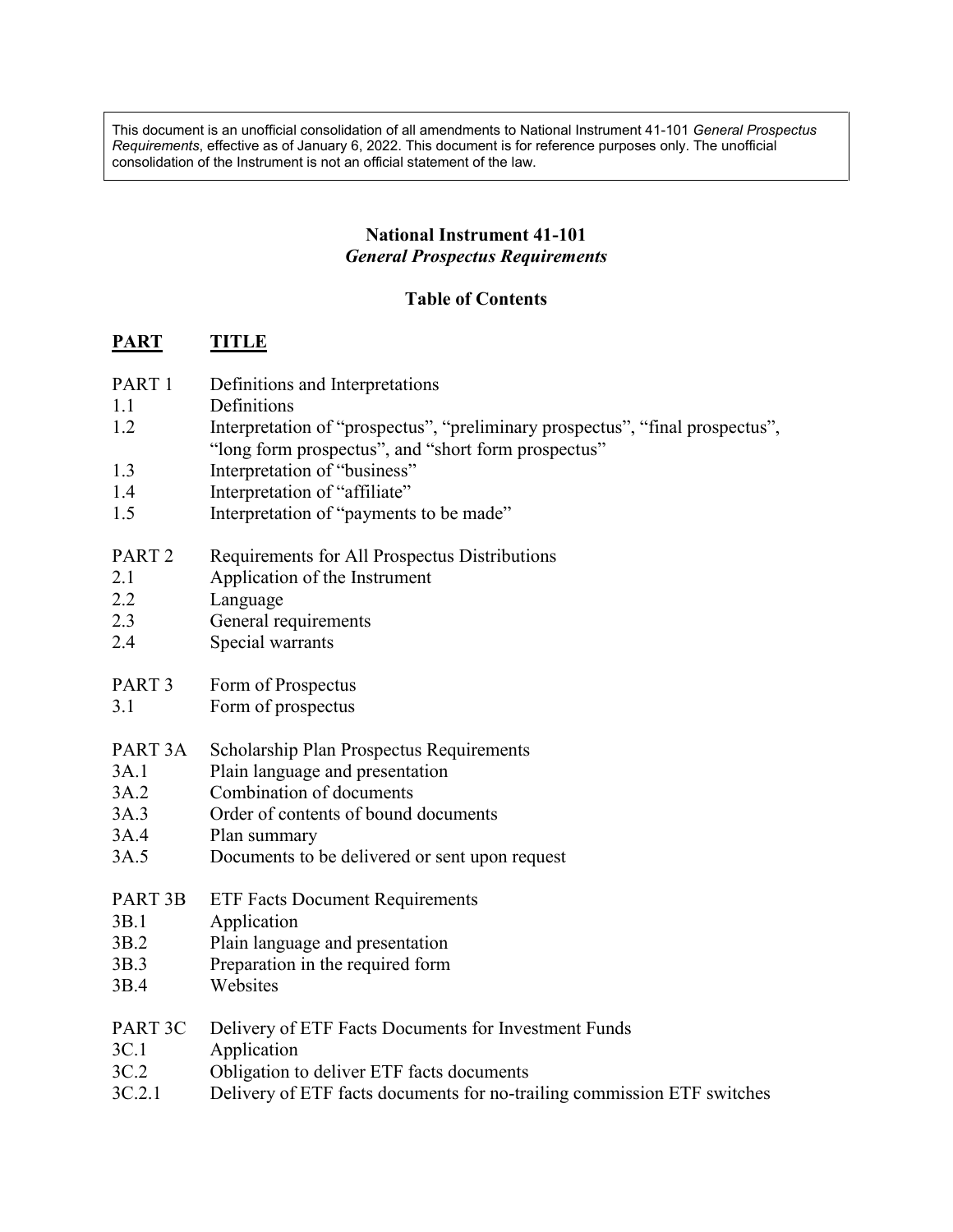This document is an unofficial consolidation of all amendments to National Instrument 41-101 *General Prospectus Requirements*, effective as of January 6, 2022. This document is for reference purposes only. The unofficial consolidation of the Instrument is not an official statement of the law.

# National Instrument 41-101
## *General Prospectus Requirements*

### Table of Contents

| PART | TITLE |
|---|---|
| PART 1 | Definitions and Interpretations |
| 1.1 | Definitions |
| 1.2 | Interpretation of "prospectus", "preliminary prospectus", "final prospectus", "long form prospectus", and "short form prospectus" |
| 1.3 | Interpretation of "business" |
| 1.4 | Interpretation of "affiliate" |
| 1.5 | Interpretation of "payments to be made" |
| | |
| PART 2 | Requirements for All Prospectus Distributions |
| 2.1 | Application of the Instrument |
| 2.2 | Language |
| 2.3 | General requirements |
| 2.4 | Special warrants |
| | |
| PART 3 | Form of Prospectus |
| 3.1 | Form of prospectus |
| | |
| PART 3A | Scholarship Plan Prospectus Requirements |
| 3A.1 | Plain language and presentation |
| 3A.2 | Combination of documents |
| 3A.3 | Order of contents of bound documents |
| 3A.4 | Plan summary |
| 3A.5 | Documents to be delivered or sent upon request |
| | |
| PART 3B | ETF Facts Document Requirements |
| 3B.1 | Application |
| 3B.2 | Plain language and presentation |
| 3B.3 | Preparation in the required form |
| 3B.4 | Websites |
| | |
| PART 3C | Delivery of ETF Facts Documents for Investment Funds |
| 3C.1 | Application |
| 3C.2 | Obligation to deliver ETF facts documents |
| 3C.2.1 | Delivery of ETF facts documents for no-trailing commission ETF switches |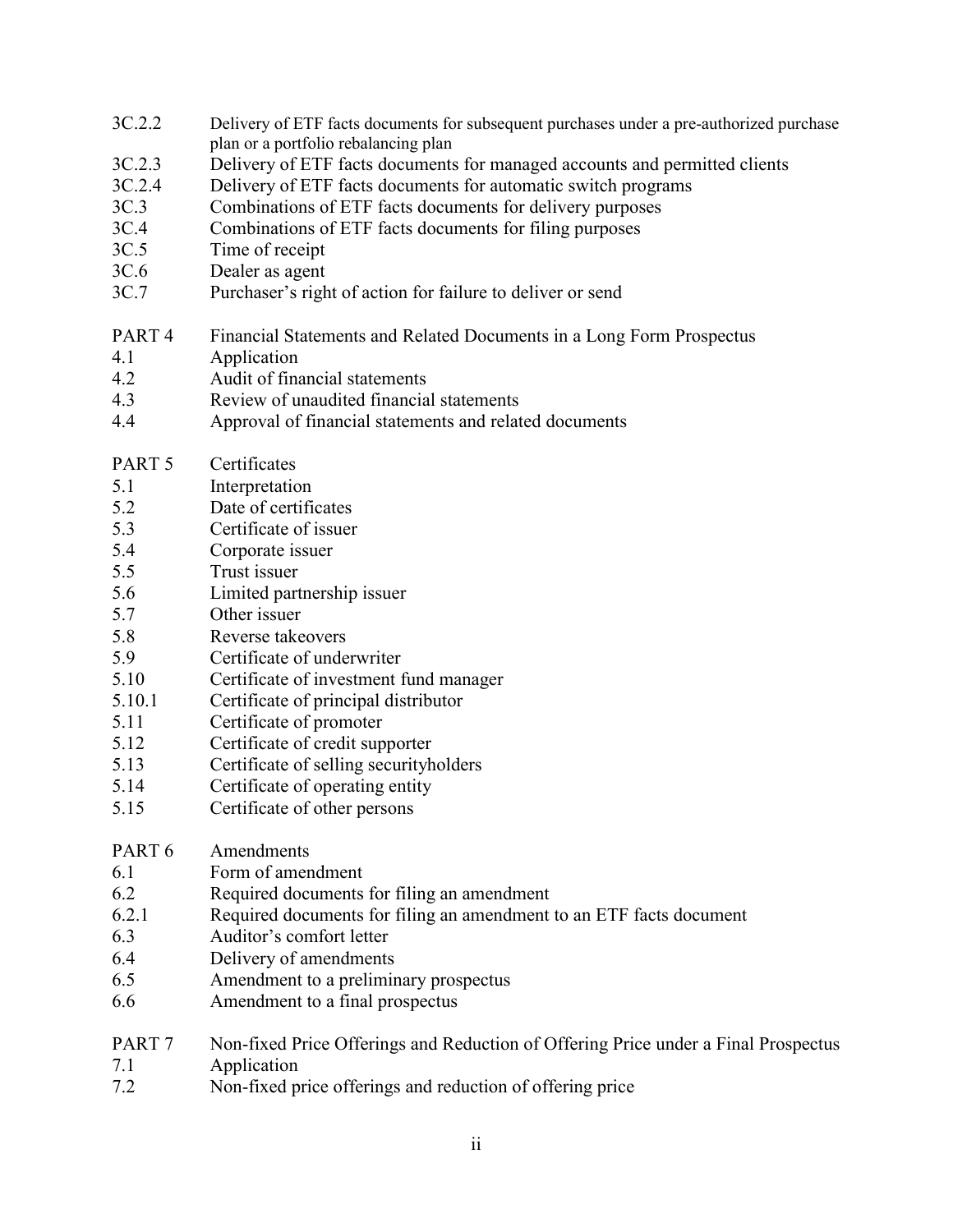| | |
|---|---|
| 3C.2.2 | Delivery of ETF facts documents for subsequent purchases under a pre-authorized purchase plan or a portfolio rebalancing plan |
| 3C.2.3 | Delivery of ETF facts documents for managed accounts and permitted clients |
| 3C.2.4 | Delivery of ETF facts documents for automatic switch programs |
| 3C.3 | Combinations of ETF facts documents for delivery purposes |
| 3C.4 | Combinations of ETF facts documents for filing purposes |
| 3C.5 | Time of receipt |
| 3C.6 | Dealer as agent |
| 3C.7 | Purchaser's right of action for failure to deliver or send |
| | |
| PART 4 | Financial Statements and Related Documents in a Long Form Prospectus |
| 4.1 | Application |
| 4.2 | Audit of financial statements |
| 4.3 | Review of unaudited financial statements |
| 4.4 | Approval of financial statements and related documents |
| | |
| PART 5 | Certificates |
| 5.1 | Interpretation |
| 5.2 | Date of certificates |
| 5.3 | Certificate of issuer |
| 5.4 | Corporate issuer |
| 5.5 | Trust issuer |
| 5.6 | Limited partnership issuer |
| 5.7 | Other issuer |
| 5.8 | Reverse takeovers |
| 5.9 | Certificate of underwriter |
| 5.10 | Certificate of investment fund manager |
| 5.10.1 | Certificate of principal distributor |
| 5.11 | Certificate of promoter |
| 5.12 | Certificate of credit supporter |
| 5.13 | Certificate of selling securityholders |
| 5.14 | Certificate of operating entity |
| 5.15 | Certificate of other persons |
| | |
| PART 6 | Amendments |
| 6.1 | Form of amendment |
| 6.2 | Required documents for filing an amendment |
| 6.2.1 | Required documents for filing an amendment to an ETF facts document |
| 6.3 | Auditor's comfort letter |
| 6.4 | Delivery of amendments |
| 6.5 | Amendment to a preliminary prospectus |
| 6.6 | Amendment to a final prospectus |
| | |
| PART 7 | Non-fixed Price Offerings and Reduction of Offering Price under a Final Prospectus |
| 7.1 | Application |
| 7.2 | Non-fixed price offerings and reduction of offering price |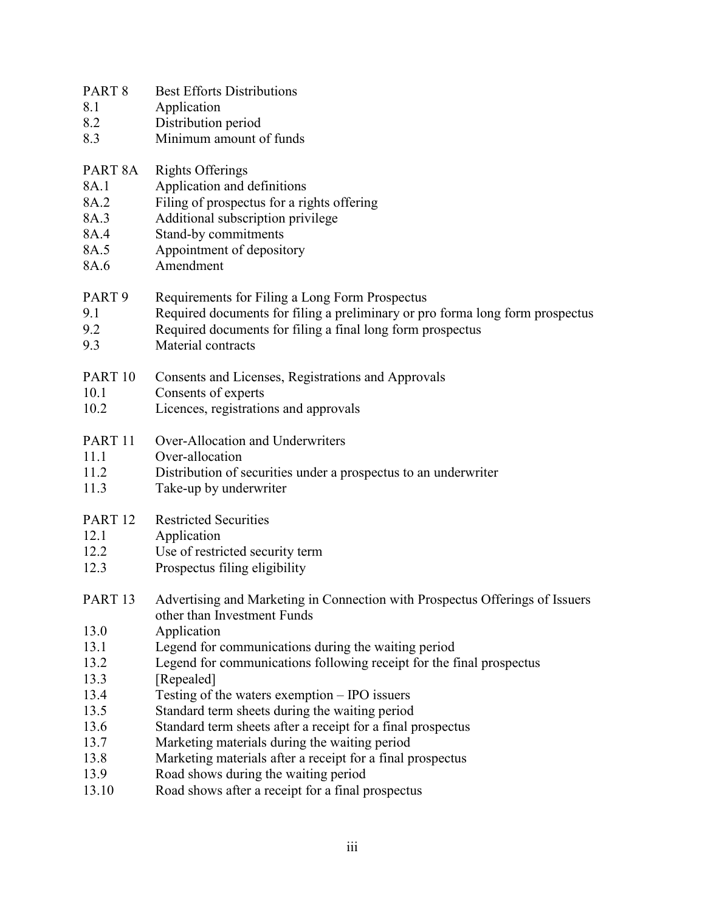PART 8 Best Efforts Distributions
8.1 Application
8.2 Distribution period
8.3 Minimum amount of funds

PART 8A Rights Offerings
8A.1 Application and definitions
8A.2 Filing of prospectus for a rights offering
8A.3 Additional subscription privilege
8A.4 Stand-by commitments
8A.5 Appointment of depository
8A.6 Amendment

PART 9 Requirements for Filing a Long Form Prospectus
9.1 Required documents for filing a preliminary or pro forma long form prospectus
9.2 Required documents for filing a final long form prospectus
9.3 Material contracts

PART 10 Consents and Licenses, Registrations and Approvals
10.1 Consents of experts
10.2 Licences, registrations and approvals

PART 11 Over-Allocation and Underwriters
11.1 Over-allocation
11.2 Distribution of securities under a prospectus to an underwriter
11.3 Take-up by underwriter

PART 12 Restricted Securities
12.1 Application
12.2 Use of restricted security term
12.3 Prospectus filing eligibility

PART 13 Advertising and Marketing in Connection with Prospectus Offerings of Issuers other than Investment Funds
13.0 Application
13.1 Legend for communications during the waiting period
13.2 Legend for communications following receipt for the final prospectus
13.3 [Repealed]
13.4 Testing of the waters exemption – IPO issuers
13.5 Standard term sheets during the waiting period
13.6 Standard term sheets after a receipt for a final prospectus
13.7 Marketing materials during the waiting period
13.8 Marketing materials after a receipt for a final prospectus
13.9 Road shows during the waiting period
13.10 Road shows after a receipt for a final prospectus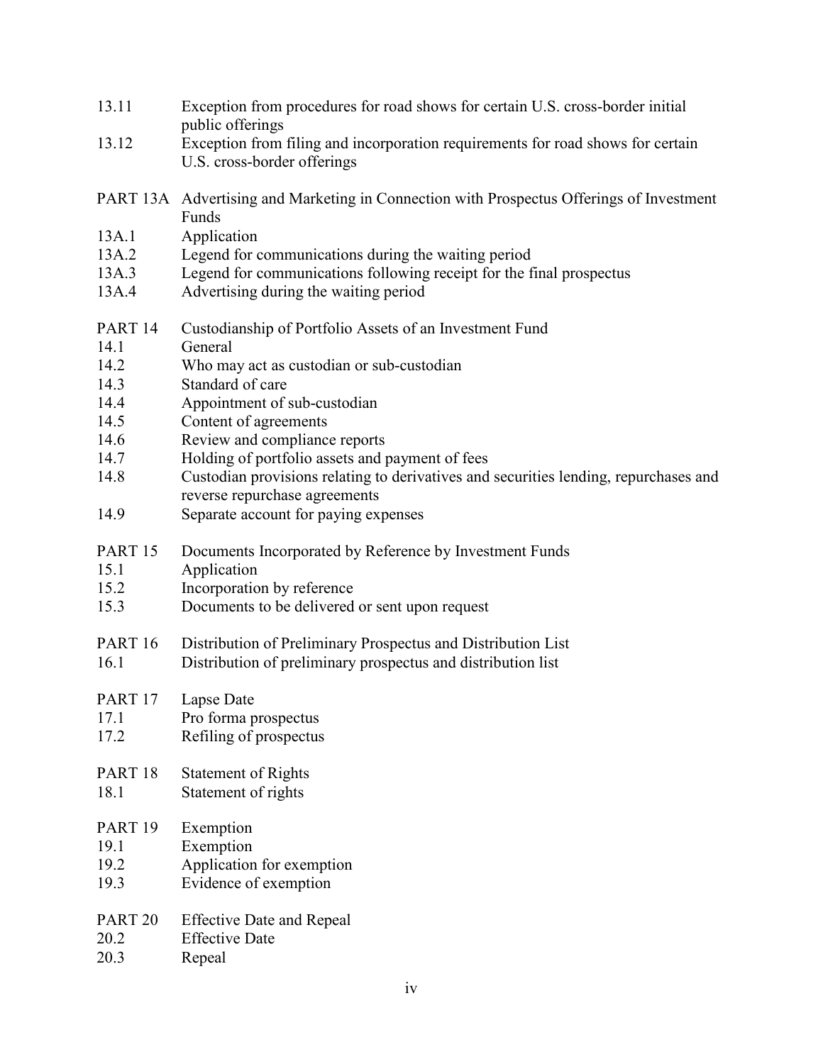13.11 Exception from procedures for road shows for certain U.S. cross-border initial public offerings

13.12 Exception from filing and incorporation requirements for road shows for certain U.S. cross-border offerings

PART 13A Advertising and Marketing in Connection with Prospectus Offerings of Investment Funds

13A.1 Application

13A.2 Legend for communications during the waiting period

13A.3 Legend for communications following receipt for the final prospectus

13A.4 Advertising during the waiting period

PART 14 Custodianship of Portfolio Assets of an Investment Fund

14.1 General

14.2 Who may act as custodian or sub-custodian

14.3 Standard of care

14.4 Appointment of sub-custodian

14.5 Content of agreements

14.6 Review and compliance reports

14.7 Holding of portfolio assets and payment of fees

14.8 Custodian provisions relating to derivatives and securities lending, repurchases and reverse repurchase agreements

14.9 Separate account for paying expenses

PART 15 Documents Incorporated by Reference by Investment Funds

15.1 Application

15.2 Incorporation by reference

15.3 Documents to be delivered or sent upon request

PART 16 Distribution of Preliminary Prospectus and Distribution List

16.1 Distribution of preliminary prospectus and distribution list

PART 17 Lapse Date

17.1 Pro forma prospectus

17.2 Refiling of prospectus

PART 18 Statement of Rights

18.1 Statement of rights

PART 19 Exemption

19.1 Exemption

19.2 Application for exemption

19.3 Evidence of exemption

PART 20 Effective Date and Repeal

20.2 Effective Date

20.3 Repeal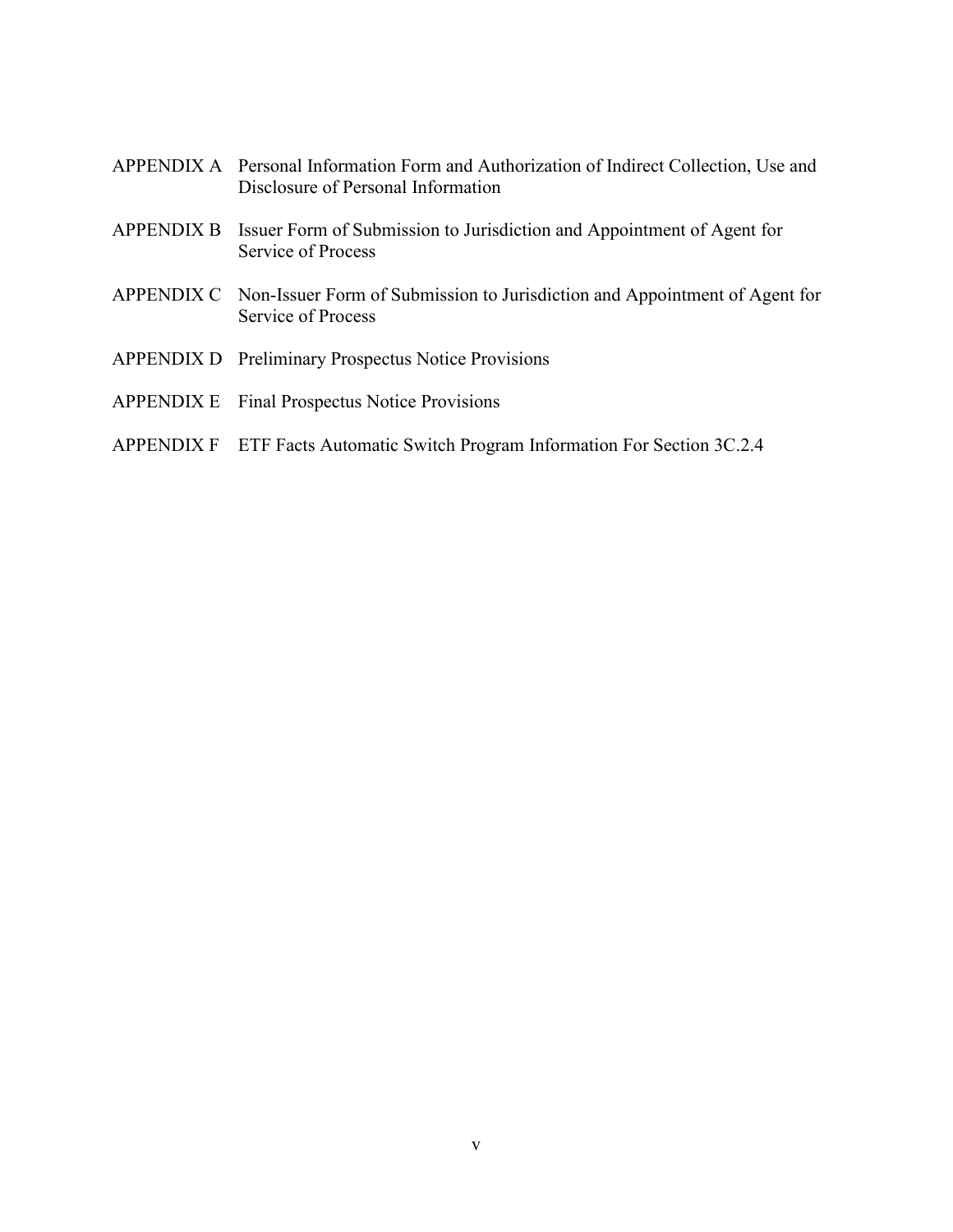APPENDIX A Personal Information Form and Authorization of Indirect Collection, Use and Disclosure of Personal Information

APPENDIX B Issuer Form of Submission to Jurisdiction and Appointment of Agent for Service of Process

APPENDIX C Non-Issuer Form of Submission to Jurisdiction and Appointment of Agent for Service of Process

APPENDIX D Preliminary Prospectus Notice Provisions

APPENDIX E Final Prospectus Notice Provisions

APPENDIX F ETF Facts Automatic Switch Program Information For Section 3C.2.4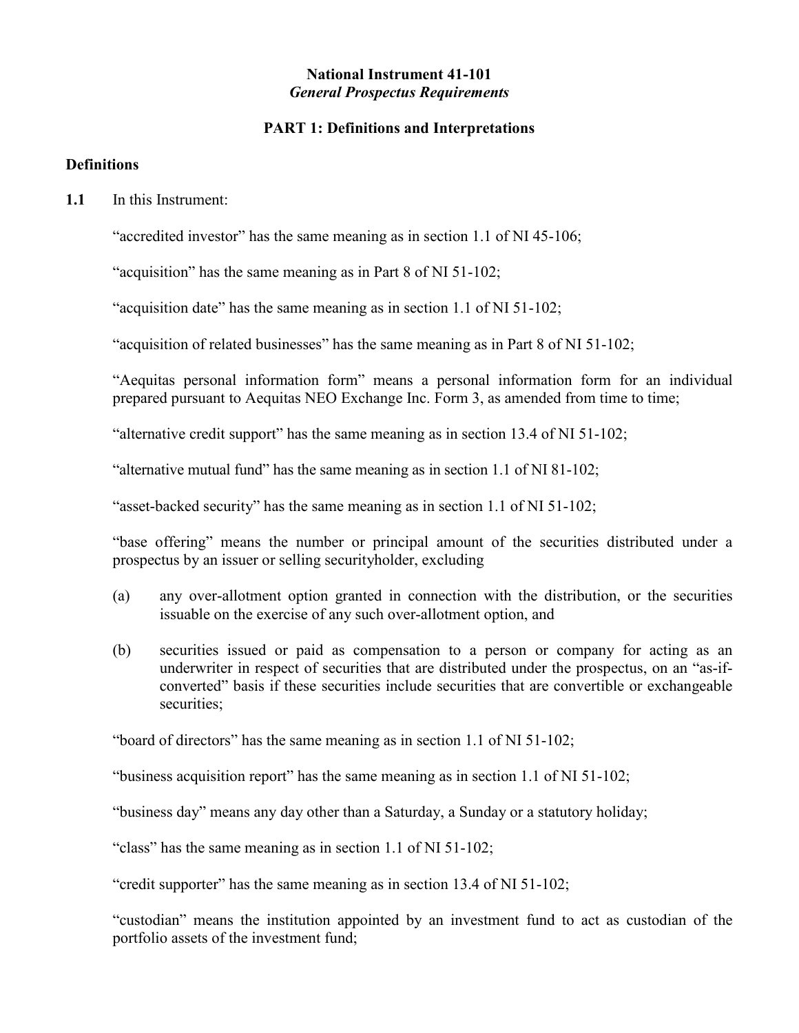**National Instrument 41-101**
***General Prospectus Requirements***

**PART 1: Definitions and Interpretations**

**Definitions**

**1.1** In this Instrument:

"accredited investor" has the same meaning as in section 1.1 of NI 45-106;

"acquisition" has the same meaning as in Part 8 of NI 51-102;

"acquisition date" has the same meaning as in section 1.1 of NI 51-102;

"acquisition of related businesses" has the same meaning as in Part 8 of NI 51-102;

"Aequitas personal information form" means a personal information form for an individual prepared pursuant to Aequitas NEO Exchange Inc. Form 3, as amended from time to time;

"alternative credit support" has the same meaning as in section 13.4 of NI 51-102;

"alternative mutual fund" has the same meaning as in section 1.1 of NI 81-102;

"asset-backed security" has the same meaning as in section 1.1 of NI 51-102;

"base offering" means the number or principal amount of the securities distributed under a prospectus by an issuer or selling securityholder, excluding

(a) any over-allotment option granted in connection with the distribution, or the securities issuable on the exercise of any such over-allotment option, and

(b) securities issued or paid as compensation to a person or company for acting as an underwriter in respect of securities that are distributed under the prospectus, on an "as-if-converted" basis if these securities include securities that are convertible or exchangeable securities;

"board of directors" has the same meaning as in section 1.1 of NI 51-102;

"business acquisition report" has the same meaning as in section 1.1 of NI 51-102;

"business day" means any day other than a Saturday, a Sunday or a statutory holiday;

"class" has the same meaning as in section 1.1 of NI 51-102;

"credit supporter" has the same meaning as in section 13.4 of NI 51-102;

"custodian" means the institution appointed by an investment fund to act as custodian of the portfolio assets of the investment fund;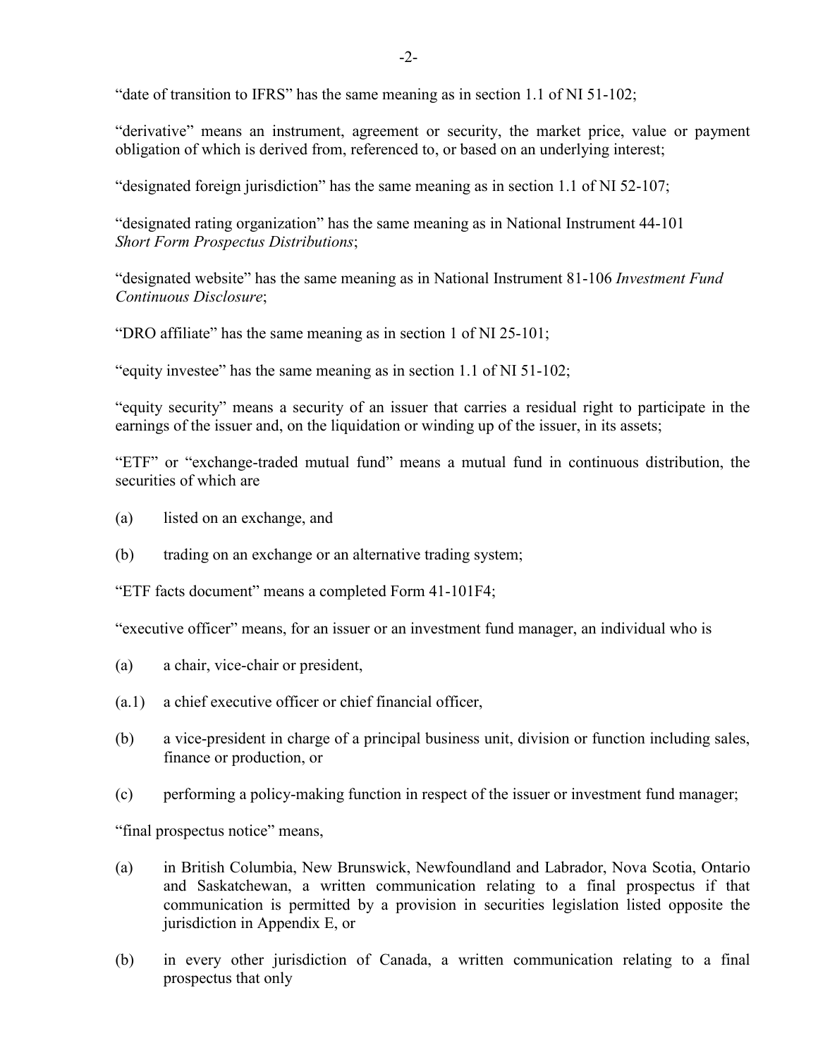"date of transition to IFRS" has the same meaning as in section 1.1 of NI 51-102;

"derivative" means an instrument, agreement or security, the market price, value or payment obligation of which is derived from, referenced to, or based on an underlying interest;

"designated foreign jurisdiction" has the same meaning as in section 1.1 of NI 52-107;

"designated rating organization" has the same meaning as in National Instrument 44-101 *Short Form Prospectus Distributions*;

"designated website" has the same meaning as in National Instrument 81-106 *Investment Fund Continuous Disclosure*;

"DRO affiliate" has the same meaning as in section 1 of NI 25-101;

"equity investee" has the same meaning as in section 1.1 of NI 51-102;

"equity security" means a security of an issuer that carries a residual right to participate in the earnings of the issuer and, on the liquidation or winding up of the issuer, in its assets;

"ETF" or "exchange-traded mutual fund" means a mutual fund in continuous distribution, the securities of which are

(a) listed on an exchange, and

(b) trading on an exchange or an alternative trading system;

"ETF facts document" means a completed Form 41-101F4;

"executive officer" means, for an issuer or an investment fund manager, an individual who is

(a) a chair, vice-chair or president,

(a.1) a chief executive officer or chief financial officer,

(b) a vice-president in charge of a principal business unit, division or function including sales, finance or production, or

(c) performing a policy-making function in respect of the issuer or investment fund manager;

"final prospectus notice" means,

(a) in British Columbia, New Brunswick, Newfoundland and Labrador, Nova Scotia, Ontario and Saskatchewan, a written communication relating to a final prospectus if that communication is permitted by a provision in securities legislation listed opposite the jurisdiction in Appendix E, or

(b) in every other jurisdiction of Canada, a written communication relating to a final prospectus that only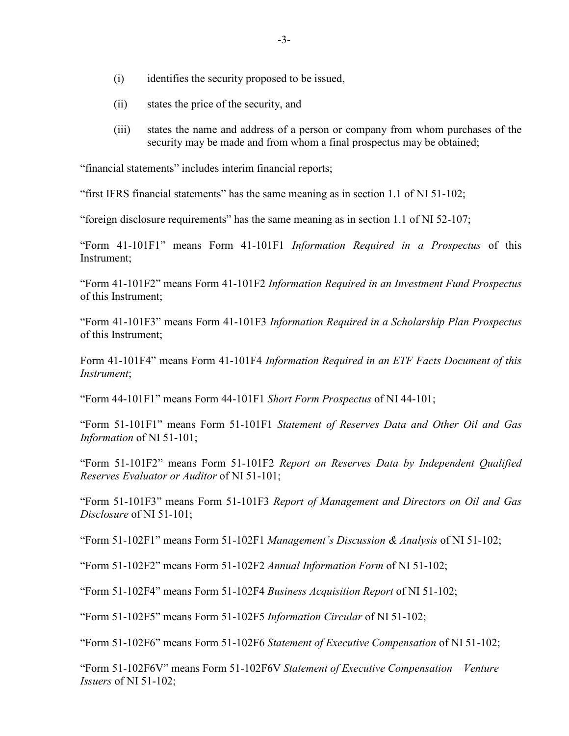(i) identifies the security proposed to be issued,

(ii) states the price of the security, and

(iii) states the name and address of a person or company from whom purchases of the security may be made and from whom a final prospectus may be obtained;

“financial statements” includes interim financial reports;

“first IFRS financial statements” has the same meaning as in section 1.1 of NI 51-102;

“foreign disclosure requirements” has the same meaning as in section 1.1 of NI 52-107;

“Form 41-101F1” means Form 41-101F1 *Information Required in a Prospectus* of this Instrument;

“Form 41-101F2” means Form 41-101F2 *Information Required in an Investment Fund Prospectus* of this Instrument;

“Form 41-101F3” means Form 41-101F3 *Information Required in a Scholarship Plan Prospectus* of this Instrument;

Form 41-101F4” means Form 41-101F4 *Information Required in an ETF Facts Document of this Instrument*;

“Form 44-101F1” means Form 44-101F1 *Short Form Prospectus* of NI 44-101;

“Form 51-101F1” means Form 51-101F1 *Statement of Reserves Data and Other Oil and Gas Information* of NI 51-101;

“Form 51-101F2” means Form 51-101F2 *Report on Reserves Data by Independent Qualified Reserves Evaluator or Auditor* of NI 51-101;

“Form 51-101F3” means Form 51-101F3 *Report of Management and Directors on Oil and Gas Disclosure* of NI 51-101;

“Form 51-102F1” means Form 51-102F1 *Management’s Discussion & Analysis* of NI 51-102;

“Form 51-102F2” means Form 51-102F2 *Annual Information Form* of NI 51-102;

“Form 51-102F4” means Form 51-102F4 *Business Acquisition Report* of NI 51-102;

“Form 51-102F5” means Form 51-102F5 *Information Circular* of NI 51-102;

“Form 51-102F6” means Form 51-102F6 *Statement of Executive Compensation* of NI 51-102;

“Form 51-102F6V” means Form 51-102F6V *Statement of Executive Compensation – Venture Issuers* of NI 51-102;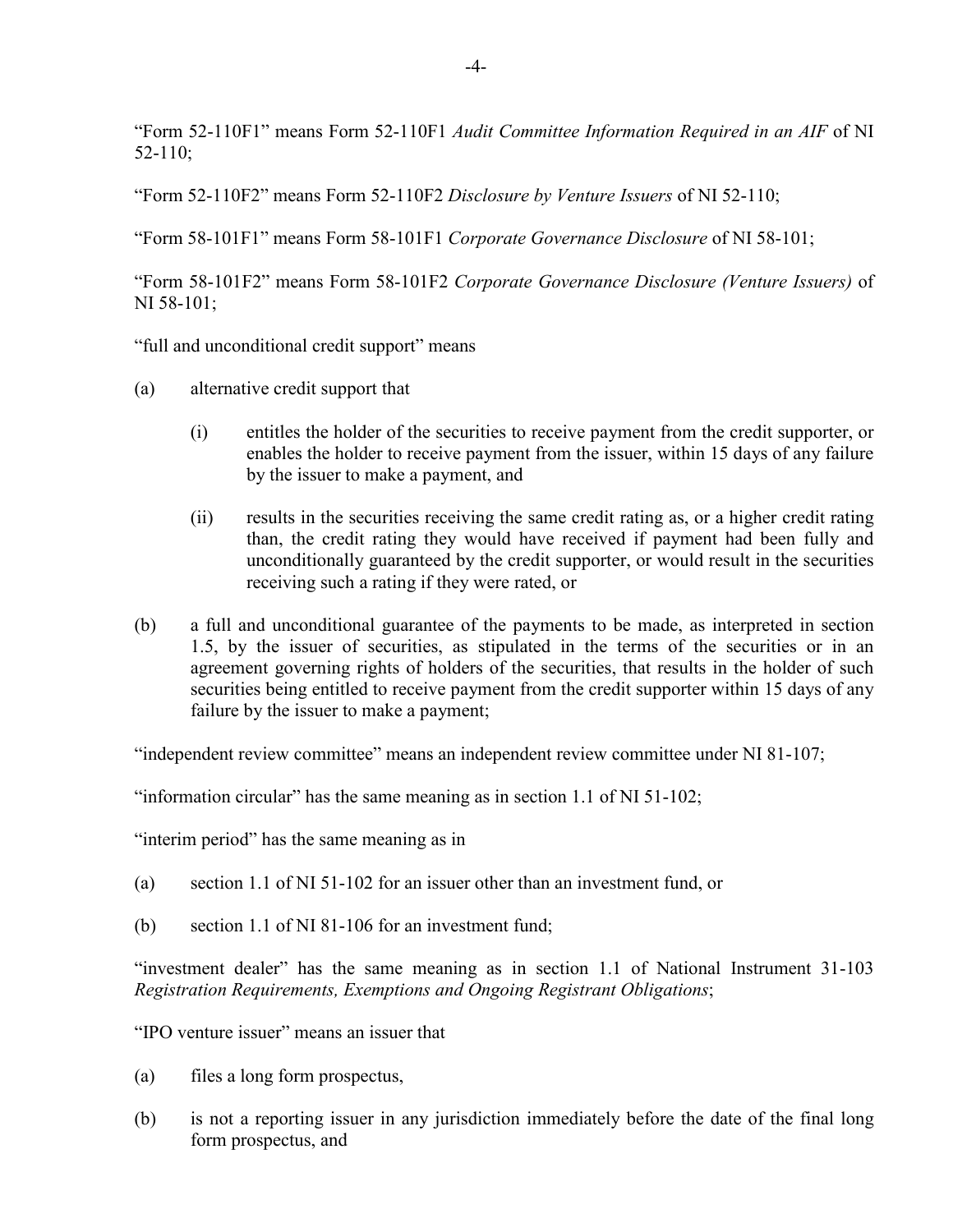"Form 52-110F1" means Form 52-110F1 *Audit Committee Information Required in an AIF* of NI 52-110;

"Form 52-110F2" means Form 52-110F2 *Disclosure by Venture Issuers* of NI 52-110;

"Form 58-101F1" means Form 58-101F1 *Corporate Governance Disclosure* of NI 58-101;

"Form 58-101F2" means Form 58-101F2 *Corporate Governance Disclosure (Venture Issuers)* of NI 58-101;

"full and unconditional credit support" means

(a) alternative credit support that

  (i) entitles the holder of the securities to receive payment from the credit supporter, or enables the holder to receive payment from the issuer, within 15 days of any failure by the issuer to make a payment, and

  (ii) results in the securities receiving the same credit rating as, or a higher credit rating than, the credit rating they would have received if payment had been fully and unconditionally guaranteed by the credit supporter, or would result in the securities receiving such a rating if they were rated, or

(b) a full and unconditional guarantee of the payments to be made, as interpreted in section 1.5, by the issuer of securities, as stipulated in the terms of the securities or in an agreement governing rights of holders of the securities, that results in the holder of such securities being entitled to receive payment from the credit supporter within 15 days of any failure by the issuer to make a payment;

"independent review committee" means an independent review committee under NI 81-107;

"information circular" has the same meaning as in section 1.1 of NI 51-102;

"interim period" has the same meaning as in

(a) section 1.1 of NI 51-102 for an issuer other than an investment fund, or

(b) section 1.1 of NI 81-106 for an investment fund;

"investment dealer" has the same meaning as in section 1.1 of National Instrument 31-103 *Registration Requirements, Exemptions and Ongoing Registrant Obligations*;

"IPO venture issuer" means an issuer that

(a) files a long form prospectus,

(b) is not a reporting issuer in any jurisdiction immediately before the date of the final long form prospectus, and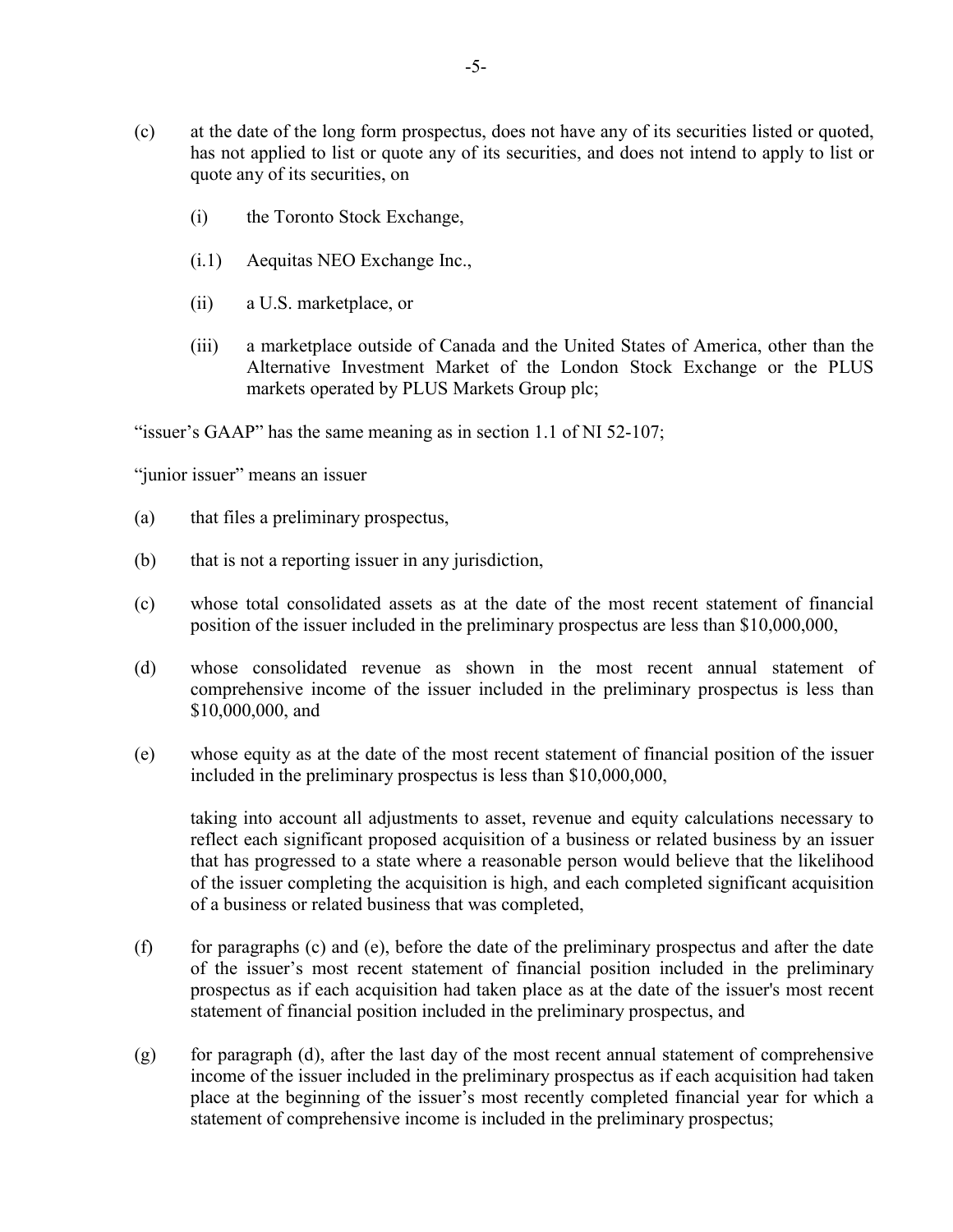(c) at the date of the long form prospectus, does not have any of its securities listed or quoted, has not applied to list or quote any of its securities, and does not intend to apply to list or quote any of its securities, on

(i) the Toronto Stock Exchange,

(i.1) Aequitas NEO Exchange Inc.,

(ii) a U.S. marketplace, or

(iii) a marketplace outside of Canada and the United States of America, other than the Alternative Investment Market of the London Stock Exchange or the PLUS markets operated by PLUS Markets Group plc;

"issuer's GAAP" has the same meaning as in section 1.1 of NI 52-107;

"junior issuer" means an issuer

(a) that files a preliminary prospectus,

(b) that is not a reporting issuer in any jurisdiction,

(c) whose total consolidated assets as at the date of the most recent statement of financial position of the issuer included in the preliminary prospectus are less than $10,000,000,

(d) whose consolidated revenue as shown in the most recent annual statement of comprehensive income of the issuer included in the preliminary prospectus is less than $10,000,000, and

(e) whose equity as at the date of the most recent statement of financial position of the issuer included in the preliminary prospectus is less than $10,000,000,

taking into account all adjustments to asset, revenue and equity calculations necessary to reflect each significant proposed acquisition of a business or related business by an issuer that has progressed to a state where a reasonable person would believe that the likelihood of the issuer completing the acquisition is high, and each completed significant acquisition of a business or related business that was completed,

(f) for paragraphs (c) and (e), before the date of the preliminary prospectus and after the date of the issuer's most recent statement of financial position included in the preliminary prospectus as if each acquisition had taken place as at the date of the issuer's most recent statement of financial position included in the preliminary prospectus, and

(g) for paragraph (d), after the last day of the most recent annual statement of comprehensive income of the issuer included in the preliminary prospectus as if each acquisition had taken place at the beginning of the issuer's most recently completed financial year for which a statement of comprehensive income is included in the preliminary prospectus;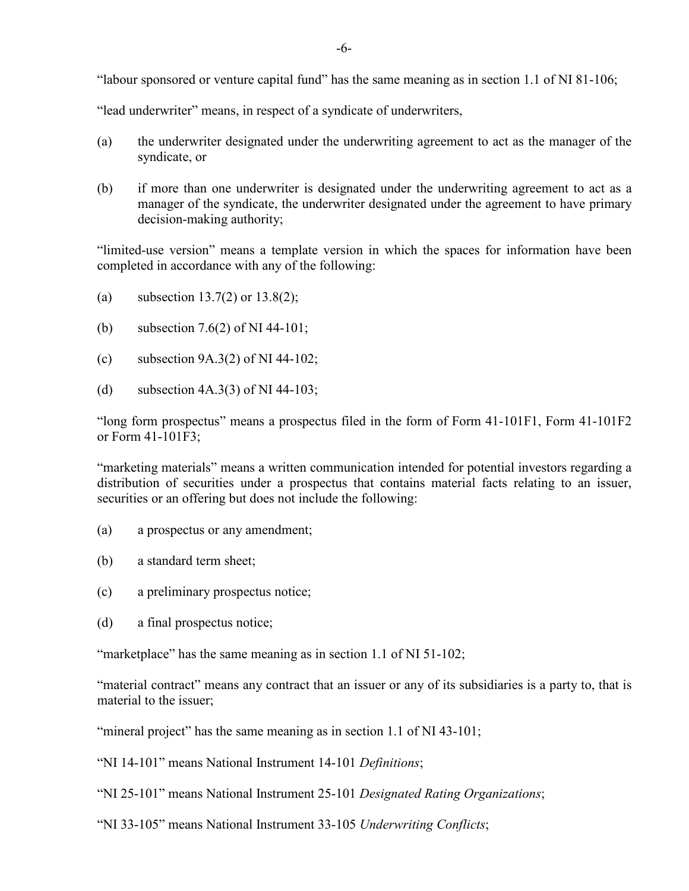"labour sponsored or venture capital fund" has the same meaning as in section 1.1 of NI 81-106;

"lead underwriter" means, in respect of a syndicate of underwriters,

(a) the underwriter designated under the underwriting agreement to act as the manager of the syndicate, or

(b) if more than one underwriter is designated under the underwriting agreement to act as a manager of the syndicate, the underwriter designated under the agreement to have primary decision-making authority;

"limited-use version" means a template version in which the spaces for information have been completed in accordance with any of the following:

(a) subsection 13.7(2) or 13.8(2);

(b) subsection 7.6(2) of NI 44-101;

(c) subsection 9A.3(2) of NI 44-102;

(d) subsection 4A.3(3) of NI 44-103;

"long form prospectus" means a prospectus filed in the form of Form 41-101F1, Form 41-101F2 or Form 41-101F3;

"marketing materials" means a written communication intended for potential investors regarding a distribution of securities under a prospectus that contains material facts relating to an issuer, securities or an offering but does not include the following:

(a) a prospectus or any amendment;

(b) a standard term sheet;

(c) a preliminary prospectus notice;

(d) a final prospectus notice;

"marketplace" has the same meaning as in section 1.1 of NI 51-102;

"material contract" means any contract that an issuer or any of its subsidiaries is a party to, that is material to the issuer;

"mineral project" has the same meaning as in section 1.1 of NI 43-101;

"NI 14-101" means National Instrument 14-101 *Definitions*;

"NI 25-101" means National Instrument 25-101 *Designated Rating Organizations*;

"NI 33-105" means National Instrument 33-105 *Underwriting Conflicts*;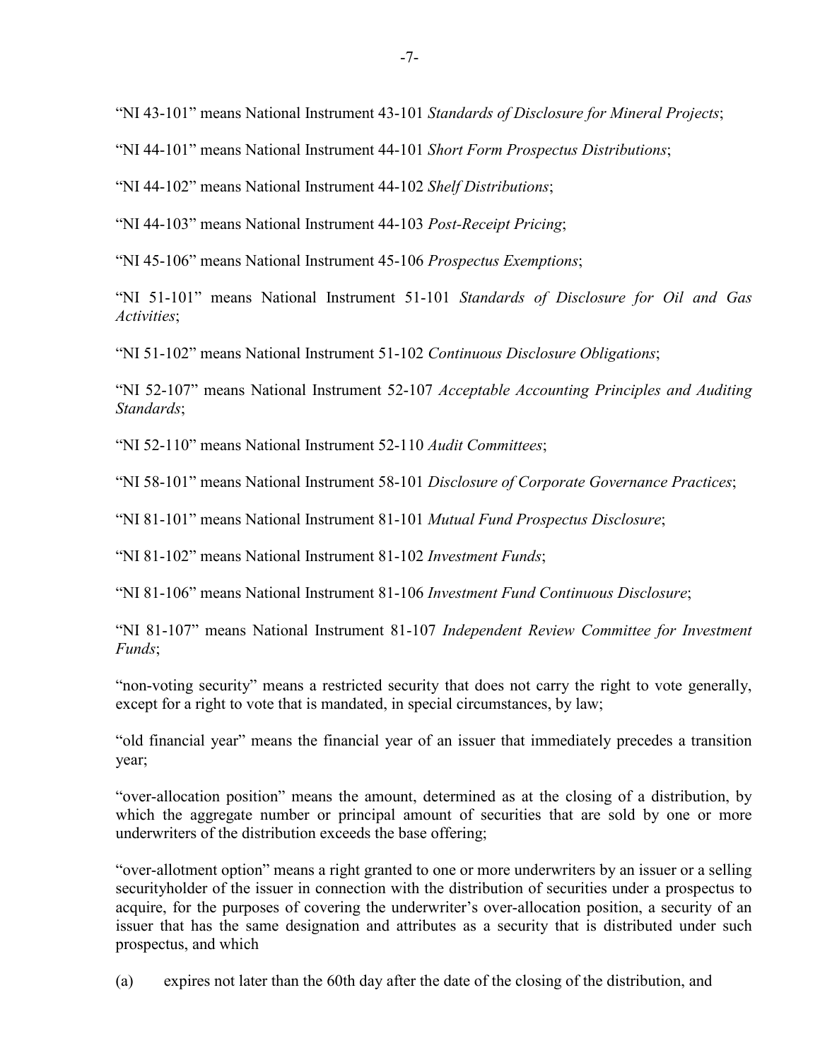"NI 43-101" means National Instrument 43-101 *Standards of Disclosure for Mineral Projects*;

"NI 44-101" means National Instrument 44-101 *Short Form Prospectus Distributions*;

"NI 44-102" means National Instrument 44-102 *Shelf Distributions*;

"NI 44-103" means National Instrument 44-103 *Post-Receipt Pricing*;

"NI 45-106" means National Instrument 45-106 *Prospectus Exemptions*;

"NI 51-101" means National Instrument 51-101 *Standards of Disclosure for Oil and Gas Activities*;

"NI 51-102" means National Instrument 51-102 *Continuous Disclosure Obligations*;

"NI 52-107" means National Instrument 52-107 *Acceptable Accounting Principles and Auditing Standards*;

"NI 52-110" means National Instrument 52-110 *Audit Committees*;

"NI 58-101" means National Instrument 58-101 *Disclosure of Corporate Governance Practices*;

"NI 81-101" means National Instrument 81-101 *Mutual Fund Prospectus Disclosure*;

"NI 81-102" means National Instrument 81-102 *Investment Funds*;

"NI 81-106" means National Instrument 81-106 *Investment Fund Continuous Disclosure*;

"NI 81-107" means National Instrument 81-107 *Independent Review Committee for Investment Funds*;

"non-voting security" means a restricted security that does not carry the right to vote generally, except for a right to vote that is mandated, in special circumstances, by law;

"old financial year" means the financial year of an issuer that immediately precedes a transition year;

"over-allocation position" means the amount, determined as at the closing of a distribution, by which the aggregate number or principal amount of securities that are sold by one or more underwriters of the distribution exceeds the base offering;

"over-allotment option" means a right granted to one or more underwriters by an issuer or a selling securityholder of the issuer in connection with the distribution of securities under a prospectus to acquire, for the purposes of covering the underwriter's over-allocation position, a security of an issuer that has the same designation and attributes as a security that is distributed under such prospectus, and which

(a) expires not later than the 60th day after the date of the closing of the distribution, and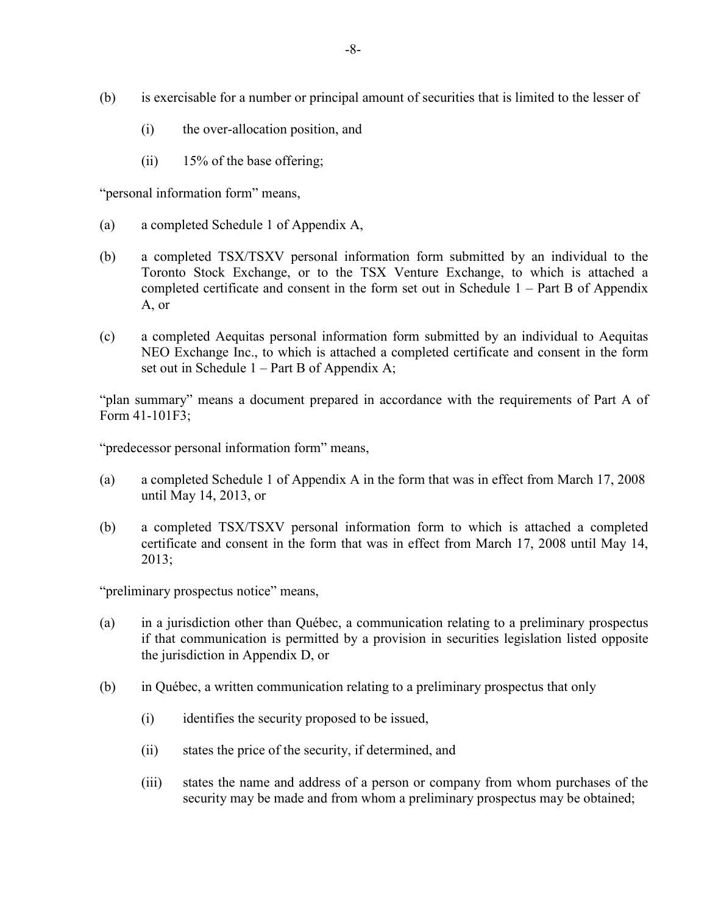(b) is exercisable for a number or principal amount of securities that is limited to the lesser of

  (i) the over-allocation position, and

  (ii) 15% of the base offering;

"personal information form" means,

(a) a completed Schedule 1 of Appendix A,

(b) a completed TSX/TSXV personal information form submitted by an individual to the Toronto Stock Exchange, or to the TSX Venture Exchange, to which is attached a completed certificate and consent in the form set out in Schedule 1 – Part B of Appendix A, or

(c) a completed Aequitas personal information form submitted by an individual to Aequitas NEO Exchange Inc., to which is attached a completed certificate and consent in the form set out in Schedule 1 – Part B of Appendix A;

"plan summary" means a document prepared in accordance with the requirements of Part A of Form 41-101F3;

"predecessor personal information form" means,

(a) a completed Schedule 1 of Appendix A in the form that was in effect from March 17, 2008 until May 14, 2013, or

(b) a completed TSX/TSXV personal information form to which is attached a completed certificate and consent in the form that was in effect from March 17, 2008 until May 14, 2013;

"preliminary prospectus notice" means,

(a) in a jurisdiction other than Québec, a communication relating to a preliminary prospectus if that communication is permitted by a provision in securities legislation listed opposite the jurisdiction in Appendix D, or

(b) in Québec, a written communication relating to a preliminary prospectus that only

  (i) identifies the security proposed to be issued,

  (ii) states the price of the security, if determined, and

  (iii) states the name and address of a person or company from whom purchases of the security may be made and from whom a preliminary prospectus may be obtained;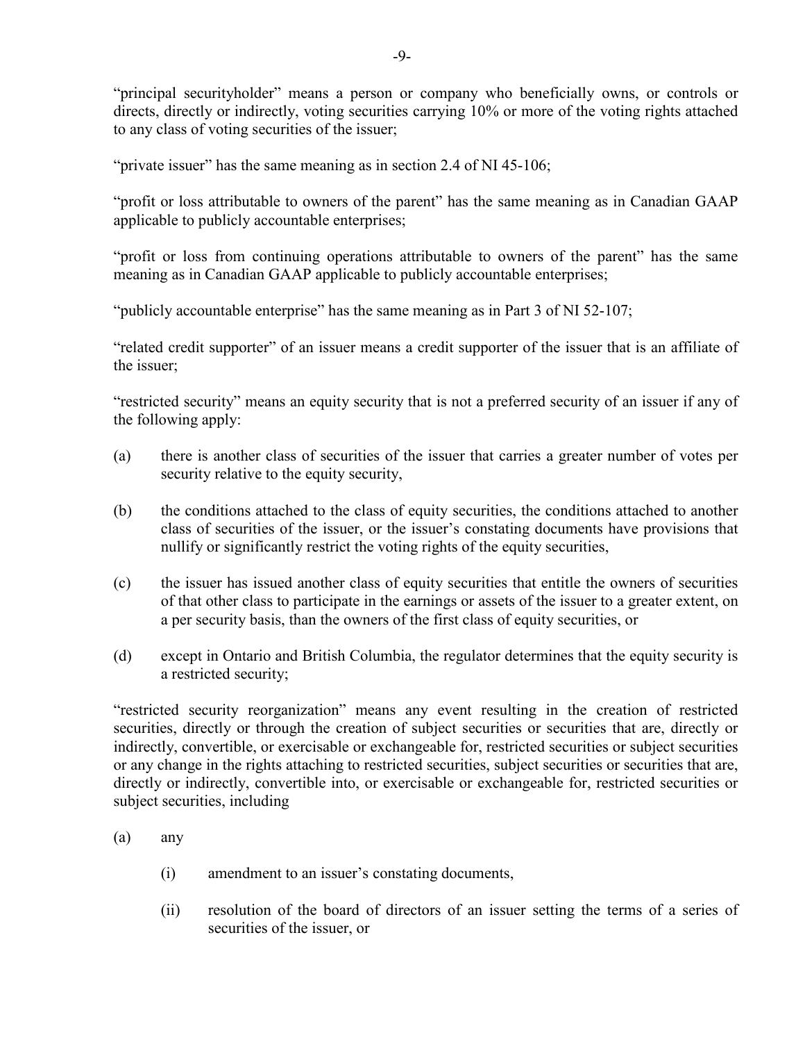"principal securityholder" means a person or company who beneficially owns, or controls or directs, directly or indirectly, voting securities carrying 10% or more of the voting rights attached to any class of voting securities of the issuer;

"private issuer" has the same meaning as in section 2.4 of NI 45-106;

"profit or loss attributable to owners of the parent" has the same meaning as in Canadian GAAP applicable to publicly accountable enterprises;

"profit or loss from continuing operations attributable to owners of the parent" has the same meaning as in Canadian GAAP applicable to publicly accountable enterprises;

"publicly accountable enterprise" has the same meaning as in Part 3 of NI 52-107;

"related credit supporter" of an issuer means a credit supporter of the issuer that is an affiliate of the issuer;

"restricted security" means an equity security that is not a preferred security of an issuer if any of the following apply:

(a) there is another class of securities of the issuer that carries a greater number of votes per security relative to the equity security,

(b) the conditions attached to the class of equity securities, the conditions attached to another class of securities of the issuer, or the issuer's constating documents have provisions that nullify or significantly restrict the voting rights of the equity securities,

(c) the issuer has issued another class of equity securities that entitle the owners of securities of that other class to participate in the earnings or assets of the issuer to a greater extent, on a per security basis, than the owners of the first class of equity securities, or

(d) except in Ontario and British Columbia, the regulator determines that the equity security is a restricted security;

"restricted security reorganization" means any event resulting in the creation of restricted securities, directly or through the creation of subject securities or securities that are, directly or indirectly, convertible, or exercisable or exchangeable for, restricted securities or subject securities or any change in the rights attaching to restricted securities, subject securities or securities that are, directly or indirectly, convertible into, or exercisable or exchangeable for, restricted securities or subject securities, including

(a) any

(i) amendment to an issuer's constating documents,

(ii) resolution of the board of directors of an issuer setting the terms of a series of securities of the issuer, or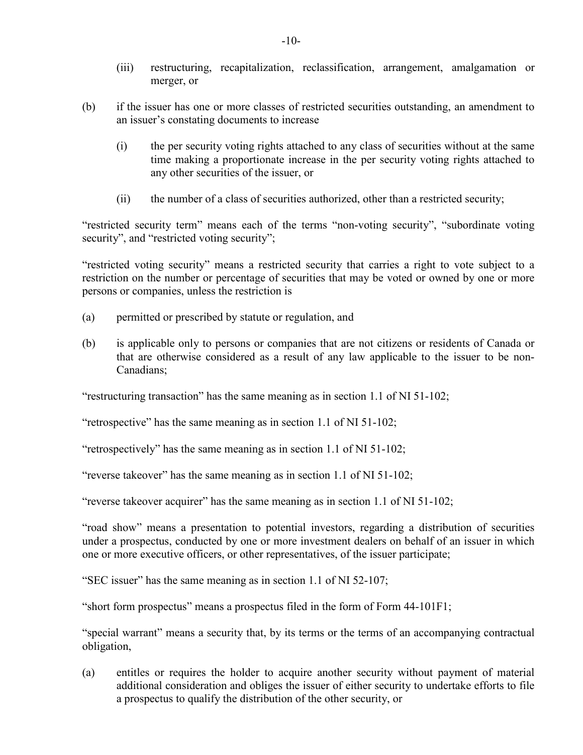(iii) restructuring, recapitalization, reclassification, arrangement, amalgamation or merger, or

(b) if the issuer has one or more classes of restricted securities outstanding, an amendment to an issuer's constating documents to increase

(i) the per security voting rights attached to any class of securities without at the same time making a proportionate increase in the per security voting rights attached to any other securities of the issuer, or

(ii) the number of a class of securities authorized, other than a restricted security;

"restricted security term" means each of the terms "non-voting security", "subordinate voting security", and "restricted voting security";

"restricted voting security" means a restricted security that carries a right to vote subject to a restriction on the number or percentage of securities that may be voted or owned by one or more persons or companies, unless the restriction is

(a) permitted or prescribed by statute or regulation, and

(b) is applicable only to persons or companies that are not citizens or residents of Canada or that are otherwise considered as a result of any law applicable to the issuer to be non-Canadians;

"restructuring transaction" has the same meaning as in section 1.1 of NI 51-102;

"retrospective" has the same meaning as in section 1.1 of NI 51-102;

"retrospectively" has the same meaning as in section 1.1 of NI 51-102;

"reverse takeover" has the same meaning as in section 1.1 of NI 51-102;

"reverse takeover acquirer" has the same meaning as in section 1.1 of NI 51-102;

"road show" means a presentation to potential investors, regarding a distribution of securities under a prospectus, conducted by one or more investment dealers on behalf of an issuer in which one or more executive officers, or other representatives, of the issuer participate;

"SEC issuer" has the same meaning as in section 1.1 of NI 52-107;

"short form prospectus" means a prospectus filed in the form of Form 44-101F1;

"special warrant" means a security that, by its terms or the terms of an accompanying contractual obligation,

(a) entitles or requires the holder to acquire another security without payment of material additional consideration and obliges the issuer of either security to undertake efforts to file a prospectus to qualify the distribution of the other security, or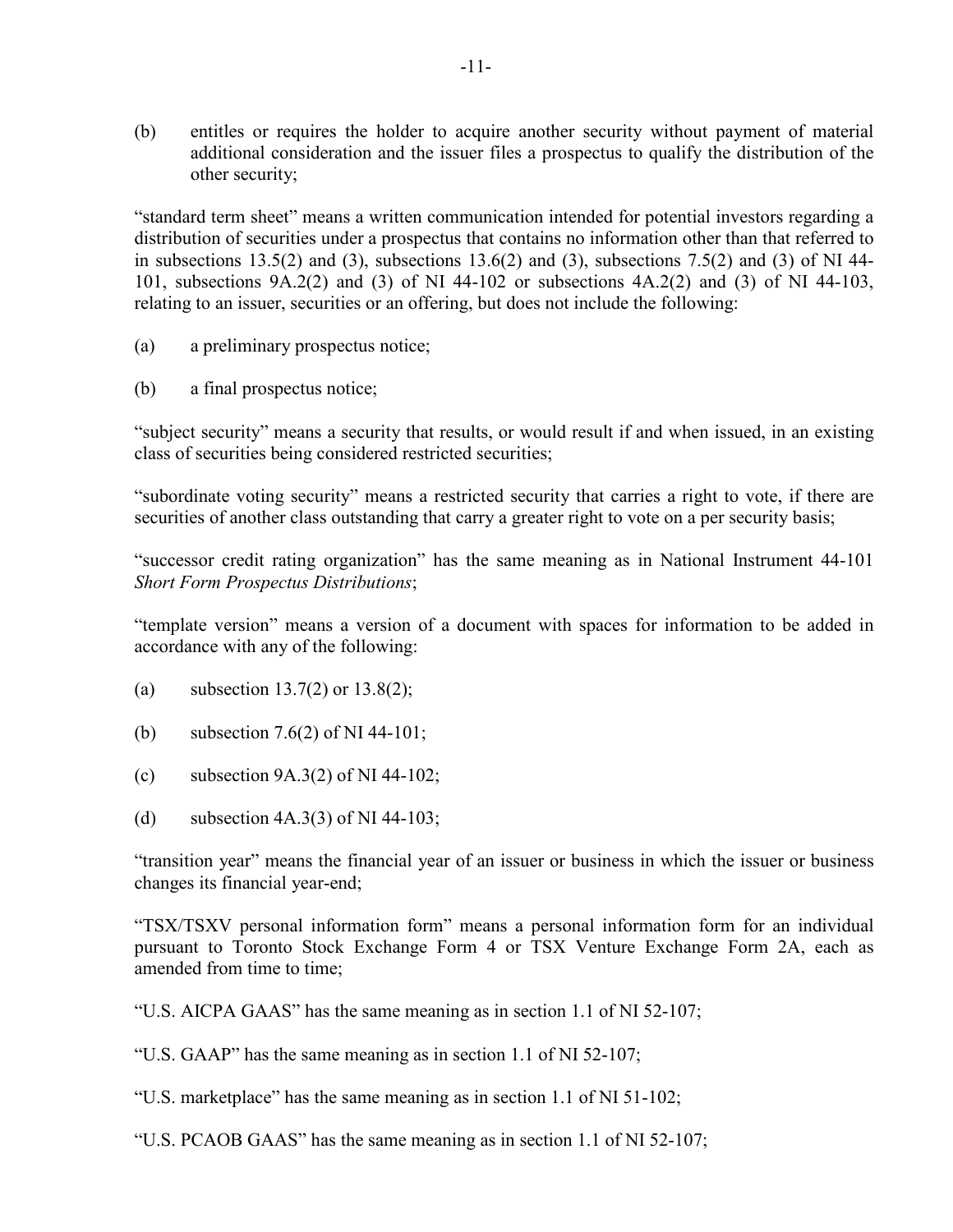(b) entitles or requires the holder to acquire another security without payment of material additional consideration and the issuer files a prospectus to qualify the distribution of the other security;

"standard term sheet" means a written communication intended for potential investors regarding a distribution of securities under a prospectus that contains no information other than that referred to in subsections 13.5(2) and (3), subsections 13.6(2) and (3), subsections 7.5(2) and (3) of NI 44-101, subsections 9A.2(2) and (3) of NI 44-102 or subsections 4A.2(2) and (3) of NI 44-103, relating to an issuer, securities or an offering, but does not include the following:

(a) a preliminary prospectus notice;

(b) a final prospectus notice;

"subject security" means a security that results, or would result if and when issued, in an existing class of securities being considered restricted securities;

"subordinate voting security" means a restricted security that carries a right to vote, if there are securities of another class outstanding that carry a greater right to vote on a per security basis;

"successor credit rating organization" has the same meaning as in National Instrument 44-101 *Short Form Prospectus Distributions*;

"template version" means a version of a document with spaces for information to be added in accordance with any of the following:

(a) subsection 13.7(2) or 13.8(2);

(b) subsection 7.6(2) of NI 44-101;

(c) subsection 9A.3(2) of NI 44-102;

(d) subsection 4A.3(3) of NI 44-103;

"transition year" means the financial year of an issuer or business in which the issuer or business changes its financial year-end;

"TSX/TSXV personal information form" means a personal information form for an individual pursuant to Toronto Stock Exchange Form 4 or TSX Venture Exchange Form 2A, each as amended from time to time;

"U.S. AICPA GAAS" has the same meaning as in section 1.1 of NI 52-107;

"U.S. GAAP" has the same meaning as in section 1.1 of NI 52-107;

"U.S. marketplace" has the same meaning as in section 1.1 of NI 51-102;

"U.S. PCAOB GAAS" has the same meaning as in section 1.1 of NI 52-107;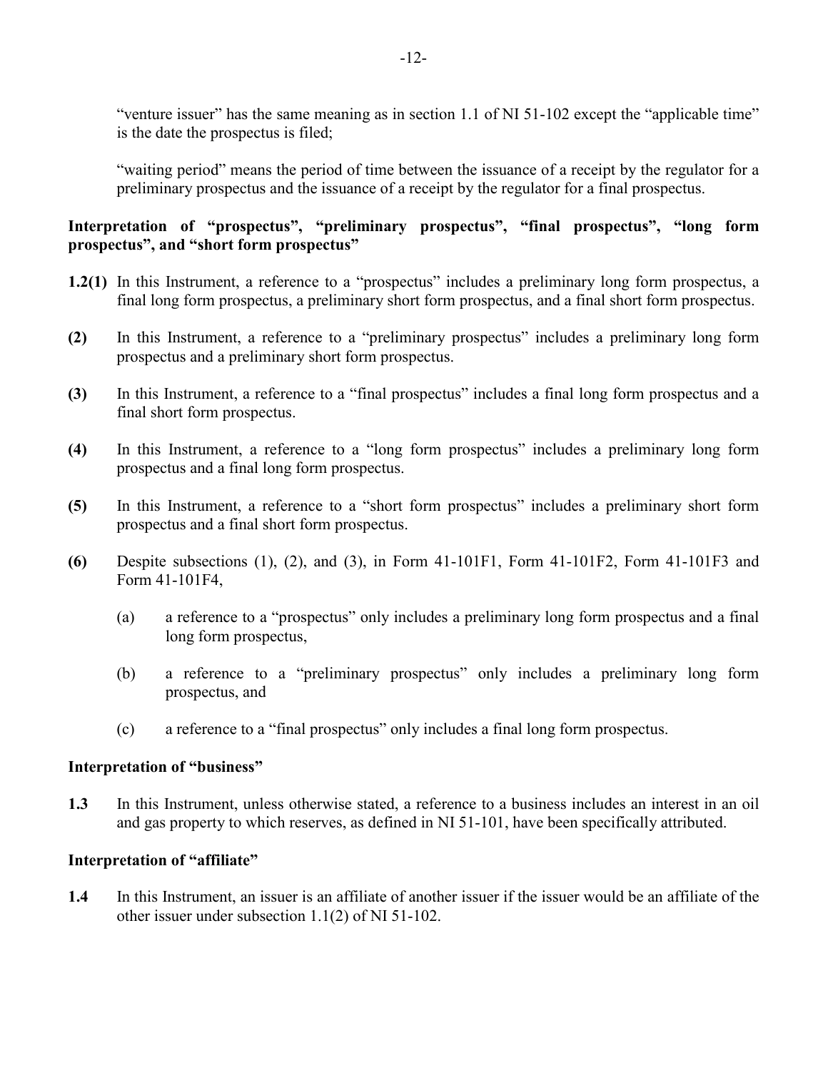"venture issuer" has the same meaning as in section 1.1 of NI 51-102 except the "applicable time" is the date the prospectus is filed;

"waiting period" means the period of time between the issuance of a receipt by the regulator for a preliminary prospectus and the issuance of a receipt by the regulator for a final prospectus.

**Interpretation of "prospectus", "preliminary prospectus", "final prospectus", "long form prospectus", and "short form prospectus"**

**1.2(1)** In this Instrument, a reference to a "prospectus" includes a preliminary long form prospectus, a final long form prospectus, a preliminary short form prospectus, and a final short form prospectus.

**(2)** In this Instrument, a reference to a "preliminary prospectus" includes a preliminary long form prospectus and a preliminary short form prospectus.

**(3)** In this Instrument, a reference to a "final prospectus" includes a final long form prospectus and a final short form prospectus.

**(4)** In this Instrument, a reference to a "long form prospectus" includes a preliminary long form prospectus and a final long form prospectus.

**(5)** In this Instrument, a reference to a "short form prospectus" includes a preliminary short form prospectus and a final short form prospectus.

**(6)** Despite subsections (1), (2), and (3), in Form 41-101F1, Form 41-101F2, Form 41-101F3 and Form 41-101F4,

(a) a reference to a "prospectus" only includes a preliminary long form prospectus and a final long form prospectus,

(b) a reference to a "preliminary prospectus" only includes a preliminary long form prospectus, and

(c) a reference to a "final prospectus" only includes a final long form prospectus.

**Interpretation of "business"**

**1.3** In this Instrument, unless otherwise stated, a reference to a business includes an interest in an oil and gas property to which reserves, as defined in NI 51-101, have been specifically attributed.

**Interpretation of "affiliate"**

**1.4** In this Instrument, an issuer is an affiliate of another issuer if the issuer would be an affiliate of the other issuer under subsection 1.1(2) of NI 51-102.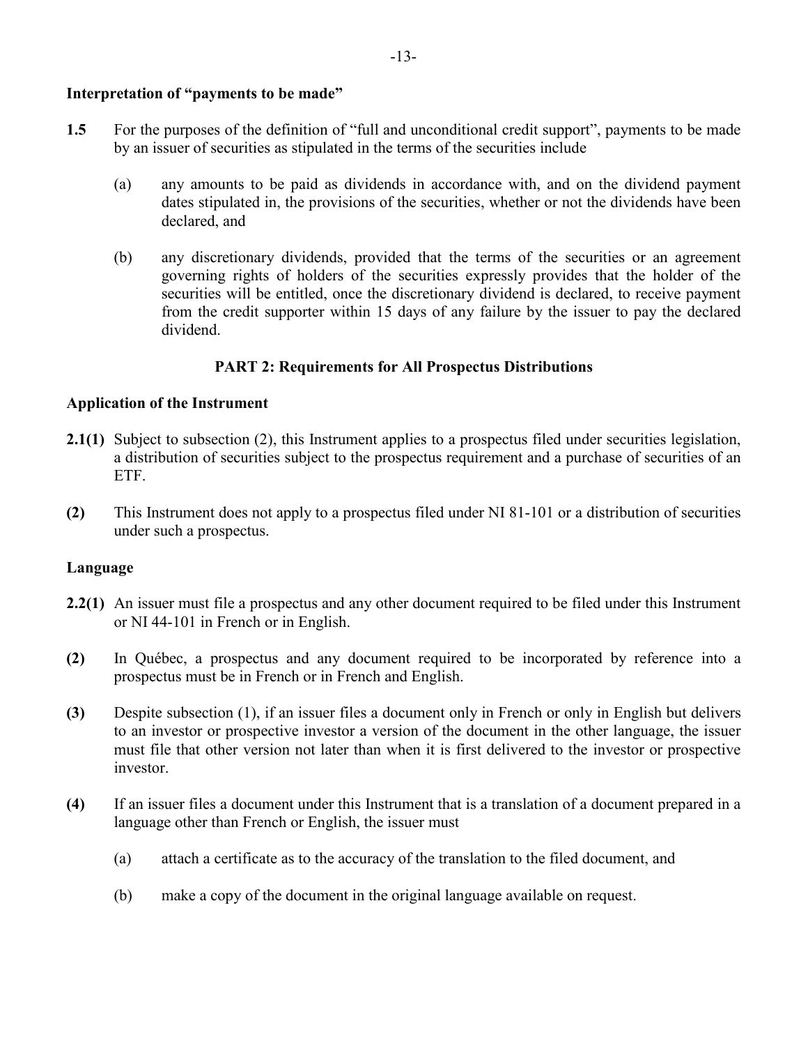**Interpretation of "payments to be made"**

**1.5** For the purposes of the definition of "full and unconditional credit support", payments to be made by an issuer of securities as stipulated in the terms of the securities include

(a) any amounts to be paid as dividends in accordance with, and on the dividend payment dates stipulated in, the provisions of the securities, whether or not the dividends have been declared, and

(b) any discretionary dividends, provided that the terms of the securities or an agreement governing rights of holders of the securities expressly provides that the holder of the securities will be entitled, once the discretionary dividend is declared, to receive payment from the credit supporter within 15 days of any failure by the issuer to pay the declared dividend.

## PART 2: Requirements for All Prospectus Distributions

**Application of the Instrument**

**2.1(1)** Subject to subsection (2), this Instrument applies to a prospectus filed under securities legislation, a distribution of securities subject to the prospectus requirement and a purchase of securities of an ETF.

**(2)** This Instrument does not apply to a prospectus filed under NI 81-101 or a distribution of securities under such a prospectus.

**Language**

**2.2(1)** An issuer must file a prospectus and any other document required to be filed under this Instrument or NI 44-101 in French or in English.

**(2)** In Québec, a prospectus and any document required to be incorporated by reference into a prospectus must be in French or in French and English.

**(3)** Despite subsection (1), if an issuer files a document only in French or only in English but delivers to an investor or prospective investor a version of the document in the other language, the issuer must file that other version not later than when it is first delivered to the investor or prospective investor.

**(4)** If an issuer files a document under this Instrument that is a translation of a document prepared in a language other than French or English, the issuer must

(a) attach a certificate as to the accuracy of the translation to the filed document, and

(b) make a copy of the document in the original language available on request.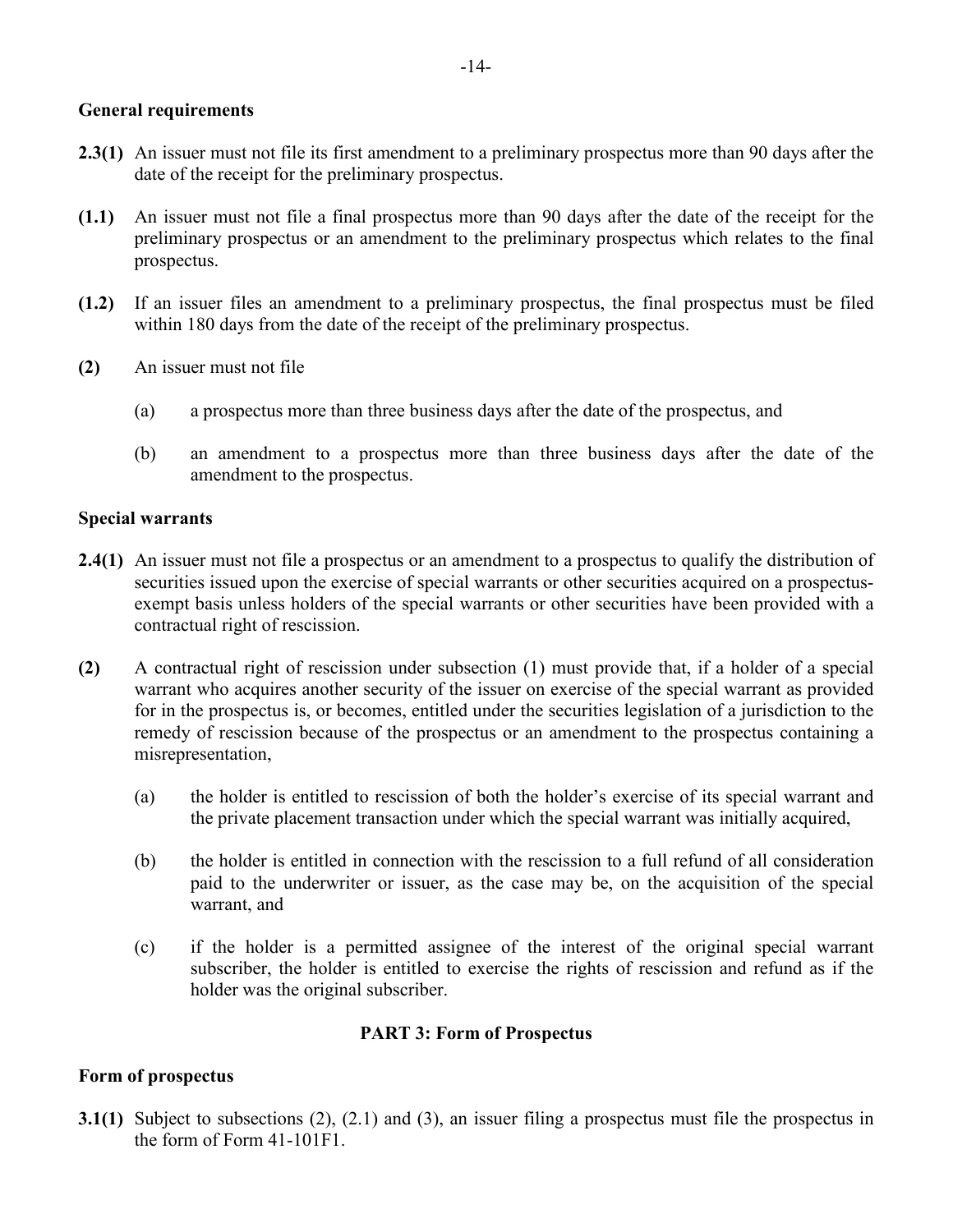**General requirements**

**2.3(1)** An issuer must not file its first amendment to a preliminary prospectus more than 90 days after the date of the receipt for the preliminary prospectus.

**(1.1)** An issuer must not file a final prospectus more than 90 days after the date of the receipt for the preliminary prospectus or an amendment to the preliminary prospectus which relates to the final prospectus.

**(1.2)** If an issuer files an amendment to a preliminary prospectus, the final prospectus must be filed within 180 days from the date of the receipt of the preliminary prospectus.

**(2)** An issuer must not file

(a) a prospectus more than three business days after the date of the prospectus, and

(b) an amendment to a prospectus more than three business days after the date of the amendment to the prospectus.

**Special warrants**

**2.4(1)** An issuer must not file a prospectus or an amendment to a prospectus to qualify the distribution of securities issued upon the exercise of special warrants or other securities acquired on a prospectus-exempt basis unless holders of the special warrants or other securities have been provided with a contractual right of rescission.

**(2)** A contractual right of rescission under subsection (1) must provide that, if a holder of a special warrant who acquires another security of the issuer on exercise of the special warrant as provided for in the prospectus is, or becomes, entitled under the securities legislation of a jurisdiction to the remedy of rescission because of the prospectus or an amendment to the prospectus containing a misrepresentation,

(a) the holder is entitled to rescission of both the holder's exercise of its special warrant and the private placement transaction under which the special warrant was initially acquired,

(b) the holder is entitled in connection with the rescission to a full refund of all consideration paid to the underwriter or issuer, as the case may be, on the acquisition of the special warrant, and

(c) if the holder is a permitted assignee of the interest of the original special warrant subscriber, the holder is entitled to exercise the rights of rescission and refund as if the holder was the original subscriber.

## PART 3: Form of Prospectus

**Form of prospectus**

**3.1(1)** Subject to subsections (2), (2.1) and (3), an issuer filing a prospectus must file the prospectus in the form of Form 41-101F1.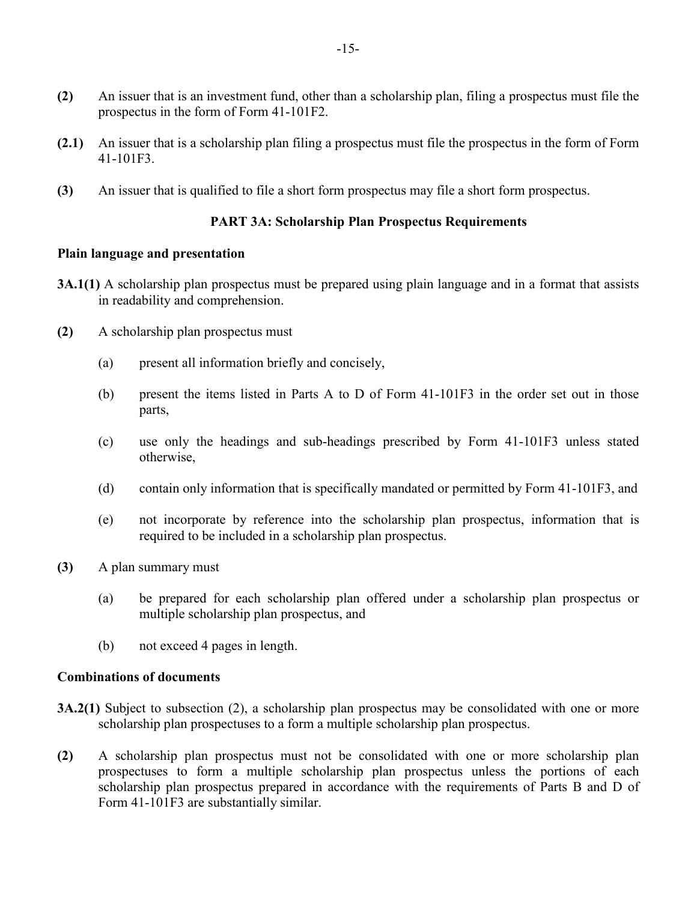**(2)** An issuer that is an investment fund, other than a scholarship plan, filing a prospectus must file the prospectus in the form of Form 41-101F2.

**(2.1)** An issuer that is a scholarship plan filing a prospectus must file the prospectus in the form of Form 41-101F3.

**(3)** An issuer that is qualified to file a short form prospectus may file a short form prospectus.

## PART 3A: Scholarship Plan Prospectus Requirements

### Plain language and presentation

**3A.1(1)** A scholarship plan prospectus must be prepared using plain language and in a format that assists in readability and comprehension.

**(2)** A scholarship plan prospectus must

(a) present all information briefly and concisely,

(b) present the items listed in Parts A to D of Form 41-101F3 in the order set out in those parts,

(c) use only the headings and sub-headings prescribed by Form 41-101F3 unless stated otherwise,

(d) contain only information that is specifically mandated or permitted by Form 41-101F3, and

(e) not incorporate by reference into the scholarship plan prospectus, information that is required to be included in a scholarship plan prospectus.

**(3)** A plan summary must

(a) be prepared for each scholarship plan offered under a scholarship plan prospectus or multiple scholarship plan prospectus, and

(b) not exceed 4 pages in length.

### Combinations of documents

**3A.2(1)** Subject to subsection (2), a scholarship plan prospectus may be consolidated with one or more scholarship plan prospectuses to a form a multiple scholarship plan prospectus.

**(2)** A scholarship plan prospectus must not be consolidated with one or more scholarship plan prospectuses to form a multiple scholarship plan prospectus unless the portions of each scholarship plan prospectus prepared in accordance with the requirements of Parts B and D of Form 41-101F3 are substantially similar.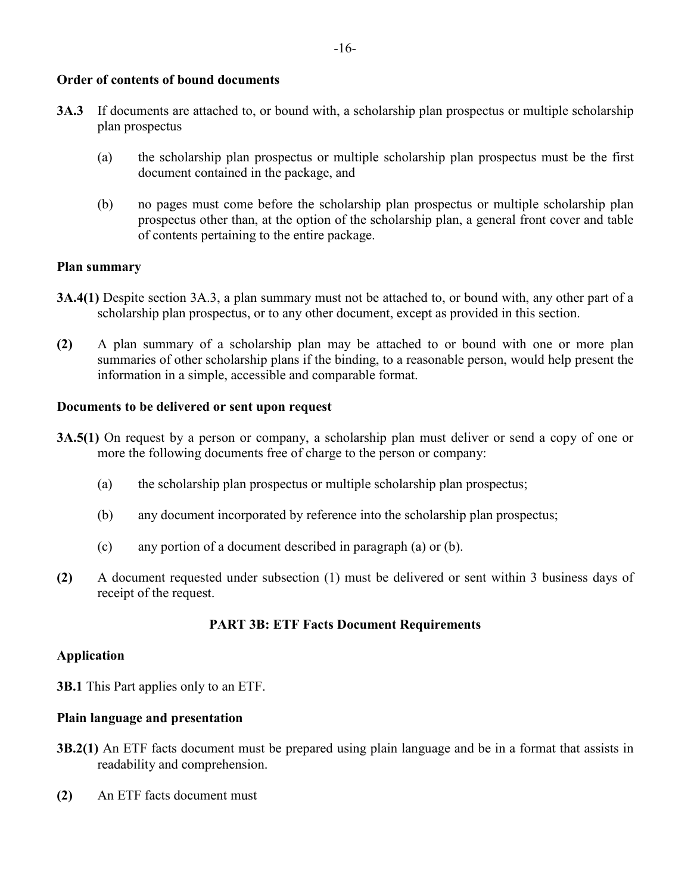**Order of contents of bound documents**

**3A.3** If documents are attached to, or bound with, a scholarship plan prospectus or multiple scholarship plan prospectus

(a) the scholarship plan prospectus or multiple scholarship plan prospectus must be the first document contained in the package, and

(b) no pages must come before the scholarship plan prospectus or multiple scholarship plan prospectus other than, at the option of the scholarship plan, a general front cover and table of contents pertaining to the entire package.

**Plan summary**

**3A.4(1)** Despite section 3A.3, a plan summary must not be attached to, or bound with, any other part of a scholarship plan prospectus, or to any other document, except as provided in this section.

**(2)** A plan summary of a scholarship plan may be attached to or bound with one or more plan summaries of other scholarship plans if the binding, to a reasonable person, would help present the information in a simple, accessible and comparable format.

**Documents to be delivered or sent upon request**

**3A.5(1)** On request by a person or company, a scholarship plan must deliver or send a copy of one or more the following documents free of charge to the person or company:

(a) the scholarship plan prospectus or multiple scholarship plan prospectus;

(b) any document incorporated by reference into the scholarship plan prospectus;

(c) any portion of a document described in paragraph (a) or (b).

**(2)** A document requested under subsection (1) must be delivered or sent within 3 business days of receipt of the request.

**PART 3B: ETF Facts Document Requirements**

**Application**

**3B.1** This Part applies only to an ETF.

**Plain language and presentation**

**3B.2(1)** An ETF facts document must be prepared using plain language and be in a format that assists in readability and comprehension.

**(2)** An ETF facts document must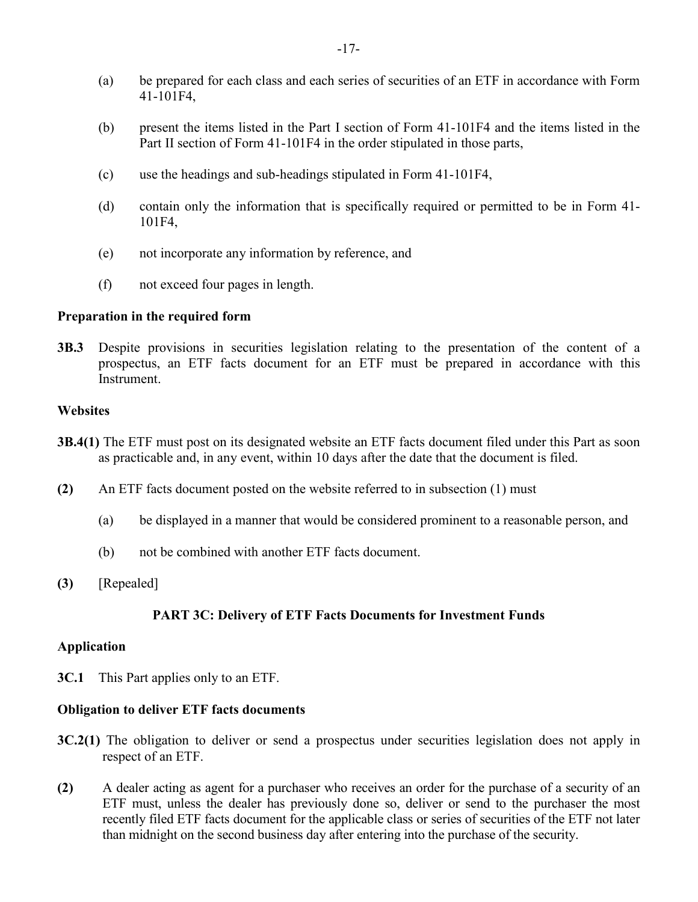(a) be prepared for each class and each series of securities of an ETF in accordance with Form 41-101F4,

(b) present the items listed in the Part I section of Form 41-101F4 and the items listed in the Part II section of Form 41-101F4 in the order stipulated in those parts,

(c) use the headings and sub-headings stipulated in Form 41-101F4,

(d) contain only the information that is specifically required or permitted to be in Form 41-101F4,

(e) not incorporate any information by reference, and

(f) not exceed four pages in length.

**Preparation in the required form**

**3B.3** Despite provisions in securities legislation relating to the presentation of the content of a prospectus, an ETF facts document for an ETF must be prepared in accordance with this Instrument.

**Websites**

**3B.4(1)** The ETF must post on its designated website an ETF facts document filed under this Part as soon as practicable and, in any event, within 10 days after the date that the document is filed.

**(2)** An ETF facts document posted on the website referred to in subsection (1) must

(a) be displayed in a manner that would be considered prominent to a reasonable person, and

(b) not be combined with another ETF facts document.

**(3)** [Repealed]

## PART 3C: Delivery of ETF Facts Documents for Investment Funds

**Application**

**3C.1** This Part applies only to an ETF.

**Obligation to deliver ETF facts documents**

**3C.2(1)** The obligation to deliver or send a prospectus under securities legislation does not apply in respect of an ETF.

**(2)** A dealer acting as agent for a purchaser who receives an order for the purchase of a security of an ETF must, unless the dealer has previously done so, deliver or send to the purchaser the most recently filed ETF facts document for the applicable class or series of securities of the ETF not later than midnight on the second business day after entering into the purchase of the security.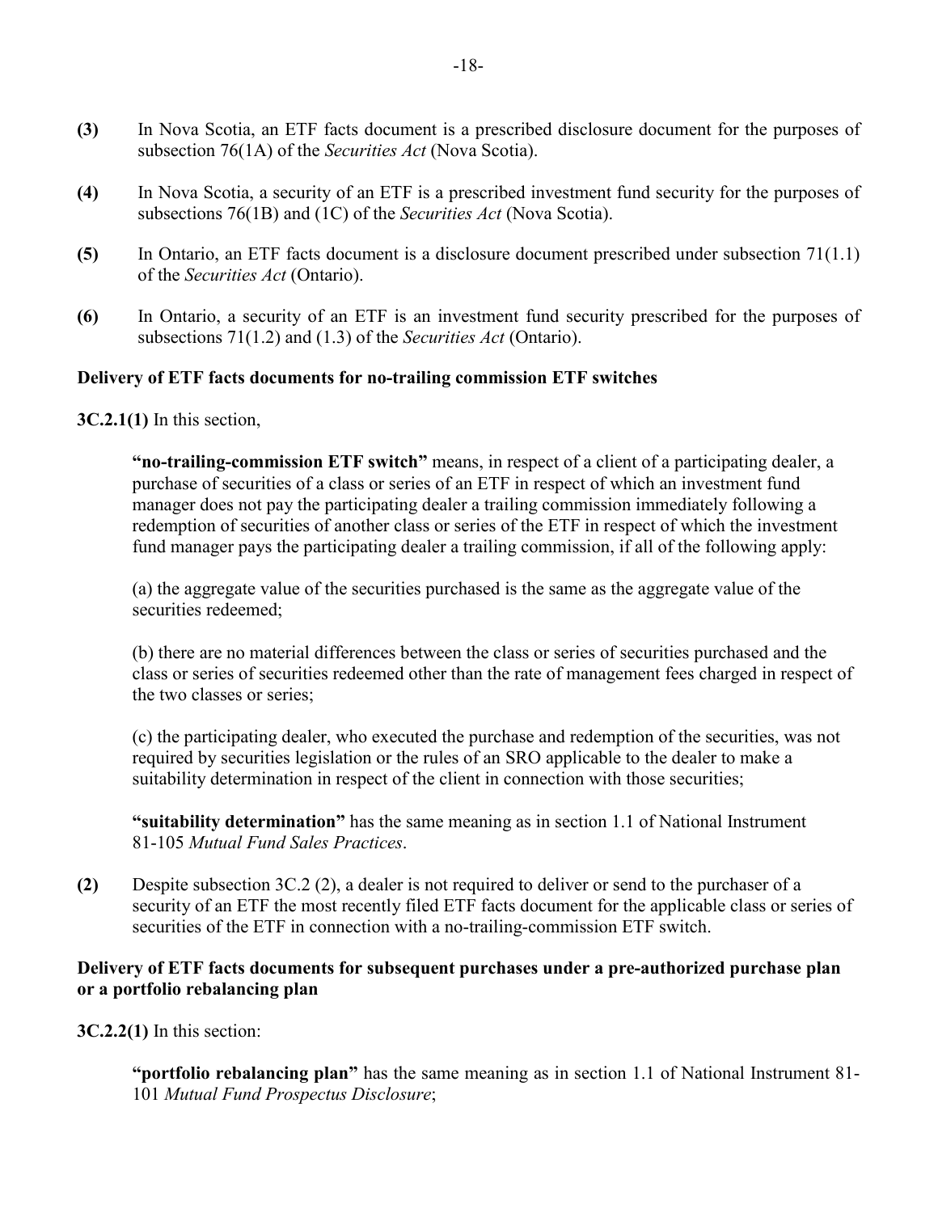**(3)** In Nova Scotia, an ETF facts document is a prescribed disclosure document for the purposes of subsection 76(1A) of the *Securities Act* (Nova Scotia).

**(4)** In Nova Scotia, a security of an ETF is a prescribed investment fund security for the purposes of subsections 76(1B) and (1C) of the *Securities Act* (Nova Scotia).

**(5)** In Ontario, an ETF facts document is a disclosure document prescribed under subsection 71(1.1) of the *Securities Act* (Ontario).

**(6)** In Ontario, a security of an ETF is an investment fund security prescribed for the purposes of subsections 71(1.2) and (1.3) of the *Securities Act* (Ontario).

**Delivery of ETF facts documents for no-trailing commission ETF switches**

**3C.2.1(1)** In this section,

> **"no-trailing-commission ETF switch"** means, in respect of a client of a participating dealer, a purchase of securities of a class or series of an ETF in respect of which an investment fund manager does not pay the participating dealer a trailing commission immediately following a redemption of securities of another class or series of the ETF in respect of which the investment fund manager pays the participating dealer a trailing commission, if all of the following apply:
>
> (a) the aggregate value of the securities purchased is the same as the aggregate value of the securities redeemed;
>
> (b) there are no material differences between the class or series of securities purchased and the class or series of securities redeemed other than the rate of management fees charged in respect of the two classes or series;
>
> (c) the participating dealer, who executed the purchase and redemption of the securities, was not required by securities legislation or the rules of an SRO applicable to the dealer to make a suitability determination in respect of the client in connection with those securities;
>
> **"suitability determination"** has the same meaning as in section 1.1 of National Instrument 81-105 *Mutual Fund Sales Practices*.

**(2)** Despite subsection 3C.2 (2), a dealer is not required to deliver or send to the purchaser of a security of an ETF the most recently filed ETF facts document for the applicable class or series of securities of the ETF in connection with a no-trailing-commission ETF switch.

**Delivery of ETF facts documents for subsequent purchases under a pre-authorized purchase plan or a portfolio rebalancing plan**

**3C.2.2(1)** In this section:

> **"portfolio rebalancing plan"** has the same meaning as in section 1.1 of National Instrument 81-101 *Mutual Fund Prospectus Disclosure*;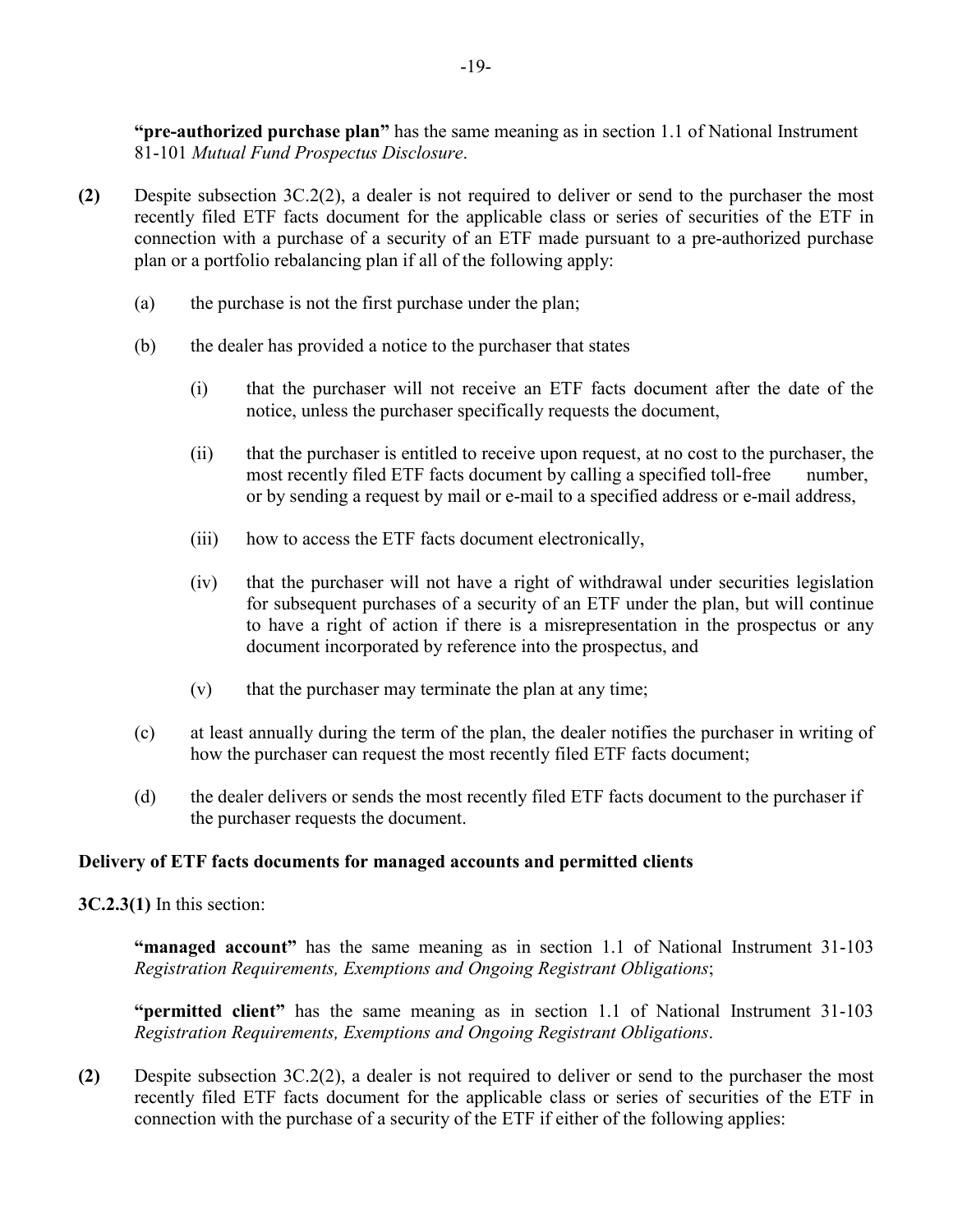**"pre-authorized purchase plan"** has the same meaning as in section 1.1 of National Instrument 81-101 *Mutual Fund Prospectus Disclosure*.

**(2)** Despite subsection 3C.2(2), a dealer is not required to deliver or send to the purchaser the most recently filed ETF facts document for the applicable class or series of securities of the ETF in connection with a purchase of a security of an ETF made pursuant to a pre-authorized purchase plan or a portfolio rebalancing plan if all of the following apply:

(a) the purchase is not the first purchase under the plan;

(b) the dealer has provided a notice to the purchaser that states

(i) that the purchaser will not receive an ETF facts document after the date of the notice, unless the purchaser specifically requests the document,

(ii) that the purchaser is entitled to receive upon request, at no cost to the purchaser, the most recently filed ETF facts document by calling a specified toll-free number, or by sending a request by mail or e-mail to a specified address or e-mail address,

(iii) how to access the ETF facts document electronically,

(iv) that the purchaser will not have a right of withdrawal under securities legislation for subsequent purchases of a security of an ETF under the plan, but will continue to have a right of action if there is a misrepresentation in the prospectus or any document incorporated by reference into the prospectus, and

(v) that the purchaser may terminate the plan at any time;

(c) at least annually during the term of the plan, the dealer notifies the purchaser in writing of how the purchaser can request the most recently filed ETF facts document;

(d) the dealer delivers or sends the most recently filed ETF facts document to the purchaser if the purchaser requests the document.

**Delivery of ETF facts documents for managed accounts and permitted clients**

**3C.2.3(1)** In this section:

**"managed account"** has the same meaning as in section 1.1 of National Instrument 31-103 *Registration Requirements, Exemptions and Ongoing Registrant Obligations*;

**"permitted client"** has the same meaning as in section 1.1 of National Instrument 31-103 *Registration Requirements, Exemptions and Ongoing Registrant Obligations*.

**(2)** Despite subsection 3C.2(2), a dealer is not required to deliver or send to the purchaser the most recently filed ETF facts document for the applicable class or series of securities of the ETF in connection with the purchase of a security of the ETF if either of the following applies: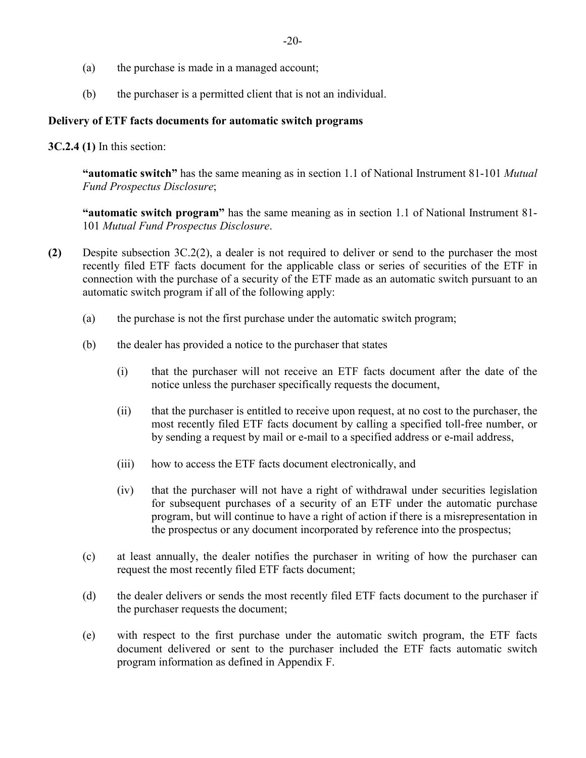(a) the purchase is made in a managed account;

(b) the purchaser is a permitted client that is not an individual.

**Delivery of ETF facts documents for automatic switch programs**

**3C.2.4 (1)** In this section:

> **"automatic switch"** has the same meaning as in section 1.1 of National Instrument 81-101 *Mutual Fund Prospectus Disclosure*;
>
> **"automatic switch program"** has the same meaning as in section 1.1 of National Instrument 81-101 *Mutual Fund Prospectus Disclosure*.

**(2)** Despite subsection 3C.2(2), a dealer is not required to deliver or send to the purchaser the most recently filed ETF facts document for the applicable class or series of securities of the ETF in connection with the purchase of a security of the ETF made as an automatic switch pursuant to an automatic switch program if all of the following apply:

(a) the purchase is not the first purchase under the automatic switch program;

(b) the dealer has provided a notice to the purchaser that states

(i) that the purchaser will not receive an ETF facts document after the date of the notice unless the purchaser specifically requests the document,

(ii) that the purchaser is entitled to receive upon request, at no cost to the purchaser, the most recently filed ETF facts document by calling a specified toll-free number, or by sending a request by mail or e-mail to a specified address or e-mail address,

(iii) how to access the ETF facts document electronically, and

(iv) that the purchaser will not have a right of withdrawal under securities legislation for subsequent purchases of a security of an ETF under the automatic purchase program, but will continue to have a right of action if there is a misrepresentation in the prospectus or any document incorporated by reference into the prospectus;

(c) at least annually, the dealer notifies the purchaser in writing of how the purchaser can request the most recently filed ETF facts document;

(d) the dealer delivers or sends the most recently filed ETF facts document to the purchaser if the purchaser requests the document;

(e) with respect to the first purchase under the automatic switch program, the ETF facts document delivered or sent to the purchaser included the ETF facts automatic switch program information as defined in Appendix F.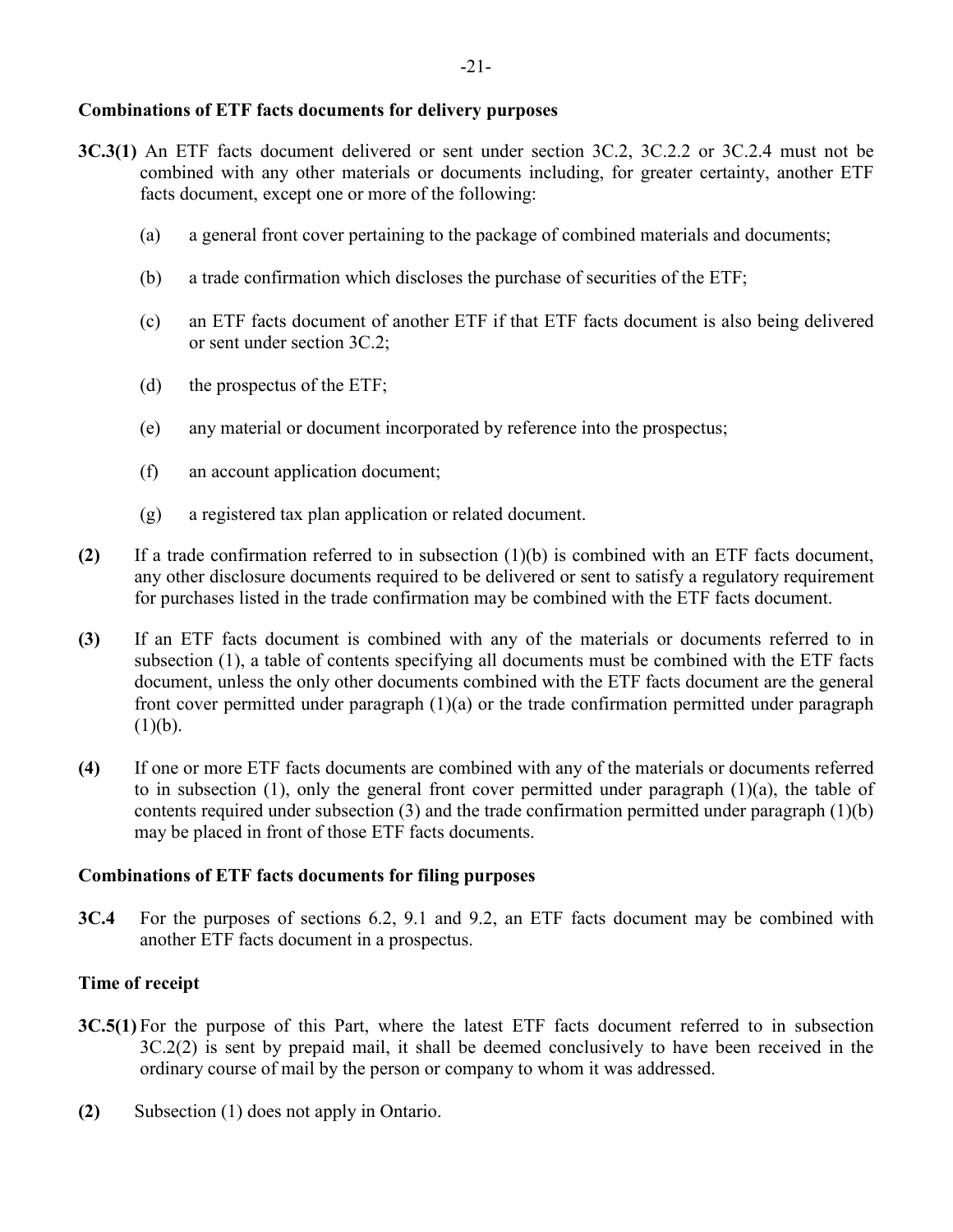**Combinations of ETF facts documents for delivery purposes**

**3C.3(1)** An ETF facts document delivered or sent under section 3C.2, 3C.2.2 or 3C.2.4 must not be combined with any other materials or documents including, for greater certainty, another ETF facts document, except one or more of the following:

(a) a general front cover pertaining to the package of combined materials and documents;

(b) a trade confirmation which discloses the purchase of securities of the ETF;

(c) an ETF facts document of another ETF if that ETF facts document is also being delivered or sent under section 3C.2;

(d) the prospectus of the ETF;

(e) any material or document incorporated by reference into the prospectus;

(f) an account application document;

(g) a registered tax plan application or related document.

**(2)** If a trade confirmation referred to in subsection (1)(b) is combined with an ETF facts document, any other disclosure documents required to be delivered or sent to satisfy a regulatory requirement for purchases listed in the trade confirmation may be combined with the ETF facts document.

**(3)** If an ETF facts document is combined with any of the materials or documents referred to in subsection (1), a table of contents specifying all documents must be combined with the ETF facts document, unless the only other documents combined with the ETF facts document are the general front cover permitted under paragraph (1)(a) or the trade confirmation permitted under paragraph (1)(b).

**(4)** If one or more ETF facts documents are combined with any of the materials or documents referred to in subsection (1), only the general front cover permitted under paragraph (1)(a), the table of contents required under subsection (3) and the trade confirmation permitted under paragraph (1)(b) may be placed in front of those ETF facts documents.

**Combinations of ETF facts documents for filing purposes**

**3C.4** For the purposes of sections 6.2, 9.1 and 9.2, an ETF facts document may be combined with another ETF facts document in a prospectus.

**Time of receipt**

**3C.5(1)** For the purpose of this Part, where the latest ETF facts document referred to in subsection 3C.2(2) is sent by prepaid mail, it shall be deemed conclusively to have been received in the ordinary course of mail by the person or company to whom it was addressed.

**(2)** Subsection (1) does not apply in Ontario.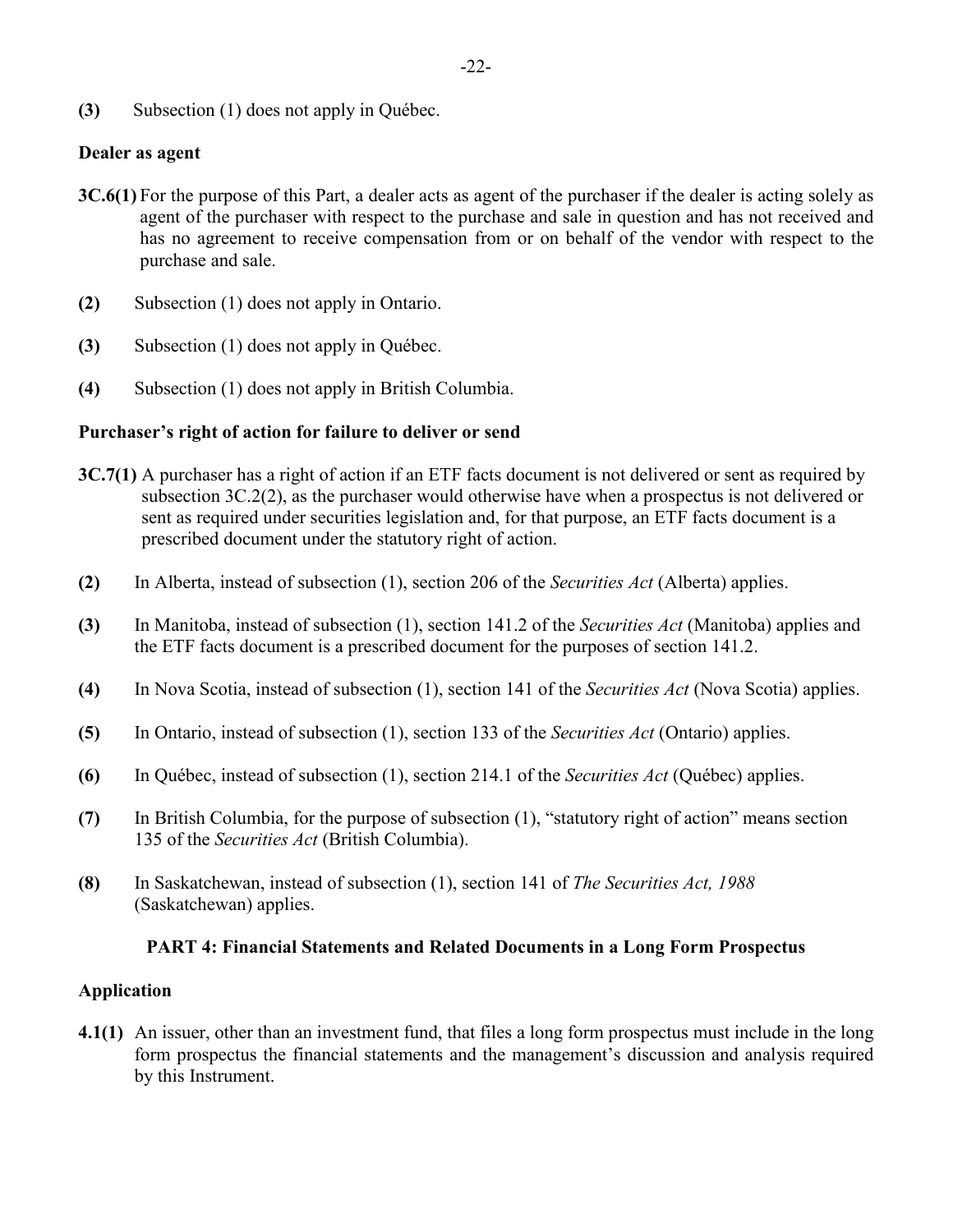**(3)** Subsection (1) does not apply in Québec.

**Dealer as agent**

**3C.6(1)** For the purpose of this Part, a dealer acts as agent of the purchaser if the dealer is acting solely as agent of the purchaser with respect to the purchase and sale in question and has not received and has no agreement to receive compensation from or on behalf of the vendor with respect to the purchase and sale.

**(2)** Subsection (1) does not apply in Ontario.

**(3)** Subsection (1) does not apply in Québec.

**(4)** Subsection (1) does not apply in British Columbia.

**Purchaser's right of action for failure to deliver or send**

**3C.7(1)** A purchaser has a right of action if an ETF facts document is not delivered or sent as required by subsection 3C.2(2), as the purchaser would otherwise have when a prospectus is not delivered or sent as required under securities legislation and, for that purpose, an ETF facts document is a prescribed document under the statutory right of action.

**(2)** In Alberta, instead of subsection (1), section 206 of the *Securities Act* (Alberta) applies.

**(3)** In Manitoba, instead of subsection (1), section 141.2 of the *Securities Act* (Manitoba) applies and the ETF facts document is a prescribed document for the purposes of section 141.2.

**(4)** In Nova Scotia, instead of subsection (1), section 141 of the *Securities Act* (Nova Scotia) applies.

**(5)** In Ontario, instead of subsection (1), section 133 of the *Securities Act* (Ontario) applies.

**(6)** In Québec, instead of subsection (1), section 214.1 of the *Securities Act* (Québec) applies.

**(7)** In British Columbia, for the purpose of subsection (1), "statutory right of action" means section 135 of the *Securities Act* (British Columbia).

**(8)** In Saskatchewan, instead of subsection (1), section 141 of *The Securities Act, 1988* (Saskatchewan) applies.

## PART 4: Financial Statements and Related Documents in a Long Form Prospectus

**Application**

**4.1(1)** An issuer, other than an investment fund, that files a long form prospectus must include in the long form prospectus the financial statements and the management's discussion and analysis required by this Instrument.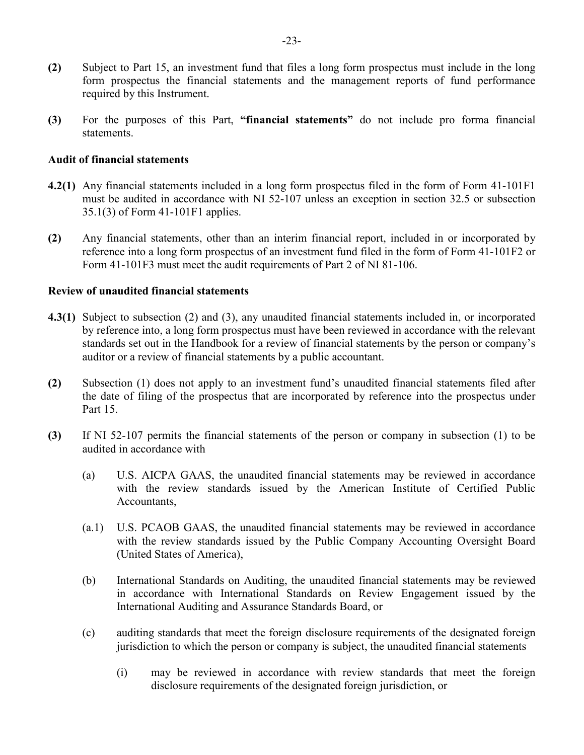**(2)** Subject to Part 15, an investment fund that files a long form prospectus must include in the long form prospectus the financial statements and the management reports of fund performance required by this Instrument.

**(3)** For the purposes of this Part, **"financial statements"** do not include pro forma financial statements.

**Audit of financial statements**

**4.2(1)** Any financial statements included in a long form prospectus filed in the form of Form 41-101F1 must be audited in accordance with NI 52-107 unless an exception in section 32.5 or subsection 35.1(3) of Form 41-101F1 applies.

**(2)** Any financial statements, other than an interim financial report, included in or incorporated by reference into a long form prospectus of an investment fund filed in the form of Form 41-101F2 or Form 41-101F3 must meet the audit requirements of Part 2 of NI 81-106.

**Review of unaudited financial statements**

**4.3(1)** Subject to subsection (2) and (3), any unaudited financial statements included in, or incorporated by reference into, a long form prospectus must have been reviewed in accordance with the relevant standards set out in the Handbook for a review of financial statements by the person or company's auditor or a review of financial statements by a public accountant.

**(2)** Subsection (1) does not apply to an investment fund's unaudited financial statements filed after the date of filing of the prospectus that are incorporated by reference into the prospectus under Part 15.

**(3)** If NI 52-107 permits the financial statements of the person or company in subsection (1) to be audited in accordance with

(a) U.S. AICPA GAAS, the unaudited financial statements may be reviewed in accordance with the review standards issued by the American Institute of Certified Public Accountants,

(a.1) U.S. PCAOB GAAS, the unaudited financial statements may be reviewed in accordance with the review standards issued by the Public Company Accounting Oversight Board (United States of America),

(b) International Standards on Auditing, the unaudited financial statements may be reviewed in accordance with International Standards on Review Engagement issued by the International Auditing and Assurance Standards Board, or

(c) auditing standards that meet the foreign disclosure requirements of the designated foreign jurisdiction to which the person or company is subject, the unaudited financial statements

(i) may be reviewed in accordance with review standards that meet the foreign disclosure requirements of the designated foreign jurisdiction, or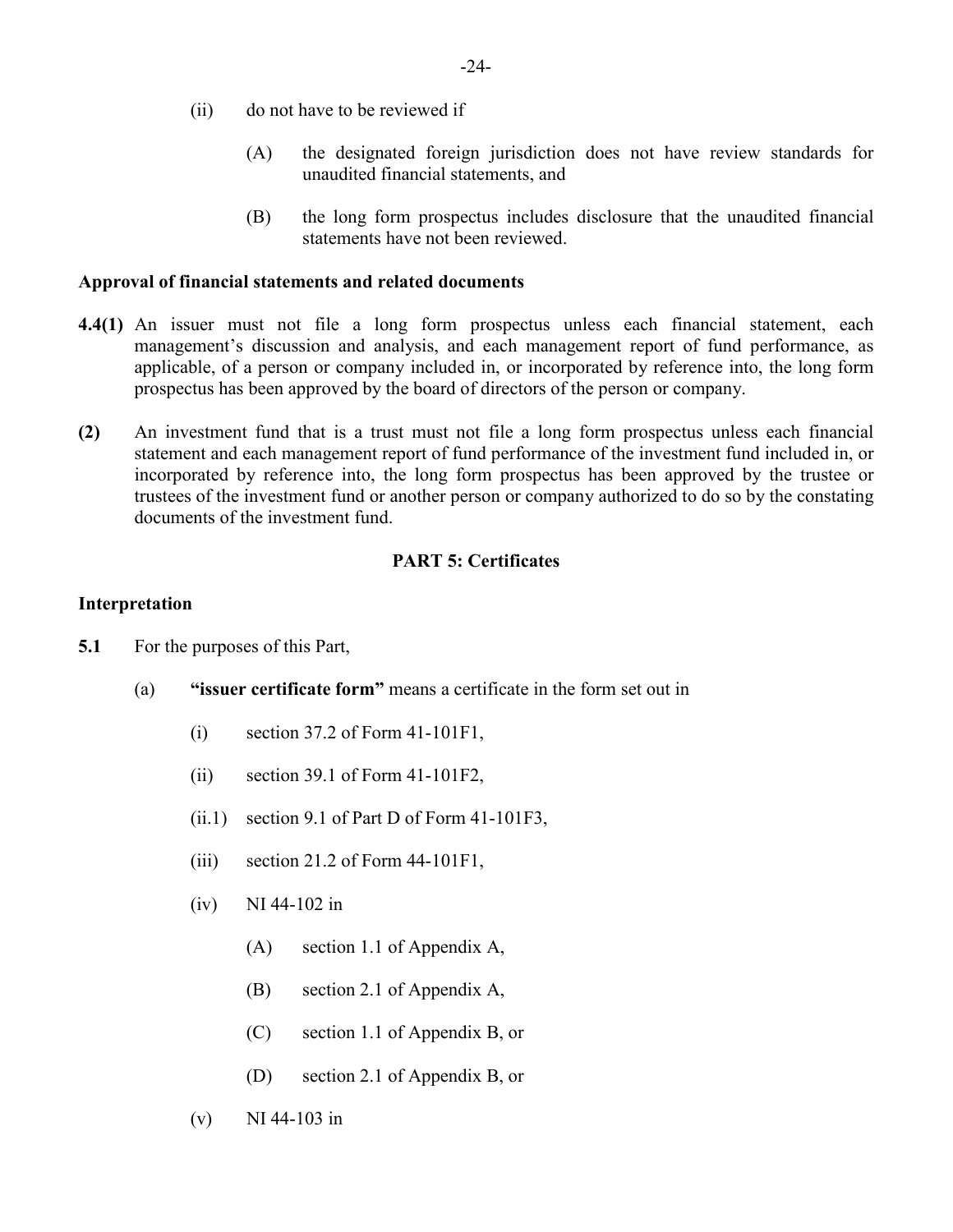(ii) do not have to be reviewed if

(A) the designated foreign jurisdiction does not have review standards for unaudited financial statements, and

(B) the long form prospectus includes disclosure that the unaudited financial statements have not been reviewed.

**Approval of financial statements and related documents**

**4.4(1)** An issuer must not file a long form prospectus unless each financial statement, each management's discussion and analysis, and each management report of fund performance, as applicable, of a person or company included in, or incorporated by reference into, the long form prospectus has been approved by the board of directors of the person or company.

**(2)** An investment fund that is a trust must not file a long form prospectus unless each financial statement and each management report of fund performance of the investment fund included in, or incorporated by reference into, the long form prospectus has been approved by the trustee or trustees of the investment fund or another person or company authorized to do so by the constating documents of the investment fund.

## PART 5: Certificates

**Interpretation**

**5.1** For the purposes of this Part,

(a) **"issuer certificate form"** means a certificate in the form set out in

(i) section 37.2 of Form 41-101F1,

(ii) section 39.1 of Form 41-101F2,

(ii.1) section 9.1 of Part D of Form 41-101F3,

(iii) section 21.2 of Form 44-101F1,

(iv) NI 44-102 in

(A) section 1.1 of Appendix A,

(B) section 2.1 of Appendix A,

(C) section 1.1 of Appendix B, or

(D) section 2.1 of Appendix B, or

(v) NI 44-103 in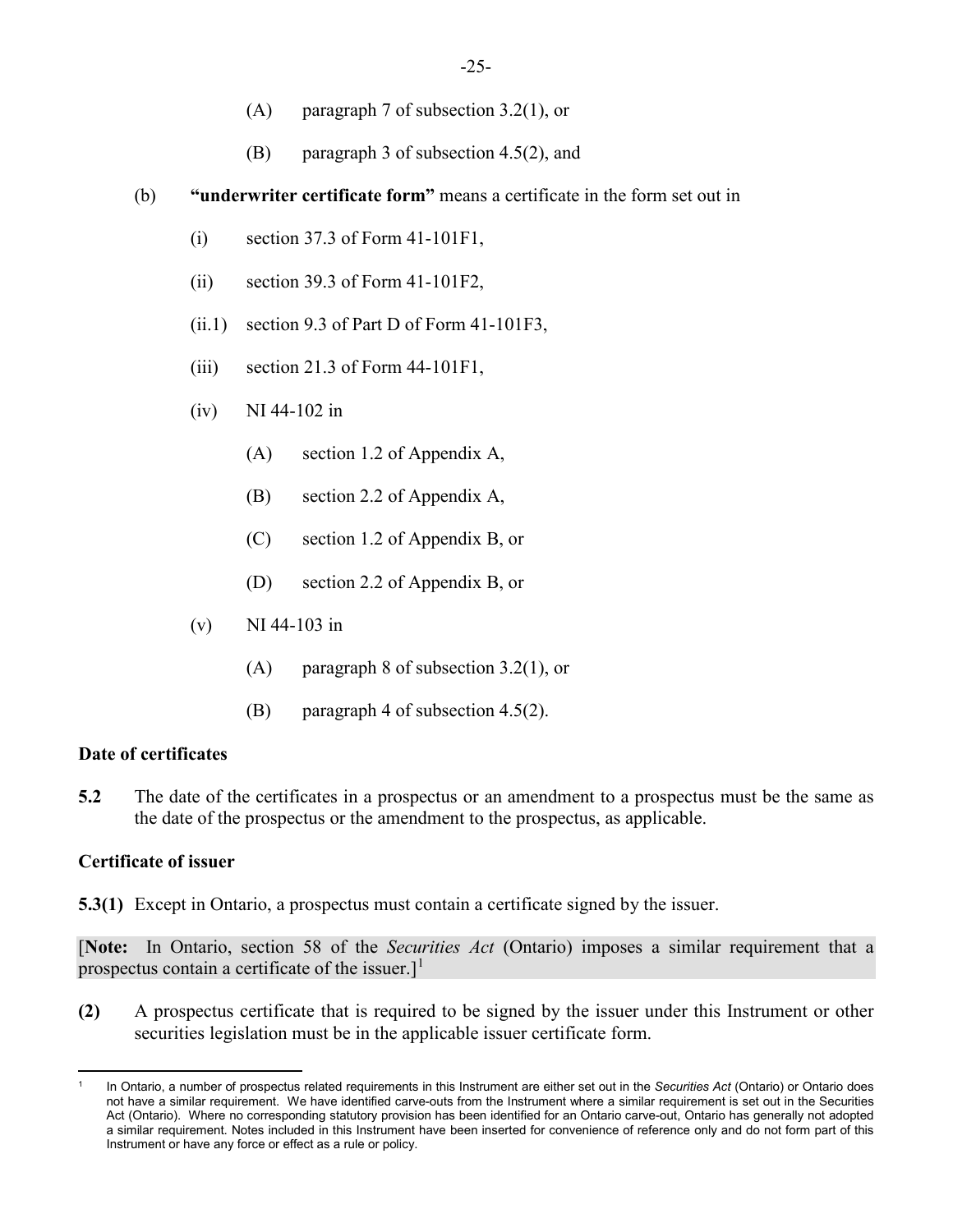(A) paragraph 7 of subsection 3.2(1), or

(B) paragraph 3 of subsection 4.5(2), and

(b) **"underwriter certificate form"** means a certificate in the form set out in

(i) section 37.3 of Form 41-101F1,

(ii) section 39.3 of Form 41-101F2,

(ii.1) section 9.3 of Part D of Form 41-101F3,

(iii) section 21.3 of Form 44-101F1,

(iv) NI 44-102 in

(A) section 1.2 of Appendix A,

(B) section 2.2 of Appendix A,

(C) section 1.2 of Appendix B, or

(D) section 2.2 of Appendix B, or

(v) NI 44-103 in

(A) paragraph 8 of subsection 3.2(1), or

(B) paragraph 4 of subsection 4.5(2).

**Date of certificates**

**5.2** The date of the certificates in a prospectus or an amendment to a prospectus must be the same as the date of the prospectus or the amendment to the prospectus, as applicable.

**Certificate of issuer**

**5.3(1)** Except in Ontario, a prospectus must contain a certificate signed by the issuer.

[**Note:** In Ontario, section 58 of the *Securities Act* (Ontario) imposes a similar requirement that a prospectus contain a certificate of the issuer.][1]

**(2)** A prospectus certificate that is required to be signed by the issuer under this Instrument or other securities legislation must be in the applicable issuer certificate form.

---

[1] In Ontario, a number of prospectus related requirements in this Instrument are either set out in the *Securities Act* (Ontario) or Ontario does not have a similar requirement. We have identified carve-outs from the Instrument where a similar requirement is set out in the Securities Act (Ontario). Where no corresponding statutory provision has been identified for an Ontario carve-out, Ontario has generally not adopted a similar requirement. Notes included in this Instrument have been inserted for convenience of reference only and do not form part of this Instrument or have any force or effect as a rule or policy.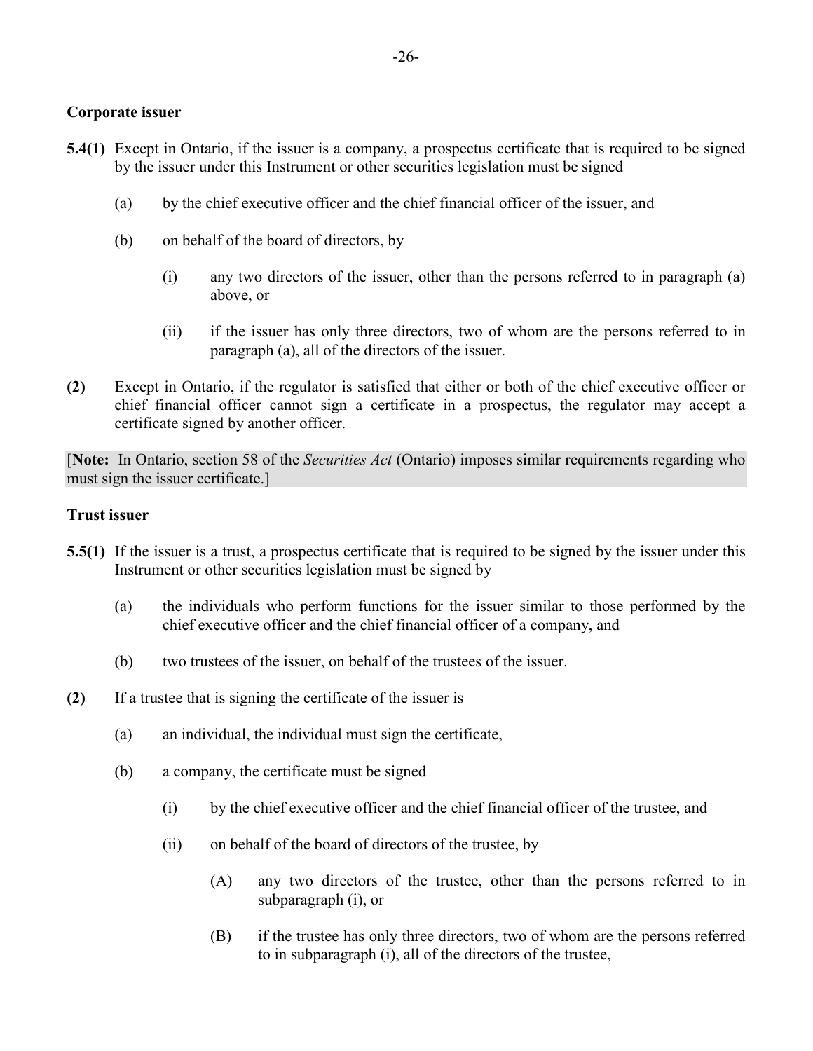**Corporate issuer**

**5.4(1)** Except in Ontario, if the issuer is a company, a prospectus certificate that is required to be signed by the issuer under this Instrument or other securities legislation must be signed

(a) by the chief executive officer and the chief financial officer of the issuer, and

(b) on behalf of the board of directors, by

(i) any two directors of the issuer, other than the persons referred to in paragraph (a) above, or

(ii) if the issuer has only three directors, two of whom are the persons referred to in paragraph (a), all of the directors of the issuer.

**(2)** Except in Ontario, if the regulator is satisfied that either or both of the chief executive officer or chief financial officer cannot sign a certificate in a prospectus, the regulator may accept a certificate signed by another officer.

[**Note:** In Ontario, section 58 of the *Securities Act* (Ontario) imposes similar requirements regarding who must sign the issuer certificate.]

**Trust issuer**

**5.5(1)** If the issuer is a trust, a prospectus certificate that is required to be signed by the issuer under this Instrument or other securities legislation must be signed by

(a) the individuals who perform functions for the issuer similar to those performed by the chief executive officer and the chief financial officer of a company, and

(b) two trustees of the issuer, on behalf of the trustees of the issuer.

**(2)** If a trustee that is signing the certificate of the issuer is

(a) an individual, the individual must sign the certificate,

(b) a company, the certificate must be signed

(i) by the chief executive officer and the chief financial officer of the trustee, and

(ii) on behalf of the board of directors of the trustee, by

(A) any two directors of the trustee, other than the persons referred to in subparagraph (i), or

(B) if the trustee has only three directors, two of whom are the persons referred to in subparagraph (i), all of the directors of the trustee,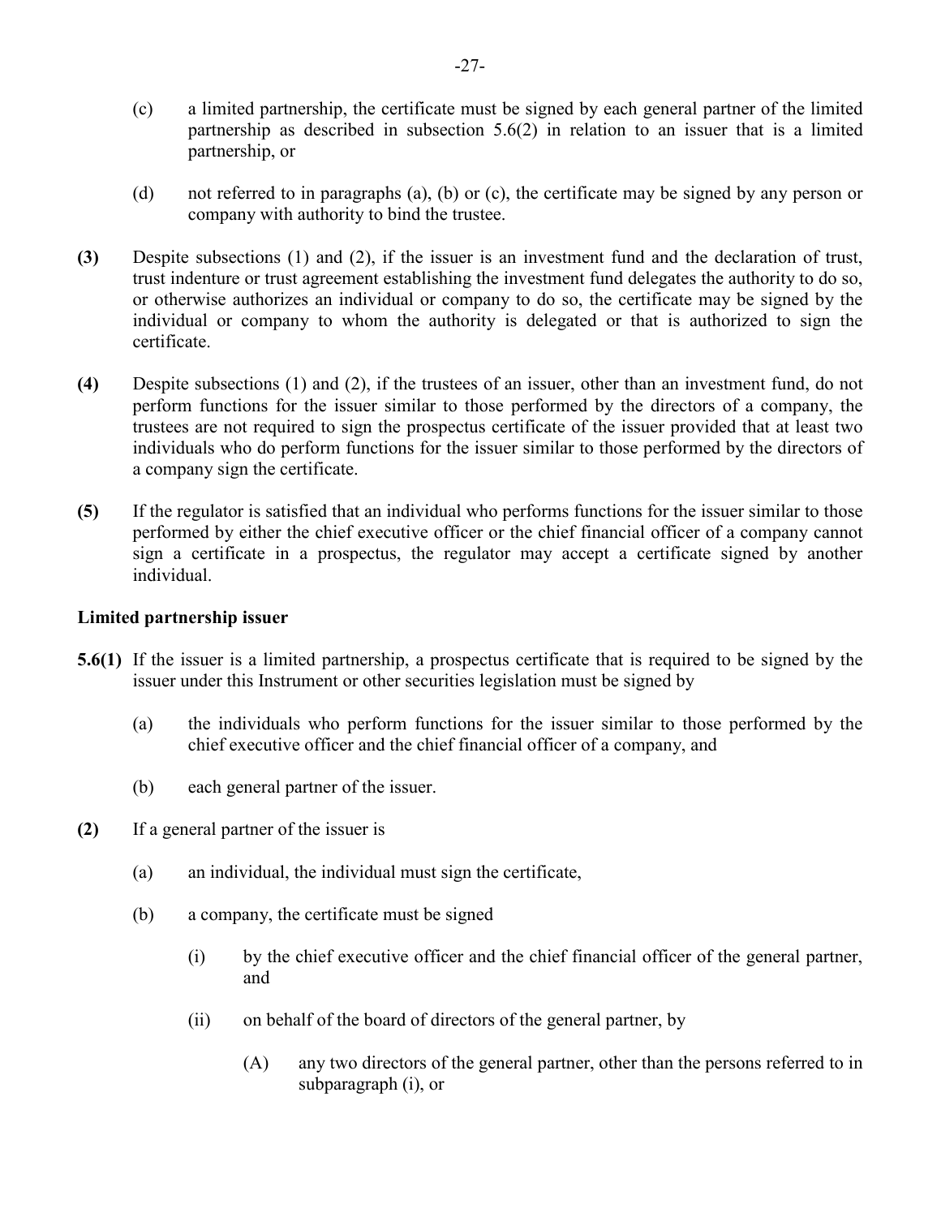(c) a limited partnership, the certificate must be signed by each general partner of the limited partnership as described in subsection 5.6(2) in relation to an issuer that is a limited partnership, or

(d) not referred to in paragraphs (a), (b) or (c), the certificate may be signed by any person or company with authority to bind the trustee.

**(3)** Despite subsections (1) and (2), if the issuer is an investment fund and the declaration of trust, trust indenture or trust agreement establishing the investment fund delegates the authority to do so, or otherwise authorizes an individual or company to do so, the certificate may be signed by the individual or company to whom the authority is delegated or that is authorized to sign the certificate.

**(4)** Despite subsections (1) and (2), if the trustees of an issuer, other than an investment fund, do not perform functions for the issuer similar to those performed by the directors of a company, the trustees are not required to sign the prospectus certificate of the issuer provided that at least two individuals who do perform functions for the issuer similar to those performed by the directors of a company sign the certificate.

**(5)** If the regulator is satisfied that an individual who performs functions for the issuer similar to those performed by either the chief executive officer or the chief financial officer of a company cannot sign a certificate in a prospectus, the regulator may accept a certificate signed by another individual.

**Limited partnership issuer**

**5.6(1)** If the issuer is a limited partnership, a prospectus certificate that is required to be signed by the issuer under this Instrument or other securities legislation must be signed by

(a) the individuals who perform functions for the issuer similar to those performed by the chief executive officer and the chief financial officer of a company, and

(b) each general partner of the issuer.

**(2)** If a general partner of the issuer is

(a) an individual, the individual must sign the certificate,

(b) a company, the certificate must be signed

(i) by the chief executive officer and the chief financial officer of the general partner, and

(ii) on behalf of the board of directors of the general partner, by

(A) any two directors of the general partner, other than the persons referred to in subparagraph (i), or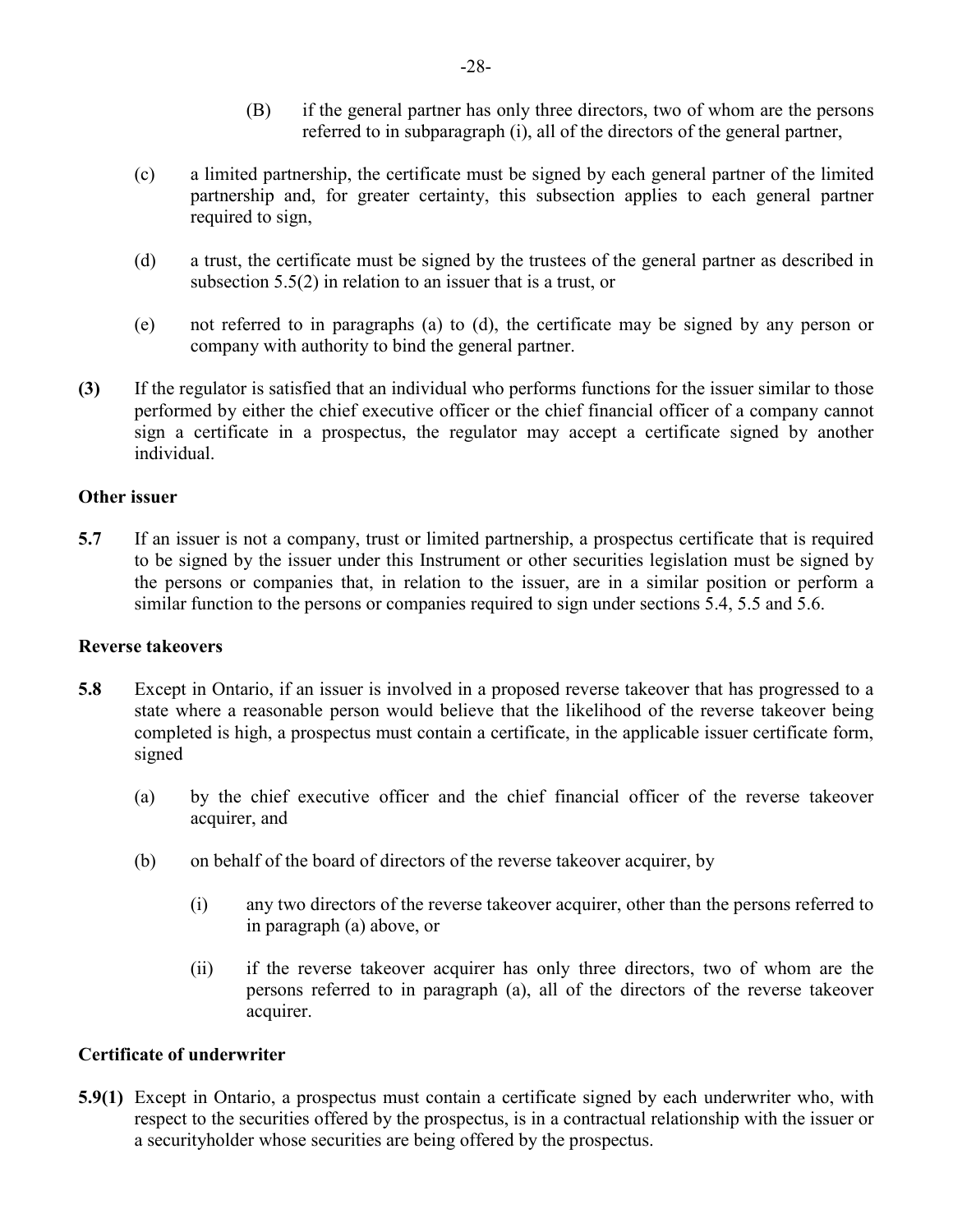(B) if the general partner has only three directors, two of whom are the persons referred to in subparagraph (i), all of the directors of the general partner,

(c) a limited partnership, the certificate must be signed by each general partner of the limited partnership and, for greater certainty, this subsection applies to each general partner required to sign,

(d) a trust, the certificate must be signed by the trustees of the general partner as described in subsection 5.5(2) in relation to an issuer that is a trust, or

(e) not referred to in paragraphs (a) to (d), the certificate may be signed by any person or company with authority to bind the general partner.

**(3)** If the regulator is satisfied that an individual who performs functions for the issuer similar to those performed by either the chief executive officer or the chief financial officer of a company cannot sign a certificate in a prospectus, the regulator may accept a certificate signed by another individual.

**Other issuer**

**5.7** If an issuer is not a company, trust or limited partnership, a prospectus certificate that is required to be signed by the issuer under this Instrument or other securities legislation must be signed by the persons or companies that, in relation to the issuer, are in a similar position or perform a similar function to the persons or companies required to sign under sections 5.4, 5.5 and 5.6.

**Reverse takeovers**

**5.8** Except in Ontario, if an issuer is involved in a proposed reverse takeover that has progressed to a state where a reasonable person would believe that the likelihood of the reverse takeover being completed is high, a prospectus must contain a certificate, in the applicable issuer certificate form, signed

(a) by the chief executive officer and the chief financial officer of the reverse takeover acquirer, and

(b) on behalf of the board of directors of the reverse takeover acquirer, by

(i) any two directors of the reverse takeover acquirer, other than the persons referred to in paragraph (a) above, or

(ii) if the reverse takeover acquirer has only three directors, two of whom are the persons referred to in paragraph (a), all of the directors of the reverse takeover acquirer.

**Certificate of underwriter**

**5.9(1)** Except in Ontario, a prospectus must contain a certificate signed by each underwriter who, with respect to the securities offered by the prospectus, is in a contractual relationship with the issuer or a securityholder whose securities are being offered by the prospectus.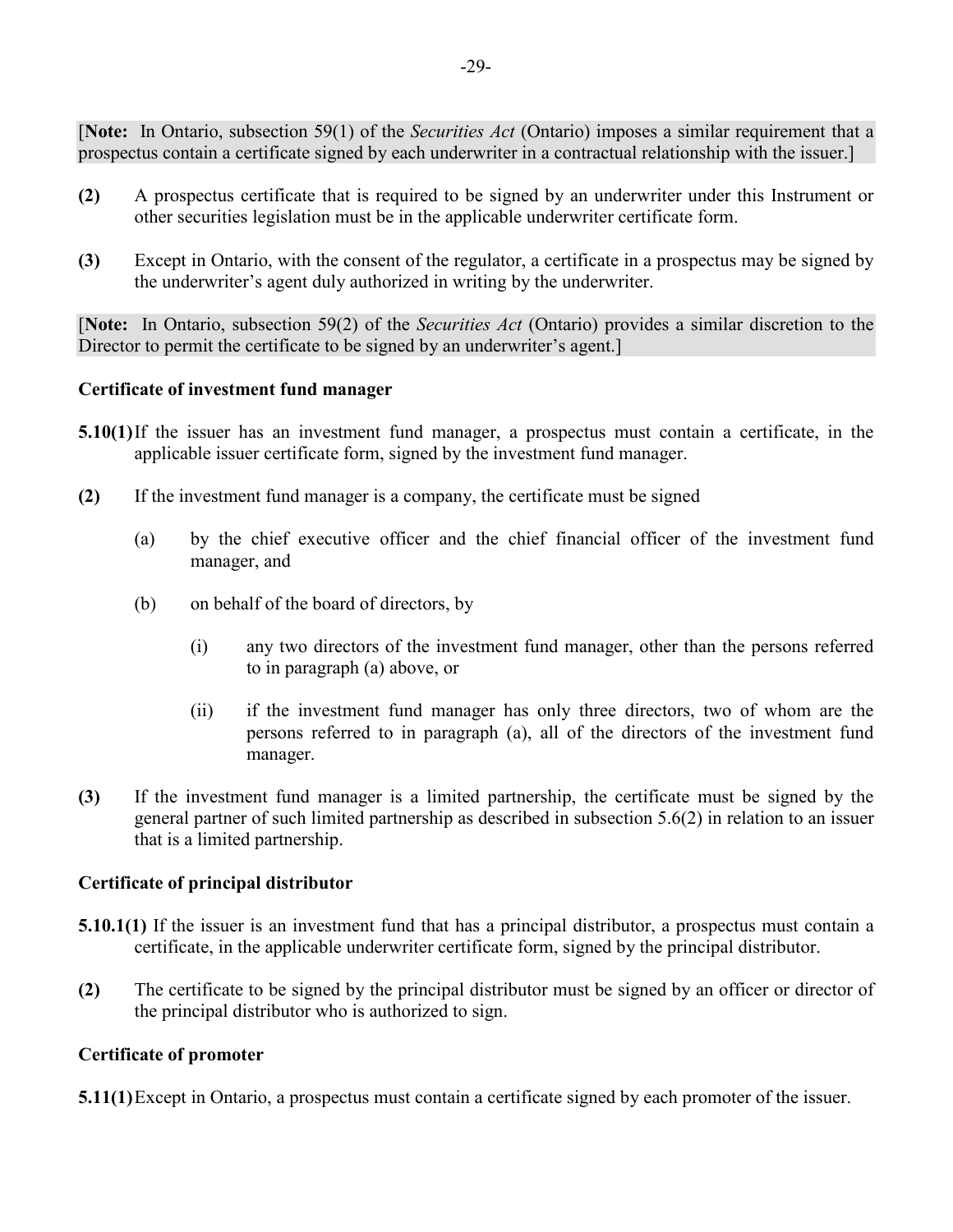[**Note:** In Ontario, subsection 59(1) of the *Securities Act* (Ontario) imposes a similar requirement that a prospectus contain a certificate signed by each underwriter in a contractual relationship with the issuer.]

**(2)** A prospectus certificate that is required to be signed by an underwriter under this Instrument or other securities legislation must be in the applicable underwriter certificate form.

**(3)** Except in Ontario, with the consent of the regulator, a certificate in a prospectus may be signed by the underwriter's agent duly authorized in writing by the underwriter.

[**Note:** In Ontario, subsection 59(2) of the *Securities Act* (Ontario) provides a similar discretion to the Director to permit the certificate to be signed by an underwriter's agent.]

**Certificate of investment fund manager**

**5.10(1)** If the issuer has an investment fund manager, a prospectus must contain a certificate, in the applicable issuer certificate form, signed by the investment fund manager.

**(2)** If the investment fund manager is a company, the certificate must be signed

(a) by the chief executive officer and the chief financial officer of the investment fund manager, and

(b) on behalf of the board of directors, by

(i) any two directors of the investment fund manager, other than the persons referred to in paragraph (a) above, or

(ii) if the investment fund manager has only three directors, two of whom are the persons referred to in paragraph (a), all of the directors of the investment fund manager.

**(3)** If the investment fund manager is a limited partnership, the certificate must be signed by the general partner of such limited partnership as described in subsection 5.6(2) in relation to an issuer that is a limited partnership.

**Certificate of principal distributor**

**5.10.1(1)** If the issuer is an investment fund that has a principal distributor, a prospectus must contain a certificate, in the applicable underwriter certificate form, signed by the principal distributor.

**(2)** The certificate to be signed by the principal distributor must be signed by an officer or director of the principal distributor who is authorized to sign.

**Certificate of promoter**

**5.11(1)** Except in Ontario, a prospectus must contain a certificate signed by each promoter of the issuer.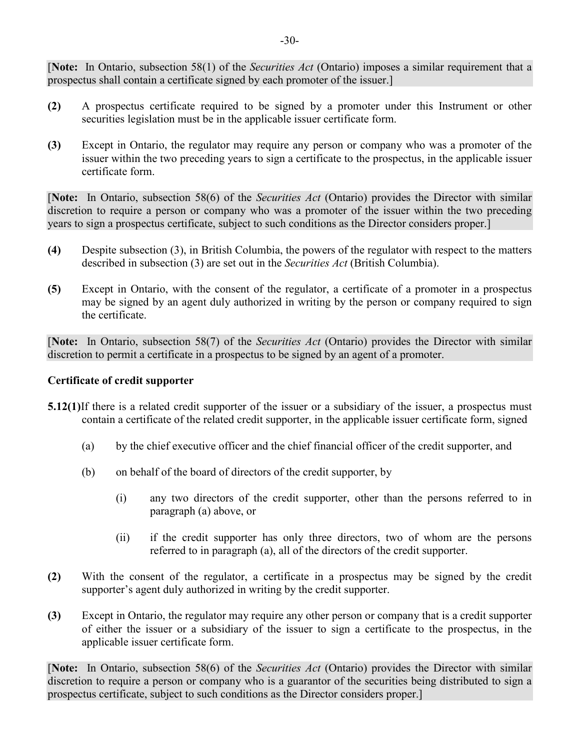[**Note:** In Ontario, subsection 58(1) of the *Securities Act* (Ontario) imposes a similar requirement that a prospectus shall contain a certificate signed by each promoter of the issuer.]

**(2)** A prospectus certificate required to be signed by a promoter under this Instrument or other securities legislation must be in the applicable issuer certificate form.

**(3)** Except in Ontario, the regulator may require any person or company who was a promoter of the issuer within the two preceding years to sign a certificate to the prospectus, in the applicable issuer certificate form.

[**Note:** In Ontario, subsection 58(6) of the *Securities Act* (Ontario) provides the Director with similar discretion to require a person or company who was a promoter of the issuer within the two preceding years to sign a prospectus certificate, subject to such conditions as the Director considers proper.]

**(4)** Despite subsection (3), in British Columbia, the powers of the regulator with respect to the matters described in subsection (3) are set out in the *Securities Act* (British Columbia).

**(5)** Except in Ontario, with the consent of the regulator, a certificate of a promoter in a prospectus may be signed by an agent duly authorized in writing by the person or company required to sign the certificate.

[**Note:** In Ontario, subsection 58(7) of the *Securities Act* (Ontario) provides the Director with similar discretion to permit a certificate in a prospectus to be signed by an agent of a promoter.

**Certificate of credit supporter**

**5.12(1)** If there is a related credit supporter of the issuer or a subsidiary of the issuer, a prospectus must contain a certificate of the related credit supporter, in the applicable issuer certificate form, signed

(a) by the chief executive officer and the chief financial officer of the credit supporter, and

(b) on behalf of the board of directors of the credit supporter, by

(i) any two directors of the credit supporter, other than the persons referred to in paragraph (a) above, or

(ii) if the credit supporter has only three directors, two of whom are the persons referred to in paragraph (a), all of the directors of the credit supporter.

**(2)** With the consent of the regulator, a certificate in a prospectus may be signed by the credit supporter's agent duly authorized in writing by the credit supporter.

**(3)** Except in Ontario, the regulator may require any other person or company that is a credit supporter of either the issuer or a subsidiary of the issuer to sign a certificate to the prospectus, in the applicable issuer certificate form.

[**Note:** In Ontario, subsection 58(6) of the *Securities Act* (Ontario) provides the Director with similar discretion to require a person or company who is a guarantor of the securities being distributed to sign a prospectus certificate, subject to such conditions as the Director considers proper.]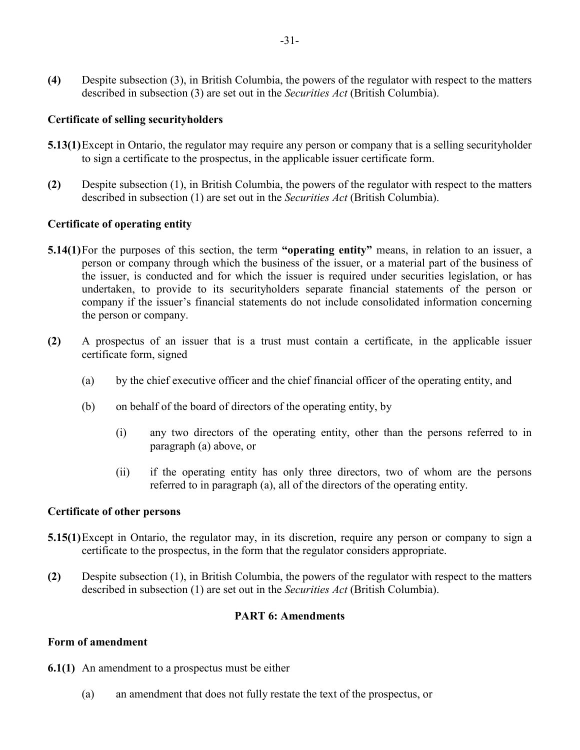**(4)** Despite subsection (3), in British Columbia, the powers of the regulator with respect to the matters described in subsection (3) are set out in the *Securities Act* (British Columbia).

**Certificate of selling securityholders**

**5.13(1)** Except in Ontario, the regulator may require any person or company that is a selling securityholder to sign a certificate to the prospectus, in the applicable issuer certificate form.

**(2)** Despite subsection (1), in British Columbia, the powers of the regulator with respect to the matters described in subsection (1) are set out in the *Securities Act* (British Columbia).

**Certificate of operating entity**

**5.14(1)** For the purposes of this section, the term **"operating entity"** means, in relation to an issuer, a person or company through which the business of the issuer, or a material part of the business of the issuer, is conducted and for which the issuer is required under securities legislation, or has undertaken, to provide to its securityholders separate financial statements of the person or company if the issuer's financial statements do not include consolidated information concerning the person or company.

**(2)** A prospectus of an issuer that is a trust must contain a certificate, in the applicable issuer certificate form, signed

(a) by the chief executive officer and the chief financial officer of the operating entity, and

(b) on behalf of the board of directors of the operating entity, by

(i) any two directors of the operating entity, other than the persons referred to in paragraph (a) above, or

(ii) if the operating entity has only three directors, two of whom are the persons referred to in paragraph (a), all of the directors of the operating entity.

**Certificate of other persons**

**5.15(1)** Except in Ontario, the regulator may, in its discretion, require any person or company to sign a certificate to the prospectus, in the form that the regulator considers appropriate.

**(2)** Despite subsection (1), in British Columbia, the powers of the regulator with respect to the matters described in subsection (1) are set out in the *Securities Act* (British Columbia).

## PART 6: Amendments

**Form of amendment**

**6.1(1)** An amendment to a prospectus must be either

(a) an amendment that does not fully restate the text of the prospectus, or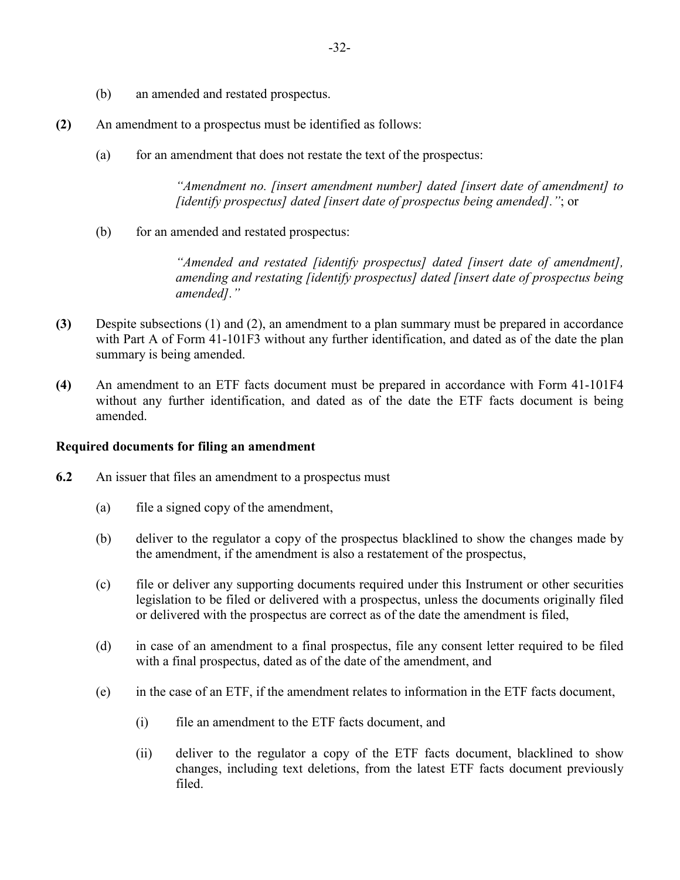(b) an amended and restated prospectus.

**(2)** An amendment to a prospectus must be identified as follows:

(a) for an amendment that does not restate the text of the prospectus:

*"Amendment no. [insert amendment number] dated [insert date of amendment] to [identify prospectus] dated [insert date of prospectus being amended]."*; or

(b) for an amended and restated prospectus:

*"Amended and restated [identify prospectus] dated [insert date of amendment], amending and restating [identify prospectus] dated [insert date of prospectus being amended]."*

**(3)** Despite subsections (1) and (2), an amendment to a plan summary must be prepared in accordance with Part A of Form 41-101F3 without any further identification, and dated as of the date the plan summary is being amended.

**(4)** An amendment to an ETF facts document must be prepared in accordance with Form 41-101F4 without any further identification, and dated as of the date the ETF facts document is being amended.

**Required documents for filing an amendment**

**6.2** An issuer that files an amendment to a prospectus must

(a) file a signed copy of the amendment,

(b) deliver to the regulator a copy of the prospectus blacklined to show the changes made by the amendment, if the amendment is also a restatement of the prospectus,

(c) file or deliver any supporting documents required under this Instrument or other securities legislation to be filed or delivered with a prospectus, unless the documents originally filed or delivered with the prospectus are correct as of the date the amendment is filed,

(d) in case of an amendment to a final prospectus, file any consent letter required to be filed with a final prospectus, dated as of the date of the amendment, and

(e) in the case of an ETF, if the amendment relates to information in the ETF facts document,

(i) file an amendment to the ETF facts document, and

(ii) deliver to the regulator a copy of the ETF facts document, blacklined to show changes, including text deletions, from the latest ETF facts document previously filed.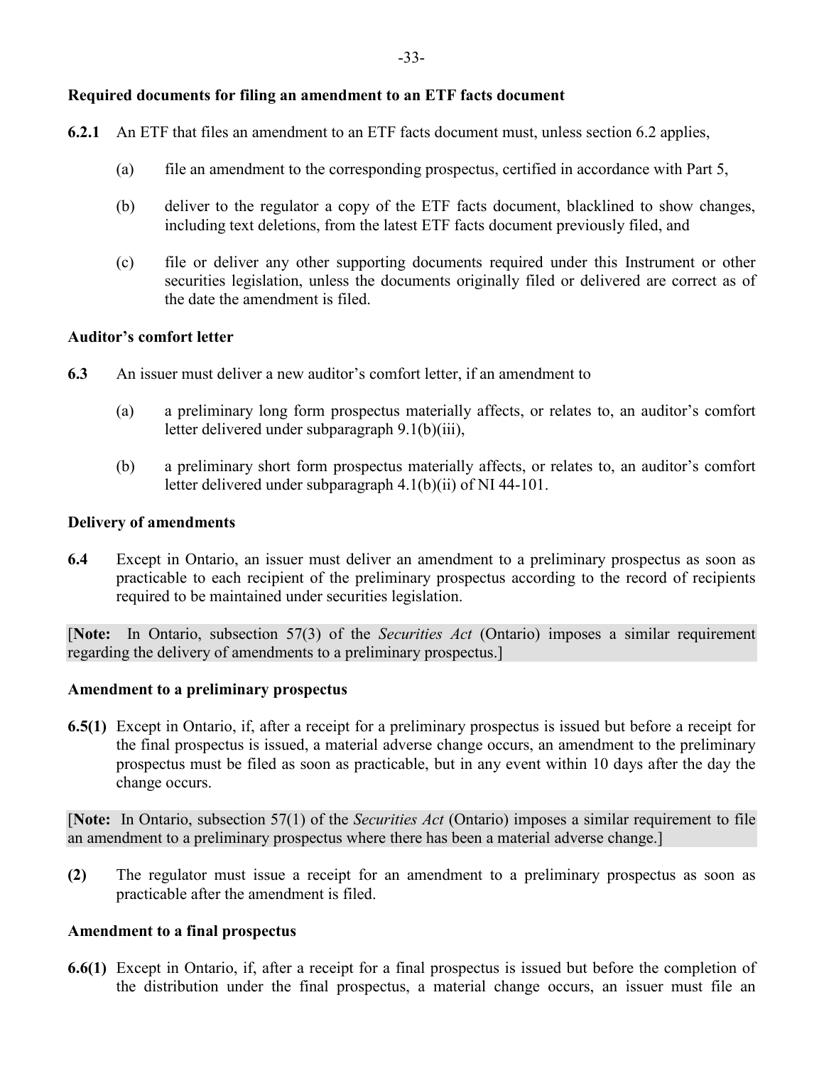**Required documents for filing an amendment to an ETF facts document**

**6.2.1** An ETF that files an amendment to an ETF facts document must, unless section 6.2 applies,

(a) file an amendment to the corresponding prospectus, certified in accordance with Part 5,

(b) deliver to the regulator a copy of the ETF facts document, blacklined to show changes, including text deletions, from the latest ETF facts document previously filed, and

(c) file or deliver any other supporting documents required under this Instrument or other securities legislation, unless the documents originally filed or delivered are correct as of the date the amendment is filed.

**Auditor's comfort letter**

**6.3** An issuer must deliver a new auditor's comfort letter, if an amendment to

(a) a preliminary long form prospectus materially affects, or relates to, an auditor's comfort letter delivered under subparagraph 9.1(b)(iii),

(b) a preliminary short form prospectus materially affects, or relates to, an auditor's comfort letter delivered under subparagraph 4.1(b)(ii) of NI 44-101.

**Delivery of amendments**

**6.4** Except in Ontario, an issuer must deliver an amendment to a preliminary prospectus as soon as practicable to each recipient of the preliminary prospectus according to the record of recipients required to be maintained under securities legislation.

[**Note:** In Ontario, subsection 57(3) of the *Securities Act* (Ontario) imposes a similar requirement regarding the delivery of amendments to a preliminary prospectus.]

**Amendment to a preliminary prospectus**

**6.5(1)** Except in Ontario, if, after a receipt for a preliminary prospectus is issued but before a receipt for the final prospectus is issued, a material adverse change occurs, an amendment to the preliminary prospectus must be filed as soon as practicable, but in any event within 10 days after the day the change occurs.

[**Note:** In Ontario, subsection 57(1) of the *Securities Act* (Ontario) imposes a similar requirement to file an amendment to a preliminary prospectus where there has been a material adverse change.]

**(2)** The regulator must issue a receipt for an amendment to a preliminary prospectus as soon as practicable after the amendment is filed.

**Amendment to a final prospectus**

**6.6(1)** Except in Ontario, if, after a receipt for a final prospectus is issued but before the completion of the distribution under the final prospectus, a material change occurs, an issuer must file an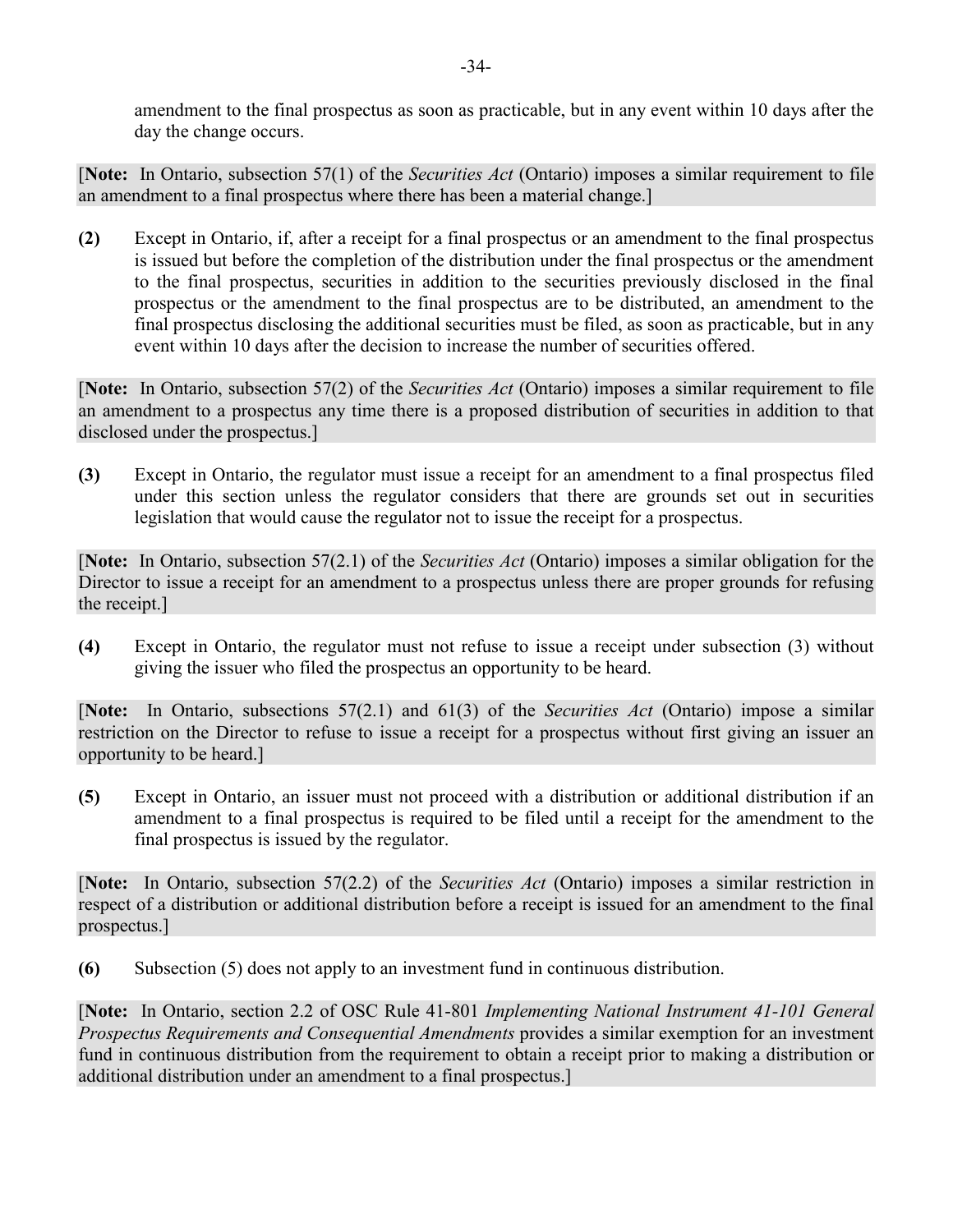amendment to the final prospectus as soon as practicable, but in any event within 10 days after the day the change occurs.

[**Note:** In Ontario, subsection 57(1) of the *Securities Act* (Ontario) imposes a similar requirement to file an amendment to a final prospectus where there has been a material change.]

**(2)** Except in Ontario, if, after a receipt for a final prospectus or an amendment to the final prospectus is issued but before the completion of the distribution under the final prospectus or the amendment to the final prospectus, securities in addition to the securities previously disclosed in the final prospectus or the amendment to the final prospectus are to be distributed, an amendment to the final prospectus disclosing the additional securities must be filed, as soon as practicable, but in any event within 10 days after the decision to increase the number of securities offered.

[**Note:** In Ontario, subsection 57(2) of the *Securities Act* (Ontario) imposes a similar requirement to file an amendment to a prospectus any time there is a proposed distribution of securities in addition to that disclosed under the prospectus.]

**(3)** Except in Ontario, the regulator must issue a receipt for an amendment to a final prospectus filed under this section unless the regulator considers that there are grounds set out in securities legislation that would cause the regulator not to issue the receipt for a prospectus.

[**Note:** In Ontario, subsection 57(2.1) of the *Securities Act* (Ontario) imposes a similar obligation for the Director to issue a receipt for an amendment to a prospectus unless there are proper grounds for refusing the receipt.]

**(4)** Except in Ontario, the regulator must not refuse to issue a receipt under subsection (3) without giving the issuer who filed the prospectus an opportunity to be heard.

[**Note:** In Ontario, subsections 57(2.1) and 61(3) of the *Securities Act* (Ontario) impose a similar restriction on the Director to refuse to issue a receipt for a prospectus without first giving an issuer an opportunity to be heard.]

**(5)** Except in Ontario, an issuer must not proceed with a distribution or additional distribution if an amendment to a final prospectus is required to be filed until a receipt for the amendment to the final prospectus is issued by the regulator.

[**Note:** In Ontario, subsection 57(2.2) of the *Securities Act* (Ontario) imposes a similar restriction in respect of a distribution or additional distribution before a receipt is issued for an amendment to the final prospectus.]

**(6)** Subsection (5) does not apply to an investment fund in continuous distribution.

[**Note:** In Ontario, section 2.2 of OSC Rule 41-801 *Implementing National Instrument 41-101 General Prospectus Requirements and Consequential Amendments* provides a similar exemption for an investment fund in continuous distribution from the requirement to obtain a receipt prior to making a distribution or additional distribution under an amendment to a final prospectus.]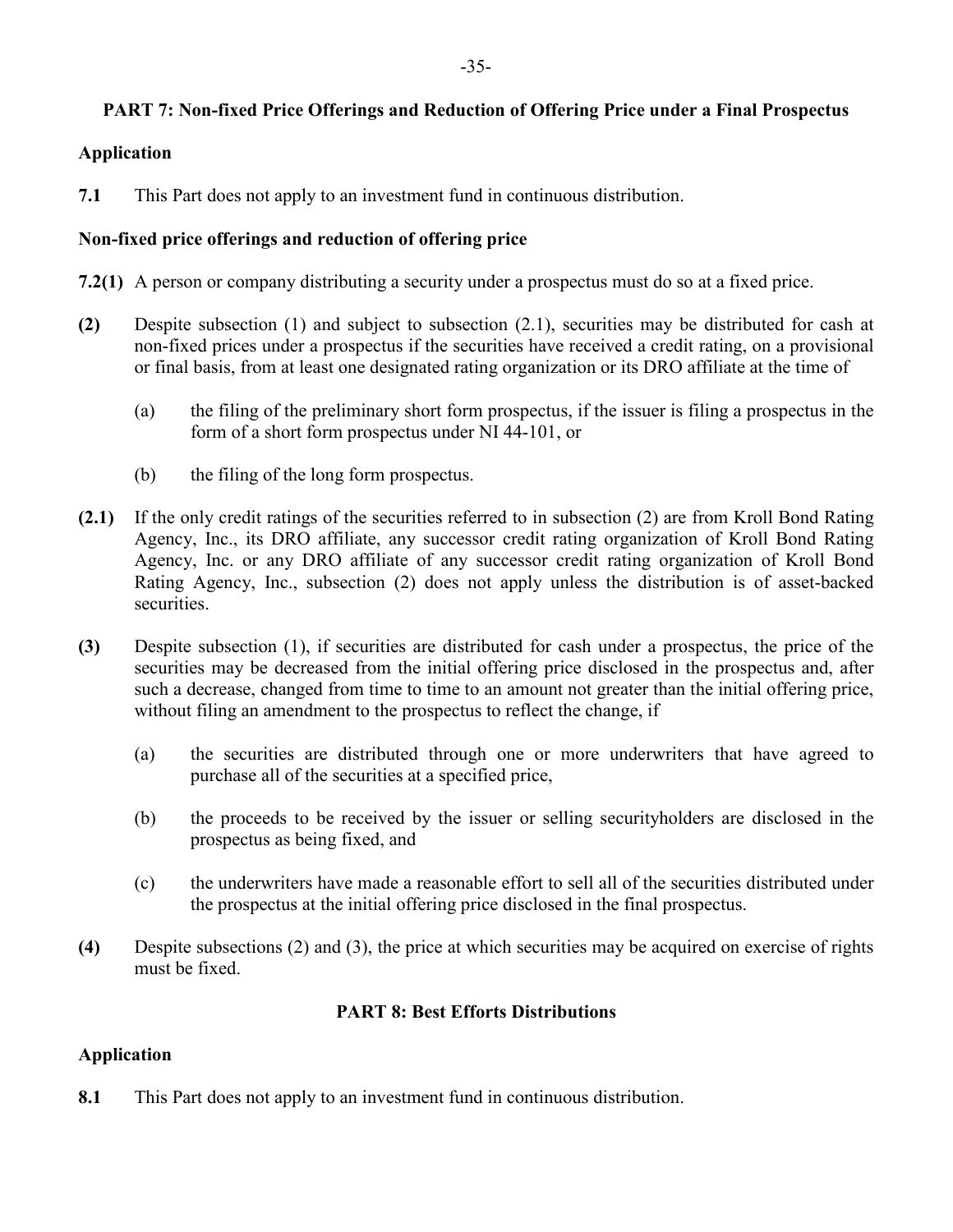## PART 7: Non-fixed Price Offerings and Reduction of Offering Price under a Final Prospectus

### Application

**7.1** This Part does not apply to an investment fund in continuous distribution.

### Non-fixed price offerings and reduction of offering price

**7.2(1)** A person or company distributing a security under a prospectus must do so at a fixed price.

**(2)** Despite subsection (1) and subject to subsection (2.1), securities may be distributed for cash at non-fixed prices under a prospectus if the securities have received a credit rating, on a provisional or final basis, from at least one designated rating organization or its DRO affiliate at the time of

(a) the filing of the preliminary short form prospectus, if the issuer is filing a prospectus in the form of a short form prospectus under NI 44-101, or

(b) the filing of the long form prospectus.

**(2.1)** If the only credit ratings of the securities referred to in subsection (2) are from Kroll Bond Rating Agency, Inc., its DRO affiliate, any successor credit rating organization of Kroll Bond Rating Agency, Inc. or any DRO affiliate of any successor credit rating organization of Kroll Bond Rating Agency, Inc., subsection (2) does not apply unless the distribution is of asset-backed securities.

**(3)** Despite subsection (1), if securities are distributed for cash under a prospectus, the price of the securities may be decreased from the initial offering price disclosed in the prospectus and, after such a decrease, changed from time to time to an amount not greater than the initial offering price, without filing an amendment to the prospectus to reflect the change, if

(a) the securities are distributed through one or more underwriters that have agreed to purchase all of the securities at a specified price,

(b) the proceeds to be received by the issuer or selling securityholders are disclosed in the prospectus as being fixed, and

(c) the underwriters have made a reasonable effort to sell all of the securities distributed under the prospectus at the initial offering price disclosed in the final prospectus.

**(4)** Despite subsections (2) and (3), the price at which securities may be acquired on exercise of rights must be fixed.

## PART 8: Best Efforts Distributions

### Application

**8.1** This Part does not apply to an investment fund in continuous distribution.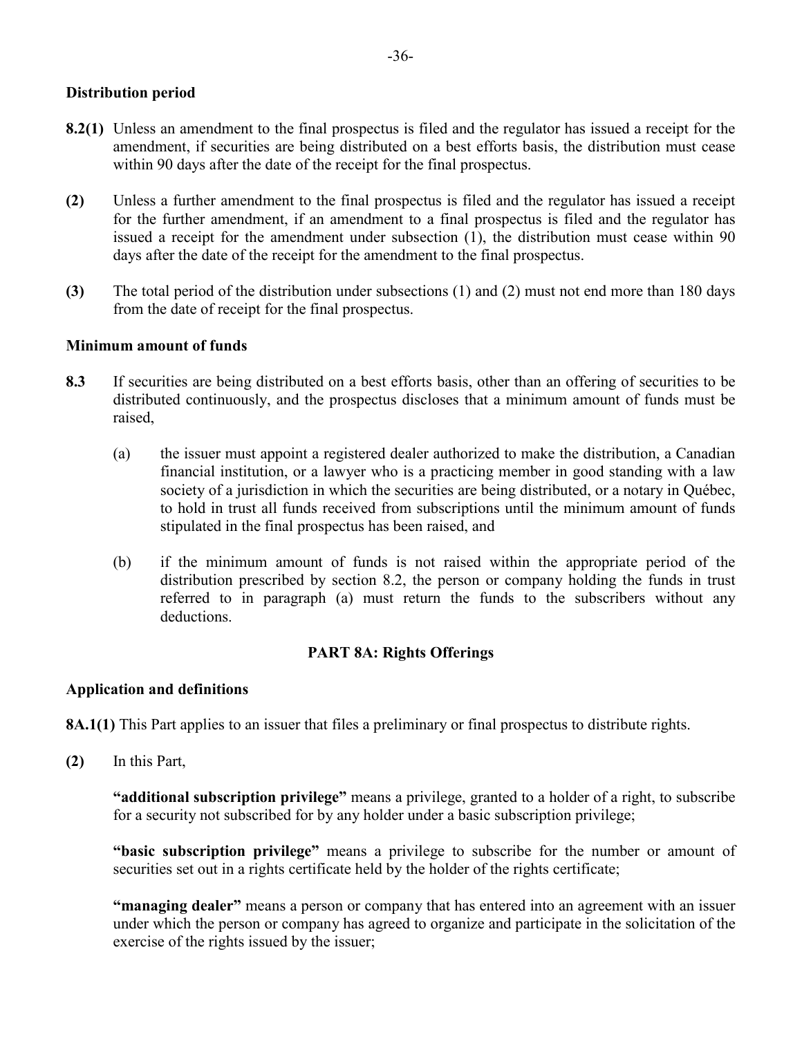**Distribution period**

**8.2(1)** Unless an amendment to the final prospectus is filed and the regulator has issued a receipt for the amendment, if securities are being distributed on a best efforts basis, the distribution must cease within 90 days after the date of the receipt for the final prospectus.

**(2)** Unless a further amendment to the final prospectus is filed and the regulator has issued a receipt for the further amendment, if an amendment to a final prospectus is filed and the regulator has issued a receipt for the amendment under subsection (1), the distribution must cease within 90 days after the date of the receipt for the amendment to the final prospectus.

**(3)** The total period of the distribution under subsections (1) and (2) must not end more than 180 days from the date of receipt for the final prospectus.

**Minimum amount of funds**

**8.3** If securities are being distributed on a best efforts basis, other than an offering of securities to be distributed continuously, and the prospectus discloses that a minimum amount of funds must be raised,

(a) the issuer must appoint a registered dealer authorized to make the distribution, a Canadian financial institution, or a lawyer who is a practicing member in good standing with a law society of a jurisdiction in which the securities are being distributed, or a notary in Québec, to hold in trust all funds received from subscriptions until the minimum amount of funds stipulated in the final prospectus has been raised, and

(b) if the minimum amount of funds is not raised within the appropriate period of the distribution prescribed by section 8.2, the person or company holding the funds in trust referred to in paragraph (a) must return the funds to the subscribers without any deductions.

## PART 8A: Rights Offerings

**Application and definitions**

**8A.1(1)** This Part applies to an issuer that files a preliminary or final prospectus to distribute rights.

**(2)** In this Part,

**"additional subscription privilege"** means a privilege, granted to a holder of a right, to subscribe for a security not subscribed for by any holder under a basic subscription privilege;

**"basic subscription privilege"** means a privilege to subscribe for the number or amount of securities set out in a rights certificate held by the holder of the rights certificate;

**"managing dealer"** means a person or company that has entered into an agreement with an issuer under which the person or company has agreed to organize and participate in the solicitation of the exercise of the rights issued by the issuer;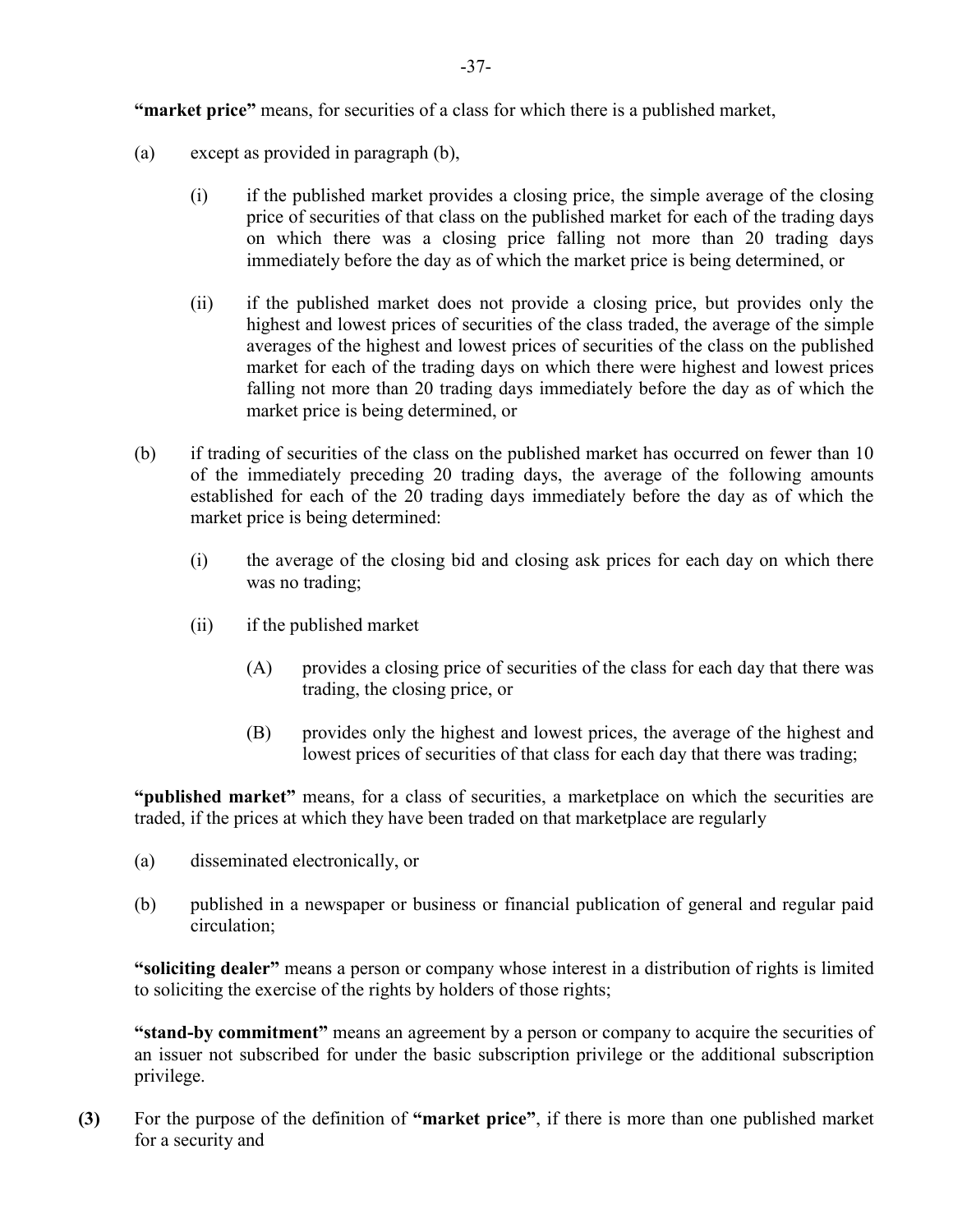**"market price"** means, for securities of a class for which there is a published market,

(a) except as provided in paragraph (b),

 (i) if the published market provides a closing price, the simple average of the closing price of securities of that class on the published market for each of the trading days on which there was a closing price falling not more than 20 trading days immediately before the day as of which the market price is being determined, or

 (ii) if the published market does not provide a closing price, but provides only the highest and lowest prices of securities of the class traded, the average of the simple averages of the highest and lowest prices of securities of the class on the published market for each of the trading days on which there were highest and lowest prices falling not more than 20 trading days immediately before the day as of which the market price is being determined, or

(b) if trading of securities of the class on the published market has occurred on fewer than 10 of the immediately preceding 20 trading days, the average of the following amounts established for each of the 20 trading days immediately before the day as of which the market price is being determined:

 (i) the average of the closing bid and closing ask prices for each day on which there was no trading;

 (ii) if the published market

  (A) provides a closing price of securities of the class for each day that there was trading, the closing price, or

  (B) provides only the highest and lowest prices, the average of the highest and lowest prices of securities of that class for each day that there was trading;

**"published market"** means, for a class of securities, a marketplace on which the securities are traded, if the prices at which they have been traded on that marketplace are regularly

(a) disseminated electronically, or

(b) published in a newspaper or business or financial publication of general and regular paid circulation;

**"soliciting dealer"** means a person or company whose interest in a distribution of rights is limited to soliciting the exercise of the rights by holders of those rights;

**"stand-by commitment"** means an agreement by a person or company to acquire the securities of an issuer not subscribed for under the basic subscription privilege or the additional subscription privilege.

**(3)** For the purpose of the definition of **"market price"**, if there is more than one published market for a security and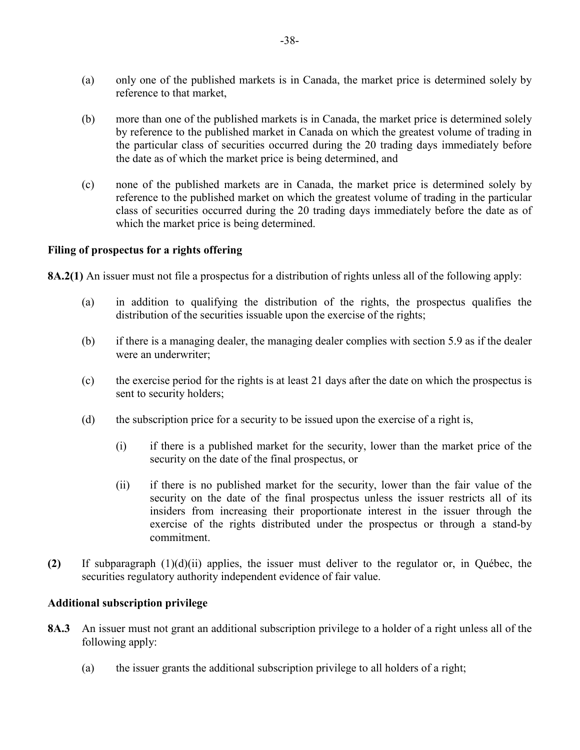(a) only one of the published markets is in Canada, the market price is determined solely by reference to that market,

(b) more than one of the published markets is in Canada, the market price is determined solely by reference to the published market in Canada on which the greatest volume of trading in the particular class of securities occurred during the 20 trading days immediately before the date as of which the market price is being determined, and

(c) none of the published markets are in Canada, the market price is determined solely by reference to the published market on which the greatest volume of trading in the particular class of securities occurred during the 20 trading days immediately before the date as of which the market price is being determined.

**Filing of prospectus for a rights offering**

**8A.2(1)** An issuer must not file a prospectus for a distribution of rights unless all of the following apply:

(a) in addition to qualifying the distribution of the rights, the prospectus qualifies the distribution of the securities issuable upon the exercise of the rights;

(b) if there is a managing dealer, the managing dealer complies with section 5.9 as if the dealer were an underwriter;

(c) the exercise period for the rights is at least 21 days after the date on which the prospectus is sent to security holders;

(d) the subscription price for a security to be issued upon the exercise of a right is,

(i) if there is a published market for the security, lower than the market price of the security on the date of the final prospectus, or

(ii) if there is no published market for the security, lower than the fair value of the security on the date of the final prospectus unless the issuer restricts all of its insiders from increasing their proportionate interest in the issuer through the exercise of the rights distributed under the prospectus or through a stand-by commitment.

**(2)** If subparagraph (1)(d)(ii) applies, the issuer must deliver to the regulator or, in Québec, the securities regulatory authority independent evidence of fair value.

**Additional subscription privilege**

**8A.3** An issuer must not grant an additional subscription privilege to a holder of a right unless all of the following apply:

(a) the issuer grants the additional subscription privilege to all holders of a right;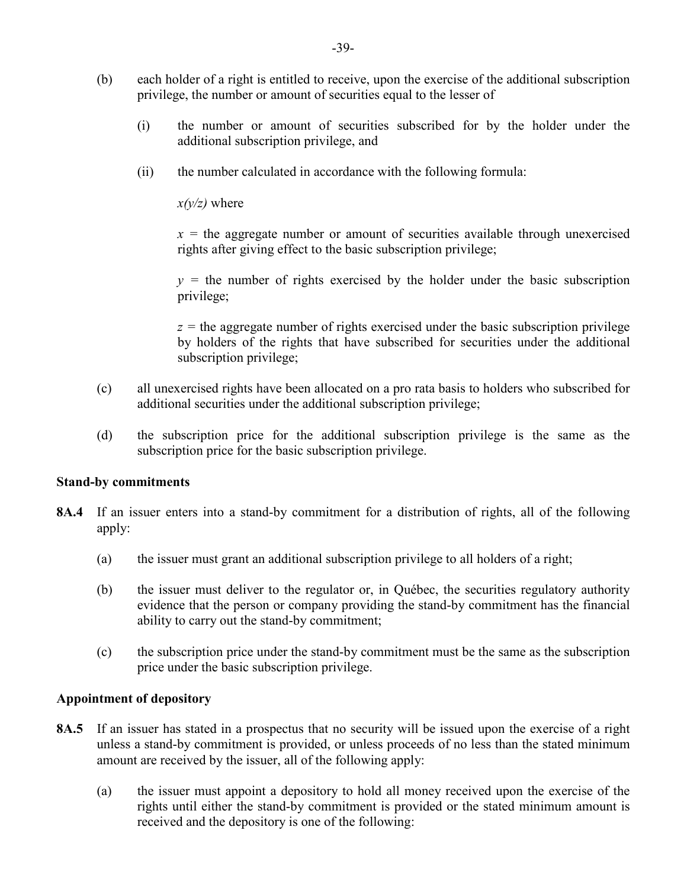(b) each holder of a right is entitled to receive, upon the exercise of the additional subscription privilege, the number or amount of securities equal to the lesser of

  (i) the number or amount of securities subscribed for by the holder under the additional subscription privilege, and

  (ii) the number calculated in accordance with the following formula:

  $x(y/z)$ where

  $x$ = the aggregate number or amount of securities available through unexercised rights after giving effect to the basic subscription privilege;

  $y$ = the number of rights exercised by the holder under the basic subscription privilege;

  $z$ = the aggregate number of rights exercised under the basic subscription privilege by holders of the rights that have subscribed for securities under the additional subscription privilege;

(c) all unexercised rights have been allocated on a pro rata basis to holders who subscribed for additional securities under the additional subscription privilege;

(d) the subscription price for the additional subscription privilege is the same as the subscription price for the basic subscription privilege.

**Stand-by commitments**

**8A.4** If an issuer enters into a stand-by commitment for a distribution of rights, all of the following apply:

(a) the issuer must grant an additional subscription privilege to all holders of a right;

(b) the issuer must deliver to the regulator or, in Québec, the securities regulatory authority evidence that the person or company providing the stand-by commitment has the financial ability to carry out the stand-by commitment;

(c) the subscription price under the stand-by commitment must be the same as the subscription price under the basic subscription privilege.

**Appointment of depository**

**8A.5** If an issuer has stated in a prospectus that no security will be issued upon the exercise of a right unless a stand-by commitment is provided, or unless proceeds of no less than the stated minimum amount are received by the issuer, all of the following apply:

(a) the issuer must appoint a depository to hold all money received upon the exercise of the rights until either the stand-by commitment is provided or the stated minimum amount is received and the depository is one of the following: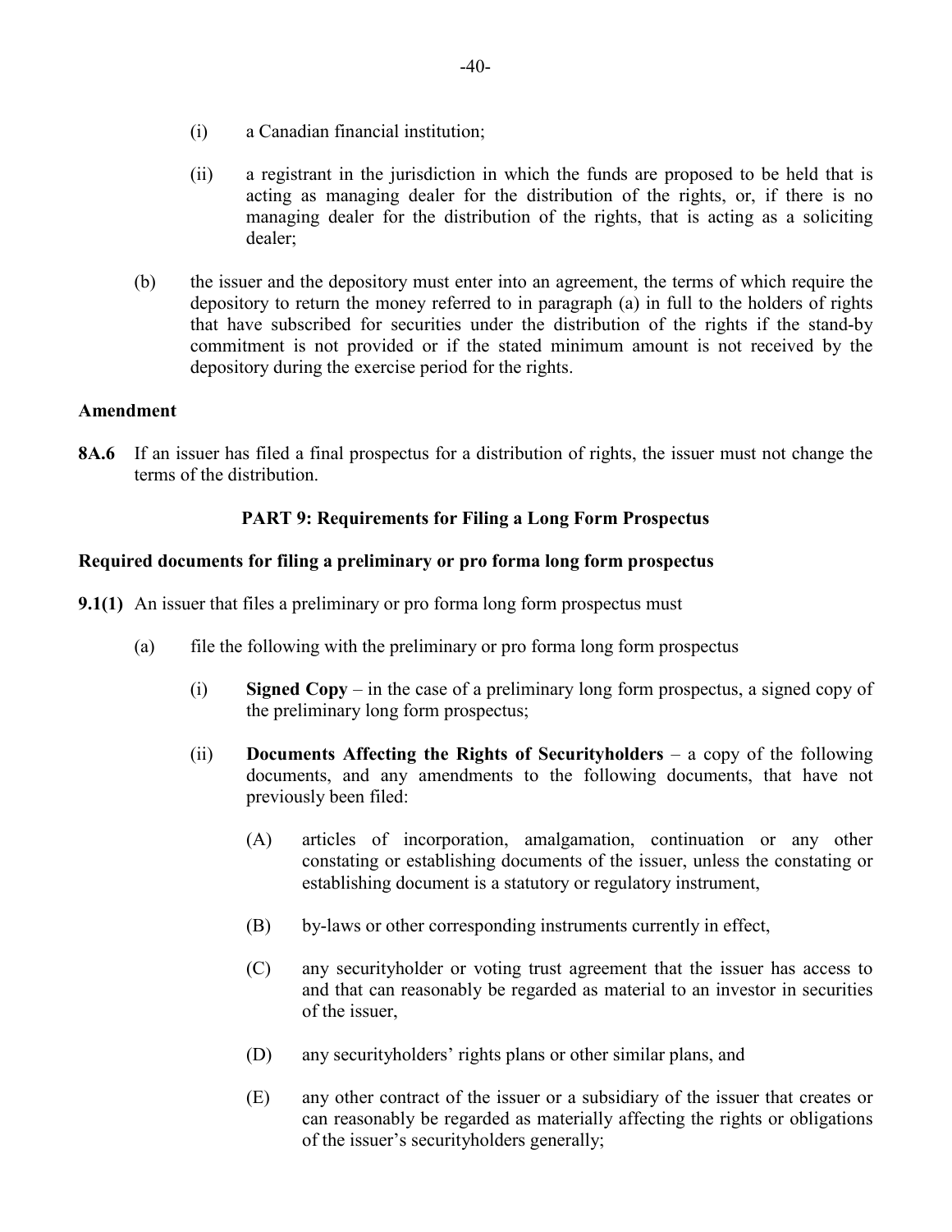(i) a Canadian financial institution;

(ii) a registrant in the jurisdiction in which the funds are proposed to be held that is acting as managing dealer for the distribution of the rights, or, if there is no managing dealer for the distribution of the rights, that is acting as a soliciting dealer;

(b) the issuer and the depository must enter into an agreement, the terms of which require the depository to return the money referred to in paragraph (a) in full to the holders of rights that have subscribed for securities under the distribution of the rights if the stand-by commitment is not provided or if the stated minimum amount is not received by the depository during the exercise period for the rights.

**Amendment**

**8A.6** If an issuer has filed a final prospectus for a distribution of rights, the issuer must not change the terms of the distribution.

## PART 9: Requirements for Filing a Long Form Prospectus

**Required documents for filing a preliminary or pro forma long form prospectus**

**9.1(1)** An issuer that files a preliminary or pro forma long form prospectus must

(a) file the following with the preliminary or pro forma long form prospectus

(i) **Signed Copy** – in the case of a preliminary long form prospectus, a signed copy of the preliminary long form prospectus;

(ii) **Documents Affecting the Rights of Securityholders** – a copy of the following documents, and any amendments to the following documents, that have not previously been filed:

(A) articles of incorporation, amalgamation, continuation or any other constating or establishing documents of the issuer, unless the constating or establishing document is a statutory or regulatory instrument,

(B) by-laws or other corresponding instruments currently in effect,

(C) any securityholder or voting trust agreement that the issuer has access to and that can reasonably be regarded as material to an investor in securities of the issuer,

(D) any securityholders' rights plans or other similar plans, and

(E) any other contract of the issuer or a subsidiary of the issuer that creates or can reasonably be regarded as materially affecting the rights or obligations of the issuer's securityholders generally;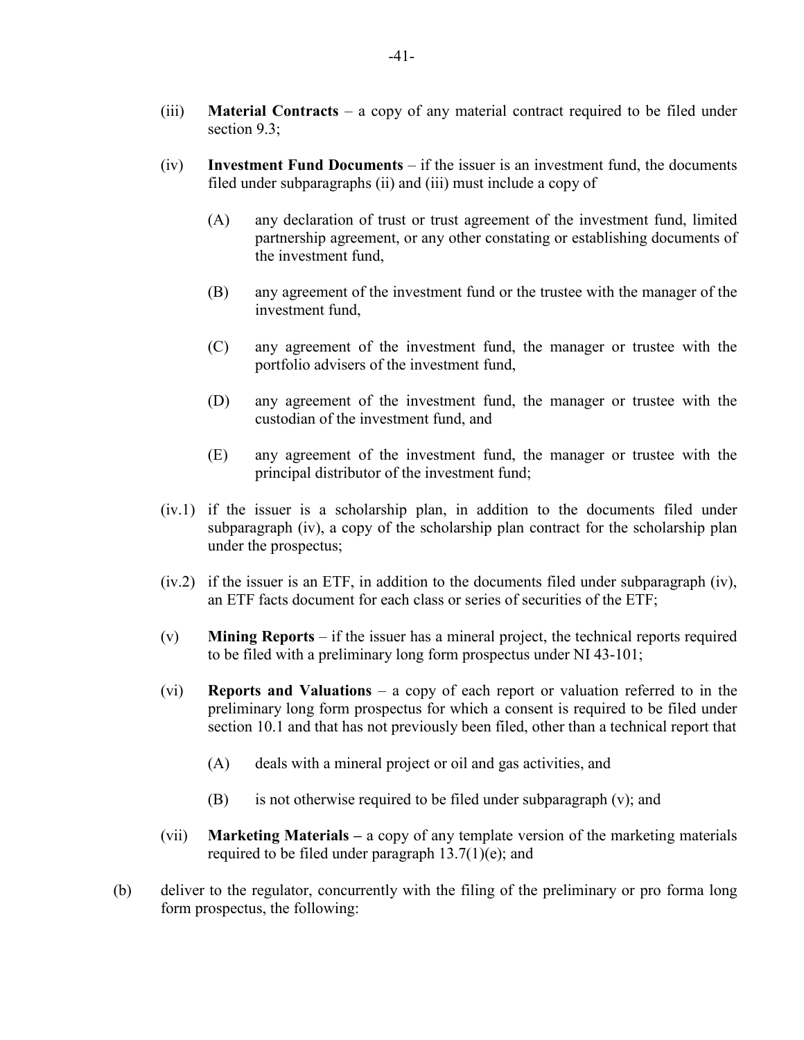(iii) **Material Contracts** – a copy of any material contract required to be filed under section 9.3;

(iv) **Investment Fund Documents** – if the issuer is an investment fund, the documents filed under subparagraphs (ii) and (iii) must include a copy of

(A) any declaration of trust or trust agreement of the investment fund, limited partnership agreement, or any other constating or establishing documents of the investment fund,

(B) any agreement of the investment fund or the trustee with the manager of the investment fund,

(C) any agreement of the investment fund, the manager or trustee with the portfolio advisers of the investment fund,

(D) any agreement of the investment fund, the manager or trustee with the custodian of the investment fund, and

(E) any agreement of the investment fund, the manager or trustee with the principal distributor of the investment fund;

(iv.1) if the issuer is a scholarship plan, in addition to the documents filed under subparagraph (iv), a copy of the scholarship plan contract for the scholarship plan under the prospectus;

(iv.2) if the issuer is an ETF, in addition to the documents filed under subparagraph (iv), an ETF facts document for each class or series of securities of the ETF;

(v) **Mining Reports** – if the issuer has a mineral project, the technical reports required to be filed with a preliminary long form prospectus under NI 43-101;

(vi) **Reports and Valuations** – a copy of each report or valuation referred to in the preliminary long form prospectus for which a consent is required to be filed under section 10.1 and that has not previously been filed, other than a technical report that

(A) deals with a mineral project or oil and gas activities, and

(B) is not otherwise required to be filed under subparagraph (v); and

(vii) **Marketing Materials –** a copy of any template version of the marketing materials required to be filed under paragraph 13.7(1)(e); and

(b) deliver to the regulator, concurrently with the filing of the preliminary or pro forma long form prospectus, the following: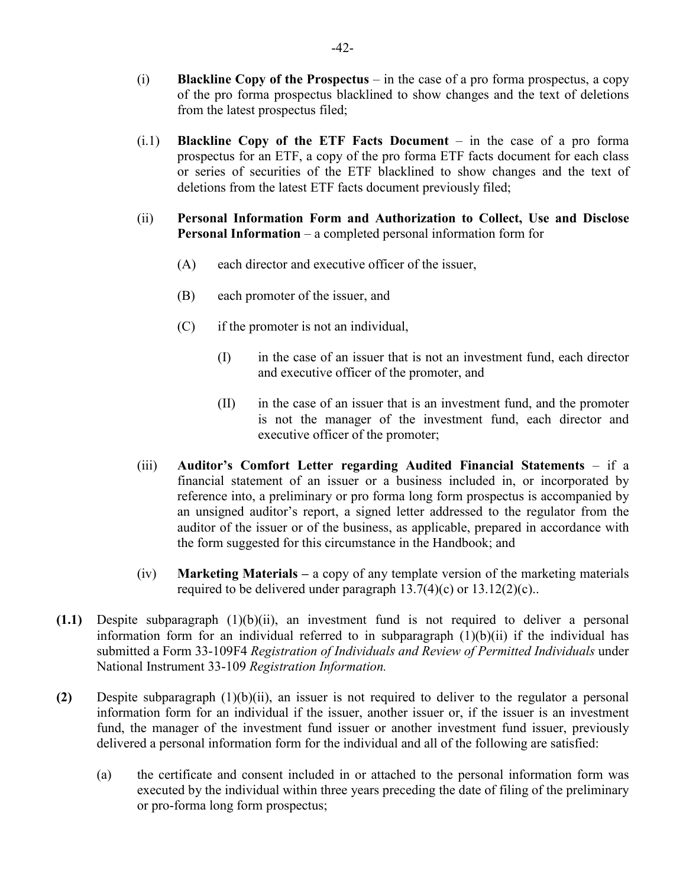(i) **Blackline Copy of the Prospectus** – in the case of a pro forma prospectus, a copy of the pro forma prospectus blacklined to show changes and the text of deletions from the latest prospectus filed;

(i.1) **Blackline Copy of the ETF Facts Document** – in the case of a pro forma prospectus for an ETF, a copy of the pro forma ETF facts document for each class or series of securities of the ETF blacklined to show changes and the text of deletions from the latest ETF facts document previously filed;

(ii) **Personal Information Form and Authorization to Collect, Use and Disclose Personal Information** – a completed personal information form for

(A) each director and executive officer of the issuer,

(B) each promoter of the issuer, and

(C) if the promoter is not an individual,

(I) in the case of an issuer that is not an investment fund, each director and executive officer of the promoter, and

(II) in the case of an issuer that is an investment fund, and the promoter is not the manager of the investment fund, each director and executive officer of the promoter;

(iii) **Auditor's Comfort Letter regarding Audited Financial Statements** – if a financial statement of an issuer or a business included in, or incorporated by reference into, a preliminary or pro forma long form prospectus is accompanied by an unsigned auditor's report, a signed letter addressed to the regulator from the auditor of the issuer or of the business, as applicable, prepared in accordance with the form suggested for this circumstance in the Handbook; and

(iv) **Marketing Materials –** a copy of any template version of the marketing materials required to be delivered under paragraph 13.7(4)(c) or 13.12(2)(c)..

**(1.1)** Despite subparagraph (1)(b)(ii), an investment fund is not required to deliver a personal information form for an individual referred to in subparagraph (1)(b)(ii) if the individual has submitted a Form 33-109F4 *Registration of Individuals and Review of Permitted Individuals* under National Instrument 33-109 *Registration Information.*

**(2)** Despite subparagraph (1)(b)(ii), an issuer is not required to deliver to the regulator a personal information form for an individual if the issuer, another issuer or, if the issuer is an investment fund, the manager of the investment fund issuer or another investment fund issuer, previously delivered a personal information form for the individual and all of the following are satisfied:

(a) the certificate and consent included in or attached to the personal information form was executed by the individual within three years preceding the date of filing of the preliminary or pro-forma long form prospectus;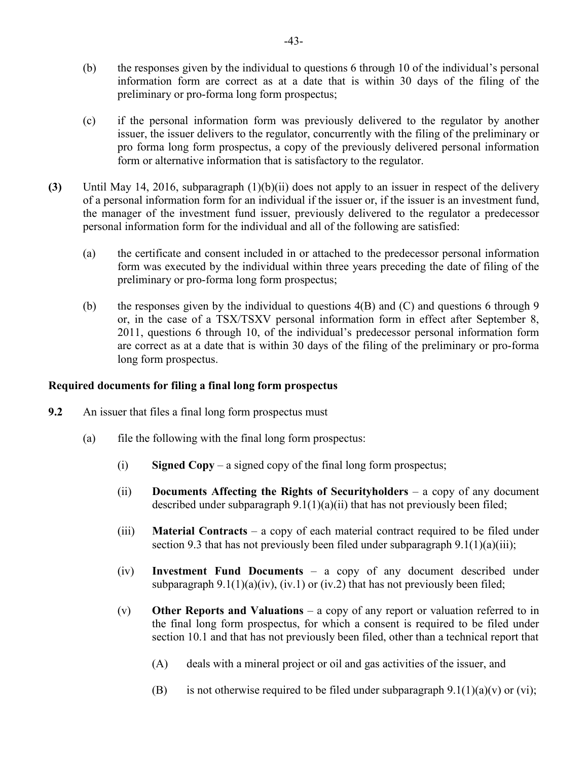(b) the responses given by the individual to questions 6 through 10 of the individual's personal information form are correct as at a date that is within 30 days of the filing of the preliminary or pro-forma long form prospectus;

(c) if the personal information form was previously delivered to the regulator by another issuer, the issuer delivers to the regulator, concurrently with the filing of the preliminary or pro forma long form prospectus, a copy of the previously delivered personal information form or alternative information that is satisfactory to the regulator.

**(3)** Until May 14, 2016, subparagraph (1)(b)(ii) does not apply to an issuer in respect of the delivery of a personal information form for an individual if the issuer or, if the issuer is an investment fund, the manager of the investment fund issuer, previously delivered to the regulator a predecessor personal information form for the individual and all of the following are satisfied:

(a) the certificate and consent included in or attached to the predecessor personal information form was executed by the individual within three years preceding the date of filing of the preliminary or pro-forma long form prospectus;

(b) the responses given by the individual to questions 4(B) and (C) and questions 6 through 9 or, in the case of a TSX/TSXV personal information form in effect after September 8, 2011, questions 6 through 10, of the individual's predecessor personal information form are correct as at a date that is within 30 days of the filing of the preliminary or pro-forma long form prospectus.

**Required documents for filing a final long form prospectus**

**9.2** An issuer that files a final long form prospectus must

(a) file the following with the final long form prospectus:

(i) **Signed Copy** – a signed copy of the final long form prospectus;

(ii) **Documents Affecting the Rights of Securityholders** – a copy of any document described under subparagraph 9.1(1)(a)(ii) that has not previously been filed;

(iii) **Material Contracts** – a copy of each material contract required to be filed under section 9.3 that has not previously been filed under subparagraph 9.1(1)(a)(iii);

(iv) **Investment Fund Documents** – a copy of any document described under subparagraph 9.1(1)(a)(iv), (iv.1) or (iv.2) that has not previously been filed;

(v) **Other Reports and Valuations** – a copy of any report or valuation referred to in the final long form prospectus, for which a consent is required to be filed under section 10.1 and that has not previously been filed, other than a technical report that

(A) deals with a mineral project or oil and gas activities of the issuer, and

(B) is not otherwise required to be filed under subparagraph 9.1(1)(a)(v) or (vi);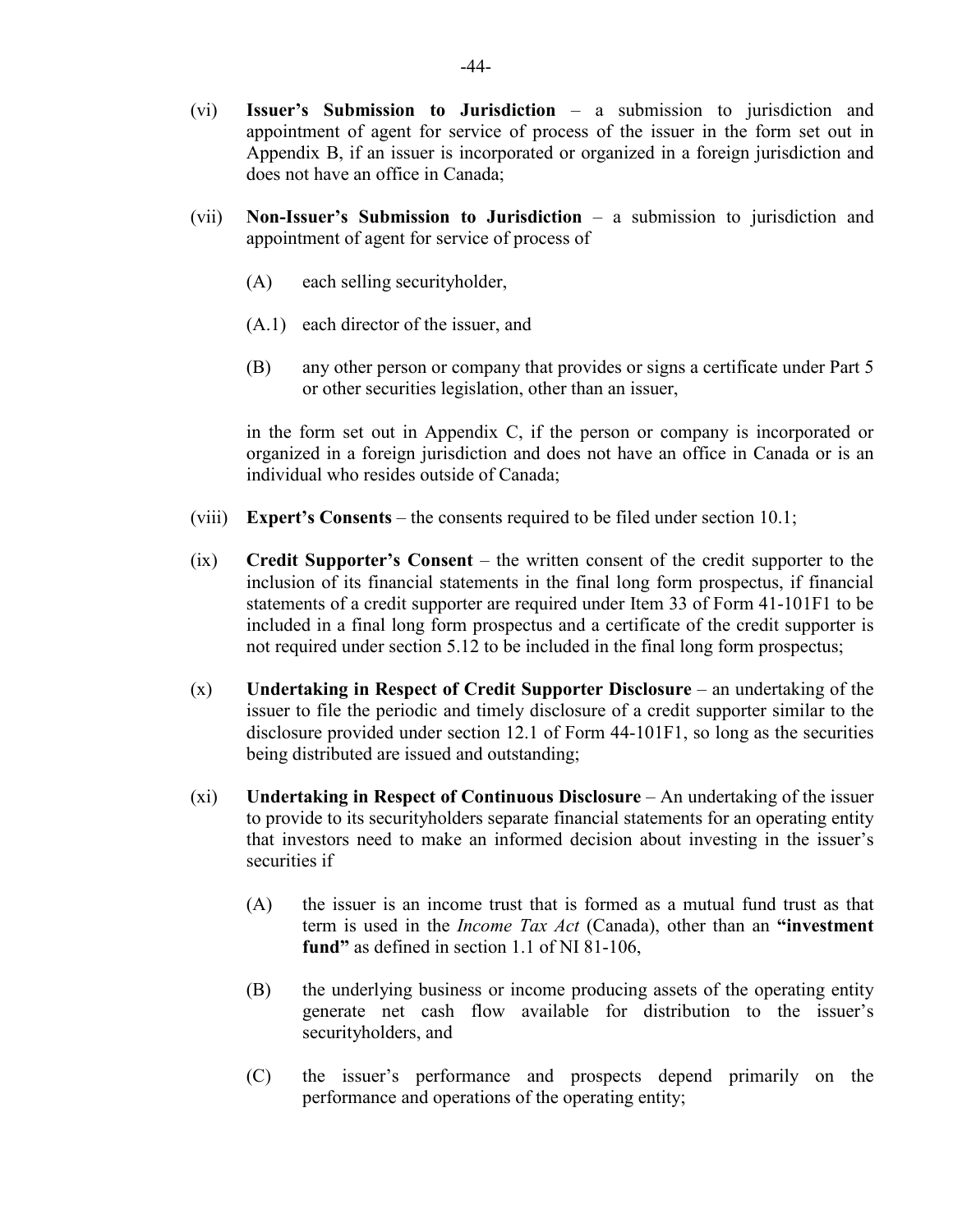(vi) **Issuer's Submission to Jurisdiction** – a submission to jurisdiction and appointment of agent for service of process of the issuer in the form set out in Appendix B, if an issuer is incorporated or organized in a foreign jurisdiction and does not have an office in Canada;

(vii) **Non-Issuer's Submission to Jurisdiction** – a submission to jurisdiction and appointment of agent for service of process of

(A) each selling securityholder,

(A.1) each director of the issuer, and

(B) any other person or company that provides or signs a certificate under Part 5 or other securities legislation, other than an issuer,

in the form set out in Appendix C, if the person or company is incorporated or organized in a foreign jurisdiction and does not have an office in Canada or is an individual who resides outside of Canada;

(viii) **Expert's Consents** – the consents required to be filed under section 10.1;

(ix) **Credit Supporter's Consent** – the written consent of the credit supporter to the inclusion of its financial statements in the final long form prospectus, if financial statements of a credit supporter are required under Item 33 of Form 41-101F1 to be included in a final long form prospectus and a certificate of the credit supporter is not required under section 5.12 to be included in the final long form prospectus;

(x) **Undertaking in Respect of Credit Supporter Disclosure** – an undertaking of the issuer to file the periodic and timely disclosure of a credit supporter similar to the disclosure provided under section 12.1 of Form 44-101F1, so long as the securities being distributed are issued and outstanding;

(xi) **Undertaking in Respect of Continuous Disclosure** – An undertaking of the issuer to provide to its securityholders separate financial statements for an operating entity that investors need to make an informed decision about investing in the issuer's securities if

(A) the issuer is an income trust that is formed as a mutual fund trust as that term is used in the *Income Tax Act* (Canada), other than an **"investment fund"** as defined in section 1.1 of NI 81-106,

(B) the underlying business or income producing assets of the operating entity generate net cash flow available for distribution to the issuer's securityholders, and

(C) the issuer's performance and prospects depend primarily on the performance and operations of the operating entity;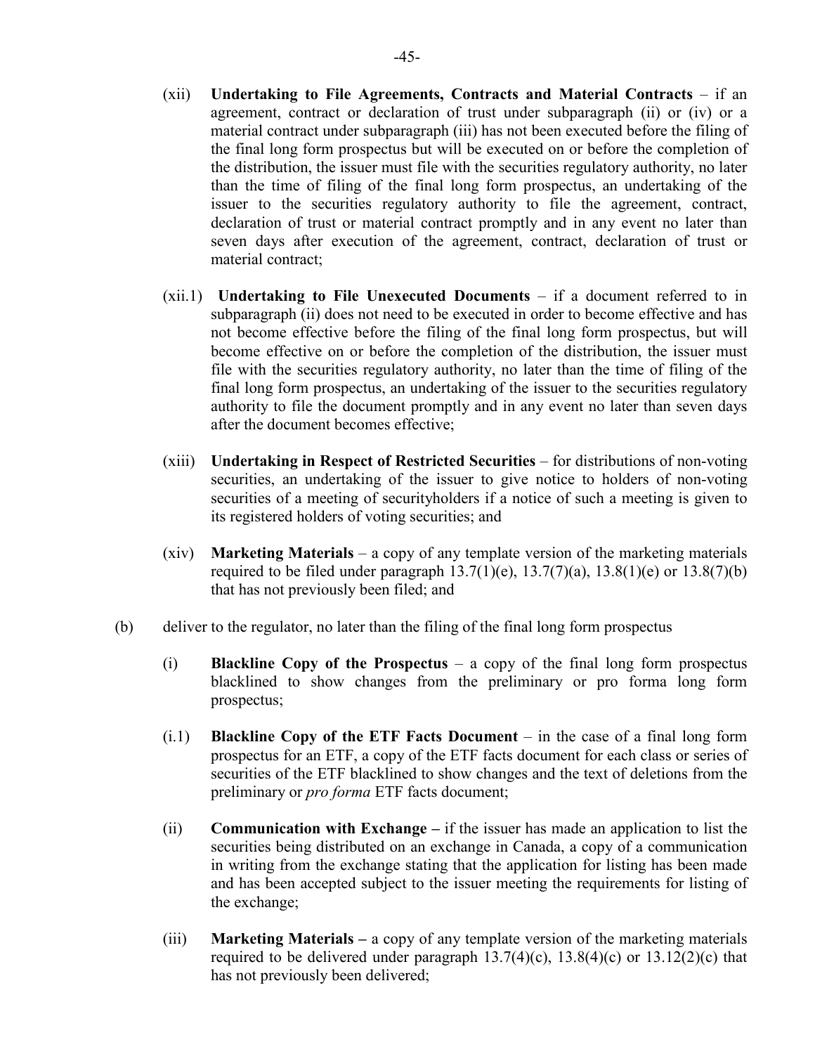(xii) **Undertaking to File Agreements, Contracts and Material Contracts** – if an agreement, contract or declaration of trust under subparagraph (ii) or (iv) or a material contract under subparagraph (iii) has not been executed before the filing of the final long form prospectus but will be executed on or before the completion of the distribution, the issuer must file with the securities regulatory authority, no later than the time of filing of the final long form prospectus, an undertaking of the issuer to the securities regulatory authority to file the agreement, contract, declaration of trust or material contract promptly and in any event no later than seven days after execution of the agreement, contract, declaration of trust or material contract;

(xii.1) **Undertaking to File Unexecuted Documents** – if a document referred to in subparagraph (ii) does not need to be executed in order to become effective and has not become effective before the filing of the final long form prospectus, but will become effective on or before the completion of the distribution, the issuer must file with the securities regulatory authority, no later than the time of filing of the final long form prospectus, an undertaking of the issuer to the securities regulatory authority to file the document promptly and in any event no later than seven days after the document becomes effective;

(xiii) **Undertaking in Respect of Restricted Securities** – for distributions of non-voting securities, an undertaking of the issuer to give notice to holders of non-voting securities of a meeting of securityholders if a notice of such a meeting is given to its registered holders of voting securities; and

(xiv) **Marketing Materials** – a copy of any template version of the marketing materials required to be filed under paragraph 13.7(1)(e), 13.7(7)(a), 13.8(1)(e) or 13.8(7)(b) that has not previously been filed; and

(b) deliver to the regulator, no later than the filing of the final long form prospectus

(i) **Blackline Copy of the Prospectus** – a copy of the final long form prospectus blacklined to show changes from the preliminary or pro forma long form prospectus;

(i.1) **Blackline Copy of the ETF Facts Document** – in the case of a final long form prospectus for an ETF, a copy of the ETF facts document for each class or series of securities of the ETF blacklined to show changes and the text of deletions from the preliminary or *pro forma* ETF facts document;

(ii) **Communication with Exchange –** if the issuer has made an application to list the securities being distributed on an exchange in Canada, a copy of a communication in writing from the exchange stating that the application for listing has been made and has been accepted subject to the issuer meeting the requirements for listing of the exchange;

(iii) **Marketing Materials –** a copy of any template version of the marketing materials required to be delivered under paragraph 13.7(4)(c), 13.8(4)(c) or 13.12(2)(c) that has not previously been delivered;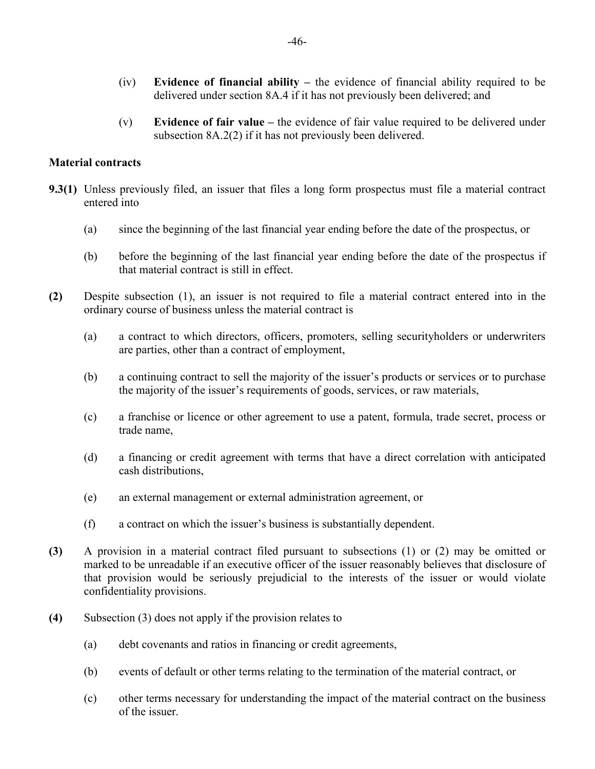(iv) **Evidence of financial ability** – the evidence of financial ability required to be delivered under section 8A.4 if it has not previously been delivered; and

(v) **Evidence of fair value** – the evidence of fair value required to be delivered under subsection 8A.2(2) if it has not previously been delivered.

**Material contracts**

**9.3(1)** Unless previously filed, an issuer that files a long form prospectus must file a material contract entered into

(a) since the beginning of the last financial year ending before the date of the prospectus, or

(b) before the beginning of the last financial year ending before the date of the prospectus if that material contract is still in effect.

**(2)** Despite subsection (1), an issuer is not required to file a material contract entered into in the ordinary course of business unless the material contract is

(a) a contract to which directors, officers, promoters, selling securityholders or underwriters are parties, other than a contract of employment,

(b) a continuing contract to sell the majority of the issuer's products or services or to purchase the majority of the issuer's requirements of goods, services, or raw materials,

(c) a franchise or licence or other agreement to use a patent, formula, trade secret, process or trade name,

(d) a financing or credit agreement with terms that have a direct correlation with anticipated cash distributions,

(e) an external management or external administration agreement, or

(f) a contract on which the issuer's business is substantially dependent.

**(3)** A provision in a material contract filed pursuant to subsections (1) or (2) may be omitted or marked to be unreadable if an executive officer of the issuer reasonably believes that disclosure of that provision would be seriously prejudicial to the interests of the issuer or would violate confidentiality provisions.

**(4)** Subsection (3) does not apply if the provision relates to

(a) debt covenants and ratios in financing or credit agreements,

(b) events of default or other terms relating to the termination of the material contract, or

(c) other terms necessary for understanding the impact of the material contract on the business of the issuer.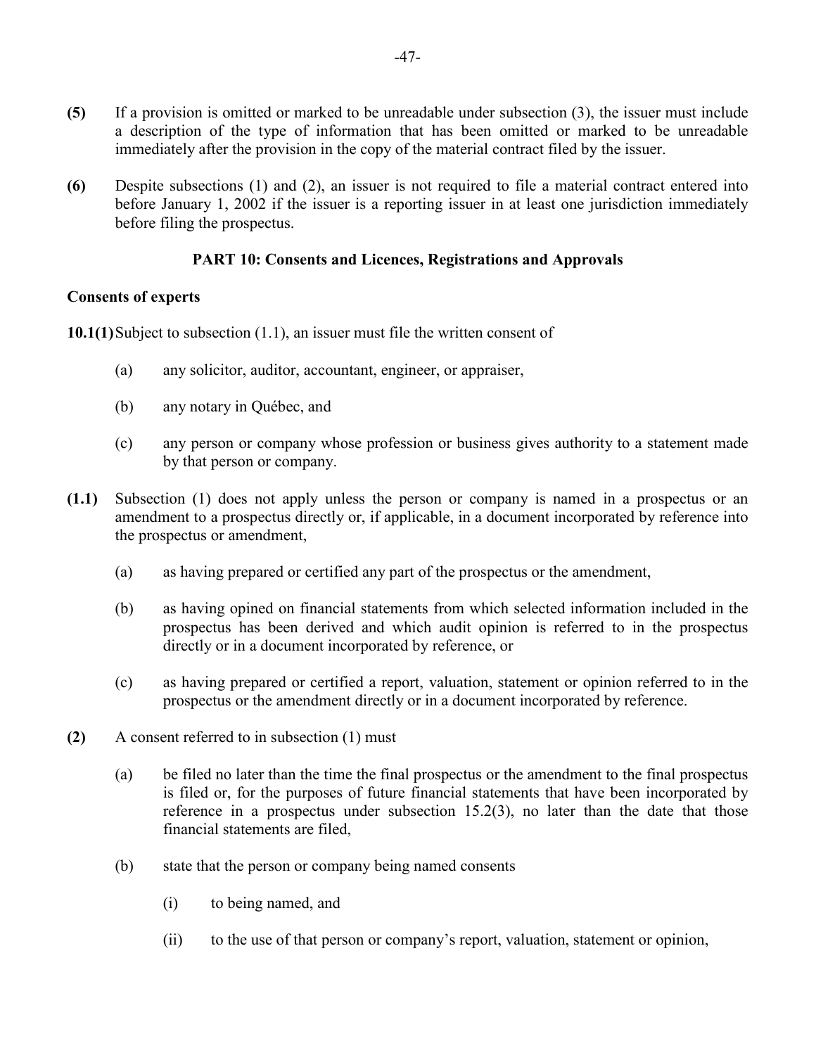**(5)** If a provision is omitted or marked to be unreadable under subsection (3), the issuer must include a description of the type of information that has been omitted or marked to be unreadable immediately after the provision in the copy of the material contract filed by the issuer.

**(6)** Despite subsections (1) and (2), an issuer is not required to file a material contract entered into before January 1, 2002 if the issuer is a reporting issuer in at least one jurisdiction immediately before filing the prospectus.

## PART 10: Consents and Licences, Registrations and Approvals

### Consents of experts

**10.1(1)** Subject to subsection (1.1), an issuer must file the written consent of

(a) any solicitor, auditor, accountant, engineer, or appraiser,

(b) any notary in Québec, and

(c) any person or company whose profession or business gives authority to a statement made by that person or company.

**(1.1)** Subsection (1) does not apply unless the person or company is named in a prospectus or an amendment to a prospectus directly or, if applicable, in a document incorporated by reference into the prospectus or amendment,

(a) as having prepared or certified any part of the prospectus or the amendment,

(b) as having opined on financial statements from which selected information included in the prospectus has been derived and which audit opinion is referred to in the prospectus directly or in a document incorporated by reference, or

(c) as having prepared or certified a report, valuation, statement or opinion referred to in the prospectus or the amendment directly or in a document incorporated by reference.

**(2)** A consent referred to in subsection (1) must

(a) be filed no later than the time the final prospectus or the amendment to the final prospectus is filed or, for the purposes of future financial statements that have been incorporated by reference in a prospectus under subsection 15.2(3), no later than the date that those financial statements are filed,

(b) state that the person or company being named consents

(i) to being named, and

(ii) to the use of that person or company's report, valuation, statement or opinion,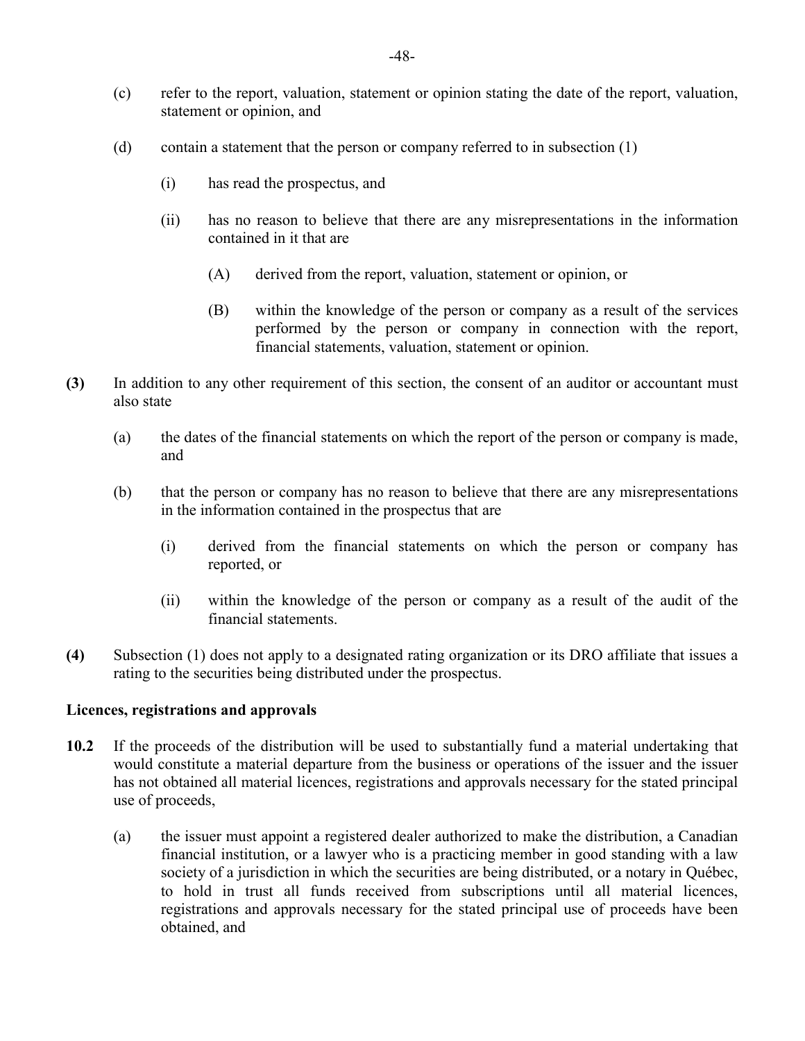(c) refer to the report, valuation, statement or opinion stating the date of the report, valuation, statement or opinion, and

(d) contain a statement that the person or company referred to in subsection (1)

(i) has read the prospectus, and

(ii) has no reason to believe that there are any misrepresentations in the information contained in it that are

(A) derived from the report, valuation, statement or opinion, or

(B) within the knowledge of the person or company as a result of the services performed by the person or company in connection with the report, financial statements, valuation, statement or opinion.

**(3)** In addition to any other requirement of this section, the consent of an auditor or accountant must also state

(a) the dates of the financial statements on which the report of the person or company is made, and

(b) that the person or company has no reason to believe that there are any misrepresentations in the information contained in the prospectus that are

(i) derived from the financial statements on which the person or company has reported, or

(ii) within the knowledge of the person or company as a result of the audit of the financial statements.

**(4)** Subsection (1) does not apply to a designated rating organization or its DRO affiliate that issues a rating to the securities being distributed under the prospectus.

**Licences, registrations and approvals**

**10.2** If the proceeds of the distribution will be used to substantially fund a material undertaking that would constitute a material departure from the business or operations of the issuer and the issuer has not obtained all material licences, registrations and approvals necessary for the stated principal use of proceeds,

(a) the issuer must appoint a registered dealer authorized to make the distribution, a Canadian financial institution, or a lawyer who is a practicing member in good standing with a law society of a jurisdiction in which the securities are being distributed, or a notary in Québec, to hold in trust all funds received from subscriptions until all material licences, registrations and approvals necessary for the stated principal use of proceeds have been obtained, and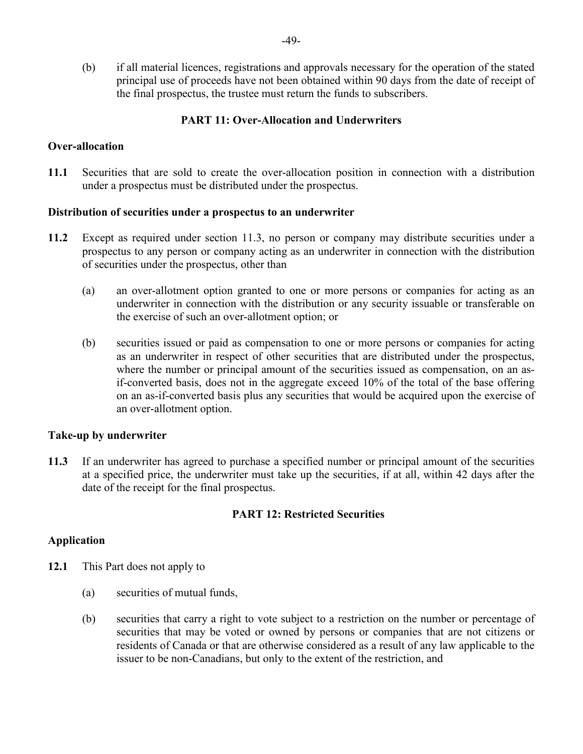(b) if all material licences, registrations and approvals necessary for the operation of the stated principal use of proceeds have not been obtained within 90 days from the date of receipt of the final prospectus, the trustee must return the funds to subscribers.

## PART 11: Over-Allocation and Underwriters

### Over-allocation

**11.1** Securities that are sold to create the over-allocation position in connection with a distribution under a prospectus must be distributed under the prospectus.

### Distribution of securities under a prospectus to an underwriter

**11.2** Except as required under section 11.3, no person or company may distribute securities under a prospectus to any person or company acting as an underwriter in connection with the distribution of securities under the prospectus, other than

(a) an over-allotment option granted to one or more persons or companies for acting as an underwriter in connection with the distribution or any security issuable or transferable on the exercise of such an over-allotment option; or

(b) securities issued or paid as compensation to one or more persons or companies for acting as an underwriter in respect of other securities that are distributed under the prospectus, where the number or principal amount of the securities issued as compensation, on an as-if-converted basis, does not in the aggregate exceed 10% of the total of the base offering on an as-if-converted basis plus any securities that would be acquired upon the exercise of an over-allotment option.

### Take-up by underwriter

**11.3** If an underwriter has agreed to purchase a specified number or principal amount of the securities at a specified price, the underwriter must take up the securities, if at all, within 42 days after the date of the receipt for the final prospectus.

## PART 12: Restricted Securities

### Application

**12.1** This Part does not apply to

(a) securities of mutual funds,

(b) securities that carry a right to vote subject to a restriction on the number or percentage of securities that may be voted or owned by persons or companies that are not citizens or residents of Canada or that are otherwise considered as a result of any law applicable to the issuer to be non-Canadians, but only to the extent of the restriction, and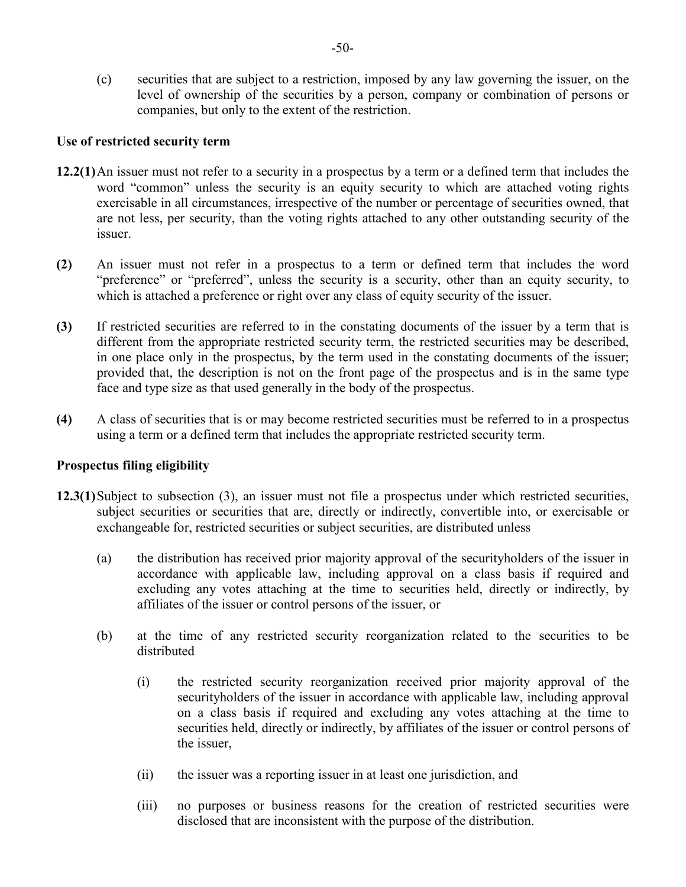(c) securities that are subject to a restriction, imposed by any law governing the issuer, on the level of ownership of the securities by a person, company or combination of persons or companies, but only to the extent of the restriction.

**Use of restricted security term**

**12.2(1)** An issuer must not refer to a security in a prospectus by a term or a defined term that includes the word "common" unless the security is an equity security to which are attached voting rights exercisable in all circumstances, irrespective of the number or percentage of securities owned, that are not less, per security, than the voting rights attached to any other outstanding security of the issuer.

**(2)** An issuer must not refer in a prospectus to a term or defined term that includes the word "preference" or "preferred", unless the security is a security, other than an equity security, to which is attached a preference or right over any class of equity security of the issuer.

**(3)** If restricted securities are referred to in the constating documents of the issuer by a term that is different from the appropriate restricted security term, the restricted securities may be described, in one place only in the prospectus, by the term used in the constating documents of the issuer; provided that, the description is not on the front page of the prospectus and is in the same type face and type size as that used generally in the body of the prospectus.

**(4)** A class of securities that is or may become restricted securities must be referred to in a prospectus using a term or a defined term that includes the appropriate restricted security term.

**Prospectus filing eligibility**

**12.3(1)** Subject to subsection (3), an issuer must not file a prospectus under which restricted securities, subject securities or securities that are, directly or indirectly, convertible into, or exercisable or exchangeable for, restricted securities or subject securities, are distributed unless

(a) the distribution has received prior majority approval of the securityholders of the issuer in accordance with applicable law, including approval on a class basis if required and excluding any votes attaching at the time to securities held, directly or indirectly, by affiliates of the issuer or control persons of the issuer, or

(b) at the time of any restricted security reorganization related to the securities to be distributed

(i) the restricted security reorganization received prior majority approval of the securityholders of the issuer in accordance with applicable law, including approval on a class basis if required and excluding any votes attaching at the time to securities held, directly or indirectly, by affiliates of the issuer or control persons of the issuer,

(ii) the issuer was a reporting issuer in at least one jurisdiction, and

(iii) no purposes or business reasons for the creation of restricted securities were disclosed that are inconsistent with the purpose of the distribution.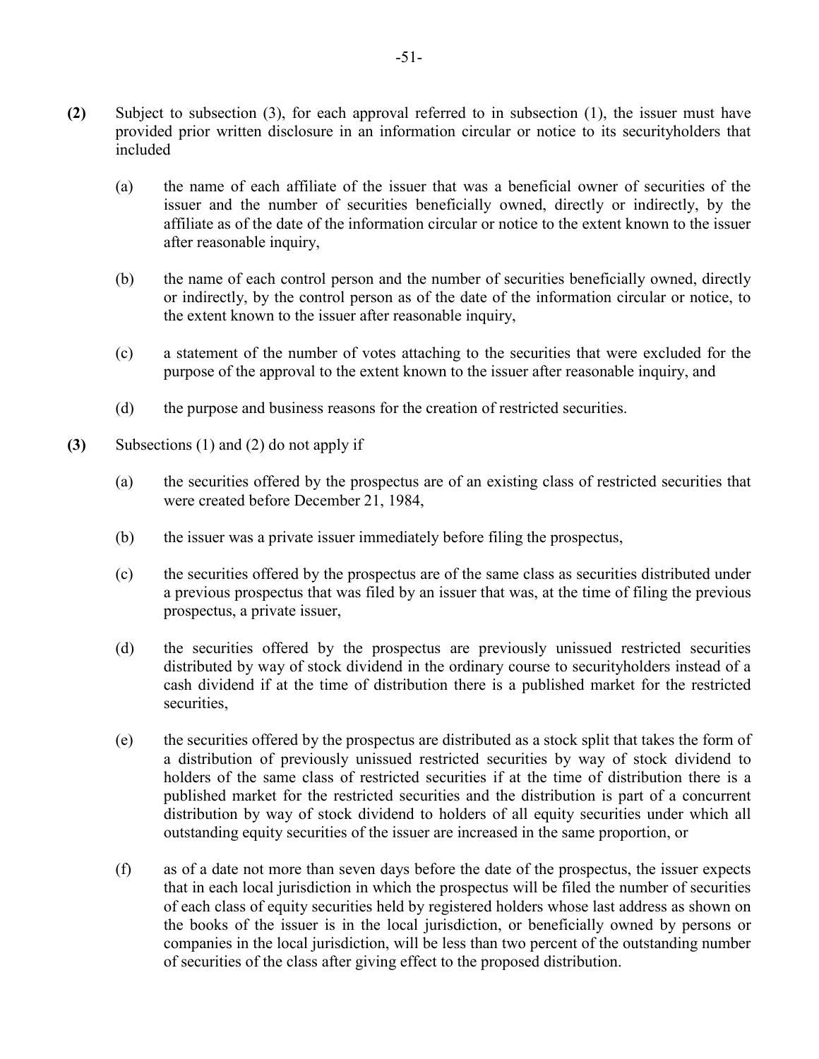**(2)** Subject to subsection (3), for each approval referred to in subsection (1), the issuer must have provided prior written disclosure in an information circular or notice to its securityholders that included

(a) the name of each affiliate of the issuer that was a beneficial owner of securities of the issuer and the number of securities beneficially owned, directly or indirectly, by the affiliate as of the date of the information circular or notice to the extent known to the issuer after reasonable inquiry,

(b) the name of each control person and the number of securities beneficially owned, directly or indirectly, by the control person as of the date of the information circular or notice, to the extent known to the issuer after reasonable inquiry,

(c) a statement of the number of votes attaching to the securities that were excluded for the purpose of the approval to the extent known to the issuer after reasonable inquiry, and

(d) the purpose and business reasons for the creation of restricted securities.

**(3)** Subsections (1) and (2) do not apply if

(a) the securities offered by the prospectus are of an existing class of restricted securities that were created before December 21, 1984,

(b) the issuer was a private issuer immediately before filing the prospectus,

(c) the securities offered by the prospectus are of the same class as securities distributed under a previous prospectus that was filed by an issuer that was, at the time of filing the previous prospectus, a private issuer,

(d) the securities offered by the prospectus are previously unissued restricted securities distributed by way of stock dividend in the ordinary course to securityholders instead of a cash dividend if at the time of distribution there is a published market for the restricted securities,

(e) the securities offered by the prospectus are distributed as a stock split that takes the form of a distribution of previously unissued restricted securities by way of stock dividend to holders of the same class of restricted securities if at the time of distribution there is a published market for the restricted securities and the distribution is part of a concurrent distribution by way of stock dividend to holders of all equity securities under which all outstanding equity securities of the issuer are increased in the same proportion, or

(f) as of a date not more than seven days before the date of the prospectus, the issuer expects that in each local jurisdiction in which the prospectus will be filed the number of securities of each class of equity securities held by registered holders whose last address as shown on the books of the issuer is in the local jurisdiction, or beneficially owned by persons or companies in the local jurisdiction, will be less than two percent of the outstanding number of securities of the class after giving effect to the proposed distribution.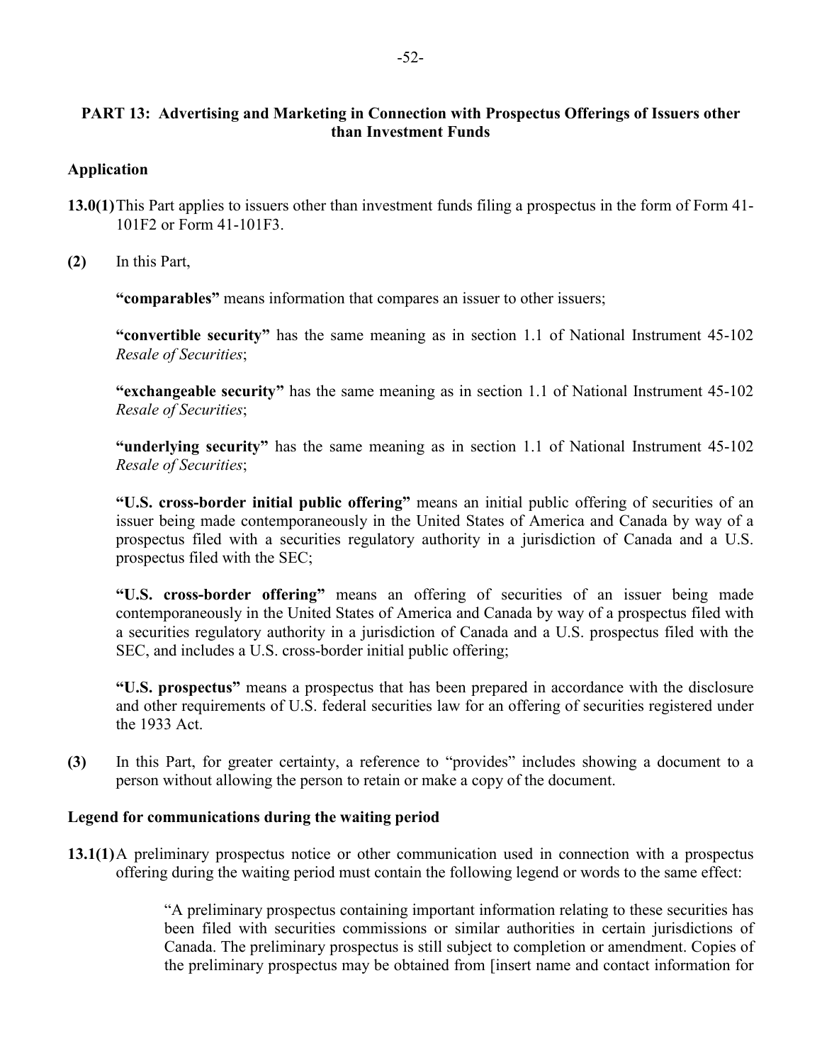## PART 13: Advertising and Marketing in Connection with Prospectus Offerings of Issuers other than Investment Funds

### Application

**13.0(1)** This Part applies to issuers other than investment funds filing a prospectus in the form of Form 41-101F2 or Form 41-101F3.

**(2)** In this Part,

**"comparables"** means information that compares an issuer to other issuers;

**"convertible security"** has the same meaning as in section 1.1 of National Instrument 45-102 *Resale of Securities*;

**"exchangeable security"** has the same meaning as in section 1.1 of National Instrument 45-102 *Resale of Securities*;

**"underlying security"** has the same meaning as in section 1.1 of National Instrument 45-102 *Resale of Securities*;

**"U.S. cross-border initial public offering"** means an initial public offering of securities of an issuer being made contemporaneously in the United States of America and Canada by way of a prospectus filed with a securities regulatory authority in a jurisdiction of Canada and a U.S. prospectus filed with the SEC;

**"U.S. cross-border offering"** means an offering of securities of an issuer being made contemporaneously in the United States of America and Canada by way of a prospectus filed with a securities regulatory authority in a jurisdiction of Canada and a U.S. prospectus filed with the SEC, and includes a U.S. cross-border initial public offering;

**"U.S. prospectus"** means a prospectus that has been prepared in accordance with the disclosure and other requirements of U.S. federal securities law for an offering of securities registered under the 1933 Act.

**(3)** In this Part, for greater certainty, a reference to "provides" includes showing a document to a person without allowing the person to retain or make a copy of the document.

### Legend for communications during the waiting period

**13.1(1)** A preliminary prospectus notice or other communication used in connection with a prospectus offering during the waiting period must contain the following legend or words to the same effect:

> "A preliminary prospectus containing important information relating to these securities has been filed with securities commissions or similar authorities in certain jurisdictions of Canada. The preliminary prospectus is still subject to completion or amendment. Copies of the preliminary prospectus may be obtained from [insert name and contact information for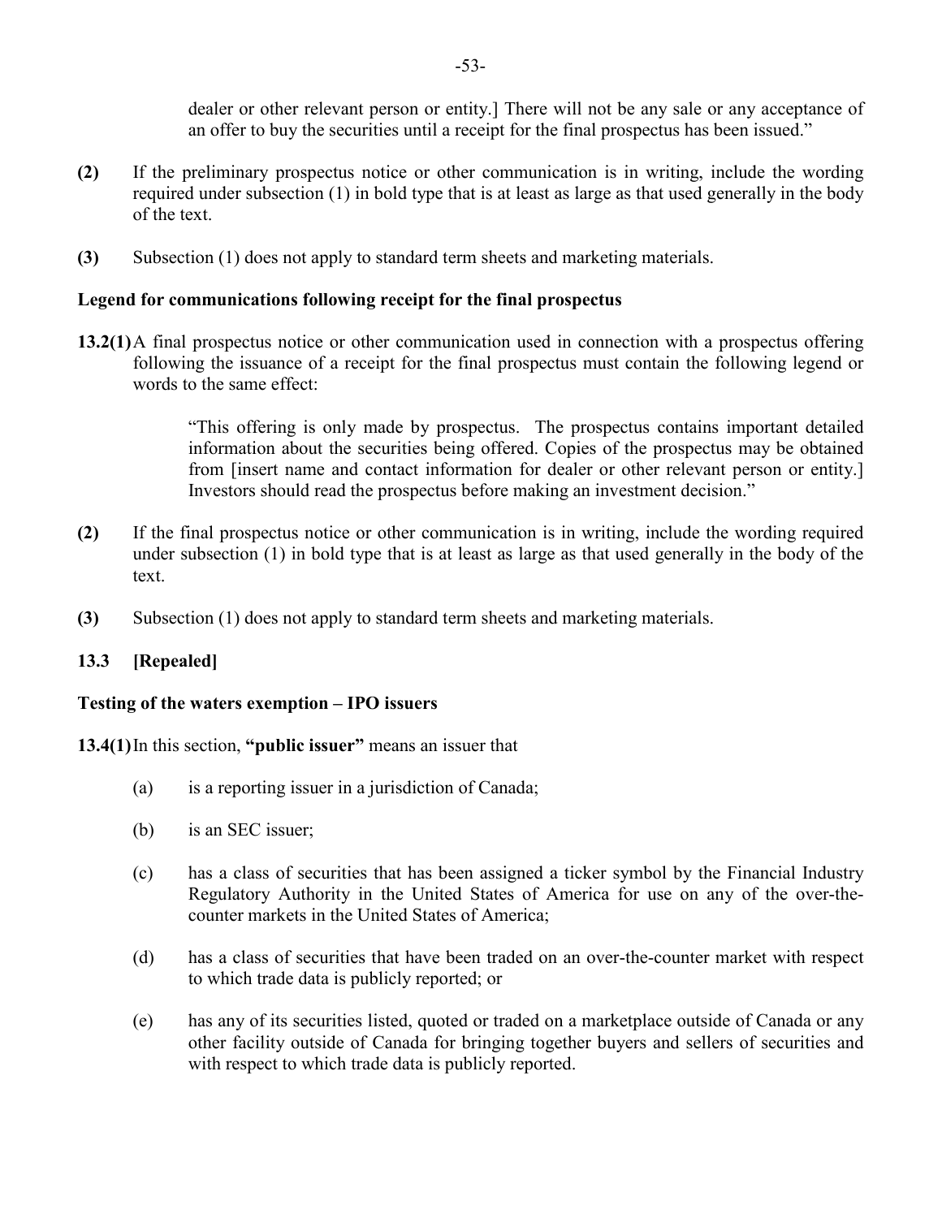dealer or other relevant person or entity.] There will not be any sale or any acceptance of an offer to buy the securities until a receipt for the final prospectus has been issued."

**(2)** If the preliminary prospectus notice or other communication is in writing, include the wording required under subsection (1) in bold type that is at least as large as that used generally in the body of the text.

**(3)** Subsection (1) does not apply to standard term sheets and marketing materials.

**Legend for communications following receipt for the final prospectus**

**13.2(1)** A final prospectus notice or other communication used in connection with a prospectus offering following the issuance of a receipt for the final prospectus must contain the following legend or words to the same effect:

> "This offering is only made by prospectus. The prospectus contains important detailed information about the securities being offered. Copies of the prospectus may be obtained from [insert name and contact information for dealer or other relevant person or entity.] Investors should read the prospectus before making an investment decision."

**(2)** If the final prospectus notice or other communication is in writing, include the wording required under subsection (1) in bold type that is at least as large as that used generally in the body of the text.

**(3)** Subsection (1) does not apply to standard term sheets and marketing materials.

**13.3 [Repealed]**

**Testing of the waters exemption – IPO issuers**

**13.4(1)** In this section, **"public issuer"** means an issuer that

(a) is a reporting issuer in a jurisdiction of Canada;

(b) is an SEC issuer;

(c) has a class of securities that has been assigned a ticker symbol by the Financial Industry Regulatory Authority in the United States of America for use on any of the over-the-counter markets in the United States of America;

(d) has a class of securities that have been traded on an over-the-counter market with respect to which trade data is publicly reported; or

(e) has any of its securities listed, quoted or traded on a marketplace outside of Canada or any other facility outside of Canada for bringing together buyers and sellers of securities and with respect to which trade data is publicly reported.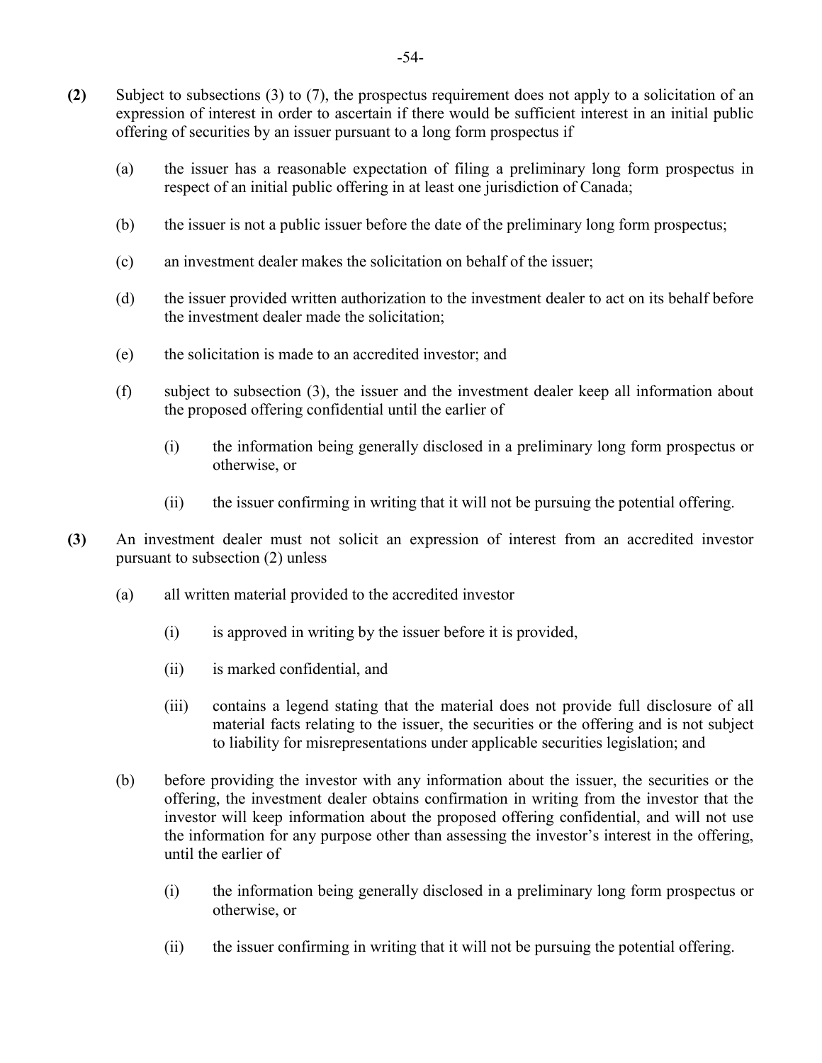**(2)** Subject to subsections (3) to (7), the prospectus requirement does not apply to a solicitation of an expression of interest in order to ascertain if there would be sufficient interest in an initial public offering of securities by an issuer pursuant to a long form prospectus if

(a) the issuer has a reasonable expectation of filing a preliminary long form prospectus in respect of an initial public offering in at least one jurisdiction of Canada;

(b) the issuer is not a public issuer before the date of the preliminary long form prospectus;

(c) an investment dealer makes the solicitation on behalf of the issuer;

(d) the issuer provided written authorization to the investment dealer to act on its behalf before the investment dealer made the solicitation;

(e) the solicitation is made to an accredited investor; and

(f) subject to subsection (3), the issuer and the investment dealer keep all information about the proposed offering confidential until the earlier of

(i) the information being generally disclosed in a preliminary long form prospectus or otherwise, or

(ii) the issuer confirming in writing that it will not be pursuing the potential offering.

**(3)** An investment dealer must not solicit an expression of interest from an accredited investor pursuant to subsection (2) unless

(a) all written material provided to the accredited investor

(i) is approved in writing by the issuer before it is provided,

(ii) is marked confidential, and

(iii) contains a legend stating that the material does not provide full disclosure of all material facts relating to the issuer, the securities or the offering and is not subject to liability for misrepresentations under applicable securities legislation; and

(b) before providing the investor with any information about the issuer, the securities or the offering, the investment dealer obtains confirmation in writing from the investor that the investor will keep information about the proposed offering confidential, and will not use the information for any purpose other than assessing the investor's interest in the offering, until the earlier of

(i) the information being generally disclosed in a preliminary long form prospectus or otherwise, or

(ii) the issuer confirming in writing that it will not be pursuing the potential offering.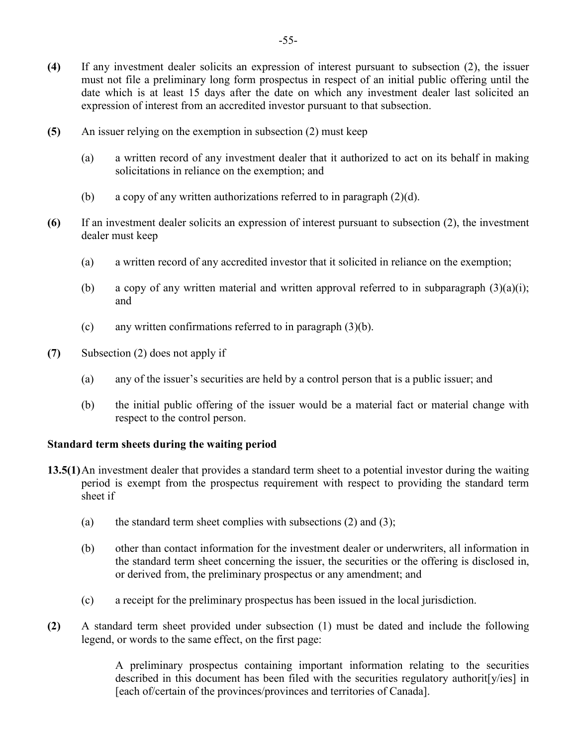**(4)** If any investment dealer solicits an expression of interest pursuant to subsection (2), the issuer must not file a preliminary long form prospectus in respect of an initial public offering until the date which is at least 15 days after the date on which any investment dealer last solicited an expression of interest from an accredited investor pursuant to that subsection.

**(5)** An issuer relying on the exemption in subsection (2) must keep

(a) a written record of any investment dealer that it authorized to act on its behalf in making solicitations in reliance on the exemption; and

(b) a copy of any written authorizations referred to in paragraph (2)(d).

**(6)** If an investment dealer solicits an expression of interest pursuant to subsection (2), the investment dealer must keep

(a) a written record of any accredited investor that it solicited in reliance on the exemption;

(b) a copy of any written material and written approval referred to in subparagraph (3)(a)(i); and

(c) any written confirmations referred to in paragraph (3)(b).

**(7)** Subsection (2) does not apply if

(a) any of the issuer's securities are held by a control person that is a public issuer; and

(b) the initial public offering of the issuer would be a material fact or material change with respect to the control person.

### Standard term sheets during the waiting period

**13.5(1)** An investment dealer that provides a standard term sheet to a potential investor during the waiting period is exempt from the prospectus requirement with respect to providing the standard term sheet if

(a) the standard term sheet complies with subsections (2) and (3);

(b) other than contact information for the investment dealer or underwriters, all information in the standard term sheet concerning the issuer, the securities or the offering is disclosed in, or derived from, the preliminary prospectus or any amendment; and

(c) a receipt for the preliminary prospectus has been issued in the local jurisdiction.

**(2)** A standard term sheet provided under subsection (1) must be dated and include the following legend, or words to the same effect, on the first page:

> A preliminary prospectus containing important information relating to the securities described in this document has been filed with the securities regulatory authorit[y/ies] in [each of/certain of the provinces/provinces and territories of Canada].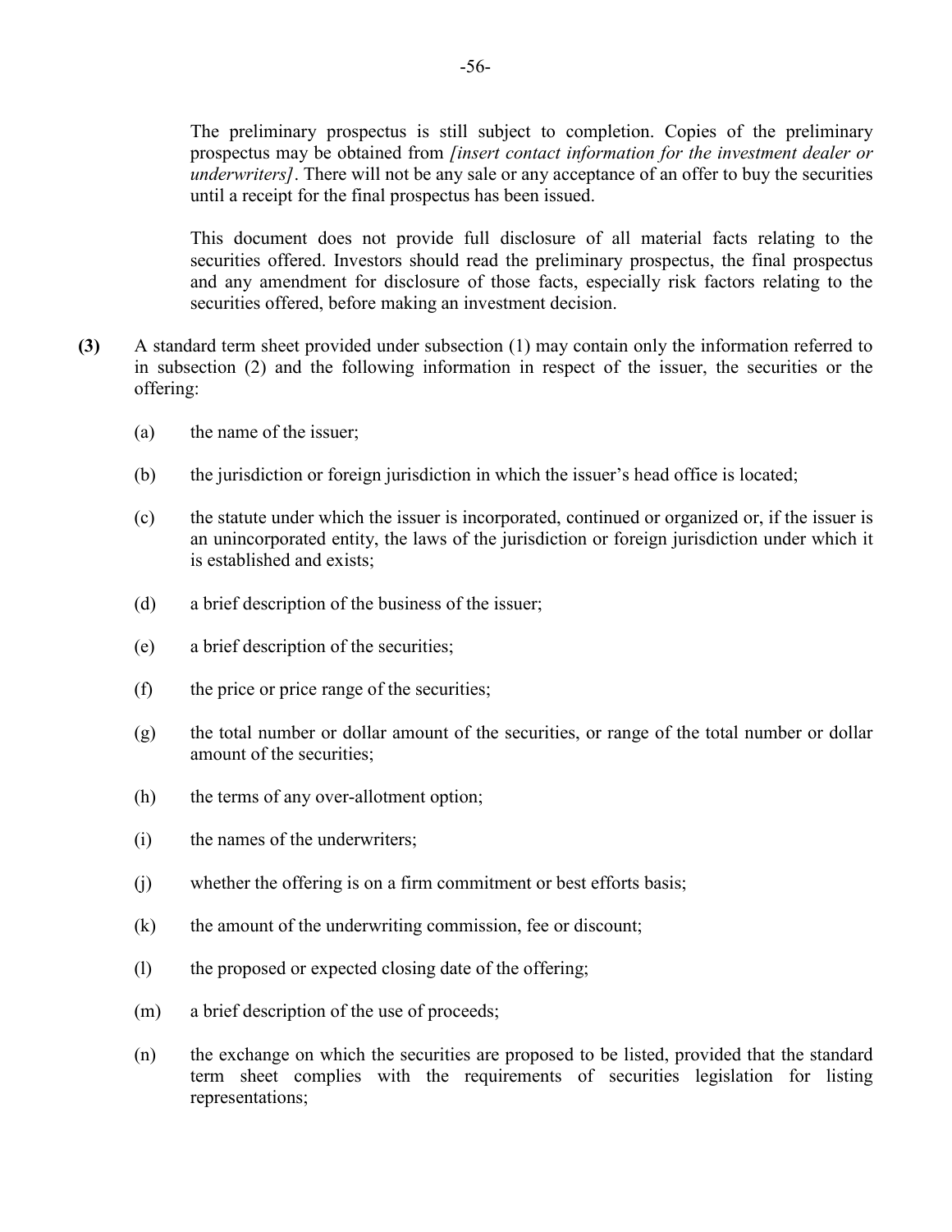The preliminary prospectus is still subject to completion. Copies of the preliminary prospectus may be obtained from *[insert contact information for the investment dealer or underwriters]*. There will not be any sale or any acceptance of an offer to buy the securities until a receipt for the final prospectus has been issued.

This document does not provide full disclosure of all material facts relating to the securities offered. Investors should read the preliminary prospectus, the final prospectus and any amendment for disclosure of those facts, especially risk factors relating to the securities offered, before making an investment decision.

**(3)** A standard term sheet provided under subsection (1) may contain only the information referred to in subsection (2) and the following information in respect of the issuer, the securities or the offering:

(a) the name of the issuer;

(b) the jurisdiction or foreign jurisdiction in which the issuer's head office is located;

(c) the statute under which the issuer is incorporated, continued or organized or, if the issuer is an unincorporated entity, the laws of the jurisdiction or foreign jurisdiction under which it is established and exists;

(d) a brief description of the business of the issuer;

(e) a brief description of the securities;

(f) the price or price range of the securities;

(g) the total number or dollar amount of the securities, or range of the total number or dollar amount of the securities;

(h) the terms of any over-allotment option;

(i) the names of the underwriters;

(j) whether the offering is on a firm commitment or best efforts basis;

(k) the amount of the underwriting commission, fee or discount;

(l) the proposed or expected closing date of the offering;

(m) a brief description of the use of proceeds;

(n) the exchange on which the securities are proposed to be listed, provided that the standard term sheet complies with the requirements of securities legislation for listing representations;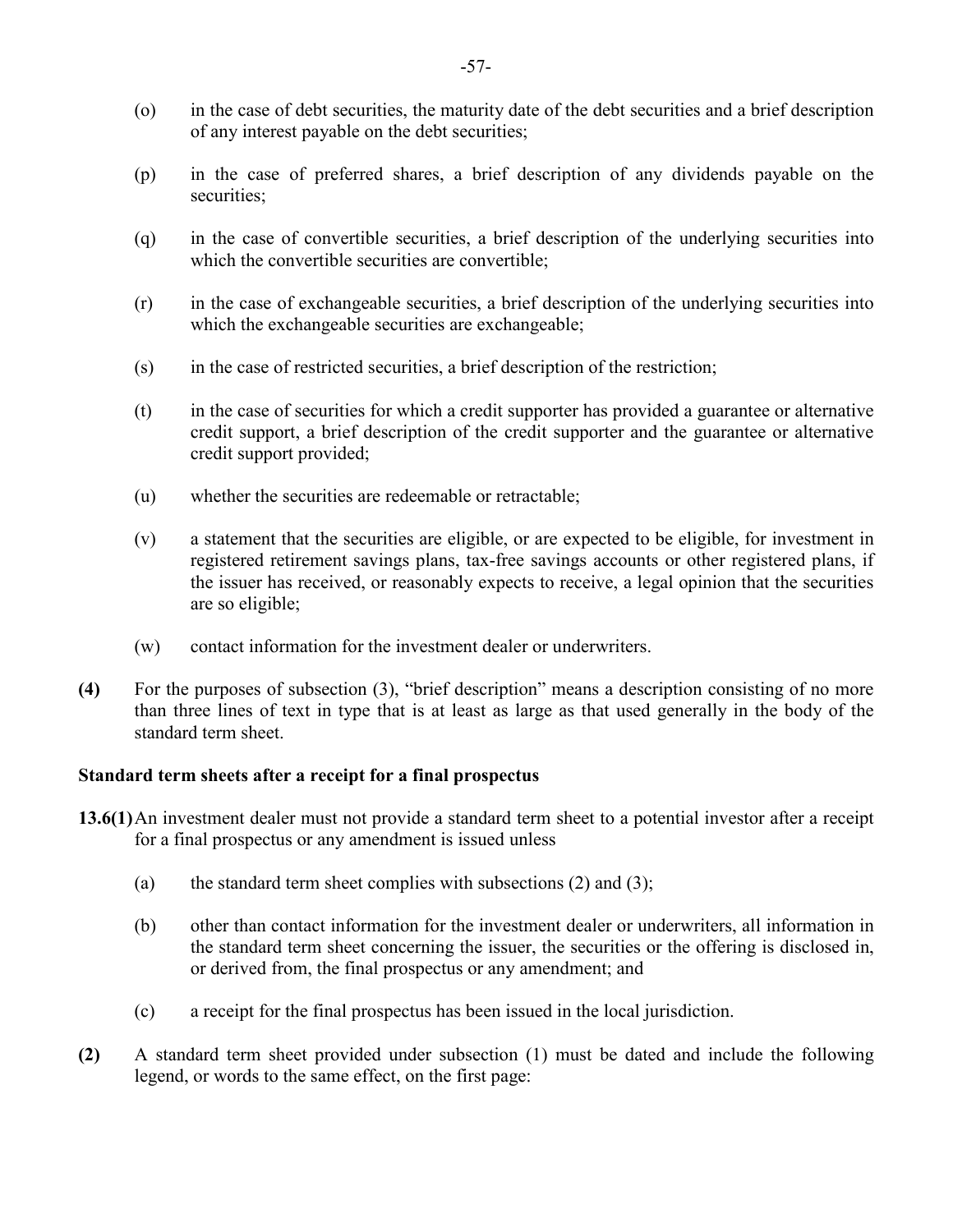(o) in the case of debt securities, the maturity date of the debt securities and a brief description of any interest payable on the debt securities;

(p) in the case of preferred shares, a brief description of any dividends payable on the securities;

(q) in the case of convertible securities, a brief description of the underlying securities into which the convertible securities are convertible;

(r) in the case of exchangeable securities, a brief description of the underlying securities into which the exchangeable securities are exchangeable;

(s) in the case of restricted securities, a brief description of the restriction;

(t) in the case of securities for which a credit supporter has provided a guarantee or alternative credit support, a brief description of the credit supporter and the guarantee or alternative credit support provided;

(u) whether the securities are redeemable or retractable;

(v) a statement that the securities are eligible, or are expected to be eligible, for investment in registered retirement savings plans, tax-free savings accounts or other registered plans, if the issuer has received, or reasonably expects to receive, a legal opinion that the securities are so eligible;

(w) contact information for the investment dealer or underwriters.

**(4)** For the purposes of subsection (3), "brief description" means a description consisting of no more than three lines of text in type that is at least as large as that used generally in the body of the standard term sheet.

**Standard term sheets after a receipt for a final prospectus**

**13.6(1)** An investment dealer must not provide a standard term sheet to a potential investor after a receipt for a final prospectus or any amendment is issued unless

(a) the standard term sheet complies with subsections (2) and (3);

(b) other than contact information for the investment dealer or underwriters, all information in the standard term sheet concerning the issuer, the securities or the offering is disclosed in, or derived from, the final prospectus or any amendment; and

(c) a receipt for the final prospectus has been issued in the local jurisdiction.

**(2)** A standard term sheet provided under subsection (1) must be dated and include the following legend, or words to the same effect, on the first page: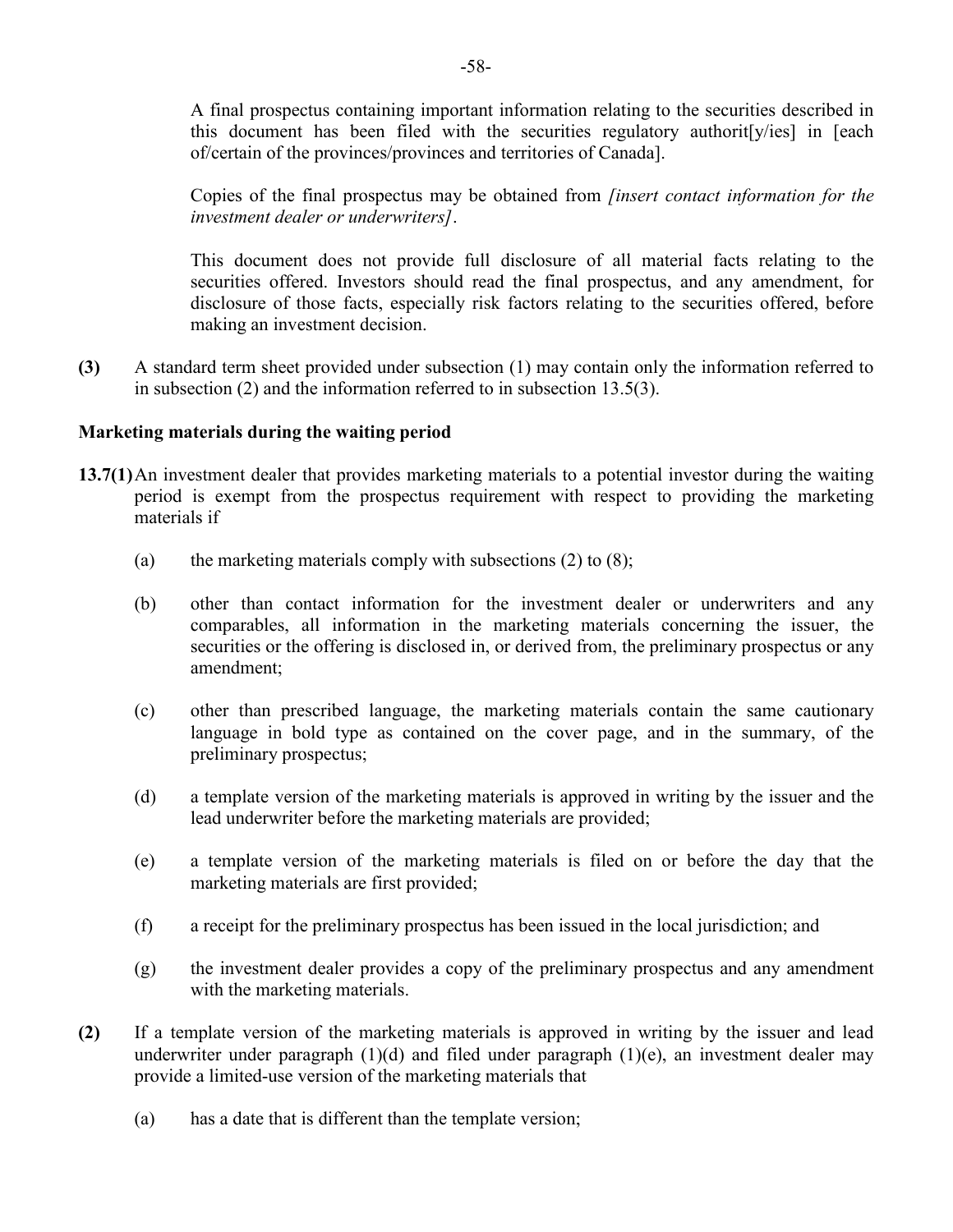A final prospectus containing important information relating to the securities described in this document has been filed with the securities regulatory authorit[y/ies] in [each of/certain of the provinces/provinces and territories of Canada].

Copies of the final prospectus may be obtained from *[insert contact information for the investment dealer or underwriters]*.

This document does not provide full disclosure of all material facts relating to the securities offered. Investors should read the final prospectus, and any amendment, for disclosure of those facts, especially risk factors relating to the securities offered, before making an investment decision.

**(3)** A standard term sheet provided under subsection (1) may contain only the information referred to in subsection (2) and the information referred to in subsection 13.5(3).

**Marketing materials during the waiting period**

**13.7(1)** An investment dealer that provides marketing materials to a potential investor during the waiting period is exempt from the prospectus requirement with respect to providing the marketing materials if

(a) the marketing materials comply with subsections (2) to (8);

(b) other than contact information for the investment dealer or underwriters and any comparables, all information in the marketing materials concerning the issuer, the securities or the offering is disclosed in, or derived from, the preliminary prospectus or any amendment;

(c) other than prescribed language, the marketing materials contain the same cautionary language in bold type as contained on the cover page, and in the summary, of the preliminary prospectus;

(d) a template version of the marketing materials is approved in writing by the issuer and the lead underwriter before the marketing materials are provided;

(e) a template version of the marketing materials is filed on or before the day that the marketing materials are first provided;

(f) a receipt for the preliminary prospectus has been issued in the local jurisdiction; and

(g) the investment dealer provides a copy of the preliminary prospectus and any amendment with the marketing materials.

**(2)** If a template version of the marketing materials is approved in writing by the issuer and lead underwriter under paragraph (1)(d) and filed under paragraph (1)(e), an investment dealer may provide a limited-use version of the marketing materials that

(a) has a date that is different than the template version;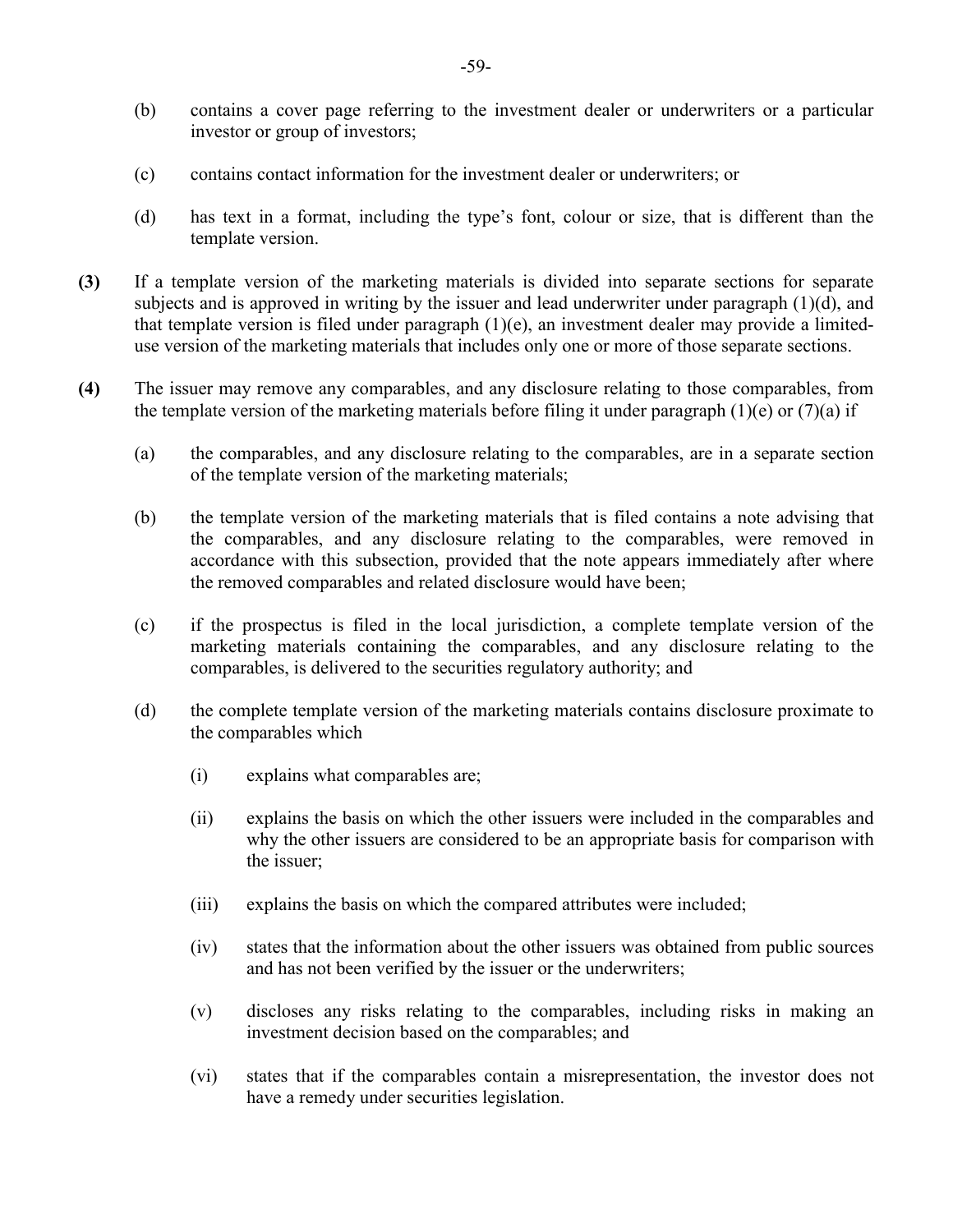(b) contains a cover page referring to the investment dealer or underwriters or a particular investor or group of investors;

(c) contains contact information for the investment dealer or underwriters; or

(d) has text in a format, including the type's font, colour or size, that is different than the template version.

**(3)** If a template version of the marketing materials is divided into separate sections for separate subjects and is approved in writing by the issuer and lead underwriter under paragraph (1)(d), and that template version is filed under paragraph (1)(e), an investment dealer may provide a limited-use version of the marketing materials that includes only one or more of those separate sections.

**(4)** The issuer may remove any comparables, and any disclosure relating to those comparables, from the template version of the marketing materials before filing it under paragraph (1)(e) or (7)(a) if

(a) the comparables, and any disclosure relating to the comparables, are in a separate section of the template version of the marketing materials;

(b) the template version of the marketing materials that is filed contains a note advising that the comparables, and any disclosure relating to the comparables, were removed in accordance with this subsection, provided that the note appears immediately after where the removed comparables and related disclosure would have been;

(c) if the prospectus is filed in the local jurisdiction, a complete template version of the marketing materials containing the comparables, and any disclosure relating to the comparables, is delivered to the securities regulatory authority; and

(d) the complete template version of the marketing materials contains disclosure proximate to the comparables which

(i) explains what comparables are;

(ii) explains the basis on which the other issuers were included in the comparables and why the other issuers are considered to be an appropriate basis for comparison with the issuer;

(iii) explains the basis on which the compared attributes were included;

(iv) states that the information about the other issuers was obtained from public sources and has not been verified by the issuer or the underwriters;

(v) discloses any risks relating to the comparables, including risks in making an investment decision based on the comparables; and

(vi) states that if the comparables contain a misrepresentation, the investor does not have a remedy under securities legislation.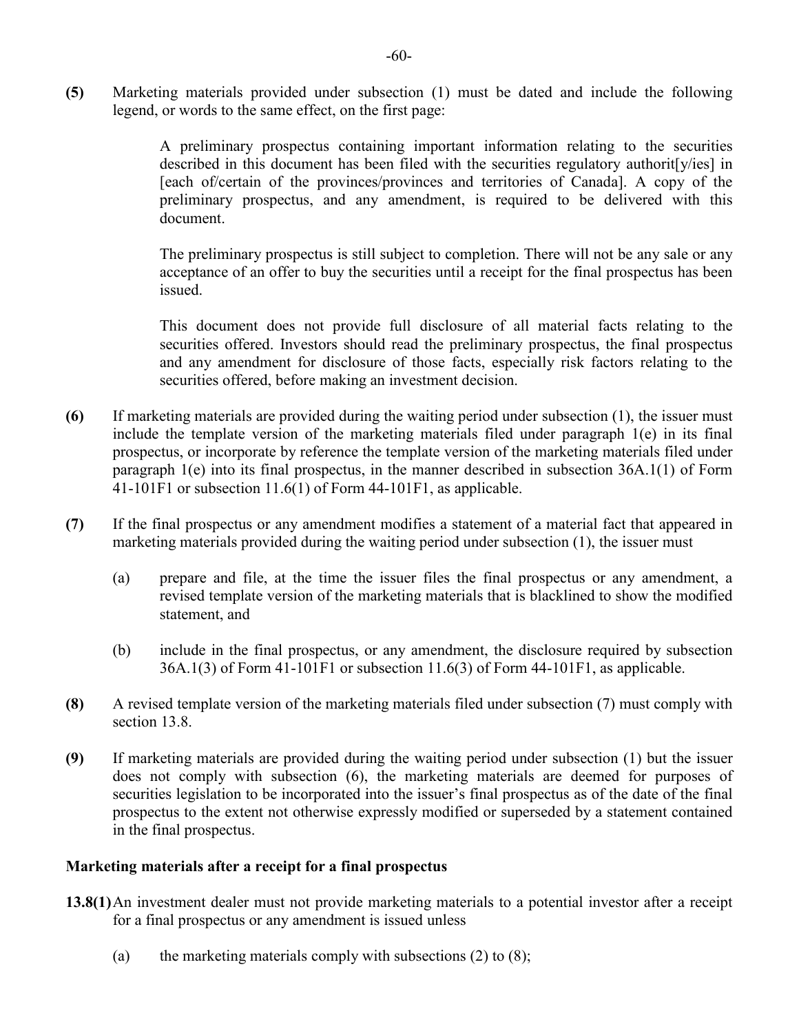**(5)** Marketing materials provided under subsection (1) must be dated and include the following legend, or words to the same effect, on the first page:

> A preliminary prospectus containing important information relating to the securities described in this document has been filed with the securities regulatory authorit[y/ies] in [each of/certain of the provinces/provinces and territories of Canada]. A copy of the preliminary prospectus, and any amendment, is required to be delivered with this document.
>
> The preliminary prospectus is still subject to completion. There will not be any sale or any acceptance of an offer to buy the securities until a receipt for the final prospectus has been issued.
>
> This document does not provide full disclosure of all material facts relating to the securities offered. Investors should read the preliminary prospectus, the final prospectus and any amendment for disclosure of those facts, especially risk factors relating to the securities offered, before making an investment decision.

**(6)** If marketing materials are provided during the waiting period under subsection (1), the issuer must include the template version of the marketing materials filed under paragraph 1(e) in its final prospectus, or incorporate by reference the template version of the marketing materials filed under paragraph 1(e) into its final prospectus, in the manner described in subsection 36A.1(1) of Form 41-101F1 or subsection 11.6(1) of Form 44-101F1, as applicable.

**(7)** If the final prospectus or any amendment modifies a statement of a material fact that appeared in marketing materials provided during the waiting period under subsection (1), the issuer must

(a) prepare and file, at the time the issuer files the final prospectus or any amendment, a revised template version of the marketing materials that is blacklined to show the modified statement, and

(b) include in the final prospectus, or any amendment, the disclosure required by subsection 36A.1(3) of Form 41-101F1 or subsection 11.6(3) of Form 44-101F1, as applicable.

**(8)** A revised template version of the marketing materials filed under subsection (7) must comply with section 13.8.

**(9)** If marketing materials are provided during the waiting period under subsection (1) but the issuer does not comply with subsection (6), the marketing materials are deemed for purposes of securities legislation to be incorporated into the issuer's final prospectus as of the date of the final prospectus to the extent not otherwise expressly modified or superseded by a statement contained in the final prospectus.

**Marketing materials after a receipt for a final prospectus**

**13.8(1)** An investment dealer must not provide marketing materials to a potential investor after a receipt for a final prospectus or any amendment is issued unless

(a) the marketing materials comply with subsections (2) to (8);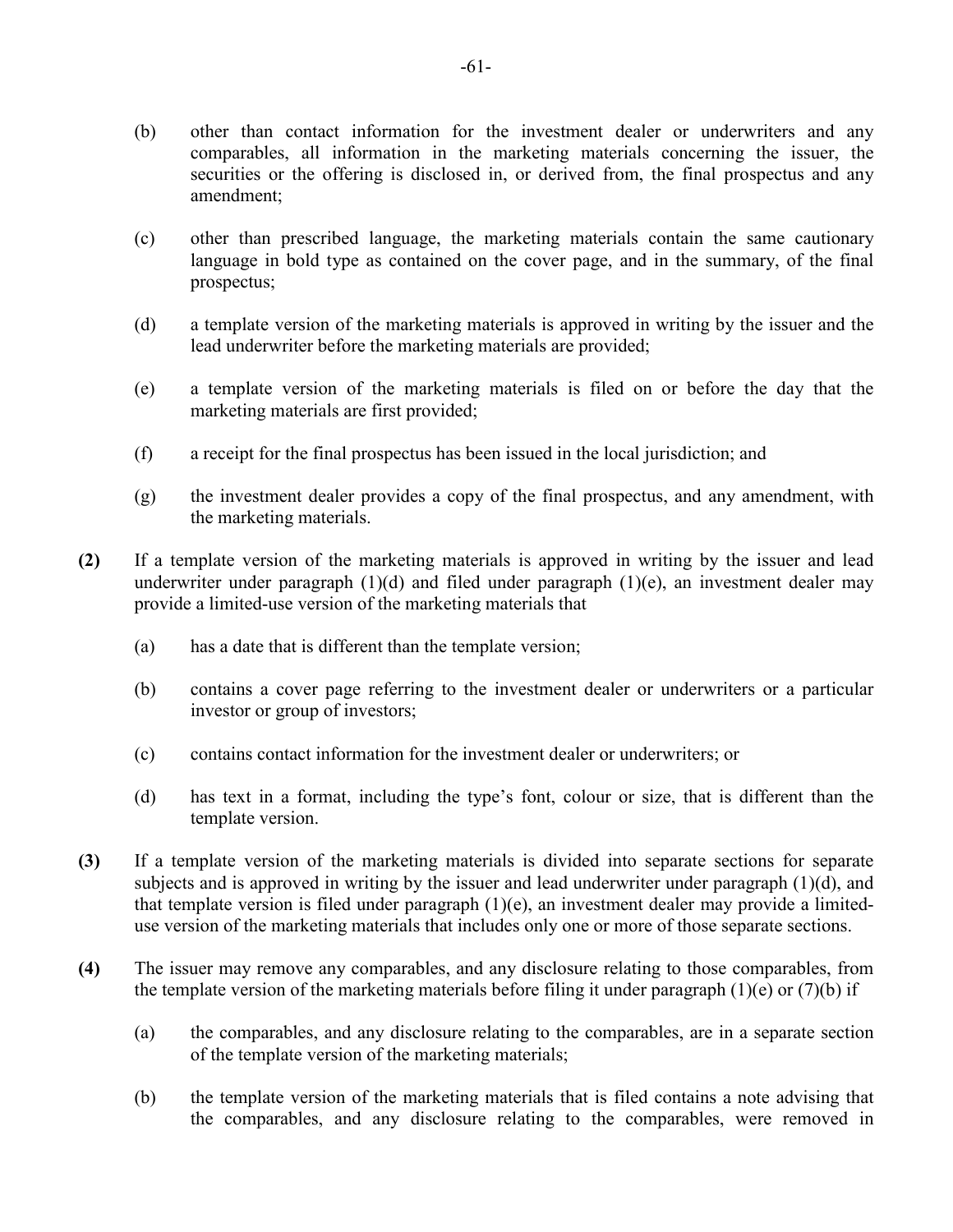(b) other than contact information for the investment dealer or underwriters and any comparables, all information in the marketing materials concerning the issuer, the securities or the offering is disclosed in, or derived from, the final prospectus and any amendment;

(c) other than prescribed language, the marketing materials contain the same cautionary language in bold type as contained on the cover page, and in the summary, of the final prospectus;

(d) a template version of the marketing materials is approved in writing by the issuer and the lead underwriter before the marketing materials are provided;

(e) a template version of the marketing materials is filed on or before the day that the marketing materials are first provided;

(f) a receipt for the final prospectus has been issued in the local jurisdiction; and

(g) the investment dealer provides a copy of the final prospectus, and any amendment, with the marketing materials.

**(2)** If a template version of the marketing materials is approved in writing by the issuer and lead underwriter under paragraph (1)(d) and filed under paragraph (1)(e), an investment dealer may provide a limited-use version of the marketing materials that

(a) has a date that is different than the template version;

(b) contains a cover page referring to the investment dealer or underwriters or a particular investor or group of investors;

(c) contains contact information for the investment dealer or underwriters; or

(d) has text in a format, including the type's font, colour or size, that is different than the template version.

**(3)** If a template version of the marketing materials is divided into separate sections for separate subjects and is approved in writing by the issuer and lead underwriter under paragraph (1)(d), and that template version is filed under paragraph (1)(e), an investment dealer may provide a limited-use version of the marketing materials that includes only one or more of those separate sections.

**(4)** The issuer may remove any comparables, and any disclosure relating to those comparables, from the template version of the marketing materials before filing it under paragraph (1)(e) or (7)(b) if

(a) the comparables, and any disclosure relating to the comparables, are in a separate section of the template version of the marketing materials;

(b) the template version of the marketing materials that is filed contains a note advising that the comparables, and any disclosure relating to the comparables, were removed in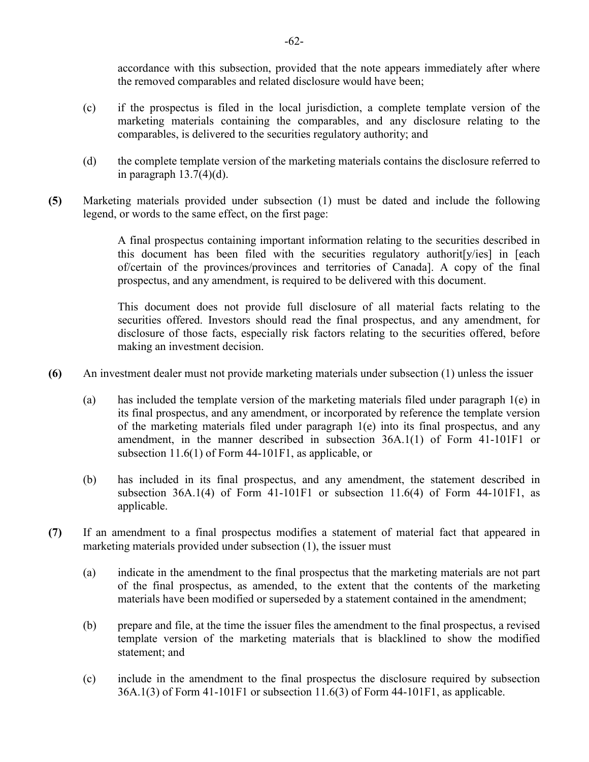accordance with this subsection, provided that the note appears immediately after where the removed comparables and related disclosure would have been;

(c) if the prospectus is filed in the local jurisdiction, a complete template version of the marketing materials containing the comparables, and any disclosure relating to the comparables, is delivered to the securities regulatory authority; and

(d) the complete template version of the marketing materials contains the disclosure referred to in paragraph 13.7(4)(d).

**(5)** Marketing materials provided under subsection (1) must be dated and include the following legend, or words to the same effect, on the first page:

> A final prospectus containing important information relating to the securities described in this document has been filed with the securities regulatory authorit[y/ies] in [each of/certain of the provinces/provinces and territories of Canada]. A copy of the final prospectus, and any amendment, is required to be delivered with this document.
>
> This document does not provide full disclosure of all material facts relating to the securities offered. Investors should read the final prospectus, and any amendment, for disclosure of those facts, especially risk factors relating to the securities offered, before making an investment decision.

**(6)** An investment dealer must not provide marketing materials under subsection (1) unless the issuer

(a) has included the template version of the marketing materials filed under paragraph 1(e) in its final prospectus, and any amendment, or incorporated by reference the template version of the marketing materials filed under paragraph 1(e) into its final prospectus, and any amendment, in the manner described in subsection 36A.1(1) of Form 41-101F1 or subsection 11.6(1) of Form 44-101F1, as applicable, or

(b) has included in its final prospectus, and any amendment, the statement described in subsection 36A.1(4) of Form 41-101F1 or subsection 11.6(4) of Form 44-101F1, as applicable.

**(7)** If an amendment to a final prospectus modifies a statement of material fact that appeared in marketing materials provided under subsection (1), the issuer must

(a) indicate in the amendment to the final prospectus that the marketing materials are not part of the final prospectus, as amended, to the extent that the contents of the marketing materials have been modified or superseded by a statement contained in the amendment;

(b) prepare and file, at the time the issuer files the amendment to the final prospectus, a revised template version of the marketing materials that is blacklined to show the modified statement; and

(c) include in the amendment to the final prospectus the disclosure required by subsection 36A.1(3) of Form 41-101F1 or subsection 11.6(3) of Form 44-101F1, as applicable.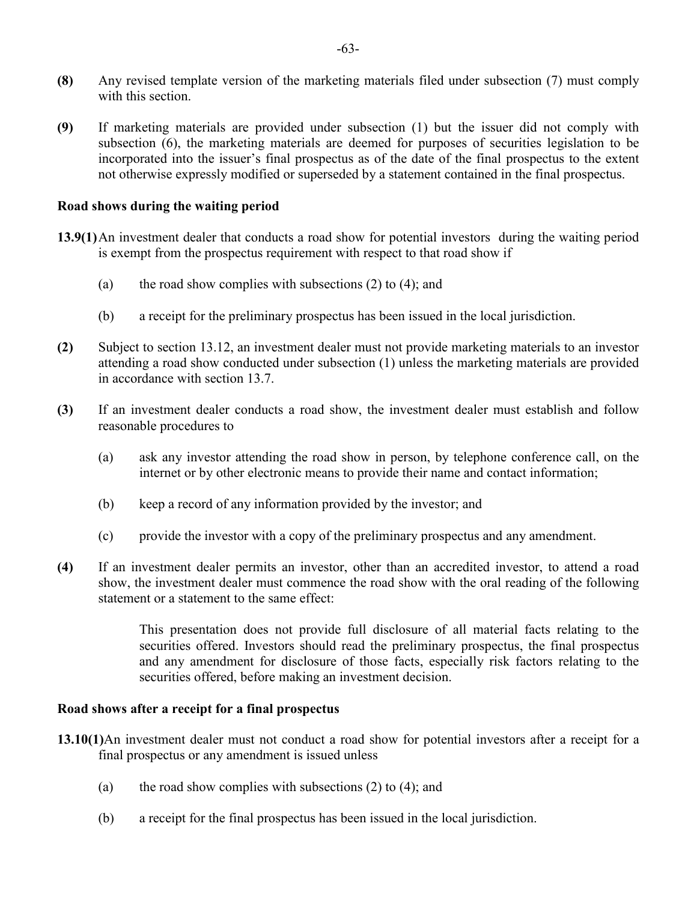**(8)** Any revised template version of the marketing materials filed under subsection (7) must comply with this section.

**(9)** If marketing materials are provided under subsection (1) but the issuer did not comply with subsection (6), the marketing materials are deemed for purposes of securities legislation to be incorporated into the issuer's final prospectus as of the date of the final prospectus to the extent not otherwise expressly modified or superseded by a statement contained in the final prospectus.

**Road shows during the waiting period**

**13.9(1)** An investment dealer that conducts a road show for potential investors during the waiting period is exempt from the prospectus requirement with respect to that road show if

(a) the road show complies with subsections (2) to (4); and

(b) a receipt for the preliminary prospectus has been issued in the local jurisdiction.

**(2)** Subject to section 13.12, an investment dealer must not provide marketing materials to an investor attending a road show conducted under subsection (1) unless the marketing materials are provided in accordance with section 13.7.

**(3)** If an investment dealer conducts a road show, the investment dealer must establish and follow reasonable procedures to

(a) ask any investor attending the road show in person, by telephone conference call, on the internet or by other electronic means to provide their name and contact information;

(b) keep a record of any information provided by the investor; and

(c) provide the investor with a copy of the preliminary prospectus and any amendment.

**(4)** If an investment dealer permits an investor, other than an accredited investor, to attend a road show, the investment dealer must commence the road show with the oral reading of the following statement or a statement to the same effect:

> This presentation does not provide full disclosure of all material facts relating to the securities offered. Investors should read the preliminary prospectus, the final prospectus and any amendment for disclosure of those facts, especially risk factors relating to the securities offered, before making an investment decision.

**Road shows after a receipt for a final prospectus**

**13.10(1)** An investment dealer must not conduct a road show for potential investors after a receipt for a final prospectus or any amendment is issued unless

(a) the road show complies with subsections (2) to (4); and

(b) a receipt for the final prospectus has been issued in the local jurisdiction.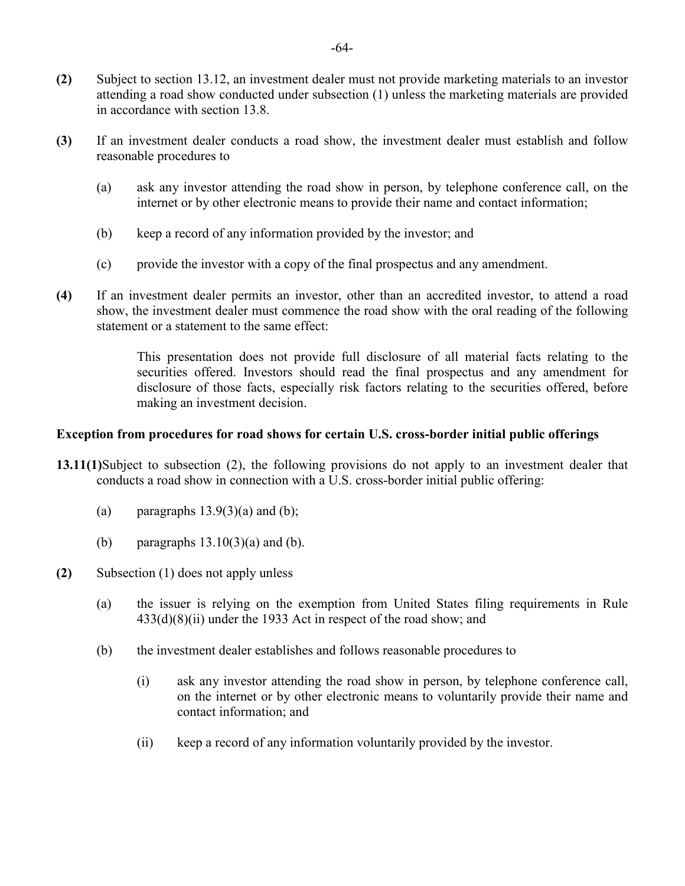**(2)** Subject to section 13.12, an investment dealer must not provide marketing materials to an investor attending a road show conducted under subsection (1) unless the marketing materials are provided in accordance with section 13.8.

**(3)** If an investment dealer conducts a road show, the investment dealer must establish and follow reasonable procedures to

(a) ask any investor attending the road show in person, by telephone conference call, on the internet or by other electronic means to provide their name and contact information;

(b) keep a record of any information provided by the investor; and

(c) provide the investor with a copy of the final prospectus and any amendment.

**(4)** If an investment dealer permits an investor, other than an accredited investor, to attend a road show, the investment dealer must commence the road show with the oral reading of the following statement or a statement to the same effect:

> This presentation does not provide full disclosure of all material facts relating to the securities offered. Investors should read the final prospectus and any amendment for disclosure of those facts, especially risk factors relating to the securities offered, before making an investment decision.

**Exception from procedures for road shows for certain U.S. cross-border initial public offerings**

**13.11(1)** Subject to subsection (2), the following provisions do not apply to an investment dealer that conducts a road show in connection with a U.S. cross-border initial public offering:

(a) paragraphs 13.9(3)(a) and (b);

(b) paragraphs 13.10(3)(a) and (b).

**(2)** Subsection (1) does not apply unless

(a) the issuer is relying on the exemption from United States filing requirements in Rule 433(d)(8)(ii) under the 1933 Act in respect of the road show; and

(b) the investment dealer establishes and follows reasonable procedures to

(i) ask any investor attending the road show in person, by telephone conference call, on the internet or by other electronic means to voluntarily provide their name and contact information; and

(ii) keep a record of any information voluntarily provided by the investor.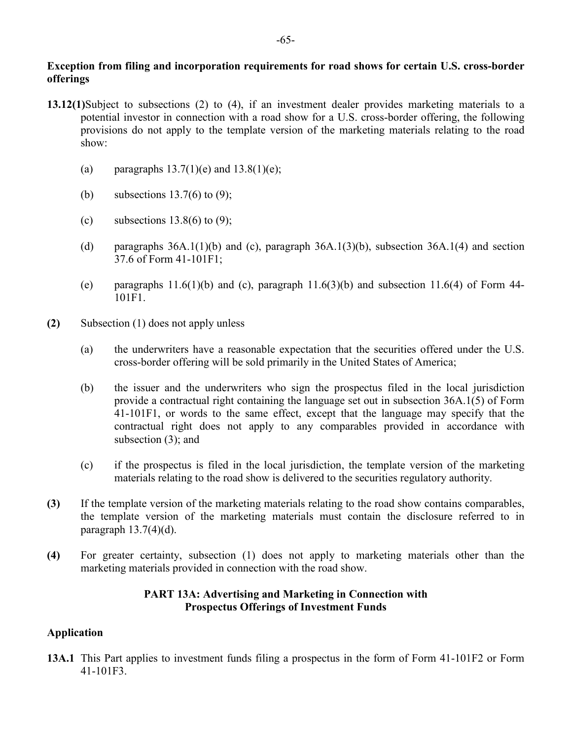**Exception from filing and incorporation requirements for road shows for certain U.S. cross-border offerings**

**13.12(1)** Subject to subsections (2) to (4), if an investment dealer provides marketing materials to a potential investor in connection with a road show for a U.S. cross-border offering, the following provisions do not apply to the template version of the marketing materials relating to the road show:

(a) paragraphs 13.7(1)(e) and 13.8(1)(e);

(b) subsections 13.7(6) to (9);

(c) subsections 13.8(6) to (9);

(d) paragraphs 36A.1(1)(b) and (c), paragraph 36A.1(3)(b), subsection 36A.1(4) and section 37.6 of Form 41-101F1;

(e) paragraphs 11.6(1)(b) and (c), paragraph 11.6(3)(b) and subsection 11.6(4) of Form 44-101F1.

**(2)** Subsection (1) does not apply unless

(a) the underwriters have a reasonable expectation that the securities offered under the U.S. cross-border offering will be sold primarily in the United States of America;

(b) the issuer and the underwriters who sign the prospectus filed in the local jurisdiction provide a contractual right containing the language set out in subsection 36A.1(5) of Form 41-101F1, or words to the same effect, except that the language may specify that the contractual right does not apply to any comparables provided in accordance with subsection (3); and

(c) if the prospectus is filed in the local jurisdiction, the template version of the marketing materials relating to the road show is delivered to the securities regulatory authority.

**(3)** If the template version of the marketing materials relating to the road show contains comparables, the template version of the marketing materials must contain the disclosure referred to in paragraph 13.7(4)(d).

**(4)** For greater certainty, subsection (1) does not apply to marketing materials other than the marketing materials provided in connection with the road show.

## PART 13A: Advertising and Marketing in Connection with Prospectus Offerings of Investment Funds

**Application**

**13A.1** This Part applies to investment funds filing a prospectus in the form of Form 41-101F2 or Form 41-101F3.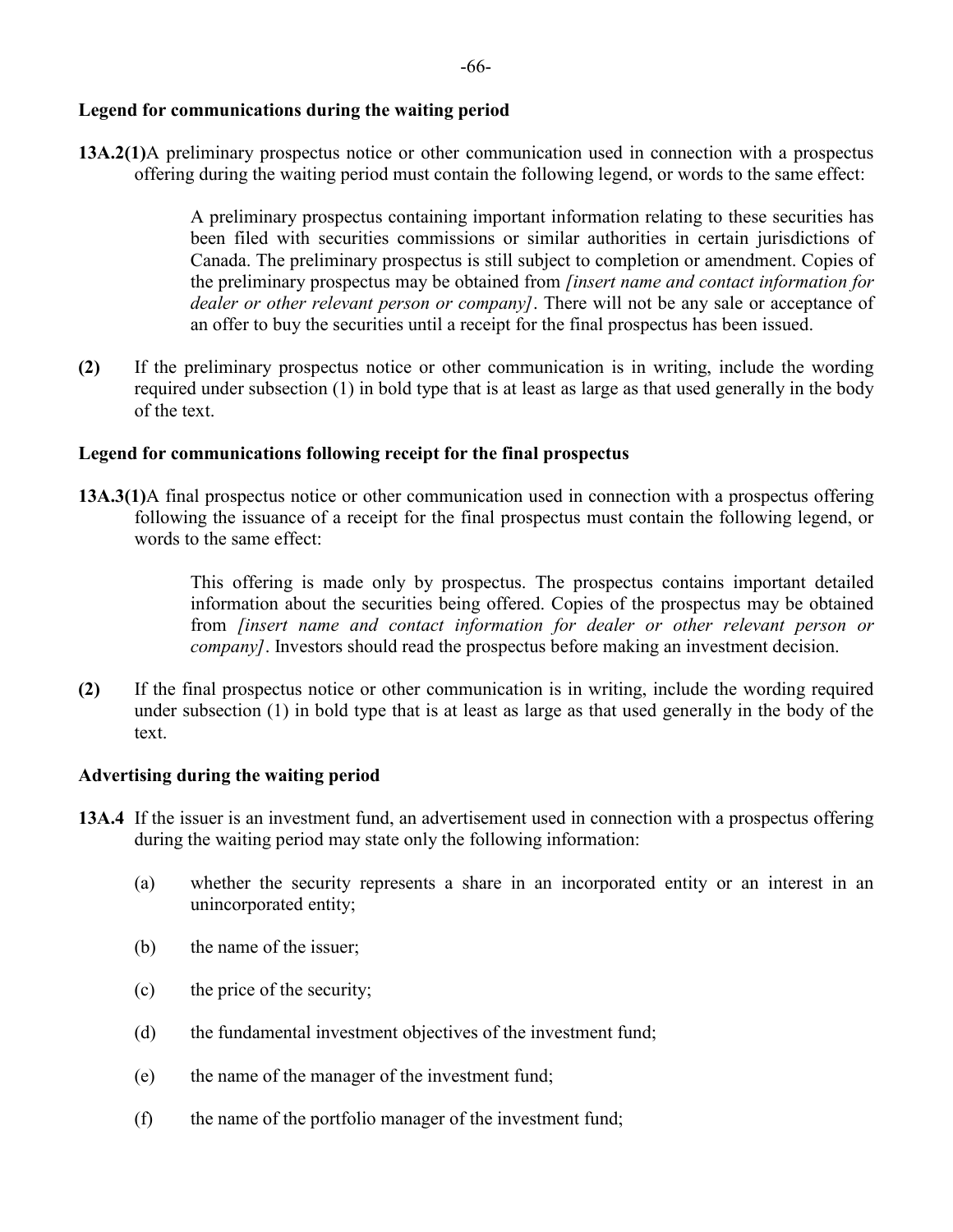**Legend for communications during the waiting period**

**13A.2(1)** A preliminary prospectus notice or other communication used in connection with a prospectus offering during the waiting period must contain the following legend, or words to the same effect:

> A preliminary prospectus containing important information relating to these securities has been filed with securities commissions or similar authorities in certain jurisdictions of Canada. The preliminary prospectus is still subject to completion or amendment. Copies of the preliminary prospectus may be obtained from *[insert name and contact information for dealer or other relevant person or company]*. There will not be any sale or acceptance of an offer to buy the securities until a receipt for the final prospectus has been issued.

**(2)** If the preliminary prospectus notice or other communication is in writing, include the wording required under subsection (1) in bold type that is at least as large as that used generally in the body of the text.

**Legend for communications following receipt for the final prospectus**

**13A.3(1)** A final prospectus notice or other communication used in connection with a prospectus offering following the issuance of a receipt for the final prospectus must contain the following legend, or words to the same effect:

> This offering is made only by prospectus. The prospectus contains important detailed information about the securities being offered. Copies of the prospectus may be obtained from *[insert name and contact information for dealer or other relevant person or company]*. Investors should read the prospectus before making an investment decision.

**(2)** If the final prospectus notice or other communication is in writing, include the wording required under subsection (1) in bold type that is at least as large as that used generally in the body of the text.

**Advertising during the waiting period**

**13A.4** If the issuer is an investment fund, an advertisement used in connection with a prospectus offering during the waiting period may state only the following information:

(a) whether the security represents a share in an incorporated entity or an interest in an unincorporated entity;

(b) the name of the issuer;

(c) the price of the security;

(d) the fundamental investment objectives of the investment fund;

(e) the name of the manager of the investment fund;

(f) the name of the portfolio manager of the investment fund;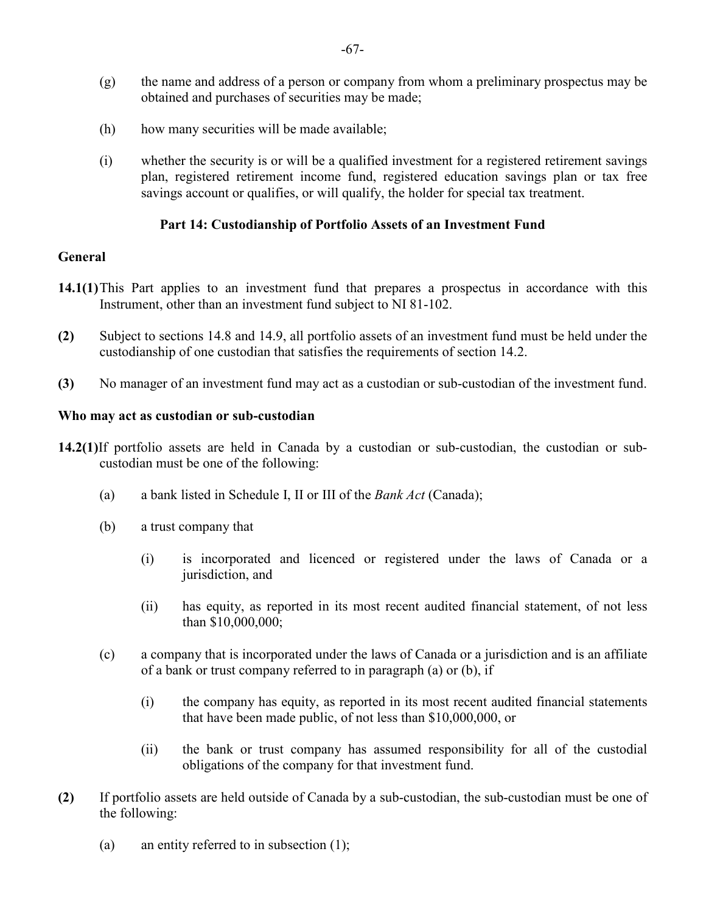(g) the name and address of a person or company from whom a preliminary prospectus may be obtained and purchases of securities may be made;

(h) how many securities will be made available;

(i) whether the security is or will be a qualified investment for a registered retirement savings plan, registered retirement income fund, registered education savings plan or tax free savings account or qualifies, or will qualify, the holder for special tax treatment.

## Part 14: Custodianship of Portfolio Assets of an Investment Fund

### General

**14.1(1)** This Part applies to an investment fund that prepares a prospectus in accordance with this Instrument, other than an investment fund subject to NI 81-102.

**(2)** Subject to sections 14.8 and 14.9, all portfolio assets of an investment fund must be held under the custodianship of one custodian that satisfies the requirements of section 14.2.

**(3)** No manager of an investment fund may act as a custodian or sub-custodian of the investment fund.

### Who may act as custodian or sub-custodian

**14.2(1)** If portfolio assets are held in Canada by a custodian or sub-custodian, the custodian or sub-custodian must be one of the following:

(a) a bank listed in Schedule I, II or III of the *Bank Act* (Canada);

(b) a trust company that

(i) is incorporated and licenced or registered under the laws of Canada or a jurisdiction, and

(ii) has equity, as reported in its most recent audited financial statement, of not less than $10,000,000;

(c) a company that is incorporated under the laws of Canada or a jurisdiction and is an affiliate of a bank or trust company referred to in paragraph (a) or (b), if

(i) the company has equity, as reported in its most recent audited financial statements that have been made public, of not less than $10,000,000, or

(ii) the bank or trust company has assumed responsibility for all of the custodial obligations of the company for that investment fund.

**(2)** If portfolio assets are held outside of Canada by a sub-custodian, the sub-custodian must be one of the following:

(a) an entity referred to in subsection (1);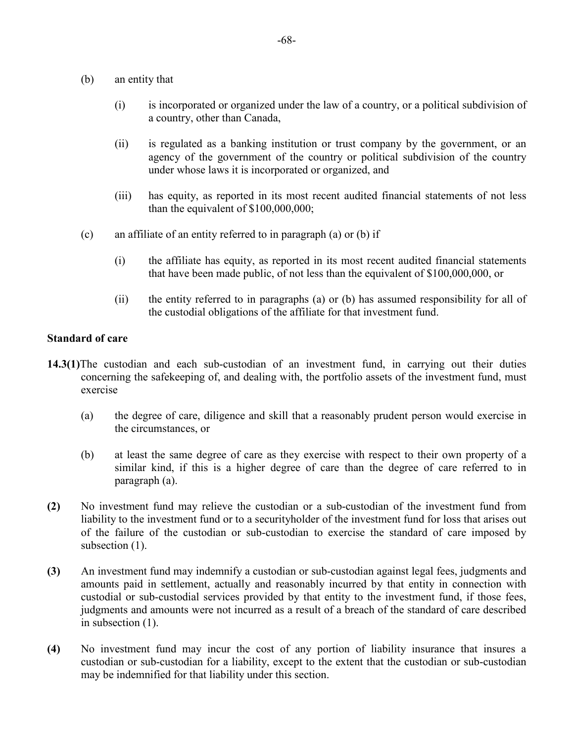(b) an entity that

   (i) is incorporated or organized under the law of a country, or a political subdivision of a country, other than Canada,

   (ii) is regulated as a banking institution or trust company by the government, or an agency of the government of the country or political subdivision of the country under whose laws it is incorporated or organized, and

   (iii) has equity, as reported in its most recent audited financial statements of not less than the equivalent of $100,000,000;

(c) an affiliate of an entity referred to in paragraph (a) or (b) if

   (i) the affiliate has equity, as reported in its most recent audited financial statements that have been made public, of not less than the equivalent of $100,000,000, or

   (ii) the entity referred to in paragraphs (a) or (b) has assumed responsibility for all of the custodial obligations of the affiliate for that investment fund.

**Standard of care**

**14.3(1)** The custodian and each sub-custodian of an investment fund, in carrying out their duties concerning the safekeeping of, and dealing with, the portfolio assets of the investment fund, must exercise

   (a) the degree of care, diligence and skill that a reasonably prudent person would exercise in the circumstances, or

   (b) at least the same degree of care as they exercise with respect to their own property of a similar kind, if this is a higher degree of care than the degree of care referred to in paragraph (a).

**(2)** No investment fund may relieve the custodian or a sub-custodian of the investment fund from liability to the investment fund or to a securityholder of the investment fund for loss that arises out of the failure of the custodian or sub-custodian to exercise the standard of care imposed by subsection (1).

**(3)** An investment fund may indemnify a custodian or sub-custodian against legal fees, judgments and amounts paid in settlement, actually and reasonably incurred by that entity in connection with custodial or sub-custodial services provided by that entity to the investment fund, if those fees, judgments and amounts were not incurred as a result of a breach of the standard of care described in subsection (1).

**(4)** No investment fund may incur the cost of any portion of liability insurance that insures a custodian or sub-custodian for a liability, except to the extent that the custodian or sub-custodian may be indemnified for that liability under this section.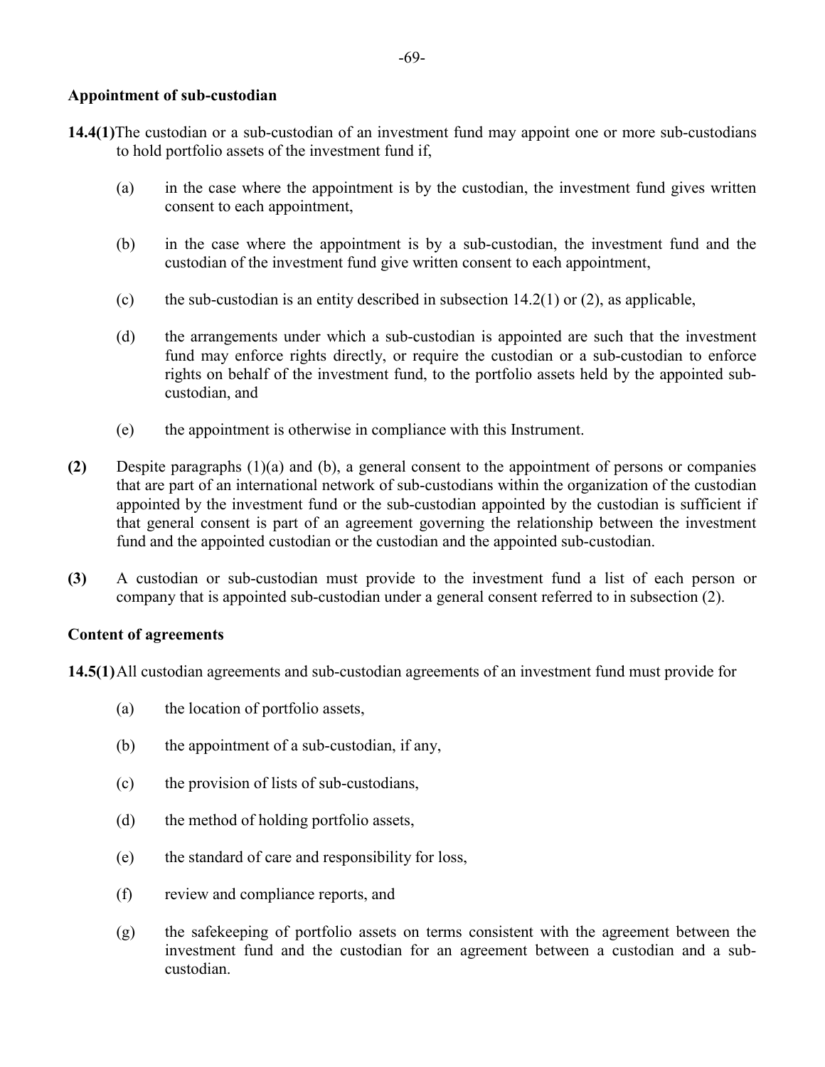**Appointment of sub-custodian**

**14.4(1)** The custodian or a sub-custodian of an investment fund may appoint one or more sub-custodians to hold portfolio assets of the investment fund if,

(a) in the case where the appointment is by the custodian, the investment fund gives written consent to each appointment,

(b) in the case where the appointment is by a sub-custodian, the investment fund and the custodian of the investment fund give written consent to each appointment,

(c) the sub-custodian is an entity described in subsection 14.2(1) or (2), as applicable,

(d) the arrangements under which a sub-custodian is appointed are such that the investment fund may enforce rights directly, or require the custodian or a sub-custodian to enforce rights on behalf of the investment fund, to the portfolio assets held by the appointed sub-custodian, and

(e) the appointment is otherwise in compliance with this Instrument.

**(2)** Despite paragraphs (1)(a) and (b), a general consent to the appointment of persons or companies that are part of an international network of sub-custodians within the organization of the custodian appointed by the investment fund or the sub-custodian appointed by the custodian is sufficient if that general consent is part of an agreement governing the relationship between the investment fund and the appointed custodian or the custodian and the appointed sub-custodian.

**(3)** A custodian or sub-custodian must provide to the investment fund a list of each person or company that is appointed sub-custodian under a general consent referred to in subsection (2).

**Content of agreements**

**14.5(1)** All custodian agreements and sub-custodian agreements of an investment fund must provide for

(a) the location of portfolio assets,

(b) the appointment of a sub-custodian, if any,

(c) the provision of lists of sub-custodians,

(d) the method of holding portfolio assets,

(e) the standard of care and responsibility for loss,

(f) review and compliance reports, and

(g) the safekeeping of portfolio assets on terms consistent with the agreement between the investment fund and the custodian for an agreement between a custodian and a sub-custodian.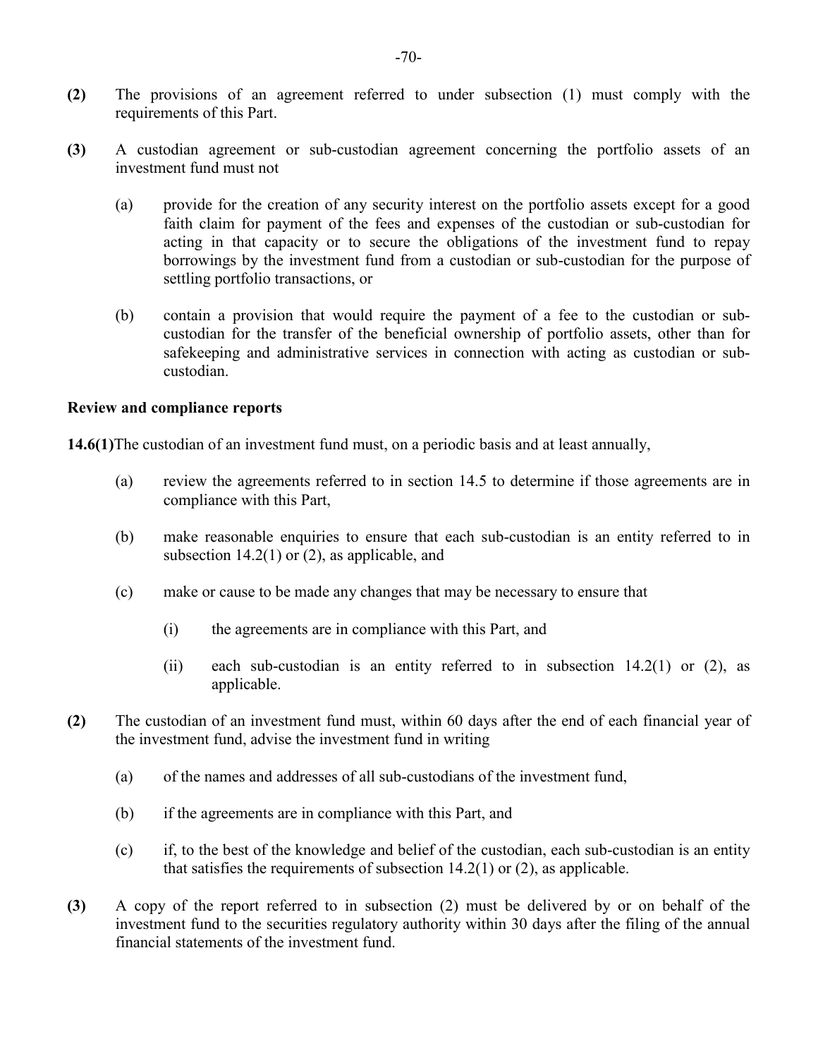**(2)** The provisions of an agreement referred to under subsection (1) must comply with the requirements of this Part.

**(3)** A custodian agreement or sub-custodian agreement concerning the portfolio assets of an investment fund must not

(a) provide for the creation of any security interest on the portfolio assets except for a good faith claim for payment of the fees and expenses of the custodian or sub-custodian for acting in that capacity or to secure the obligations of the investment fund to repay borrowings by the investment fund from a custodian or sub-custodian for the purpose of settling portfolio transactions, or

(b) contain a provision that would require the payment of a fee to the custodian or sub-custodian for the transfer of the beneficial ownership of portfolio assets, other than for safekeeping and administrative services in connection with acting as custodian or sub-custodian.

### Review and compliance reports

**14.6(1)** The custodian of an investment fund must, on a periodic basis and at least annually,

(a) review the agreements referred to in section 14.5 to determine if those agreements are in compliance with this Part,

(b) make reasonable enquiries to ensure that each sub-custodian is an entity referred to in subsection 14.2(1) or (2), as applicable, and

(c) make or cause to be made any changes that may be necessary to ensure that

(i) the agreements are in compliance with this Part, and

(ii) each sub-custodian is an entity referred to in subsection 14.2(1) or (2), as applicable.

**(2)** The custodian of an investment fund must, within 60 days after the end of each financial year of the investment fund, advise the investment fund in writing

(a) of the names and addresses of all sub-custodians of the investment fund,

(b) if the agreements are in compliance with this Part, and

(c) if, to the best of the knowledge and belief of the custodian, each sub-custodian is an entity that satisfies the requirements of subsection 14.2(1) or (2), as applicable.

**(3)** A copy of the report referred to in subsection (2) must be delivered by or on behalf of the investment fund to the securities regulatory authority within 30 days after the filing of the annual financial statements of the investment fund.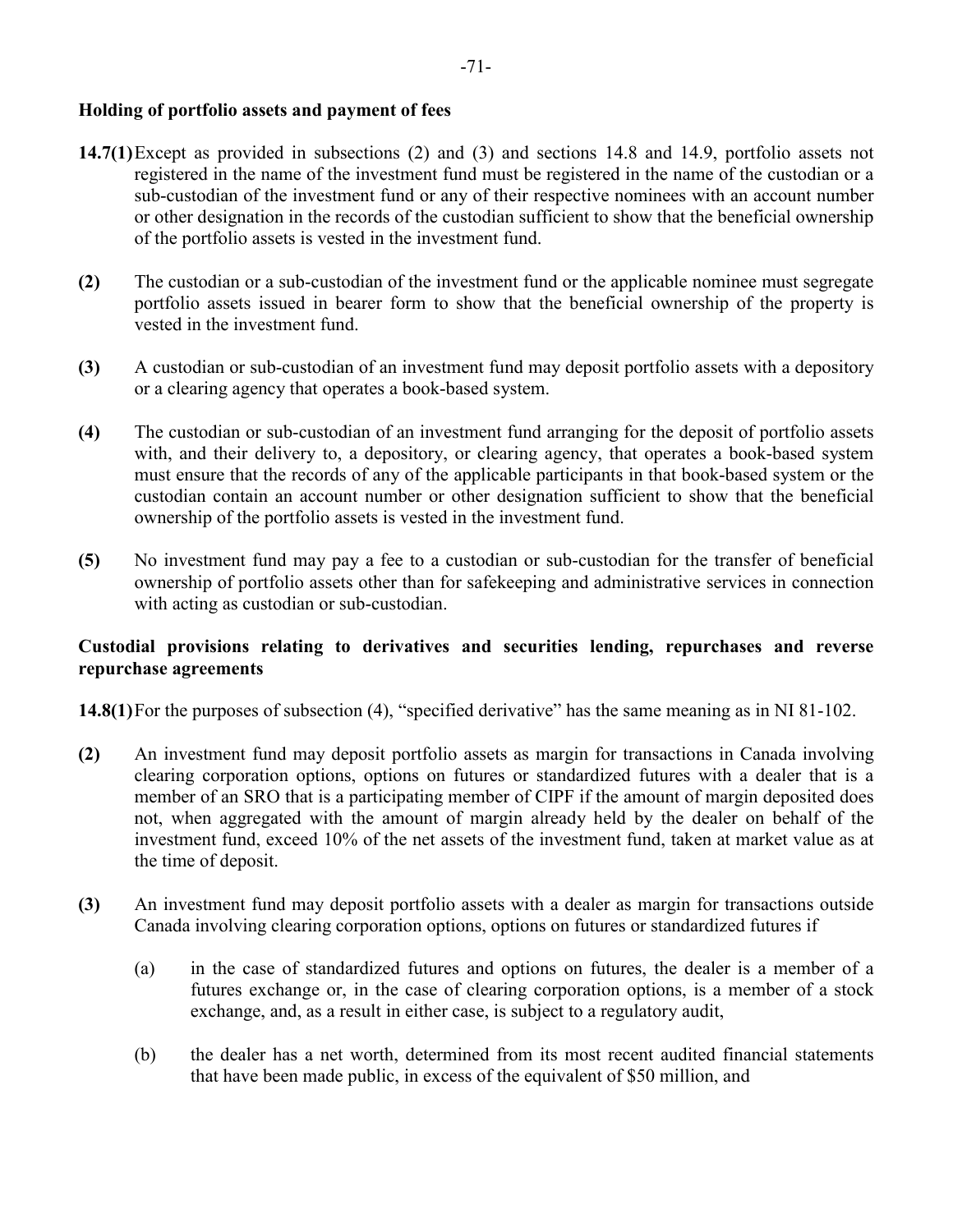**Holding of portfolio assets and payment of fees**

**14.7(1)** Except as provided in subsections (2) and (3) and sections 14.8 and 14.9, portfolio assets not registered in the name of the investment fund must be registered in the name of the custodian or a sub-custodian of the investment fund or any of their respective nominees with an account number or other designation in the records of the custodian sufficient to show that the beneficial ownership of the portfolio assets is vested in the investment fund.

**(2)** The custodian or a sub-custodian of the investment fund or the applicable nominee must segregate portfolio assets issued in bearer form to show that the beneficial ownership of the property is vested in the investment fund.

**(3)** A custodian or sub-custodian of an investment fund may deposit portfolio assets with a depository or a clearing agency that operates a book-based system.

**(4)** The custodian or sub-custodian of an investment fund arranging for the deposit of portfolio assets with, and their delivery to, a depository, or clearing agency, that operates a book-based system must ensure that the records of any of the applicable participants in that book-based system or the custodian contain an account number or other designation sufficient to show that the beneficial ownership of the portfolio assets is vested in the investment fund.

**(5)** No investment fund may pay a fee to a custodian or sub-custodian for the transfer of beneficial ownership of portfolio assets other than for safekeeping and administrative services in connection with acting as custodian or sub-custodian.

**Custodial provisions relating to derivatives and securities lending, repurchases and reverse repurchase agreements**

**14.8(1)** For the purposes of subsection (4), "specified derivative" has the same meaning as in NI 81-102.

**(2)** An investment fund may deposit portfolio assets as margin for transactions in Canada involving clearing corporation options, options on futures or standardized futures with a dealer that is a member of an SRO that is a participating member of CIPF if the amount of margin deposited does not, when aggregated with the amount of margin already held by the dealer on behalf of the investment fund, exceed 10% of the net assets of the investment fund, taken at market value as at the time of deposit.

**(3)** An investment fund may deposit portfolio assets with a dealer as margin for transactions outside Canada involving clearing corporation options, options on futures or standardized futures if

(a) in the case of standardized futures and options on futures, the dealer is a member of a futures exchange or, in the case of clearing corporation options, is a member of a stock exchange, and, as a result in either case, is subject to a regulatory audit,

(b) the dealer has a net worth, determined from its most recent audited financial statements that have been made public, in excess of the equivalent of $50 million, and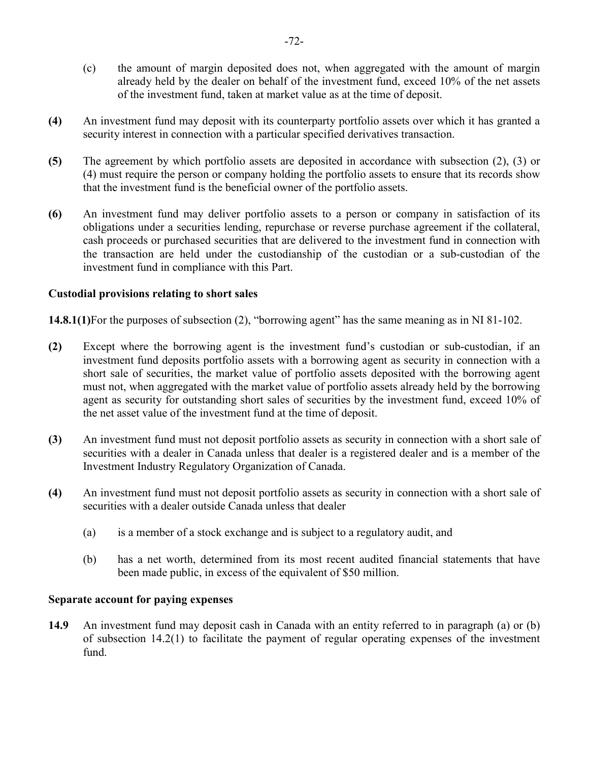(c) the amount of margin deposited does not, when aggregated with the amount of margin already held by the dealer on behalf of the investment fund, exceed 10% of the net assets of the investment fund, taken at market value as at the time of deposit.

**(4)** An investment fund may deposit with its counterparty portfolio assets over which it has granted a security interest in connection with a particular specified derivatives transaction.

**(5)** The agreement by which portfolio assets are deposited in accordance with subsection (2), (3) or (4) must require the person or company holding the portfolio assets to ensure that its records show that the investment fund is the beneficial owner of the portfolio assets.

**(6)** An investment fund may deliver portfolio assets to a person or company in satisfaction of its obligations under a securities lending, repurchase or reverse purchase agreement if the collateral, cash proceeds or purchased securities that are delivered to the investment fund in connection with the transaction are held under the custodianship of the custodian or a sub-custodian of the investment fund in compliance with this Part.

**Custodial provisions relating to short sales**

**14.8.1(1)** For the purposes of subsection (2), "borrowing agent" has the same meaning as in NI 81-102.

**(2)** Except where the borrowing agent is the investment fund's custodian or sub-custodian, if an investment fund deposits portfolio assets with a borrowing agent as security in connection with a short sale of securities, the market value of portfolio assets deposited with the borrowing agent must not, when aggregated with the market value of portfolio assets already held by the borrowing agent as security for outstanding short sales of securities by the investment fund, exceed 10% of the net asset value of the investment fund at the time of deposit.

**(3)** An investment fund must not deposit portfolio assets as security in connection with a short sale of securities with a dealer in Canada unless that dealer is a registered dealer and is a member of the Investment Industry Regulatory Organization of Canada.

**(4)** An investment fund must not deposit portfolio assets as security in connection with a short sale of securities with a dealer outside Canada unless that dealer

(a) is a member of a stock exchange and is subject to a regulatory audit, and

(b) has a net worth, determined from its most recent audited financial statements that have been made public, in excess of the equivalent of $50 million.

**Separate account for paying expenses**

**14.9** An investment fund may deposit cash in Canada with an entity referred to in paragraph (a) or (b) of subsection 14.2(1) to facilitate the payment of regular operating expenses of the investment fund.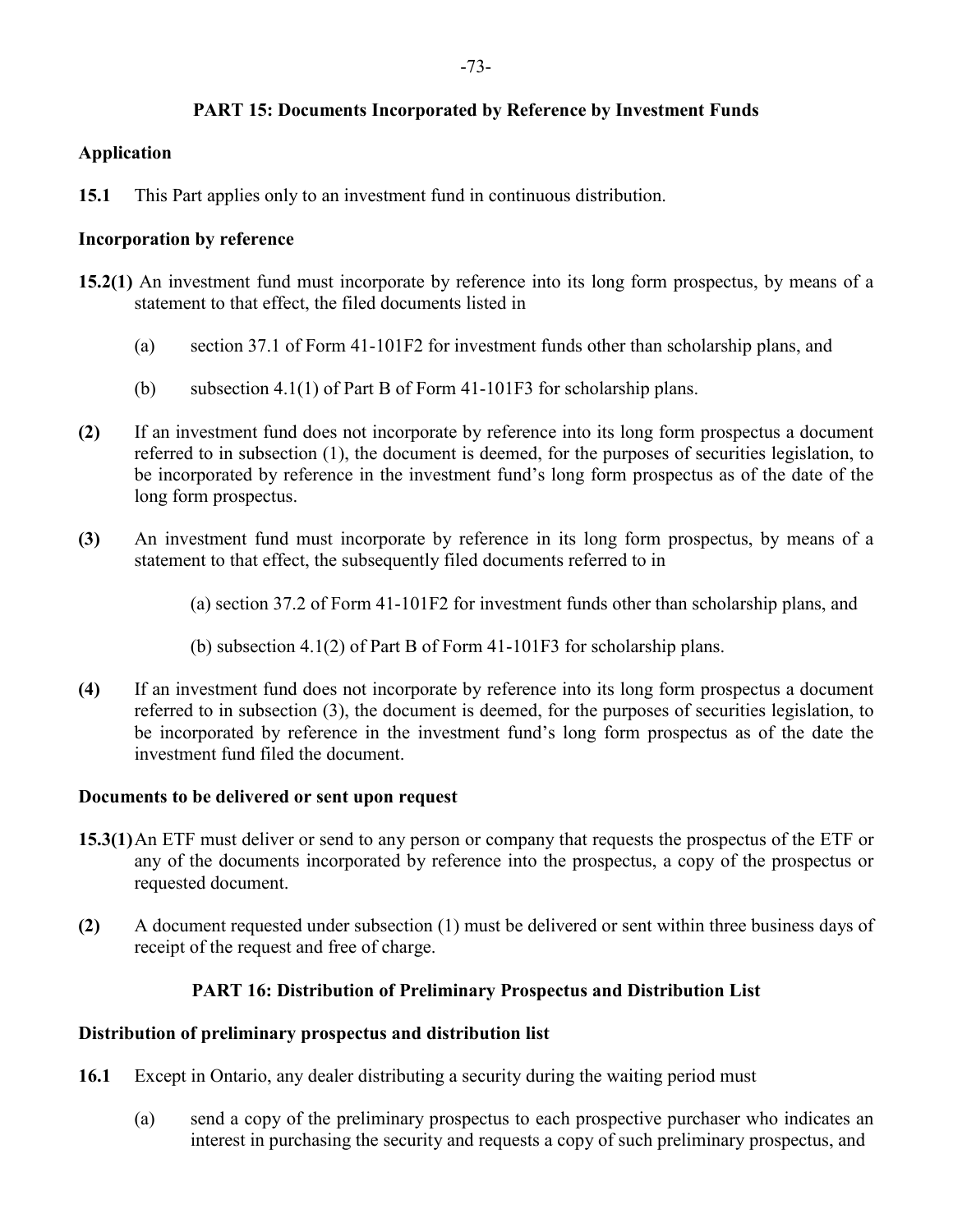## PART 15: Documents Incorporated by Reference by Investment Funds

**Application**

**15.1** This Part applies only to an investment fund in continuous distribution.

**Incorporation by reference**

**15.2(1)** An investment fund must incorporate by reference into its long form prospectus, by means of a statement to that effect, the filed documents listed in

(a) section 37.1 of Form 41-101F2 for investment funds other than scholarship plans, and

(b) subsection 4.1(1) of Part B of Form 41-101F3 for scholarship plans.

**(2)** If an investment fund does not incorporate by reference into its long form prospectus a document referred to in subsection (1), the document is deemed, for the purposes of securities legislation, to be incorporated by reference in the investment fund's long form prospectus as of the date of the long form prospectus.

**(3)** An investment fund must incorporate by reference in its long form prospectus, by means of a statement to that effect, the subsequently filed documents referred to in

(a) section 37.2 of Form 41-101F2 for investment funds other than scholarship plans, and

(b) subsection 4.1(2) of Part B of Form 41-101F3 for scholarship plans.

**(4)** If an investment fund does not incorporate by reference into its long form prospectus a document referred to in subsection (3), the document is deemed, for the purposes of securities legislation, to be incorporated by reference in the investment fund's long form prospectus as of the date the investment fund filed the document.

**Documents to be delivered or sent upon request**

**15.3(1)** An ETF must deliver or send to any person or company that requests the prospectus of the ETF or any of the documents incorporated by reference into the prospectus, a copy of the prospectus or requested document.

**(2)** A document requested under subsection (1) must be delivered or sent within three business days of receipt of the request and free of charge.

## PART 16: Distribution of Preliminary Prospectus and Distribution List

**Distribution of preliminary prospectus and distribution list**

**16.1** Except in Ontario, any dealer distributing a security during the waiting period must

(a) send a copy of the preliminary prospectus to each prospective purchaser who indicates an interest in purchasing the security and requests a copy of such preliminary prospectus, and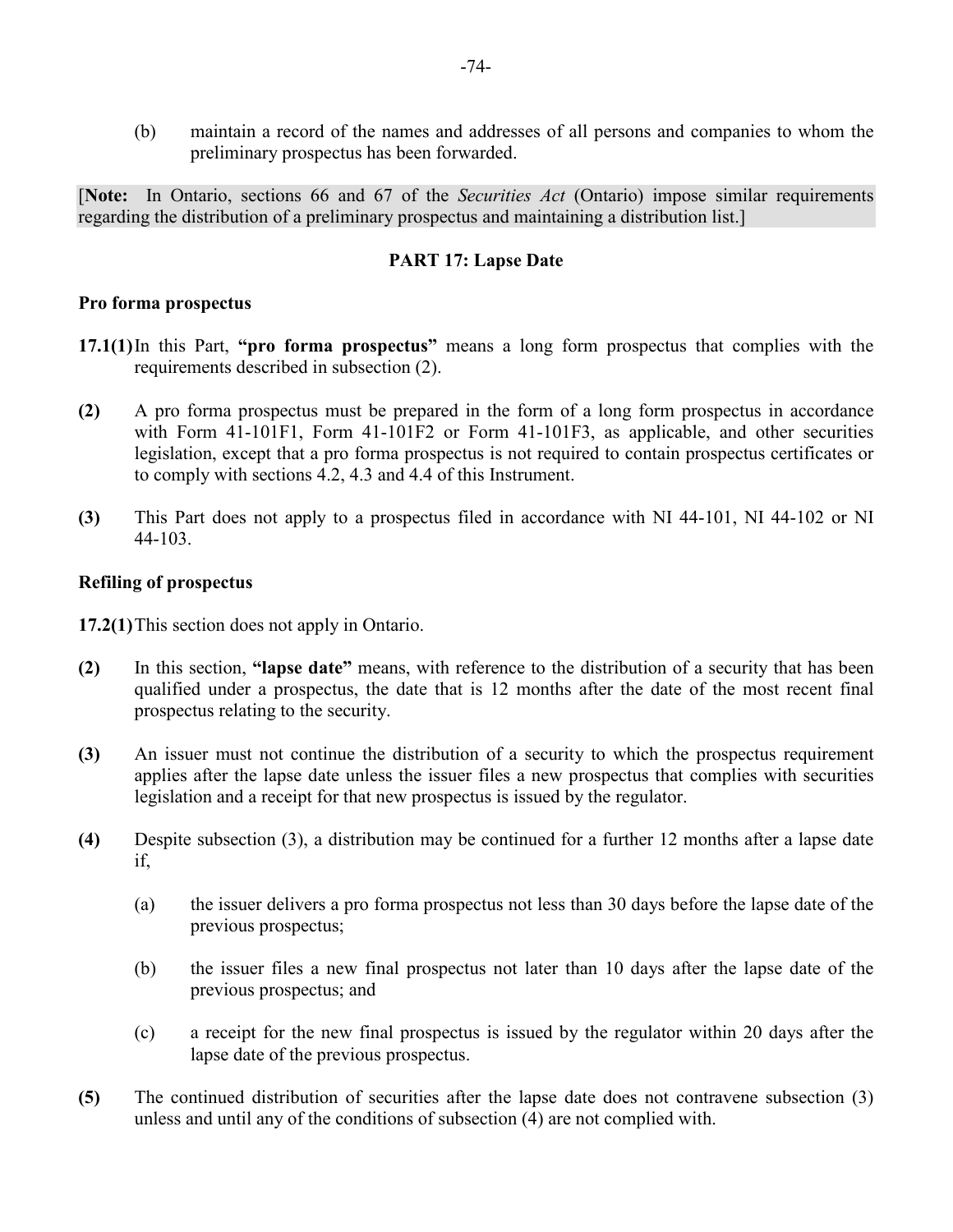(b) maintain a record of the names and addresses of all persons and companies to whom the preliminary prospectus has been forwarded.

[**Note:** In Ontario, sections 66 and 67 of the *Securities Act* (Ontario) impose similar requirements regarding the distribution of a preliminary prospectus and maintaining a distribution list.]

## PART 17: Lapse Date

### Pro forma prospectus

**17.1(1)** In this Part, **"pro forma prospectus"** means a long form prospectus that complies with the requirements described in subsection (2).

**(2)** A pro forma prospectus must be prepared in the form of a long form prospectus in accordance with Form 41-101F1, Form 41-101F2 or Form 41-101F3, as applicable, and other securities legislation, except that a pro forma prospectus is not required to contain prospectus certificates or to comply with sections 4.2, 4.3 and 4.4 of this Instrument.

**(3)** This Part does not apply to a prospectus filed in accordance with NI 44-101, NI 44-102 or NI 44-103.

### Refiling of prospectus

**17.2(1)** This section does not apply in Ontario.

**(2)** In this section, **"lapse date"** means, with reference to the distribution of a security that has been qualified under a prospectus, the date that is 12 months after the date of the most recent final prospectus relating to the security.

**(3)** An issuer must not continue the distribution of a security to which the prospectus requirement applies after the lapse date unless the issuer files a new prospectus that complies with securities legislation and a receipt for that new prospectus is issued by the regulator.

**(4)** Despite subsection (3), a distribution may be continued for a further 12 months after a lapse date if,

(a) the issuer delivers a pro forma prospectus not less than 30 days before the lapse date of the previous prospectus;

(b) the issuer files a new final prospectus not later than 10 days after the lapse date of the previous prospectus; and

(c) a receipt for the new final prospectus is issued by the regulator within 20 days after the lapse date of the previous prospectus.

**(5)** The continued distribution of securities after the lapse date does not contravene subsection (3) unless and until any of the conditions of subsection (4) are not complied with.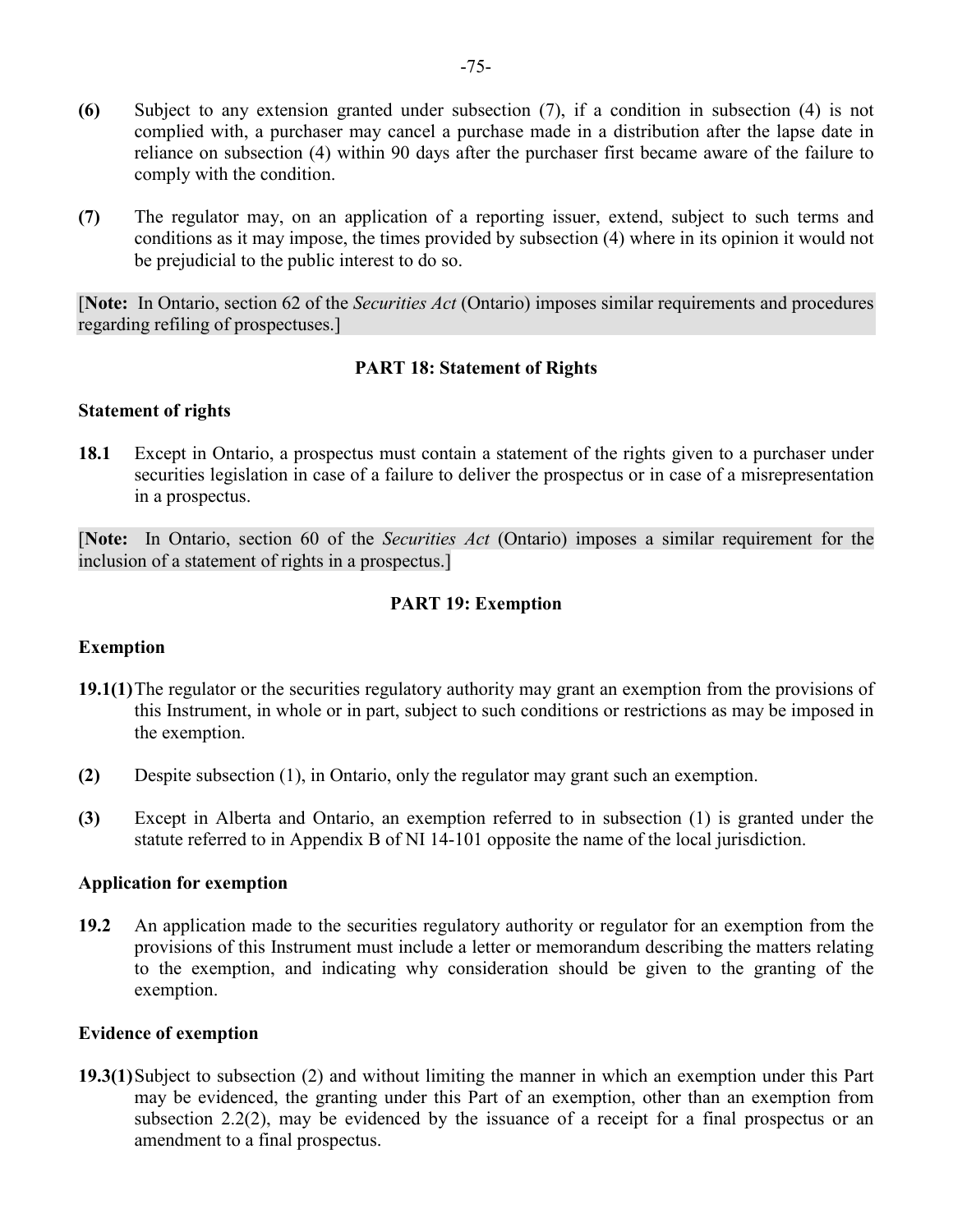**(6)** Subject to any extension granted under subsection (7), if a condition in subsection (4) is not complied with, a purchaser may cancel a purchase made in a distribution after the lapse date in reliance on subsection (4) within 90 days after the purchaser first became aware of the failure to comply with the condition.

**(7)** The regulator may, on an application of a reporting issuer, extend, subject to such terms and conditions as it may impose, the times provided by subsection (4) where in its opinion it would not be prejudicial to the public interest to do so.

[**Note:** In Ontario, section 62 of the *Securities Act* (Ontario) imposes similar requirements and procedures regarding refiling of prospectuses.]

## PART 18: Statement of Rights

### Statement of rights

**18.1** Except in Ontario, a prospectus must contain a statement of the rights given to a purchaser under securities legislation in case of a failure to deliver the prospectus or in case of a misrepresentation in a prospectus.

[**Note:** In Ontario, section 60 of the *Securities Act* (Ontario) imposes a similar requirement for the inclusion of a statement of rights in a prospectus.]

## PART 19: Exemption

### Exemption

**19.1(1)** The regulator or the securities regulatory authority may grant an exemption from the provisions of this Instrument, in whole or in part, subject to such conditions or restrictions as may be imposed in the exemption.

**(2)** Despite subsection (1), in Ontario, only the regulator may grant such an exemption.

**(3)** Except in Alberta and Ontario, an exemption referred to in subsection (1) is granted under the statute referred to in Appendix B of NI 14-101 opposite the name of the local jurisdiction.

### Application for exemption

**19.2** An application made to the securities regulatory authority or regulator for an exemption from the provisions of this Instrument must include a letter or memorandum describing the matters relating to the exemption, and indicating why consideration should be given to the granting of the exemption.

### Evidence of exemption

**19.3(1)** Subject to subsection (2) and without limiting the manner in which an exemption under this Part may be evidenced, the granting under this Part of an exemption, other than an exemption from subsection 2.2(2), may be evidenced by the issuance of a receipt for a final prospectus or an amendment to a final prospectus.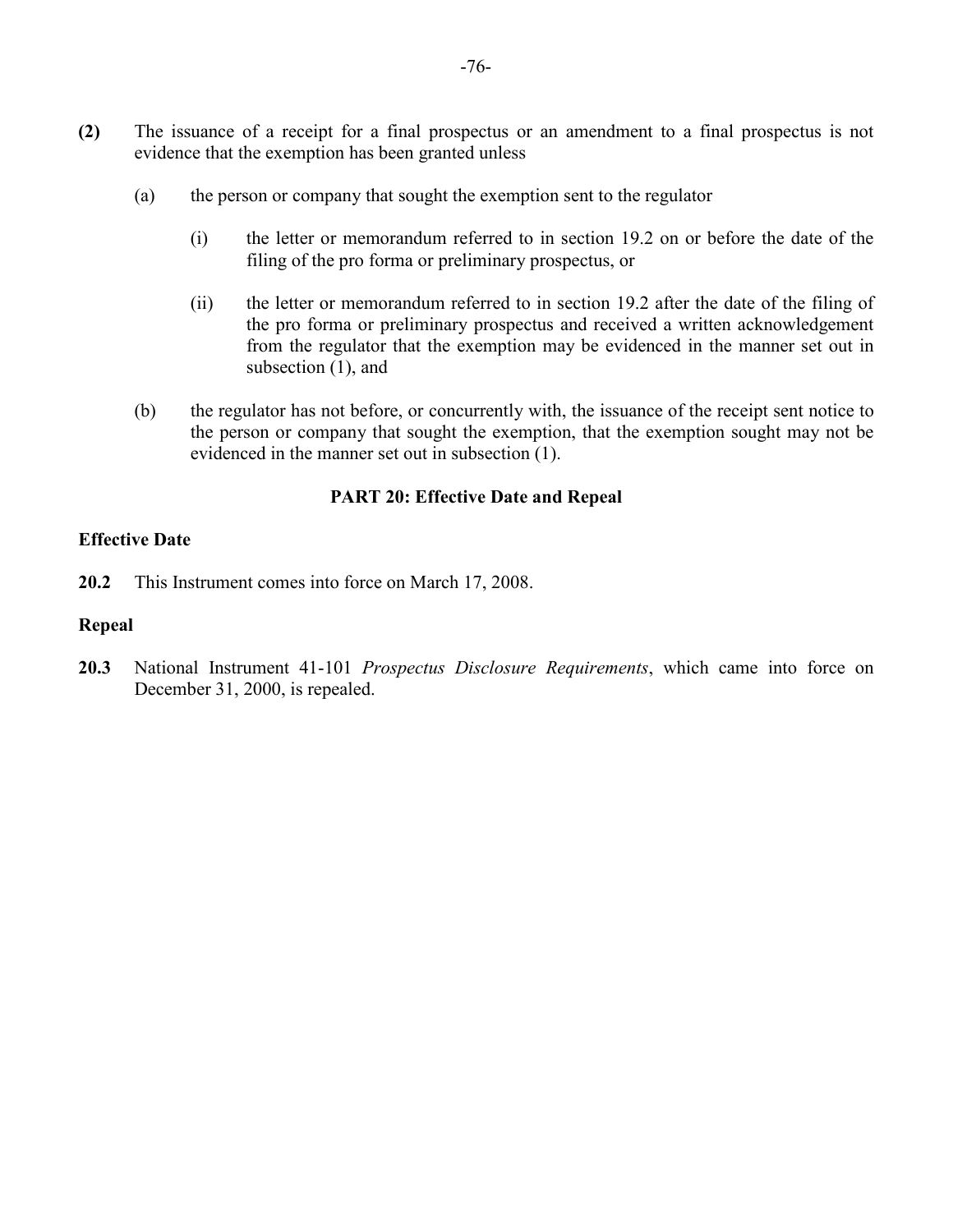**(2)** The issuance of a receipt for a final prospectus or an amendment to a final prospectus is not evidence that the exemption has been granted unless

(a) the person or company that sought the exemption sent to the regulator

(i) the letter or memorandum referred to in section 19.2 on or before the date of the filing of the pro forma or preliminary prospectus, or

(ii) the letter or memorandum referred to in section 19.2 after the date of the filing of the pro forma or preliminary prospectus and received a written acknowledgement from the regulator that the exemption may be evidenced in the manner set out in subsection (1), and

(b) the regulator has not before, or concurrently with, the issuance of the receipt sent notice to the person or company that sought the exemption, that the exemption sought may not be evidenced in the manner set out in subsection (1).

## PART 20: Effective Date and Repeal

### Effective Date

**20.2** This Instrument comes into force on March 17, 2008.

### Repeal

**20.3** National Instrument 41-101 *Prospectus Disclosure Requirements*, which came into force on December 31, 2000, is repealed.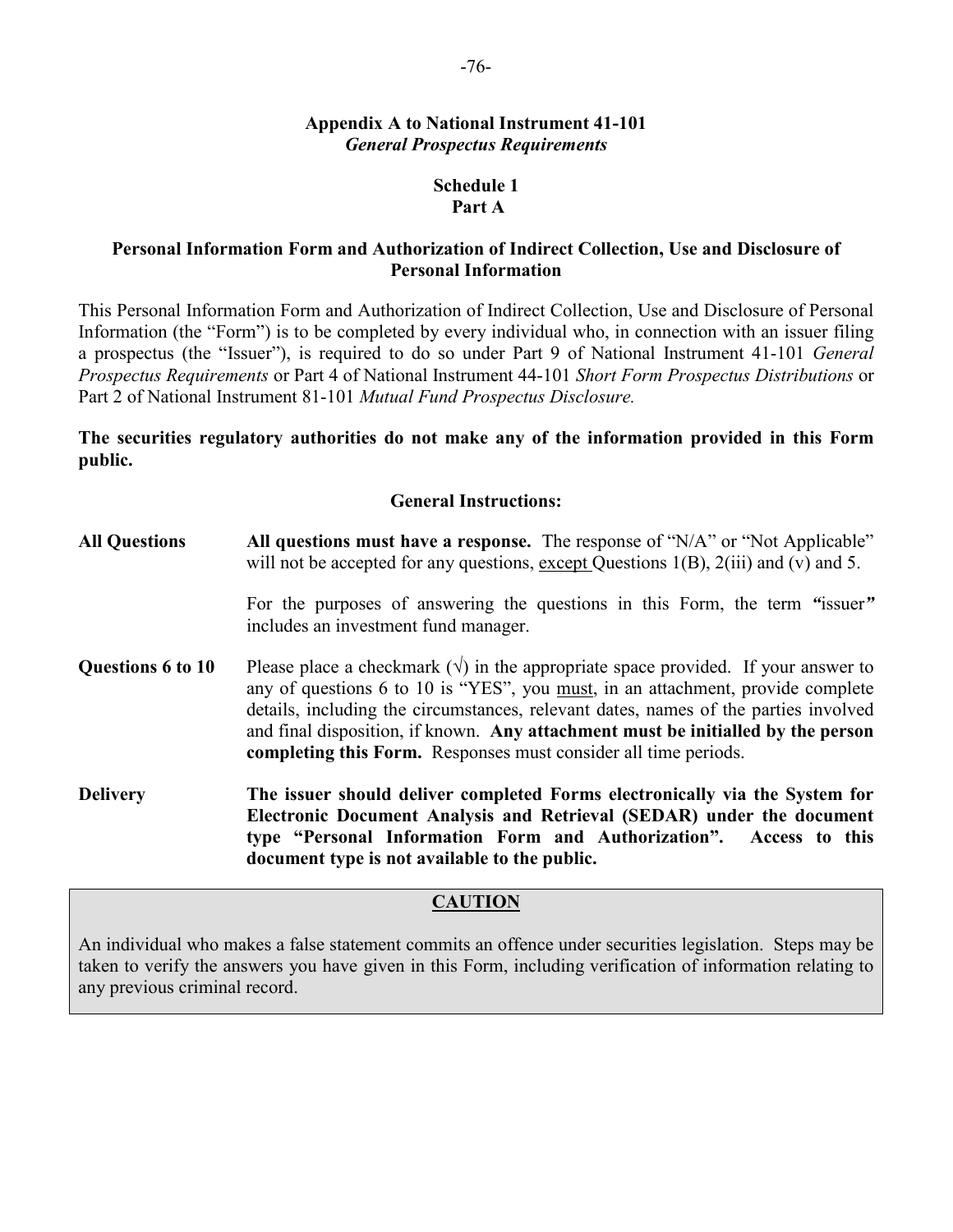## Appendix A to National Instrument 41-101
### *General Prospectus Requirements*

### Schedule 1
### Part A

### Personal Information Form and Authorization of Indirect Collection, Use and Disclosure of Personal Information

This Personal Information Form and Authorization of Indirect Collection, Use and Disclosure of Personal Information (the "Form") is to be completed by every individual who, in connection with an issuer filing a prospectus (the "Issuer"), is required to do so under Part 9 of National Instrument 41-101 *General Prospectus Requirements* or Part 4 of National Instrument 44-101 *Short Form Prospectus Distributions* or Part 2 of National Instrument 81-101 *Mutual Fund Prospectus Disclosure.*

**The securities regulatory authorities do not make any of the information provided in this Form public.**

**General Instructions:**

**All Questions** — **All questions must have a response.** The response of "N/A" or "Not Applicable" will not be accepted for any questions, except Questions 1(B), 2(iii) and (v) and 5.

For the purposes of answering the questions in this Form, the term "issuer" includes an investment fund manager.

**Questions 6 to 10** — Please place a checkmark (√) in the appropriate space provided. If your answer to any of questions 6 to 10 is "YES", you must, in an attachment, provide complete details, including the circumstances, relevant dates, names of the parties involved and final disposition, if known. **Any attachment must be initialled by the person completing this Form.** Responses must consider all time periods.

**Delivery** — **The issuer should deliver completed Forms electronically via the System for Electronic Document Analysis and Retrieval (SEDAR) under the document type "Personal Information Form and Authorization". Access to this document type is not available to the public.**

**CAUTION**

An individual who makes a false statement commits an offence under securities legislation. Steps may be taken to verify the answers you have given in this Form, including verification of information relating to any previous criminal record.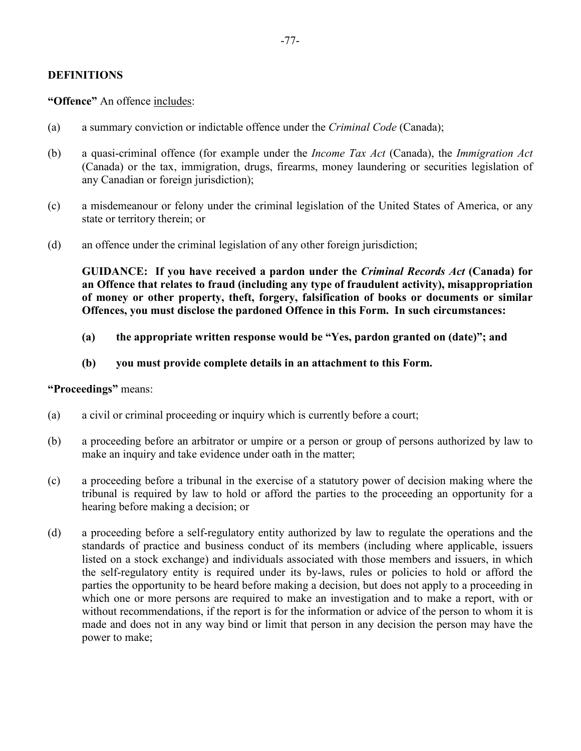## DEFINITIONS

**"Offence"** An offence <u>includes</u>:

(a) a summary conviction or indictable offence under the *Criminal Code* (Canada);

(b) a quasi-criminal offence (for example under the *Income Tax Act* (Canada), the *Immigration Act* (Canada) or the tax, immigration, drugs, firearms, money laundering or securities legislation of any Canadian or foreign jurisdiction);

(c) a misdemeanour or felony under the criminal legislation of the United States of America, or any state or territory therein; or

(d) an offence under the criminal legislation of any other foreign jurisdiction;

**GUIDANCE: If you have received a pardon under the *Criminal Records Act* (Canada) for an Offence that relates to fraud (including any type of fraudulent activity), misappropriation of money or other property, theft, forgery, falsification of books or documents or similar Offences, you must disclose the pardoned Offence in this Form. In such circumstances:**

**(a) the appropriate written response would be "Yes, pardon granted on (date)"; and**

**(b) you must provide complete details in an attachment to this Form.**

**"Proceedings"** means:

(a) a civil or criminal proceeding or inquiry which is currently before a court;

(b) a proceeding before an arbitrator or umpire or a person or group of persons authorized by law to make an inquiry and take evidence under oath in the matter;

(c) a proceeding before a tribunal in the exercise of a statutory power of decision making where the tribunal is required by law to hold or afford the parties to the proceeding an opportunity for a hearing before making a decision; or

(d) a proceeding before a self-regulatory entity authorized by law to regulate the operations and the standards of practice and business conduct of its members (including where applicable, issuers listed on a stock exchange) and individuals associated with those members and issuers, in which the self-regulatory entity is required under its by-laws, rules or policies to hold or afford the parties the opportunity to be heard before making a decision, but does not apply to a proceeding in which one or more persons are required to make an investigation and to make a report, with or without recommendations, if the report is for the information or advice of the person to whom it is made and does not in any way bind or limit that person in any decision the person may have the power to make;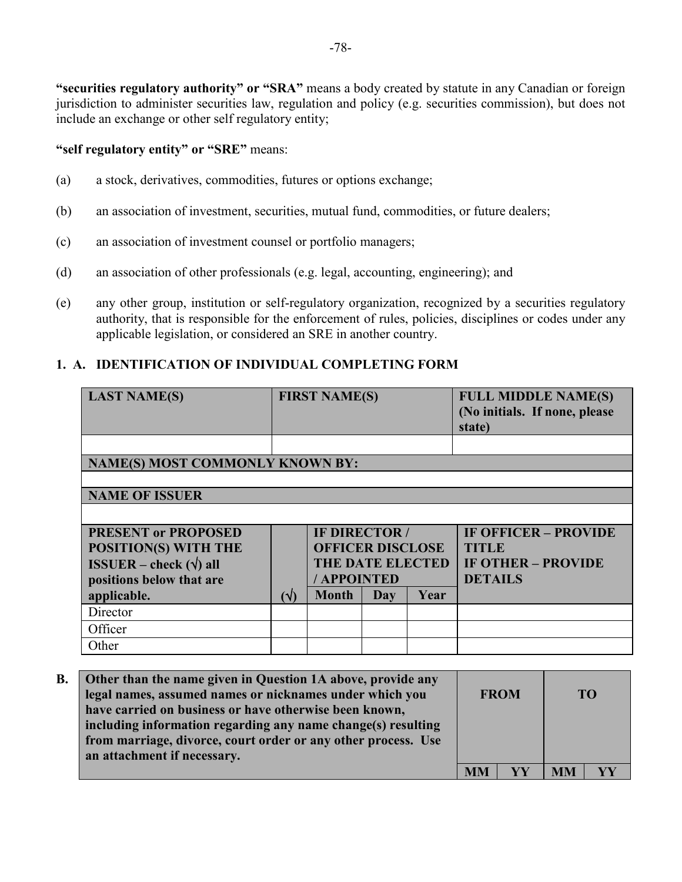**"securities regulatory authority" or "SRA"** means a body created by statute in any Canadian or foreign jurisdiction to administer securities law, regulation and policy (e.g. securities commission), but does not include an exchange or other self regulatory entity;

**"self regulatory entity" or "SRE"** means:

(a) a stock, derivatives, commodities, futures or options exchange;

(b) an association of investment, securities, mutual fund, commodities, or future dealers;

(c) an association of investment counsel or portfolio managers;

(d) an association of other professionals (e.g. legal, accounting, engineering); and

(e) any other group, institution or self-regulatory organization, recognized by a securities regulatory authority, that is responsible for the enforcement of rules, policies, disciplines or codes under any applicable legislation, or considered an SRE in another country.

## 1. A. IDENTIFICATION OF INDIVIDUAL COMPLETING FORM

| **LAST NAME(S)** | **FIRST NAME(S)** | | | | **FULL MIDDLE NAME(S) (No initials. If none, please state)** |
|---|---|---|---|---|---|
| | | | | | |
| **NAME(S) MOST COMMONLY KNOWN BY:** | | | | | |
| | | | | | |
| **NAME OF ISSUER** | | | | | |
| | | | | | |
| **PRESENT or PROPOSED POSITION(S) WITH THE ISSUER – check (√) all positions below that are applicable.** | | **IF DIRECTOR / OFFICER DISCLOSE THE DATE ELECTED / APPOINTED** | | | **IF OFFICER – PROVIDE TITLE IF OTHER – PROVIDE DETAILS** |
| | **(√)** | **Month** | **Day** | **Year** | |
| Director | | | | | |
| Officer | | | | | |
| Other | | | | | |

**B.**

| **Other than the name given in Question 1A above, provide any legal names, assumed names or nicknames under which you have carried on business or have otherwise been known, including information regarding any name change(s) resulting from marriage, divorce, court order or any other process. Use an attachment if necessary.** | **FROM** | | **TO** | |
|---|---|---|---|---|
| | **MM** | **YY** | **MM** | **YY** |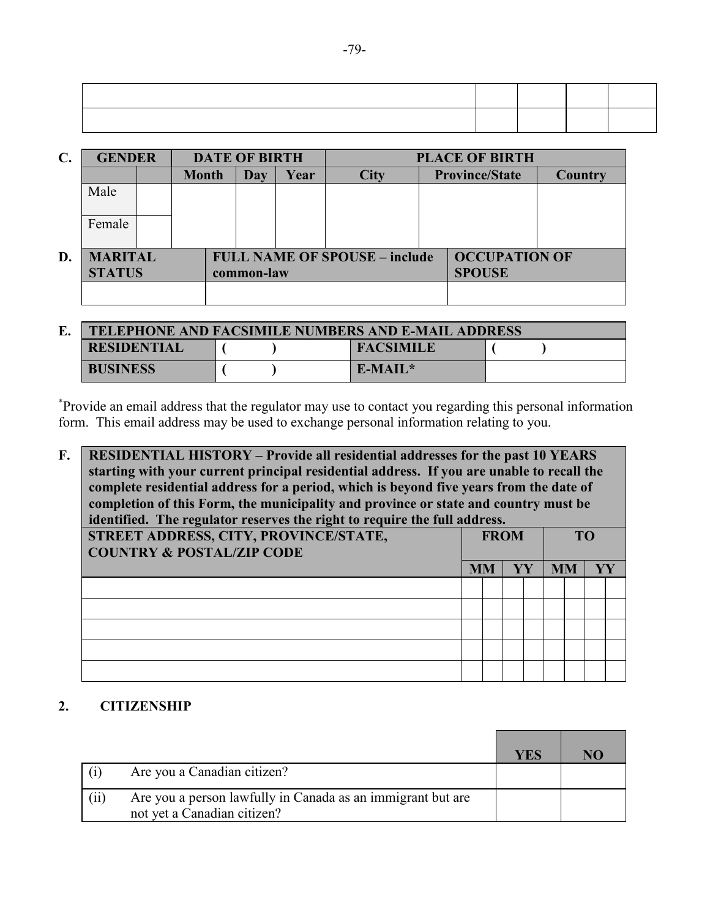| | | | | |
|---|---|---|---|---|
| | | | | |
| | | | | |

**C.**

| GENDER | | DATE OF BIRTH | | | PLACE OF BIRTH | | |
|---|---|---|---|---|---|---|---|
| | | Month | Day | Year | City | Province/State | Country |
| Male | | | | | | | |
| Female | | | | | | | |

**D.**

| MARITAL STATUS | FULL NAME OF SPOUSE – include common-law | OCCUPATION OF SPOUSE |
|---|---|---|
| | | |

**E.**

| TELEPHONE AND FACSIMILE NUMBERS AND E-MAIL ADDRESS | | | |
|---|---|---|---|
| RESIDENTIAL | (   ) | FACSIMILE | (   ) |
| BUSINESS | (   ) | E-MAIL* | |

*Provide an email address that the regulator may use to contact you regarding this personal information form. This email address may be used to exchange personal information relating to you.

**F.**

| RESIDENTIAL HISTORY – Provide all residential addresses for the past 10 YEARS starting with your current principal residential address. If you are unable to recall the complete residential address for a period, which is beyond five years from the date of completion of this Form, the municipality and province or state and country must be identified. The regulator reserves the right to require the full address. | | | | |
|---|---|---|---|---|
| STREET ADDRESS, CITY, PROVINCE/STATE, COUNTRY & POSTAL/ZIP CODE | FROM | | TO | |
| | MM | YY | MM | YY |
| | | | | |
| | | | | |
| | | | | |
| | | | | |
| | | | | |

## 2. CITIZENSHIP

| | | YES | NO |
|---|---|---|---|
| (i) | Are you a Canadian citizen? | | |
| (ii) | Are you a person lawfully in Canada as an immigrant but are not yet a Canadian citizen? | | |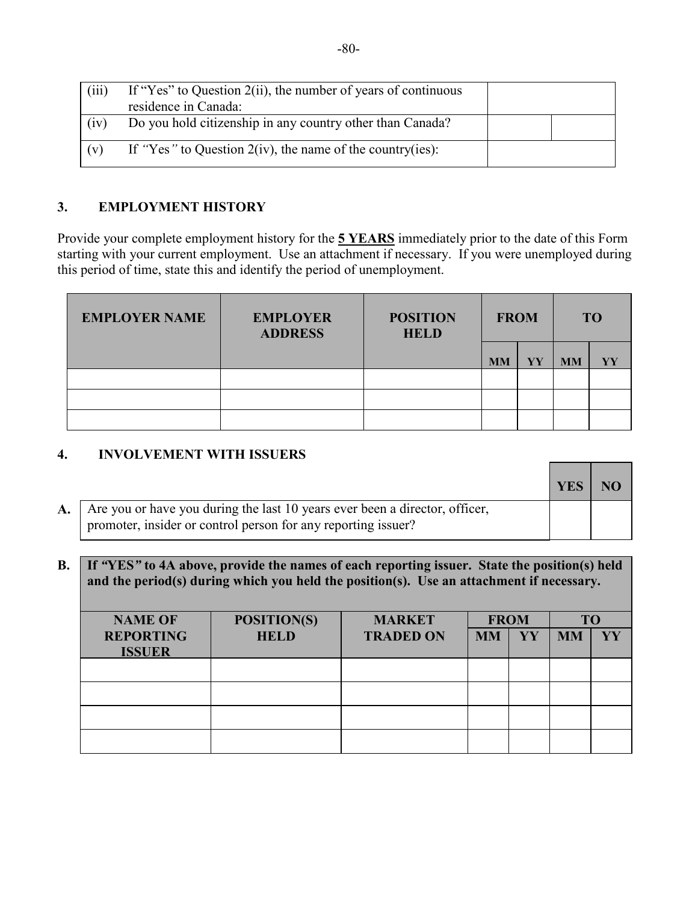| (iii) | If "Yes" to Question 2(ii), the number of years of continuous residence in Canada: | | |
|---|---|---|---|
| (iv) | Do you hold citizenship in any country other than Canada? | | |
| (v) | If *"*Yes*"* to Question 2(iv), the name of the country(ies): | | |

## 3. EMPLOYMENT HISTORY

Provide your complete employment history for the **5 YEARS** immediately prior to the date of this Form starting with your current employment. Use an attachment if necessary. If you were unemployed during this period of time, state this and identify the period of unemployment.

| EMPLOYER NAME | EMPLOYER ADDRESS | POSITION HELD | FROM | | TO | |
|---|---|---|---|---|---|---|
| | | | MM | YY | MM | YY |
| | | | | | | |
| | | | | | | |
| | | | | | | |

## 4. INVOLVEMENT WITH ISSUERS

| | | YES | NO |
|---|---|---|---|
| **A.** | Are you or have you during the last 10 years ever been a director, officer, promoter, insider or control person for any reporting issuer? | | |

**B.** **If *"*YES*"* to 4A above, provide the names of each reporting issuer. State the position(s) held and the period(s) during which you held the position(s). Use an attachment if necessary.**

| NAME OF REPORTING ISSUER | POSITION(S) HELD | MARKET TRADED ON | FROM | | TO | |
|---|---|---|---|---|---|---|
| | | | MM | YY | MM | YY |
| | | | | | | |
| | | | | | | |
| | | | | | | |
| | | | | | | |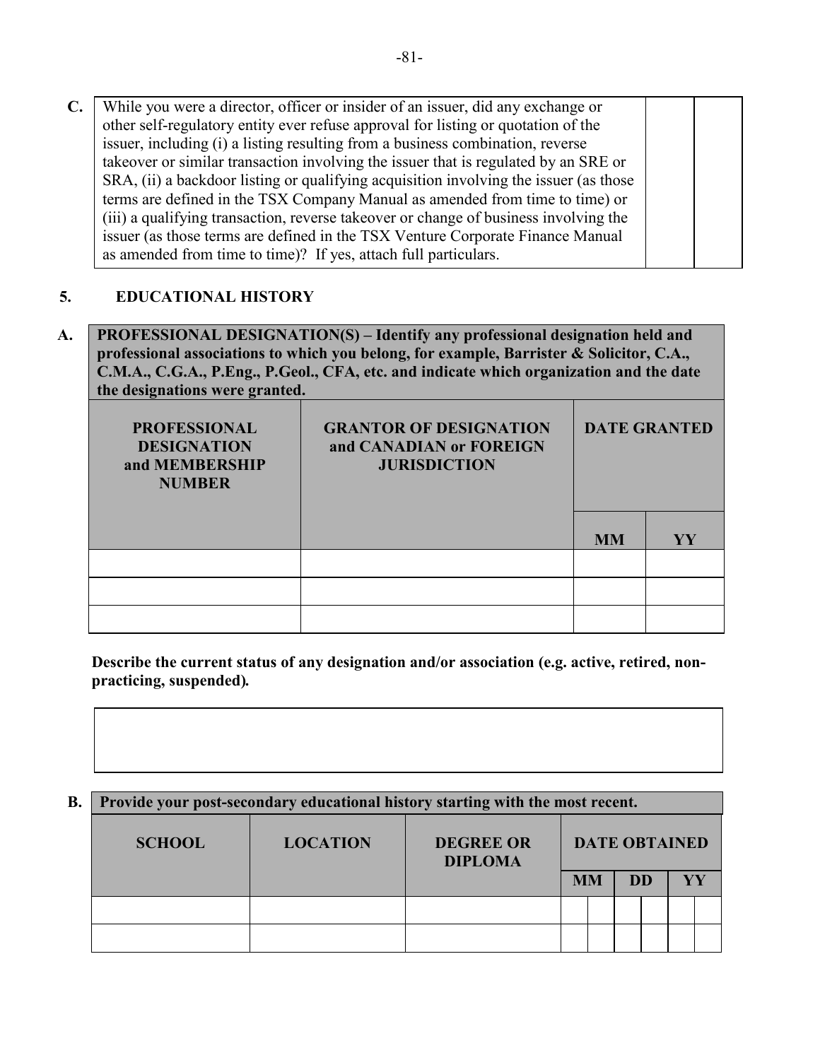| | | | |
|---|---|---|---|
| **C.** | While you were a director, officer or insider of an issuer, did any exchange or other self-regulatory entity ever refuse approval for listing or quotation of the issuer, including (i) a listing resulting from a business combination, reverse takeover or similar transaction involving the issuer that is regulated by an SRE or SRA, (ii) a backdoor listing or qualifying acquisition involving the issuer (as those terms are defined in the TSX Company Manual as amended from time to time) or (iii) a qualifying transaction, reverse takeover or change of business involving the issuer (as those terms are defined in the TSX Venture Corporate Finance Manual as amended from time to time)? If yes, attach full particulars. | | |

## 5. EDUCATIONAL HISTORY

**A. PROFESSIONAL DESIGNATION(S) – Identify any professional designation held and professional associations to which you belong, for example, Barrister & Solicitor, C.A., C.M.A., C.G.A., P.Eng., P.Geol., CFA, etc. and indicate which organization and the date the designations were granted.**

| PROFESSIONAL DESIGNATION and MEMBERSHIP NUMBER | GRANTOR OF DESIGNATION and CANADIAN or FOREIGN JURISDICTION | DATE GRANTED | |
|---|---|---|---|
| | | MM | YY |
| | | | |
| | | | |
| | | | |

**Describe the current status of any designation and/or association (e.g. active, retired, non-practicing, suspended).**

| |
|---|
| |

**B. Provide your post-secondary educational history starting with the most recent.**

| SCHOOL | LOCATION | DEGREE OR DIPLOMA | DATE OBTAINED | | | | | |
|---|---|---|---|---|---|---|---|---|
| | | | MM | | DD | | YY | |
| | | | | | | | | |
| | | | | | | | | |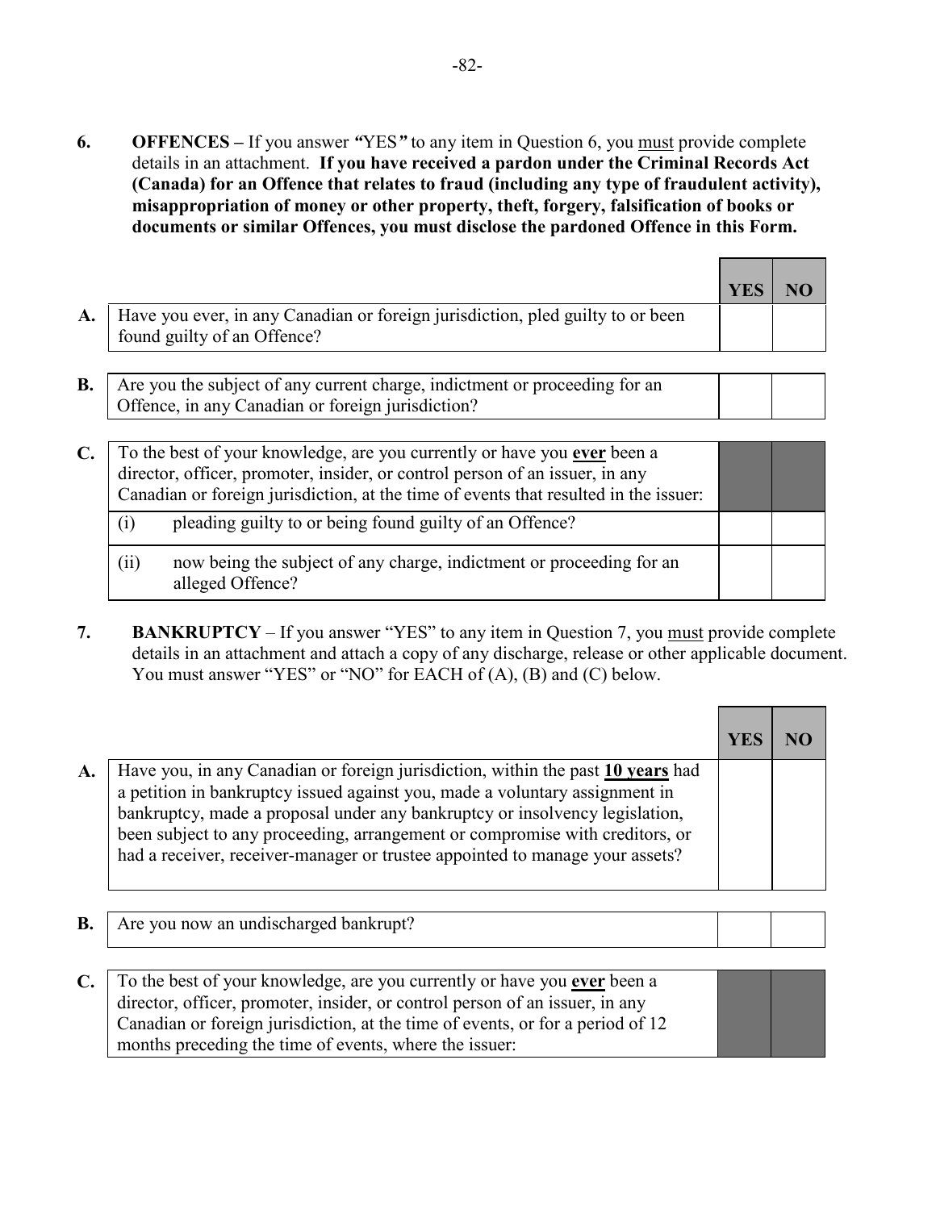**6.** **OFFENCES –** If you answer *"*YES*"* to any item in Question 6, you <u>must</u> provide complete details in an attachment. **If you have received a pardon under the Criminal Records Act (Canada) for an Offence that relates to fraud (including any type of fraudulent activity), misappropriation of money or other property, theft, forgery, falsification of books or documents or similar Offences, you must disclose the pardoned Offence in this Form.**

| | | YES | NO |
|---|---|---|---|
| **A.** | Have you ever, in any Canadian or foreign jurisdiction, pled guilty to or been found guilty of an Offence? | | |
| **B.** | Are you the subject of any current charge, indictment or proceeding for an Offence, in any Canadian or foreign jurisdiction? | | |
| **C.** | To the best of your knowledge, are you currently or have you **<u>ever</u>** been a director, officer, promoter, insider, or control person of an issuer, in any Canadian or foreign jurisdiction, at the time of events that resulted in the issuer: | | |
| | (i) pleading guilty to or being found guilty of an Offence? | | |
| | (ii) now being the subject of any charge, indictment or proceeding for an alleged Offence? | | |

**7.** **BANKRUPTCY** – If you answer "YES" to any item in Question 7, you <u>must</u> provide complete details in an attachment and attach a copy of any discharge, release or other applicable document. You must answer "YES" or "NO" for EACH of (A), (B) and (C) below.

| | | YES | NO |
|---|---|---|---|
| **A.** | Have you, in any Canadian or foreign jurisdiction, within the past **<u>10 years</u>** had a petition in bankruptcy issued against you, made a voluntary assignment in bankruptcy, made a proposal under any bankruptcy or insolvency legislation, been subject to any proceeding, arrangement or compromise with creditors, or had a receiver, receiver-manager or trustee appointed to manage your assets? | | |
| **B.** | Are you now an undischarged bankrupt? | | |
| **C.** | To the best of your knowledge, are you currently or have you **<u>ever</u>** been a director, officer, promoter, insider, or control person of an issuer, in any Canadian or foreign jurisdiction, at the time of events, or for a period of 12 months preceding the time of events, where the issuer: | | |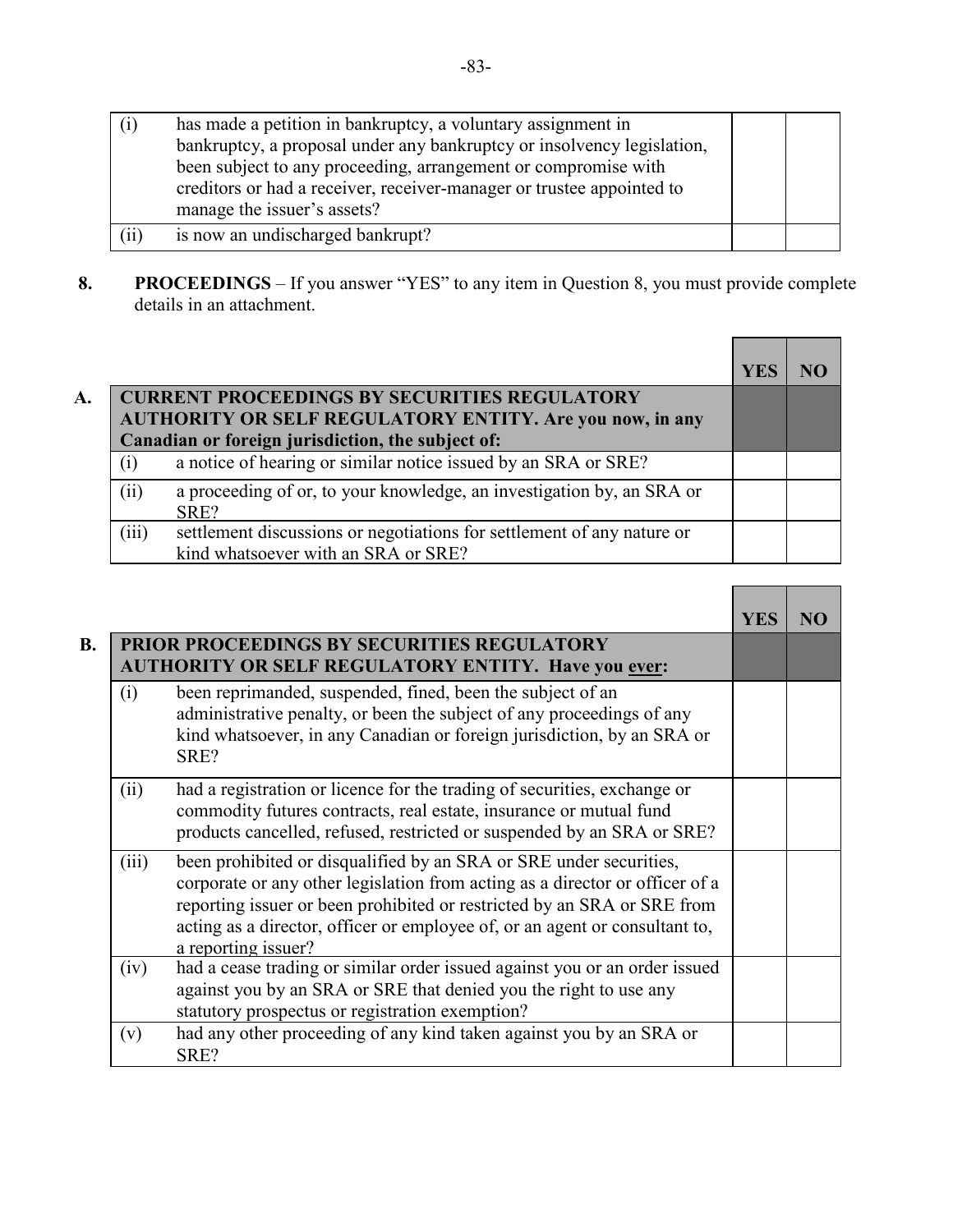| | | | |
|---|---|---|---|
| (i) | has made a petition in bankruptcy, a voluntary assignment in bankruptcy, a proposal under any bankruptcy or insolvency legislation, been subject to any proceeding, arrangement or compromise with creditors or had a receiver, receiver-manager or trustee appointed to manage the issuer's assets? | | |
| (ii) | is now an undischarged bankrupt? | | |

**8. PROCEEDINGS** – If you answer "YES" to any item in Question 8, you must provide complete details in an attachment.

| | | YES | NO |
|---|---|---|---|
| **A.** | **CURRENT PROCEEDINGS BY SECURITIES REGULATORY AUTHORITY OR SELF REGULATORY ENTITY. Are you now, in any Canadian or foreign jurisdiction, the subject of:** | | |
| (i) | a notice of hearing or similar notice issued by an SRA or SRE? | | |
| (ii) | a proceeding of or, to your knowledge, an investigation by, an SRA or SRE? | | |
| (iii) | settlement discussions or negotiations for settlement of any nature or kind whatsoever with an SRA or SRE? | | |

| | | YES | NO |
|---|---|---|---|
| **B.** | **PRIOR PROCEEDINGS BY SECURITIES REGULATORY AUTHORITY OR SELF REGULATORY ENTITY. Have you <u>ever</u>:** | | |
| (i) | been reprimanded, suspended, fined, been the subject of an administrative penalty, or been the subject of any proceedings of any kind whatsoever, in any Canadian or foreign jurisdiction, by an SRA or SRE? | | |
| (ii) | had a registration or licence for the trading of securities, exchange or commodity futures contracts, real estate, insurance or mutual fund products cancelled, refused, restricted or suspended by an SRA or SRE? | | |
| (iii) | been prohibited or disqualified by an SRA or SRE under securities, corporate or any other legislation from acting as a director or officer of a reporting issuer or been prohibited or restricted by an SRA or SRE from acting as a director, officer or employee of, or an agent or consultant to, a reporting issuer? | | |
| (iv) | had a cease trading or similar order issued against you or an order issued against you by an SRA or SRE that denied you the right to use any statutory prospectus or registration exemption? | | |
| (v) | had any other proceeding of any kind taken against you by an SRA or SRE? | | |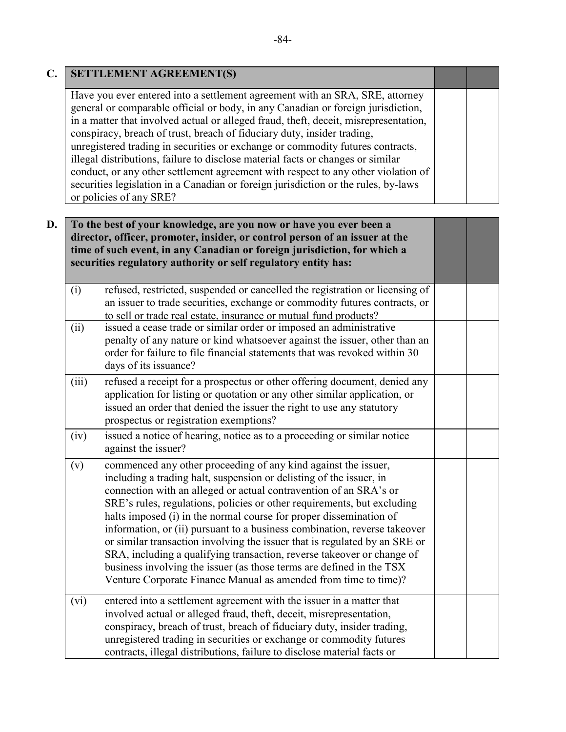| C. | SETTLEMENT AGREEMENT(S) | | |
|---|---|---|---|
| | Have you ever entered into a settlement agreement with an SRA, SRE, attorney general or comparable official or body, in any Canadian or foreign jurisdiction, in a matter that involved actual or alleged fraud, theft, deceit, misrepresentation, conspiracy, breach of trust, breach of fiduciary duty, insider trading, unregistered trading in securities or exchange or commodity futures contracts, illegal distributions, failure to disclose material facts or changes or similar conduct, or any other settlement agreement with respect to any other violation of securities legislation in a Canadian or foreign jurisdiction or the rules, by-laws or policies of any SRE? | | |

| D. | **To the best of your knowledge, are you now or have you ever been a director, officer, promoter, insider, or control person of an issuer at the time of such event, in any Canadian or foreign jurisdiction, for which a securities regulatory authority or self regulatory entity has:** | | |
|---|---|---|---|
| (i) | refused, restricted, suspended or cancelled the registration or licensing of an issuer to trade securities, exchange or commodity futures contracts, or to sell or trade real estate, insurance or mutual fund products? | | |
| (ii) | issued a cease trade or similar order or imposed an administrative penalty of any nature or kind whatsoever against the issuer, other than an order for failure to file financial statements that was revoked within 30 days of its issuance? | | |
| (iii) | refused a receipt for a prospectus or other offering document, denied any application for listing or quotation or any other similar application, or issued an order that denied the issuer the right to use any statutory prospectus or registration exemptions? | | |
| (iv) | issued a notice of hearing, notice as to a proceeding or similar notice against the issuer? | | |
| (v) | commenced any other proceeding of any kind against the issuer, including a trading halt, suspension or delisting of the issuer, in connection with an alleged or actual contravention of an SRA's or SRE's rules, regulations, policies or other requirements, but excluding halts imposed (i) in the normal course for proper dissemination of information, or (ii) pursuant to a business combination, reverse takeover or similar transaction involving the issuer that is regulated by an SRE or SRA, including a qualifying transaction, reverse takeover or change of business involving the issuer (as those terms are defined in the TSX Venture Corporate Finance Manual as amended from time to time)? | | |
| (vi) | entered into a settlement agreement with the issuer in a matter that involved actual or alleged fraud, theft, deceit, misrepresentation, conspiracy, breach of trust, breach of fiduciary duty, insider trading, unregistered trading in securities or exchange or commodity futures contracts, illegal distributions, failure to disclose material facts or | | |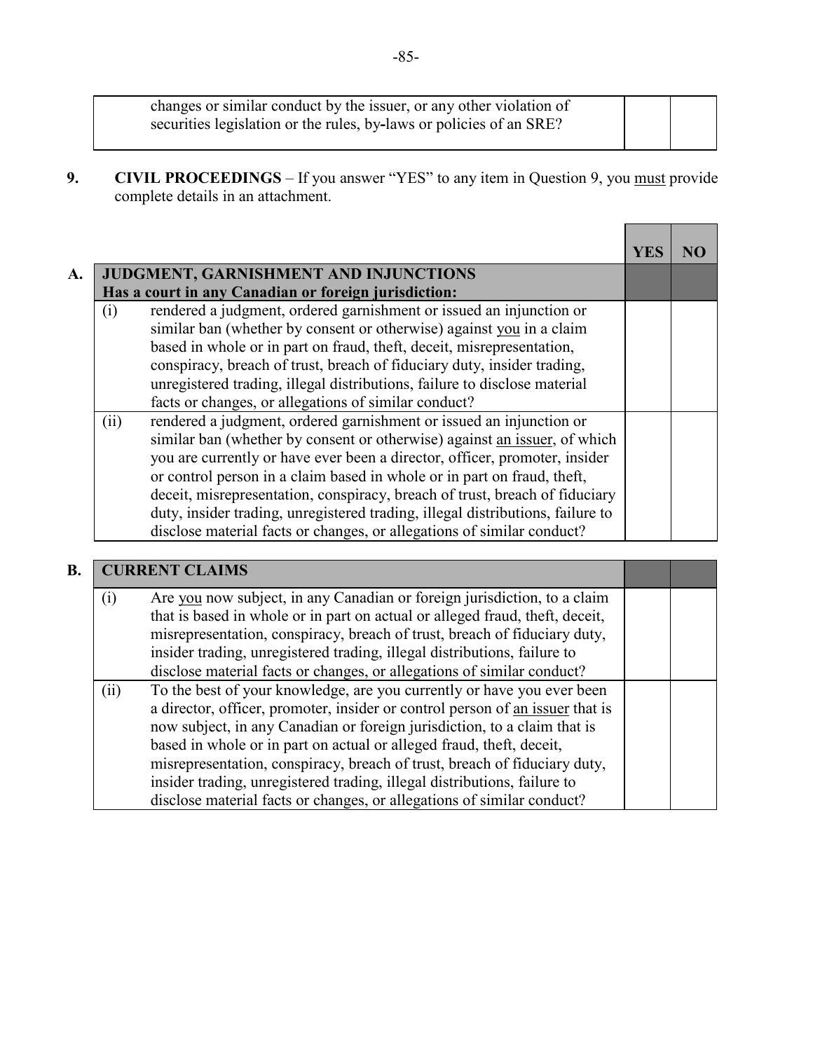| | | | |
|---|---|---|---|
| | changes or similar conduct by the issuer, or any other violation of securities legislation or the rules, by-laws or policies of an SRE? | | |

**9.** **CIVIL PROCEEDINGS** – If you answer "YES" to any item in Question 9, you must provide complete details in an attachment.

| | | | YES | NO |
|---|---|---|---|---|
| **A.** | | **JUDGMENT, GARNISHMENT AND INJUNCTIONS**<br>**Has a court in any Canadian or foreign jurisdiction:** | | |
| | (i) | rendered a judgment, ordered garnishment or issued an injunction or similar ban (whether by consent or otherwise) against you in a claim based in whole or in part on fraud, theft, deceit, misrepresentation, conspiracy, breach of trust, breach of fiduciary duty, insider trading, unregistered trading, illegal distributions, failure to disclose material facts or changes, or allegations of similar conduct? | | |
| | (ii) | rendered a judgment, ordered garnishment or issued an injunction or similar ban (whether by consent or otherwise) against an issuer, of which you are currently or have ever been a director, officer, promoter, insider or control person in a claim based in whole or in part on fraud, theft, deceit, misrepresentation, conspiracy, breach of trust, breach of fiduciary duty, insider trading, unregistered trading, illegal distributions, failure to disclose material facts or changes, or allegations of similar conduct? | | |

| | | | | |
|---|---|---|---|---|
| **B.** | | **CURRENT CLAIMS** | | |
| | (i) | Are you now subject, in any Canadian or foreign jurisdiction, to a claim that is based in whole or in part on actual or alleged fraud, theft, deceit, misrepresentation, conspiracy, breach of trust, breach of fiduciary duty, insider trading, unregistered trading, illegal distributions, failure to disclose material facts or changes, or allegations of similar conduct? | | |
| | (ii) | To the best of your knowledge, are you currently or have you ever been a director, officer, promoter, insider or control person of an issuer that is now subject, in any Canadian or foreign jurisdiction, to a claim that is based in whole or in part on actual or alleged fraud, theft, deceit, misrepresentation, conspiracy, breach of trust, breach of fiduciary duty, insider trading, unregistered trading, illegal distributions, failure to disclose material facts or changes, or allegations of similar conduct? | | |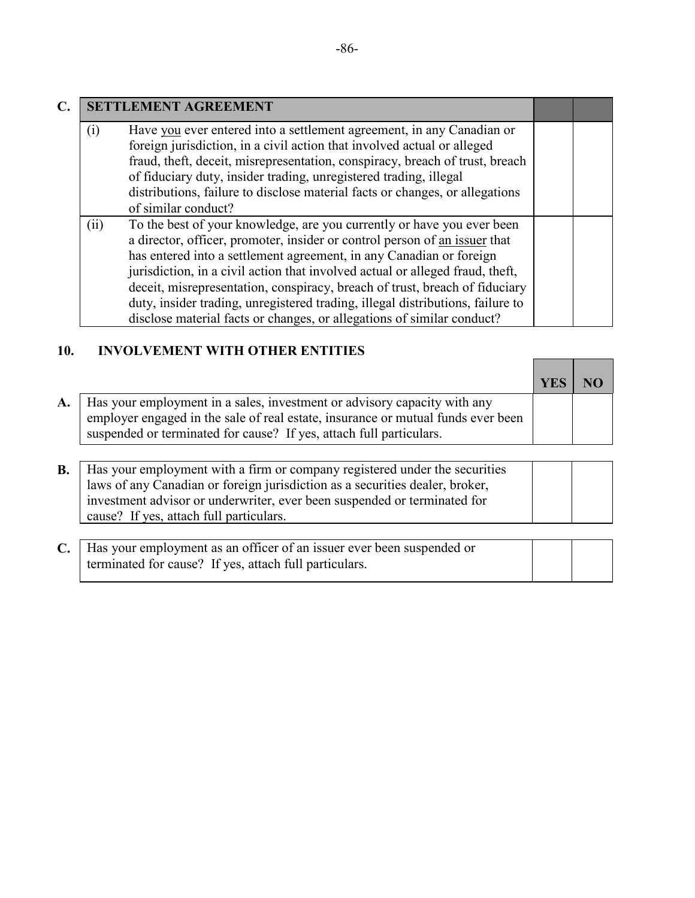| C. | SETTLEMENT AGREEMENT | | |
|---|---|---|---|
| (i) | Have you ever entered into a settlement agreement, in any Canadian or foreign jurisdiction, in a civil action that involved actual or alleged fraud, theft, deceit, misrepresentation, conspiracy, breach of trust, breach of fiduciary duty, insider trading, unregistered trading, illegal distributions, failure to disclose material facts or changes, or allegations of similar conduct? | | |
| (ii) | To the best of your knowledge, are you currently or have you ever been a director, officer, promoter, insider or control person of an issuer that has entered into a settlement agreement, in any Canadian or foreign jurisdiction, in a civil action that involved actual or alleged fraud, theft, deceit, misrepresentation, conspiracy, breach of trust, breach of fiduciary duty, insider trading, unregistered trading, illegal distributions, failure to disclose material facts or changes, or allegations of similar conduct? | | |

## 10. INVOLVEMENT WITH OTHER ENTITIES

| | | YES | NO |
|---|---|---|---|
| A. | Has your employment in a sales, investment or advisory capacity with any employer engaged in the sale of real estate, insurance or mutual funds ever been suspended or terminated for cause? If yes, attach full particulars. | | |
| B. | Has your employment with a firm or company registered under the securities laws of any Canadian or foreign jurisdiction as a securities dealer, broker, investment advisor or underwriter, ever been suspended or terminated for cause? If yes, attach full particulars. | | |
| C. | Has your employment as an officer of an issuer ever been suspended or terminated for cause? If yes, attach full particulars. | | |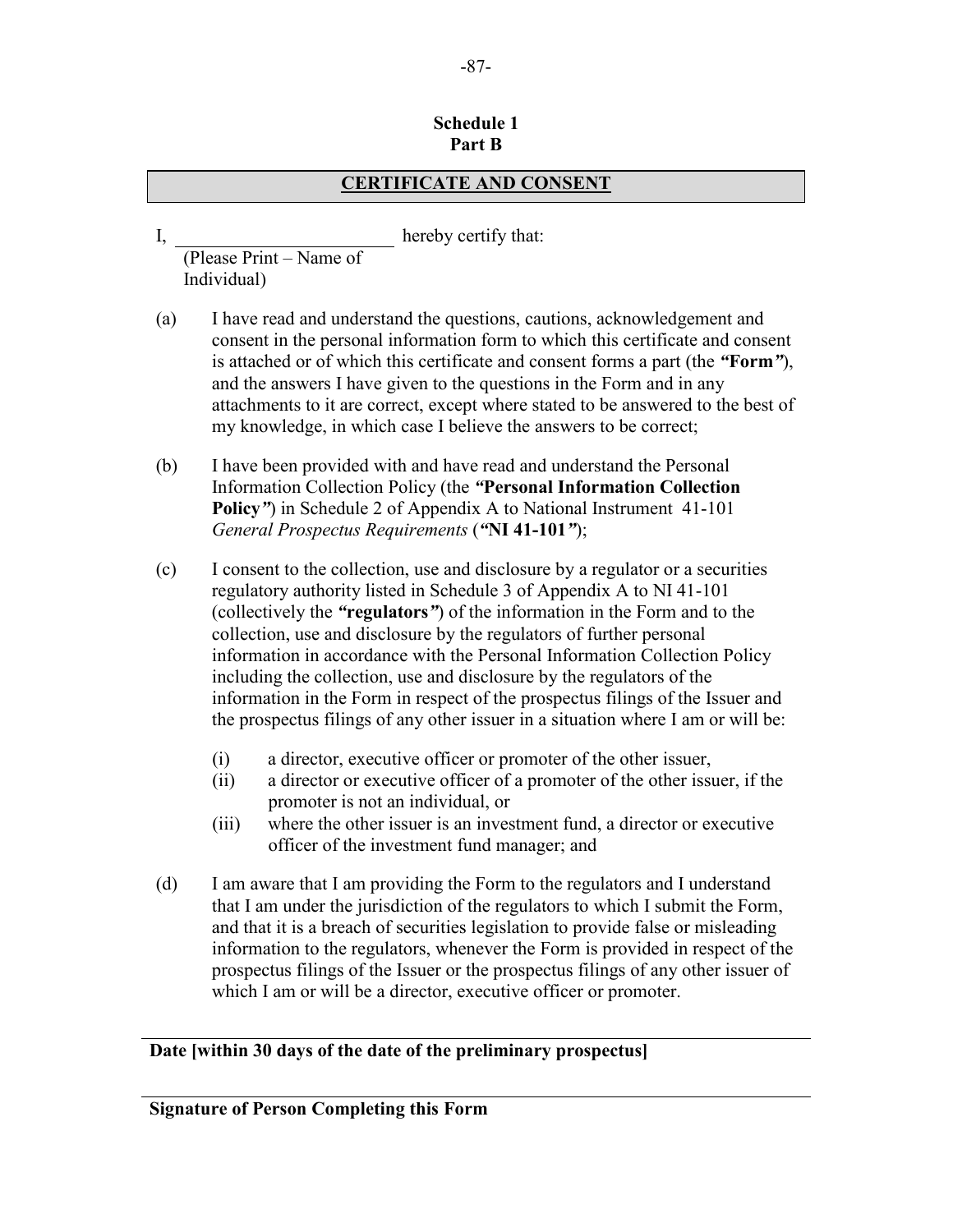**Schedule 1**
**Part B**

## CERTIFICATE AND CONSENT

I, ________________________ hereby certify that:
(Please Print – Name of Individual)

(a) I have read and understand the questions, cautions, acknowledgement and consent in the personal information form to which this certificate and consent is attached or of which this certificate and consent forms a part (the ***"Form"***), and the answers I have given to the questions in the Form and in any attachments to it are correct, except where stated to be answered to the best of my knowledge, in which case I believe the answers to be correct;

(b) I have been provided with and have read and understand the Personal Information Collection Policy (the ***"Personal Information Collection Policy"***) in Schedule 2 of Appendix A to National Instrument 41-101 *General Prospectus Requirements* (***"NI 41-101"***);

(c) I consent to the collection, use and disclosure by a regulator or a securities regulatory authority listed in Schedule 3 of Appendix A to NI 41-101 (collectively the ***"regulators"***) of the information in the Form and to the collection, use and disclosure by the regulators of further personal information in accordance with the Personal Information Collection Policy including the collection, use and disclosure by the regulators of the information in the Form in respect of the prospectus filings of the Issuer and the prospectus filings of any other issuer in a situation where I am or will be:

   (i) a director, executive officer or promoter of the other issuer,
   (ii) a director or executive officer of a promoter of the other issuer, if the promoter is not an individual, or
   (iii) where the other issuer is an investment fund, a director or executive officer of the investment fund manager; and

(d) I am aware that I am providing the Form to the regulators and I understand that I am under the jurisdiction of the regulators to which I submit the Form, and that it is a breach of securities legislation to provide false or misleading information to the regulators, whenever the Form is provided in respect of the prospectus filings of the Issuer or the prospectus filings of any other issuer of which I am or will be a director, executive officer or promoter.

________________________________________
**Date [within 30 days of the date of the preliminary prospectus]**

________________________________________
**Signature of Person Completing this Form**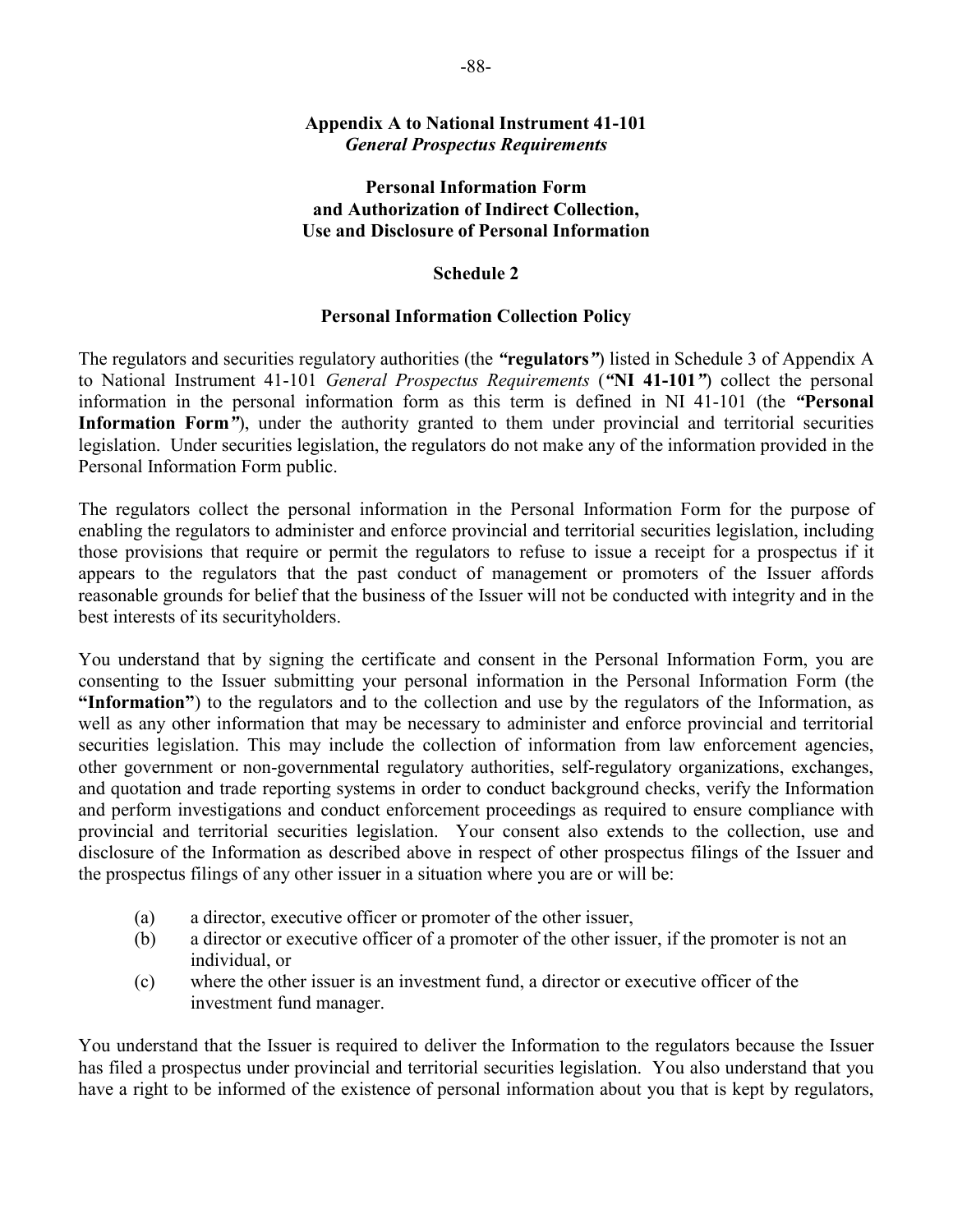**Appendix A to National Instrument 41-101**
***General Prospectus Requirements***

**Personal Information Form**
**and Authorization of Indirect Collection,**
**Use and Disclosure of Personal Information**

**Schedule 2**

**Personal Information Collection Policy**

The regulators and securities regulatory authorities (the ***"*regulators*"***) listed in Schedule 3 of Appendix A to National Instrument 41-101 *General Prospectus Requirements* (***"*NI 41-101*"***) collect the personal information in the personal information form as this term is defined in NI 41-101 (the **"Personal Information Form*"***), under the authority granted to them under provincial and territorial securities legislation. Under securities legislation, the regulators do not make any of the information provided in the Personal Information Form public.

The regulators collect the personal information in the Personal Information Form for the purpose of enabling the regulators to administer and enforce provincial and territorial securities legislation, including those provisions that require or permit the regulators to refuse to issue a receipt for a prospectus if it appears to the regulators that the past conduct of management or promoters of the Issuer affords reasonable grounds for belief that the business of the Issuer will not be conducted with integrity and in the best interests of its securityholders.

You understand that by signing the certificate and consent in the Personal Information Form, you are consenting to the Issuer submitting your personal information in the Personal Information Form (the **"Information"**) to the regulators and to the collection and use by the regulators of the Information, as well as any other information that may be necessary to administer and enforce provincial and territorial securities legislation. This may include the collection of information from law enforcement agencies, other government or non-governmental regulatory authorities, self-regulatory organizations, exchanges, and quotation and trade reporting systems in order to conduct background checks, verify the Information and perform investigations and conduct enforcement proceedings as required to ensure compliance with provincial and territorial securities legislation. Your consent also extends to the collection, use and disclosure of the Information as described above in respect of other prospectus filings of the Issuer and the prospectus filings of any other issuer in a situation where you are or will be:

(a) a director, executive officer or promoter of the other issuer,
(b) a director or executive officer of a promoter of the other issuer, if the promoter is not an individual, or
(c) where the other issuer is an investment fund, a director or executive officer of the investment fund manager.

You understand that the Issuer is required to deliver the Information to the regulators because the Issuer has filed a prospectus under provincial and territorial securities legislation. You also understand that you have a right to be informed of the existence of personal information about you that is kept by regulators,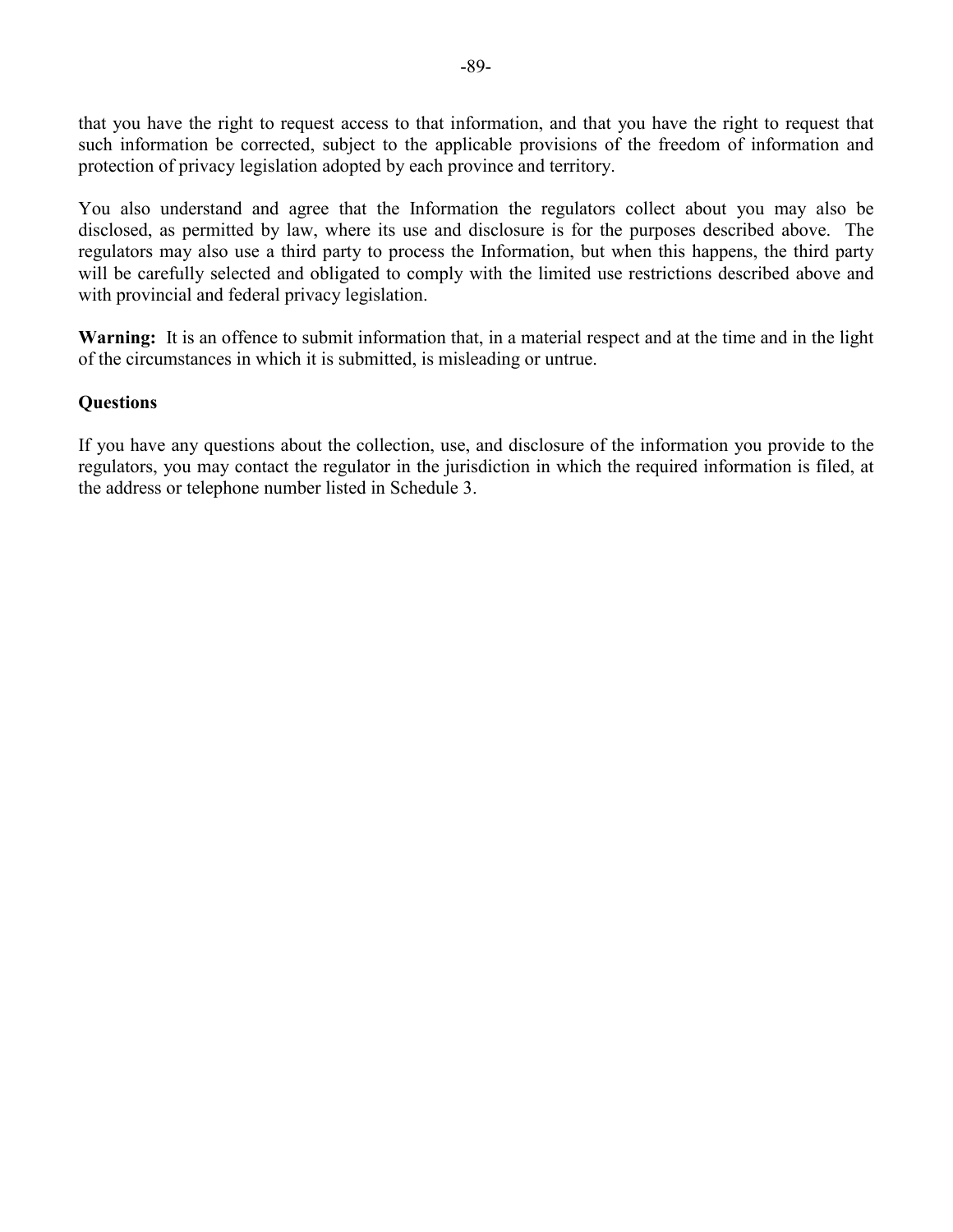that you have the right to request access to that information, and that you have the right to request that such information be corrected, subject to the applicable provisions of the freedom of information and protection of privacy legislation adopted by each province and territory.

You also understand and agree that the Information the regulators collect about you may also be disclosed, as permitted by law, where its use and disclosure is for the purposes described above. The regulators may also use a third party to process the Information, but when this happens, the third party will be carefully selected and obligated to comply with the limited use restrictions described above and with provincial and federal privacy legislation.

**Warning:** It is an offence to submit information that, in a material respect and at the time and in the light of the circumstances in which it is submitted, is misleading or untrue.

**Questions**

If you have any questions about the collection, use, and disclosure of the information you provide to the regulators, you may contact the regulator in the jurisdiction in which the required information is filed, at the address or telephone number listed in Schedule 3.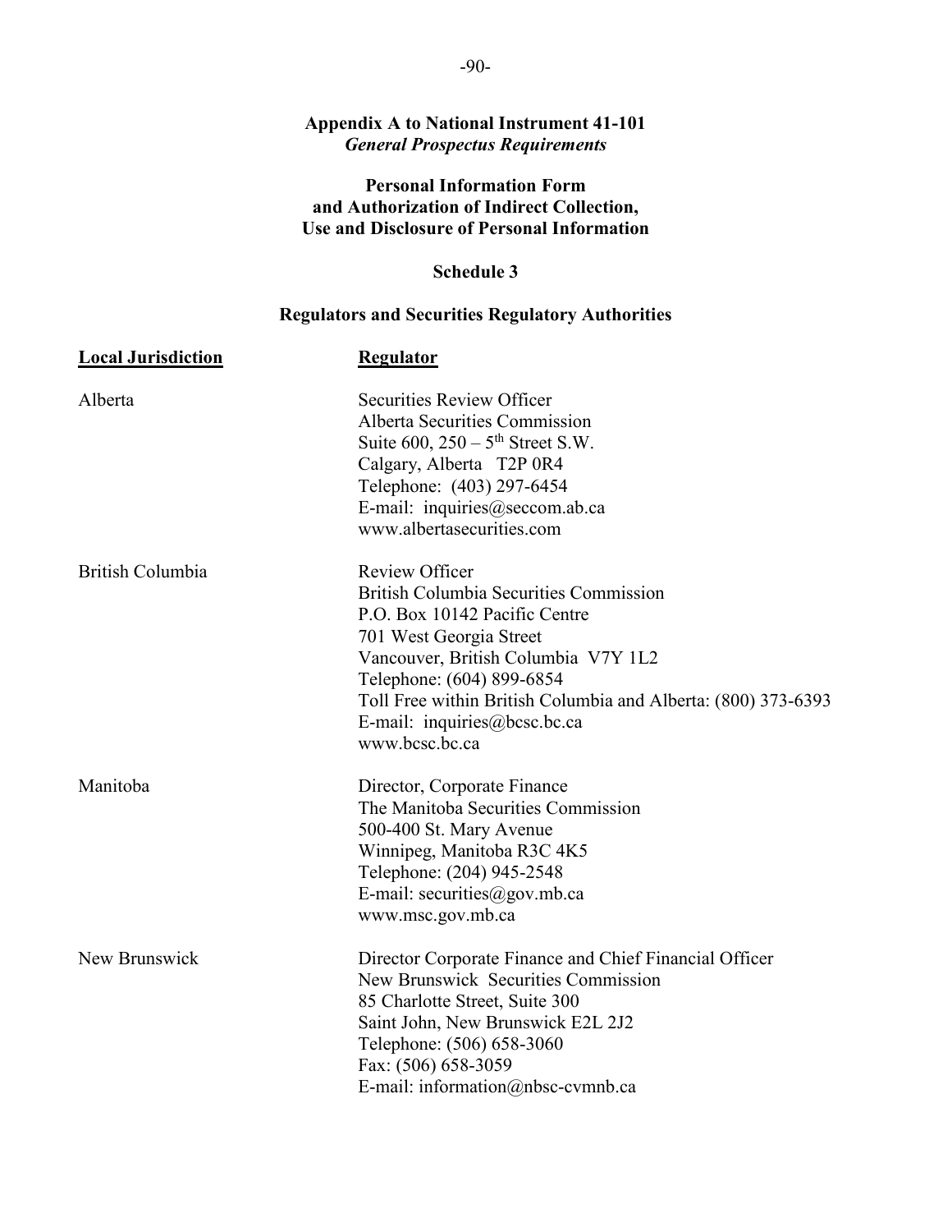**Appendix A to National Instrument 41-101**
***General Prospectus Requirements***

**Personal Information Form and Authorization of Indirect Collection, Use and Disclosure of Personal Information**

**Schedule 3**

**Regulators and Securities Regulatory Authorities**

| Local Jurisdiction | Regulator |
|---|---|
| Alberta | Securities Review Officer<br>Alberta Securities Commission<br>Suite 600, 250 – 5th Street S.W.<br>Calgary, Alberta T2P 0R4<br>Telephone: (403) 297-6454<br>E-mail: inquiries@seccom.ab.ca<br>www.albertasecurities.com |
| British Columbia | Review Officer<br>British Columbia Securities Commission<br>P.O. Box 10142 Pacific Centre<br>701 West Georgia Street<br>Vancouver, British Columbia V7Y 1L2<br>Telephone: (604) 899-6854<br>Toll Free within British Columbia and Alberta: (800) 373-6393<br>E-mail: inquiries@bcsc.bc.ca<br>www.bcsc.bc.ca |
| Manitoba | Director, Corporate Finance<br>The Manitoba Securities Commission<br>500-400 St. Mary Avenue<br>Winnipeg, Manitoba R3C 4K5<br>Telephone: (204) 945-2548<br>E-mail: securities@gov.mb.ca<br>www.msc.gov.mb.ca |
| New Brunswick | Director Corporate Finance and Chief Financial Officer<br>New Brunswick Securities Commission<br>85 Charlotte Street, Suite 300<br>Saint John, New Brunswick E2L 2J2<br>Telephone: (506) 658-3060<br>Fax: (506) 658-3059<br>E-mail: information@nbsc-cvmnb.ca |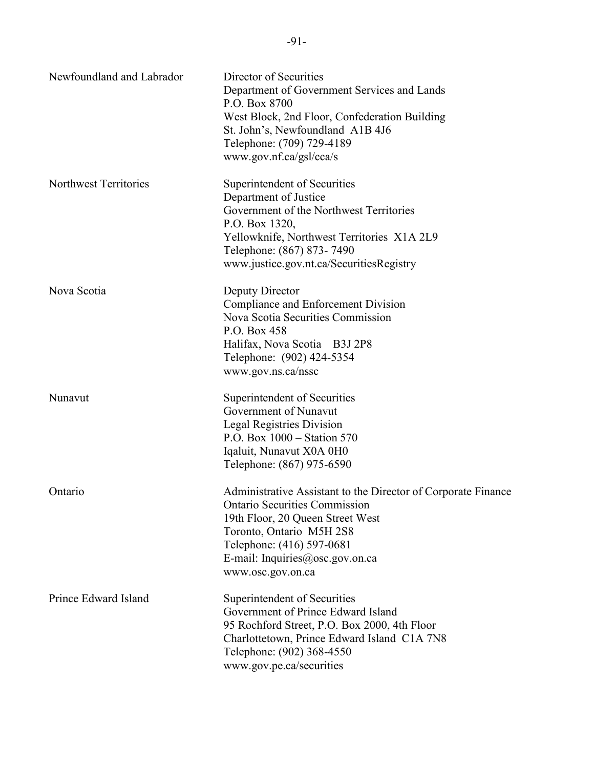| | |
|---|---|
| Newfoundland and Labrador | Director of Securities<br>Department of Government Services and Lands<br>P.O. Box 8700<br>West Block, 2nd Floor, Confederation Building<br>St. John's, Newfoundland A1B 4J6<br>Telephone: (709) 729-4189<br>www.gov.nf.ca/gsl/cca/s |
| Northwest Territories | Superintendent of Securities<br>Department of Justice<br>Government of the Northwest Territories<br>P.O. Box 1320,<br>Yellowknife, Northwest Territories X1A 2L9<br>Telephone: (867) 873- 7490<br>www.justice.gov.nt.ca/SecuritiesRegistry |
| Nova Scotia | Deputy Director<br>Compliance and Enforcement Division<br>Nova Scotia Securities Commission<br>P.O. Box 458<br>Halifax, Nova Scotia B3J 2P8<br>Telephone: (902) 424-5354<br>www.gov.ns.ca/nssc |
| Nunavut | Superintendent of Securities<br>Government of Nunavut<br>Legal Registries Division<br>P.O. Box 1000 – Station 570<br>Iqaluit, Nunavut X0A 0H0<br>Telephone: (867) 975-6590 |
| Ontario | Administrative Assistant to the Director of Corporate Finance<br>Ontario Securities Commission<br>19th Floor, 20 Queen Street West<br>Toronto, Ontario M5H 2S8<br>Telephone: (416) 597-0681<br>E-mail: Inquiries@osc.gov.on.ca<br>www.osc.gov.on.ca |
| Prince Edward Island | Superintendent of Securities<br>Government of Prince Edward Island<br>95 Rochford Street, P.O. Box 2000, 4th Floor<br>Charlottetown, Prince Edward Island C1A 7N8<br>Telephone: (902) 368-4550<br>www.gov.pe.ca/securities |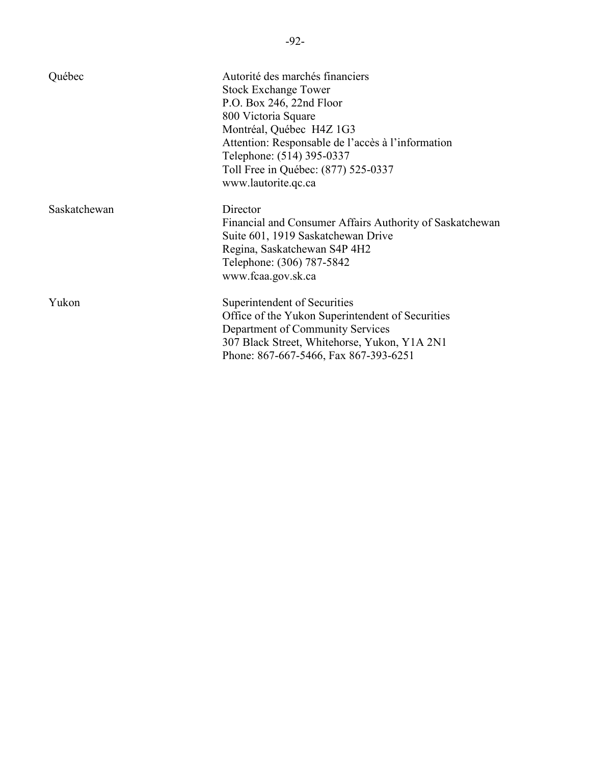| | |
|---|---|
| Québec | Autorité des marchés financiers<br>Stock Exchange Tower<br>P.O. Box 246, 22nd Floor<br>800 Victoria Square<br>Montréal, Québec  H4Z 1G3<br>Attention: Responsable de l'accès à l'information<br>Telephone: (514) 395-0337<br>Toll Free in Québec: (877) 525-0337<br>www.lautorite.qc.ca |
| Saskatchewan | Director<br>Financial and Consumer Affairs Authority of Saskatchewan<br>Suite 601, 1919 Saskatchewan Drive<br>Regina, Saskatchewan S4P 4H2<br>Telephone: (306) 787-5842<br>www.fcaa.gov.sk.ca |
| Yukon | Superintendent of Securities<br>Office of the Yukon Superintendent of Securities<br>Department of Community Services<br>307 Black Street, Whitehorse, Yukon, Y1A 2N1<br>Phone: 867-667-5466, Fax 867-393-6251 |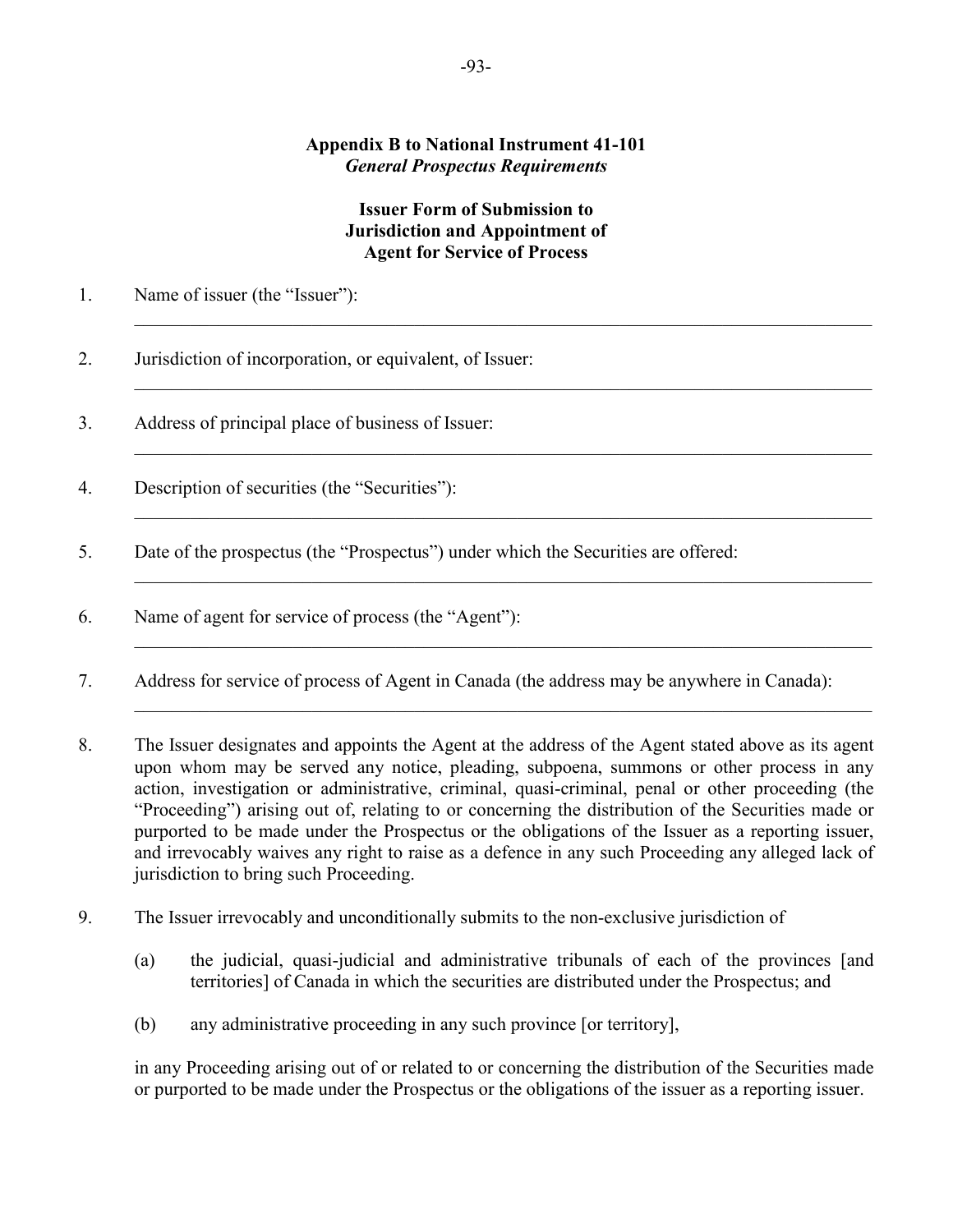**Appendix B to National Instrument 41-101**
***General Prospectus Requirements***

**Issuer Form of Submission to Jurisdiction and Appointment of Agent for Service of Process**

1. Name of issuer (the "Issuer"):

   ______________________________________________________________________________

2. Jurisdiction of incorporation, or equivalent, of Issuer:

   ______________________________________________________________________________

3. Address of principal place of business of Issuer:

   ______________________________________________________________________________

4. Description of securities (the "Securities"):

   ______________________________________________________________________________

5. Date of the prospectus (the "Prospectus") under which the Securities are offered:

   ______________________________________________________________________________

6. Name of agent for service of process (the "Agent"):

   ______________________________________________________________________________

7. Address for service of process of Agent in Canada (the address may be anywhere in Canada):

   ______________________________________________________________________________

8. The Issuer designates and appoints the Agent at the address of the Agent stated above as its agent upon whom may be served any notice, pleading, subpoena, summons or other process in any action, investigation or administrative, criminal, quasi-criminal, penal or other proceeding (the "Proceeding") arising out of, relating to or concerning the distribution of the Securities made or purported to be made under the Prospectus or the obligations of the Issuer as a reporting issuer, and irrevocably waives any right to raise as a defence in any such Proceeding any alleged lack of jurisdiction to bring such Proceeding.

9. The Issuer irrevocably and unconditionally submits to the non-exclusive jurisdiction of

   (a) the judicial, quasi-judicial and administrative tribunals of each of the provinces [and territories] of Canada in which the securities are distributed under the Prospectus; and

   (b) any administrative proceeding in any such province [or territory],

   in any Proceeding arising out of or related to or concerning the distribution of the Securities made or purported to be made under the Prospectus or the obligations of the issuer as a reporting issuer.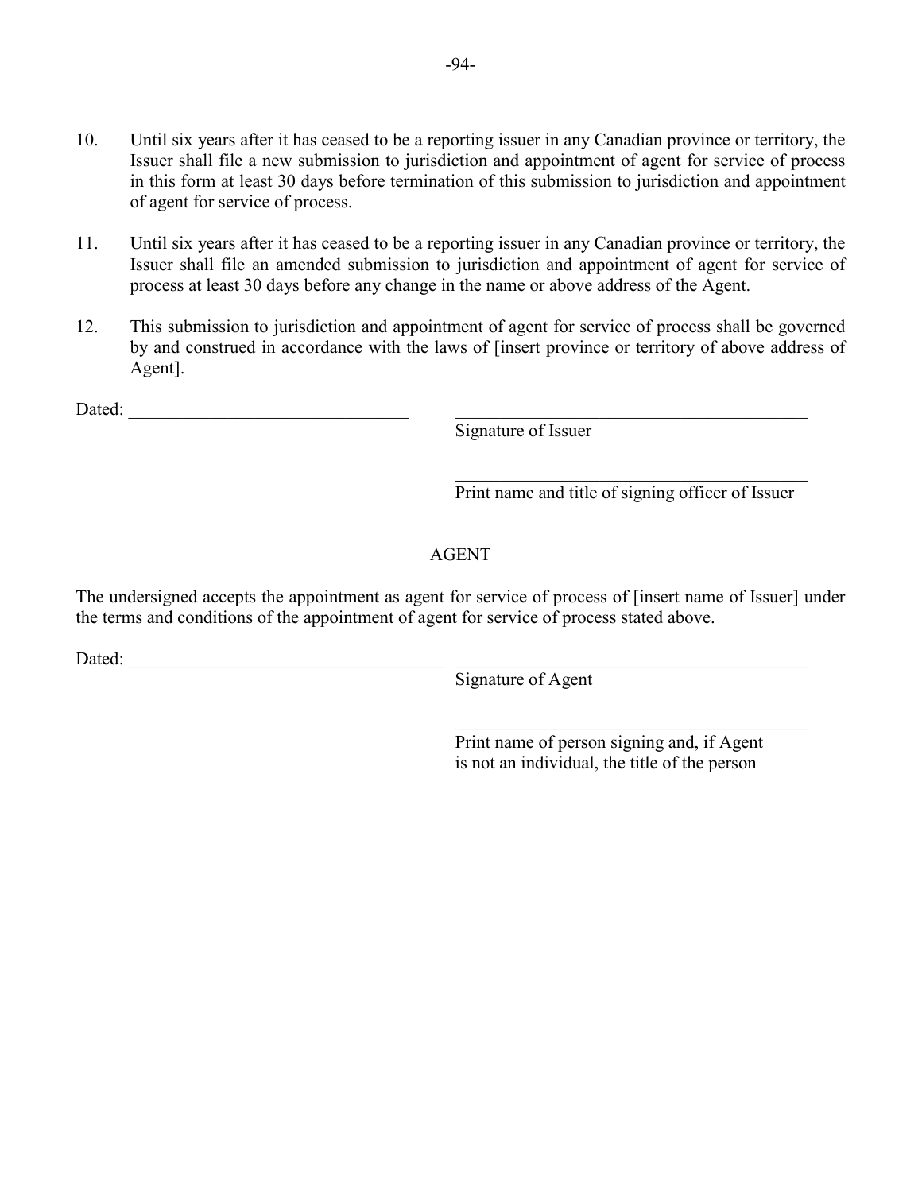10. Until six years after it has ceased to be a reporting issuer in any Canadian province or territory, the Issuer shall file a new submission to jurisdiction and appointment of agent for service of process in this form at least 30 days before termination of this submission to jurisdiction and appointment of agent for service of process.

11. Until six years after it has ceased to be a reporting issuer in any Canadian province or territory, the Issuer shall file an amended submission to jurisdiction and appointment of agent for service of process at least 30 days before any change in the name or above address of the Agent.

12. This submission to jurisdiction and appointment of agent for service of process shall be governed by and construed in accordance with the laws of [insert province or territory of above address of Agent].

Dated: ________________________________ ________________________________________
Signature of Issuer

________________________________________
Print name and title of signing officer of Issuer

AGENT

The undersigned accepts the appointment as agent for service of process of [insert name of Issuer] under the terms and conditions of the appointment of agent for service of process stated above.

Dated: ____________________________________ ________________________________________
Signature of Agent

________________________________________
Print name of person signing and, if Agent is not an individual, the title of the person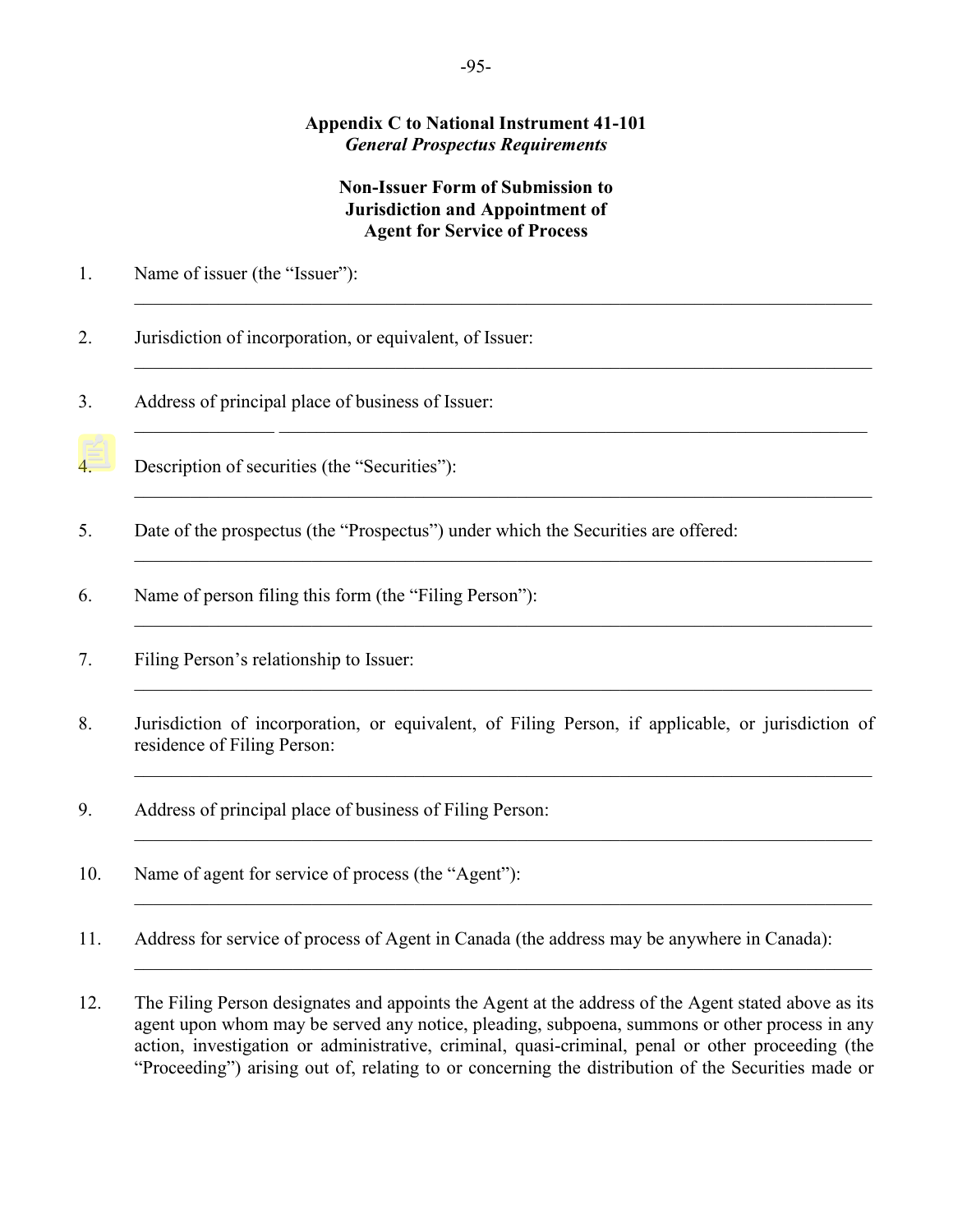**Appendix C to National Instrument 41-101**
***General Prospectus Requirements***

**Non-Issuer Form of Submission to Jurisdiction and Appointment of Agent for Service of Process**

1. Name of issuer (the "Issuer"):

 ______________________________________________

2. Jurisdiction of incorporation, or equivalent, of Issuer:

 ______________________________________________

3. Address of principal place of business of Issuer:

 ______________________________________________

4. Description of securities (the "Securities"):

 ______________________________________________

5. Date of the prospectus (the "Prospectus") under which the Securities are offered:

 ______________________________________________

6. Name of person filing this form (the "Filing Person"):

 ______________________________________________

7. Filing Person's relationship to Issuer:

 ______________________________________________

8. Jurisdiction of incorporation, or equivalent, of Filing Person, if applicable, or jurisdiction of residence of Filing Person:

 ______________________________________________

9. Address of principal place of business of Filing Person:

 ______________________________________________

10. Name of agent for service of process (the "Agent"):

 ______________________________________________

11. Address for service of process of Agent in Canada (the address may be anywhere in Canada):

 ______________________________________________

12. The Filing Person designates and appoints the Agent at the address of the Agent stated above as its agent upon whom may be served any notice, pleading, subpoena, summons or other process in any action, investigation or administrative, criminal, quasi-criminal, penal or other proceeding (the "Proceeding") arising out of, relating to or concerning the distribution of the Securities made or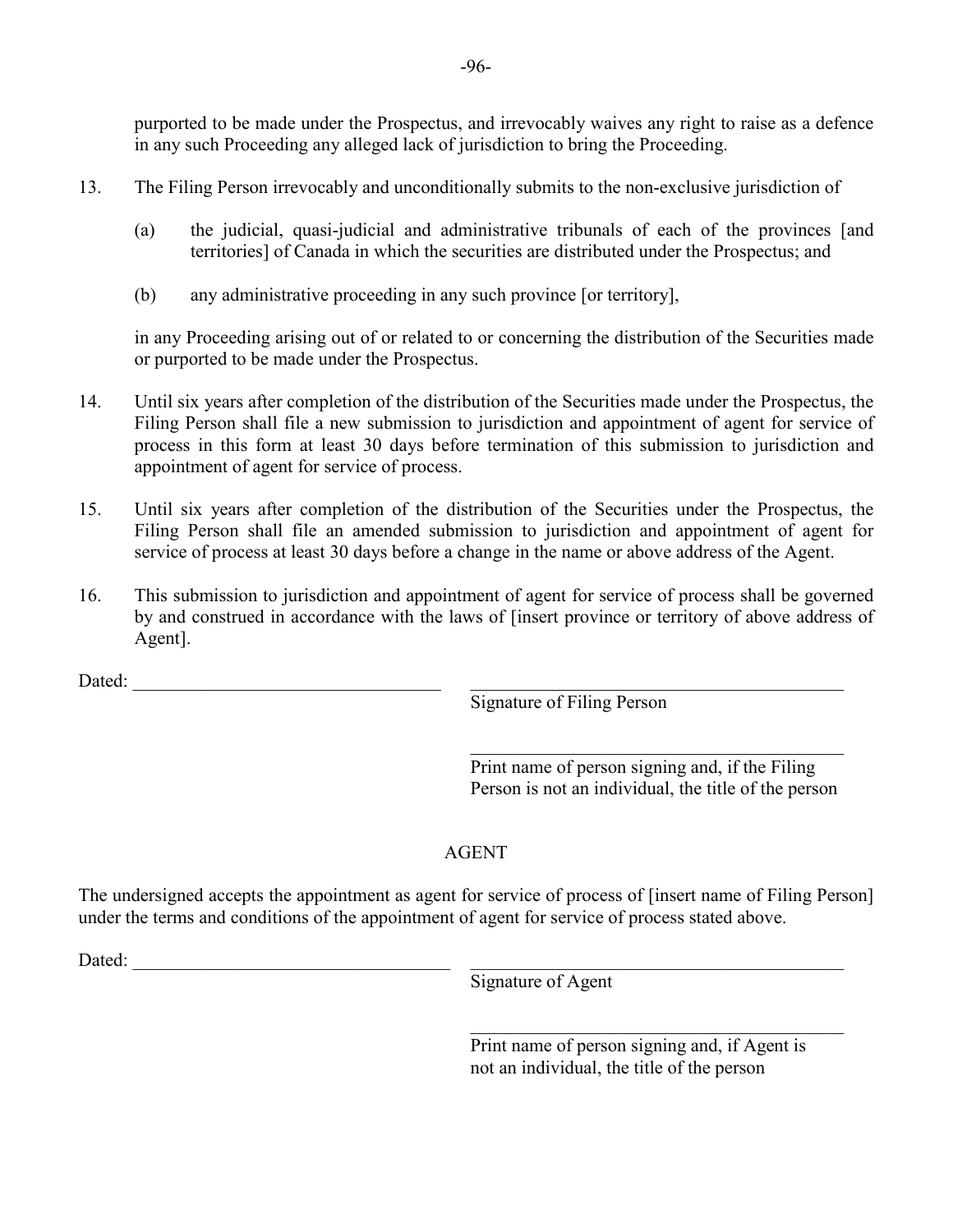purported to be made under the Prospectus, and irrevocably waives any right to raise as a defence in any such Proceeding any alleged lack of jurisdiction to bring the Proceeding.

13. The Filing Person irrevocably and unconditionally submits to the non-exclusive jurisdiction of

    (a) the judicial, quasi-judicial and administrative tribunals of each of the provinces [and territories] of Canada in which the securities are distributed under the Prospectus; and

    (b) any administrative proceeding in any such province [or territory],

    in any Proceeding arising out of or related to or concerning the distribution of the Securities made or purported to be made under the Prospectus.

14. Until six years after completion of the distribution of the Securities made under the Prospectus, the Filing Person shall file a new submission to jurisdiction and appointment of agent for service of process in this form at least 30 days before termination of this submission to jurisdiction and appointment of agent for service of process.

15. Until six years after completion of the distribution of the Securities under the Prospectus, the Filing Person shall file an amended submission to jurisdiction and appointment of agent for service of process at least 30 days before a change in the name or above address of the Agent.

16. This submission to jurisdiction and appointment of agent for service of process shall be governed by and construed in accordance with the laws of [insert province or territory of above address of Agent].

Dated: ________________________________ ________________________________

Signature of Filing Person

________________________________

Print name of person signing and, if the Filing Person is not an individual, the title of the person

AGENT

The undersigned accepts the appointment as agent for service of process of [insert name of Filing Person] under the terms and conditions of the appointment of agent for service of process stated above.

Dated: ________________________________ ________________________________

Signature of Agent

________________________________

Print name of person signing and, if Agent is not an individual, the title of the person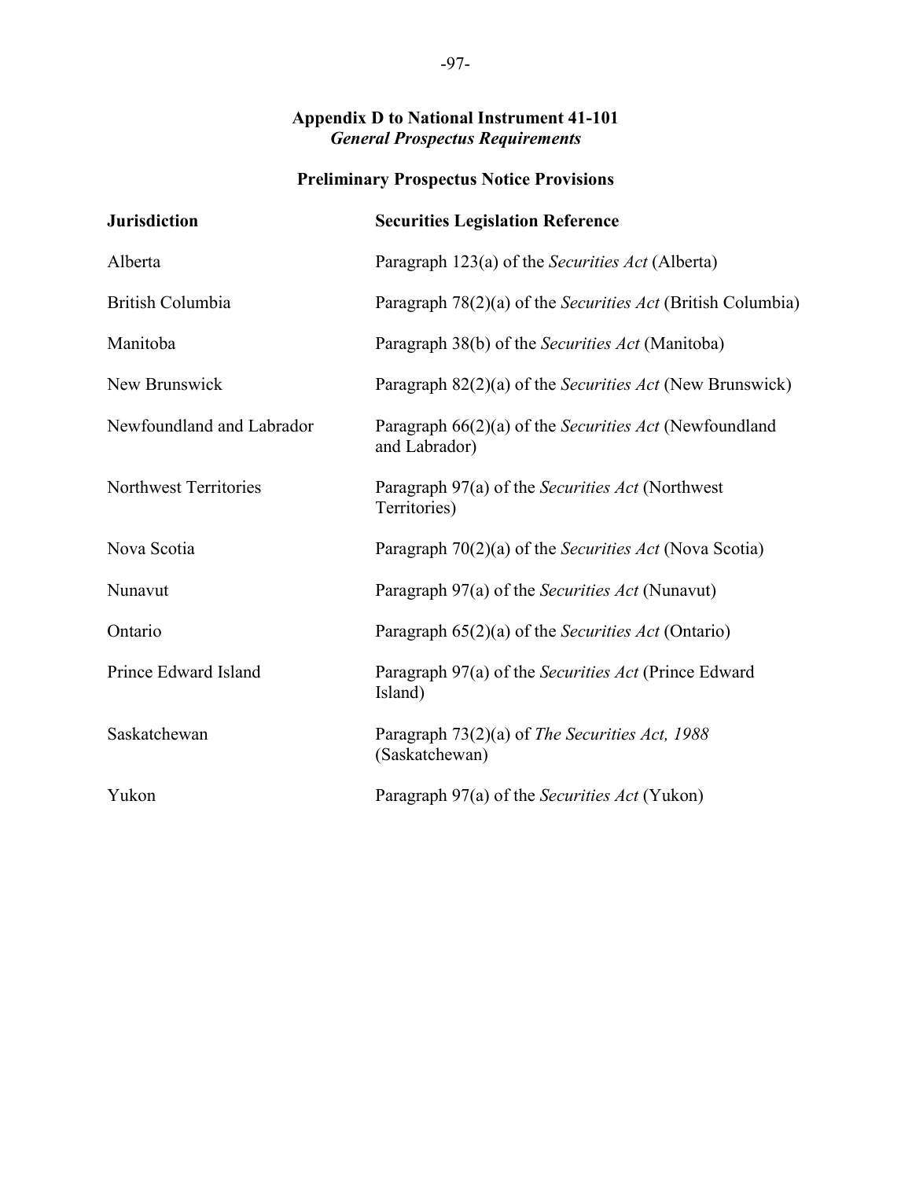## Appendix D to National Instrument 41-101
### *General Prospectus Requirements*

### Preliminary Prospectus Notice Provisions

| Jurisdiction | Securities Legislation Reference |
| --- | --- |
| Alberta | Paragraph 123(a) of the *Securities Act* (Alberta) |
| British Columbia | Paragraph 78(2)(a) of the *Securities Act* (British Columbia) |
| Manitoba | Paragraph 38(b) of the *Securities Act* (Manitoba) |
| New Brunswick | Paragraph 82(2)(a) of the *Securities Act* (New Brunswick) |
| Newfoundland and Labrador | Paragraph 66(2)(a) of the *Securities Act* (Newfoundland and Labrador) |
| Northwest Territories | Paragraph 97(a) of the *Securities Act* (Northwest Territories) |
| Nova Scotia | Paragraph 70(2)(a) of the *Securities Act* (Nova Scotia) |
| Nunavut | Paragraph 97(a) of the *Securities Act* (Nunavut) |
| Ontario | Paragraph 65(2)(a) of the *Securities Act* (Ontario) |
| Prince Edward Island | Paragraph 97(a) of the *Securities Act* (Prince Edward Island) |
| Saskatchewan | Paragraph 73(2)(a) of *The Securities Act, 1988* (Saskatchewan) |
| Yukon | Paragraph 97(a) of the *Securities Act* (Yukon) |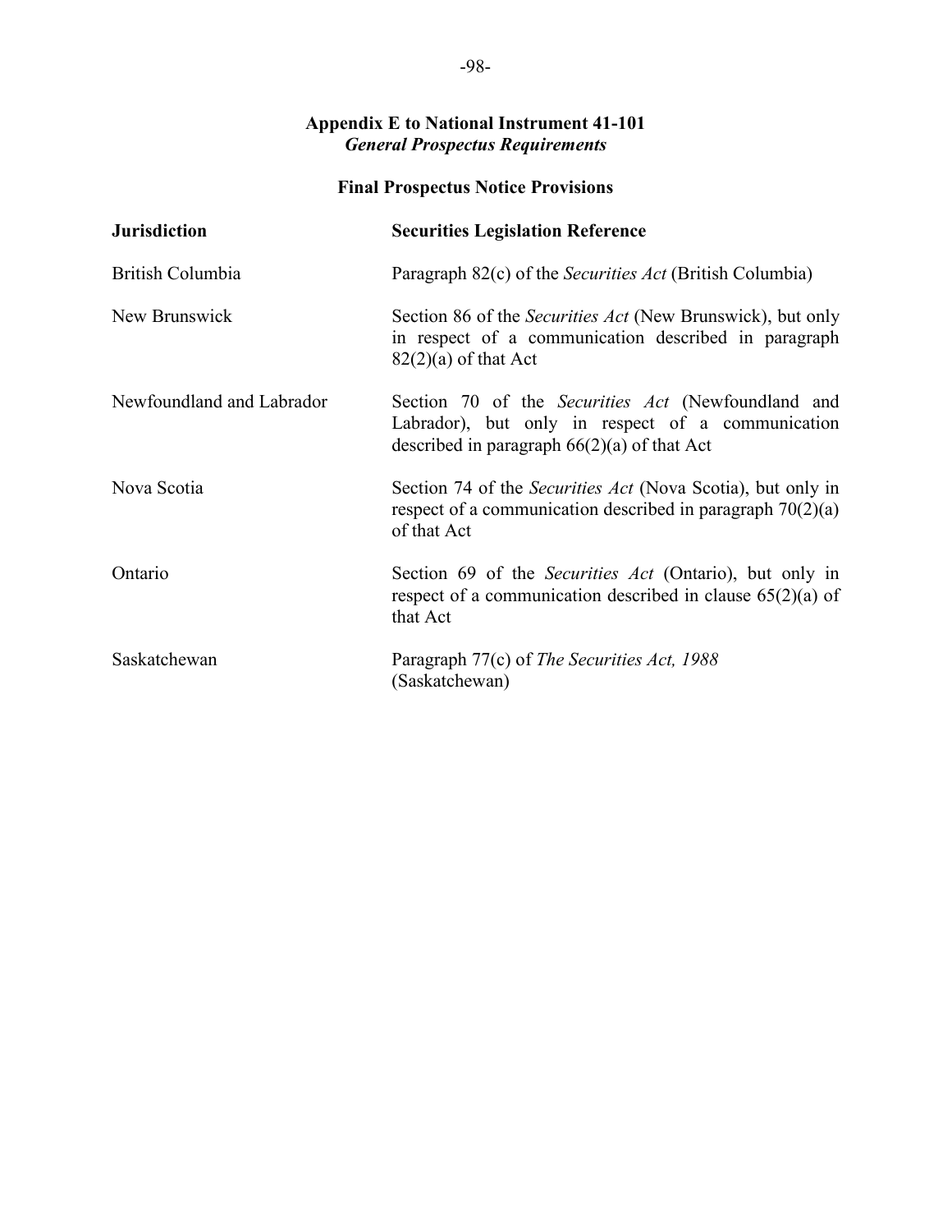**Appendix E to National Instrument 41-101**
***General Prospectus Requirements***

**Final Prospectus Notice Provisions**

| **Jurisdiction** | **Securities Legislation Reference** |
|---|---|
| British Columbia | Paragraph 82(c) of the *Securities Act* (British Columbia) |
| New Brunswick | Section 86 of the *Securities Act* (New Brunswick), but only in respect of a communication described in paragraph 82(2)(a) of that Act |
| Newfoundland and Labrador | Section 70 of the *Securities Act* (Newfoundland and Labrador), but only in respect of a communication described in paragraph 66(2)(a) of that Act |
| Nova Scotia | Section 74 of the *Securities Act* (Nova Scotia), but only in respect of a communication described in paragraph 70(2)(a) of that Act |
| Ontario | Section 69 of the *Securities Act* (Ontario), but only in respect of a communication described in clause 65(2)(a) of that Act |
| Saskatchewan | Paragraph 77(c) of *The Securities Act, 1988* (Saskatchewan) |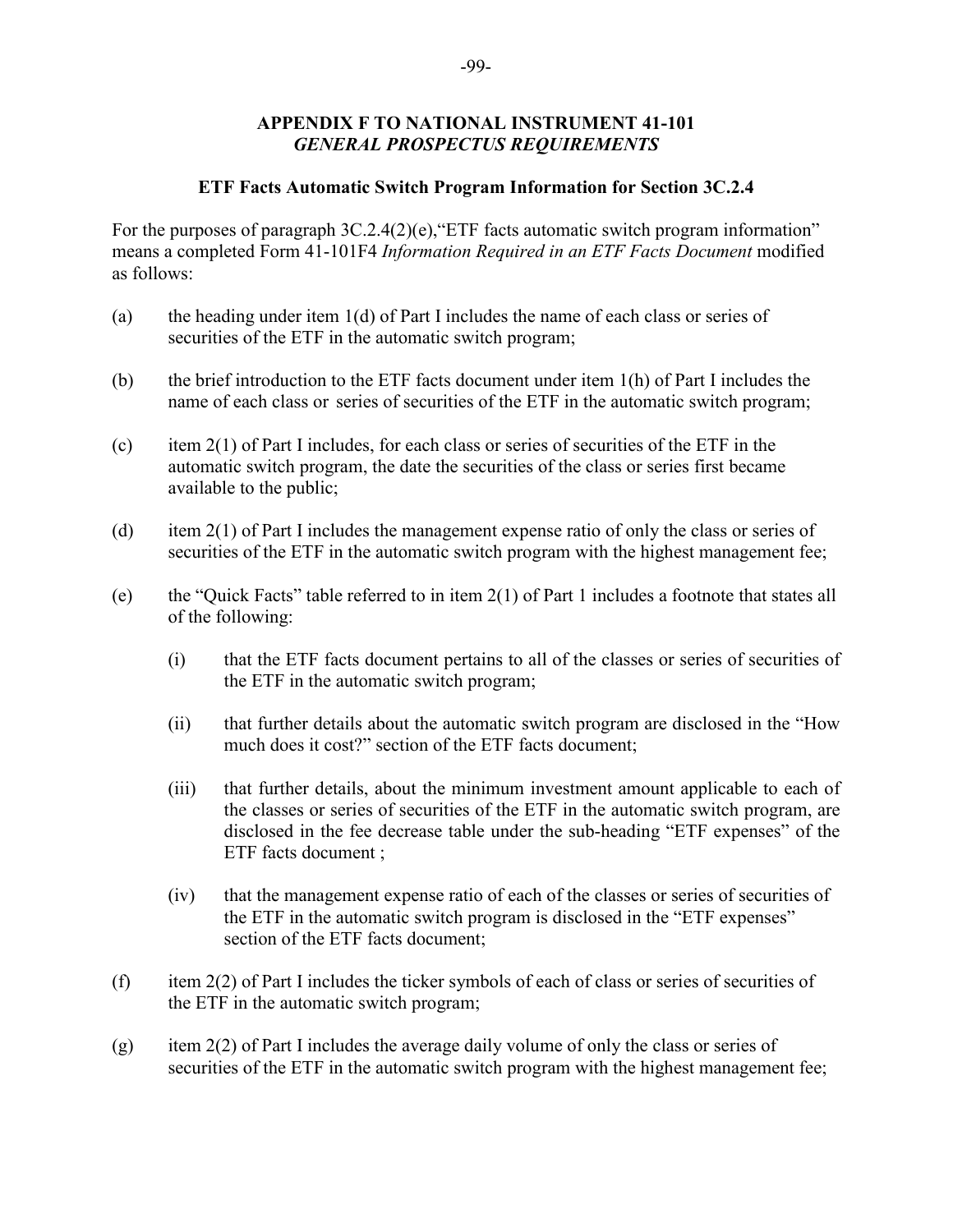## APPENDIX F TO NATIONAL INSTRUMENT 41-101 *GENERAL PROSPECTUS REQUIREMENTS*

### ETF Facts Automatic Switch Program Information for Section 3C.2.4

For the purposes of paragraph 3C.2.4(2)(e),"ETF facts automatic switch program information" means a completed Form 41-101F4 *Information Required in an ETF Facts Document* modified as follows:

(a) the heading under item 1(d) of Part I includes the name of each class or series of securities of the ETF in the automatic switch program;

(b) the brief introduction to the ETF facts document under item 1(h) of Part I includes the name of each class or series of securities of the ETF in the automatic switch program;

(c) item 2(1) of Part I includes, for each class or series of securities of the ETF in the automatic switch program, the date the securities of the class or series first became available to the public;

(d) item 2(1) of Part I includes the management expense ratio of only the class or series of securities of the ETF in the automatic switch program with the highest management fee;

(e) the "Quick Facts" table referred to in item 2(1) of Part 1 includes a footnote that states all of the following:

   (i) that the ETF facts document pertains to all of the classes or series of securities of the ETF in the automatic switch program;

   (ii) that further details about the automatic switch program are disclosed in the "How much does it cost?" section of the ETF facts document;

   (iii) that further details, about the minimum investment amount applicable to each of the classes or series of securities of the ETF in the automatic switch program, are disclosed in the fee decrease table under the sub-heading "ETF expenses" of the ETF facts document ;

   (iv) that the management expense ratio of each of the classes or series of securities of the ETF in the automatic switch program is disclosed in the "ETF expenses" section of the ETF facts document;

(f) item 2(2) of Part I includes the ticker symbols of each of class or series of securities of the ETF in the automatic switch program;

(g) item 2(2) of Part I includes the average daily volume of only the class or series of securities of the ETF in the automatic switch program with the highest management fee;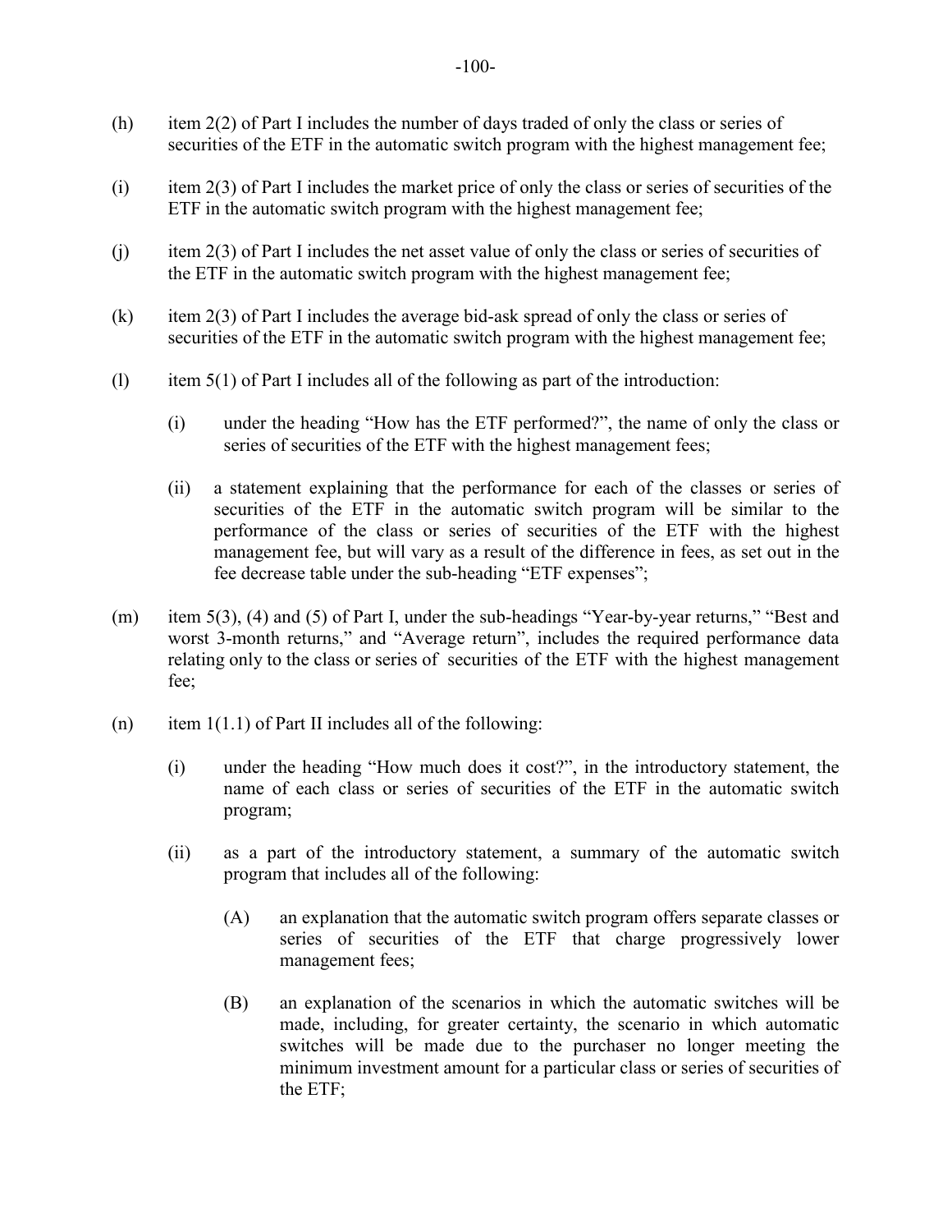(h) item 2(2) of Part I includes the number of days traded of only the class or series of securities of the ETF in the automatic switch program with the highest management fee;

(i) item 2(3) of Part I includes the market price of only the class or series of securities of the ETF in the automatic switch program with the highest management fee;

(j) item 2(3) of Part I includes the net asset value of only the class or series of securities of the ETF in the automatic switch program with the highest management fee;

(k) item 2(3) of Part I includes the average bid-ask spread of only the class or series of securities of the ETF in the automatic switch program with the highest management fee;

(l) item 5(1) of Part I includes all of the following as part of the introduction:

   (i) under the heading "How has the ETF performed?", the name of only the class or series of securities of the ETF with the highest management fees;

   (ii) a statement explaining that the performance for each of the classes or series of securities of the ETF in the automatic switch program will be similar to the performance of the class or series of securities of the ETF with the highest management fee, but will vary as a result of the difference in fees, as set out in the fee decrease table under the sub-heading "ETF expenses";

(m) item 5(3), (4) and (5) of Part I, under the sub-headings "Year-by-year returns," "Best and worst 3-month returns," and "Average return", includes the required performance data relating only to the class or series of securities of the ETF with the highest management fee;

(n) item 1(1.1) of Part II includes all of the following:

   (i) under the heading "How much does it cost?", in the introductory statement, the name of each class or series of securities of the ETF in the automatic switch program;

   (ii) as a part of the introductory statement, a summary of the automatic switch program that includes all of the following:

      (A) an explanation that the automatic switch program offers separate classes or series of securities of the ETF that charge progressively lower management fees;

      (B) an explanation of the scenarios in which the automatic switches will be made, including, for greater certainty, the scenario in which automatic switches will be made due to the purchaser no longer meeting the minimum investment amount for a particular class or series of securities of the ETF;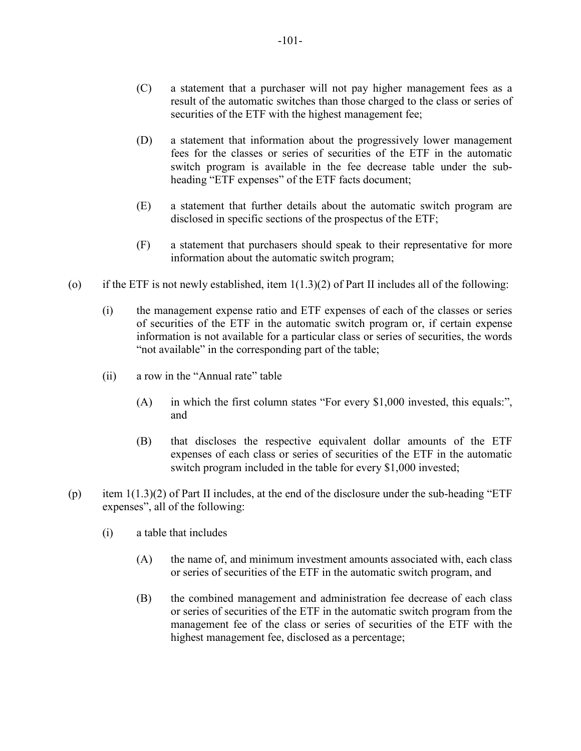(C) a statement that a purchaser will not pay higher management fees as a result of the automatic switches than those charged to the class or series of securities of the ETF with the highest management fee;

(D) a statement that information about the progressively lower management fees for the classes or series of securities of the ETF in the automatic switch program is available in the fee decrease table under the sub-heading "ETF expenses" of the ETF facts document;

(E) a statement that further details about the automatic switch program are disclosed in specific sections of the prospectus of the ETF;

(F) a statement that purchasers should speak to their representative for more information about the automatic switch program;

(o) if the ETF is not newly established, item 1(1.3)(2) of Part II includes all of the following:

(i) the management expense ratio and ETF expenses of each of the classes or series of securities of the ETF in the automatic switch program or, if certain expense information is not available for a particular class or series of securities, the words "not available" in the corresponding part of the table;

(ii) a row in the "Annual rate" table

(A) in which the first column states "For every $1,000 invested, this equals:", and

(B) that discloses the respective equivalent dollar amounts of the ETF expenses of each class or series of securities of the ETF in the automatic switch program included in the table for every $1,000 invested;

(p) item 1(1.3)(2) of Part II includes, at the end of the disclosure under the sub-heading "ETF expenses", all of the following:

(i) a table that includes

(A) the name of, and minimum investment amounts associated with, each class or series of securities of the ETF in the automatic switch program, and

(B) the combined management and administration fee decrease of each class or series of securities of the ETF in the automatic switch program from the management fee of the class or series of securities of the ETF with the highest management fee, disclosed as a percentage;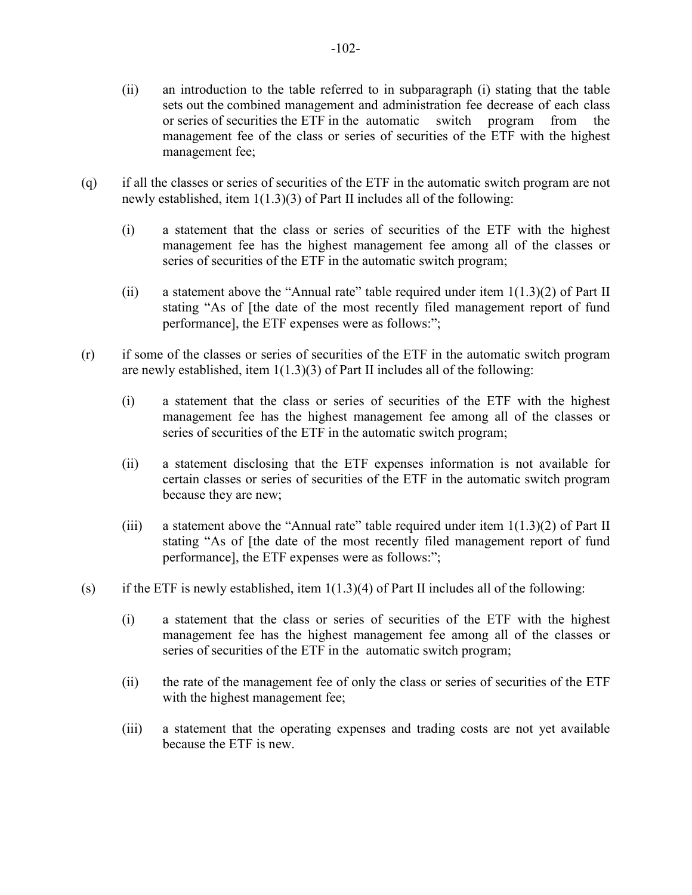(ii) an introduction to the table referred to in subparagraph (i) stating that the table sets out the combined management and administration fee decrease of each class or series of securities the ETF in the automatic switch program from the management fee of the class or series of securities of the ETF with the highest management fee;

(q) if all the classes or series of securities of the ETF in the automatic switch program are not newly established, item 1(1.3)(3) of Part II includes all of the following:

(i) a statement that the class or series of securities of the ETF with the highest management fee has the highest management fee among all of the classes or series of securities of the ETF in the automatic switch program;

(ii) a statement above the "Annual rate" table required under item 1(1.3)(2) of Part II stating "As of [the date of the most recently filed management report of fund performance], the ETF expenses were as follows:";

(r) if some of the classes or series of securities of the ETF in the automatic switch program are newly established, item 1(1.3)(3) of Part II includes all of the following:

(i) a statement that the class or series of securities of the ETF with the highest management fee has the highest management fee among all of the classes or series of securities of the ETF in the automatic switch program;

(ii) a statement disclosing that the ETF expenses information is not available for certain classes or series of securities of the ETF in the automatic switch program because they are new;

(iii) a statement above the "Annual rate" table required under item 1(1.3)(2) of Part II stating "As of [the date of the most recently filed management report of fund performance], the ETF expenses were as follows:";

(s) if the ETF is newly established, item 1(1.3)(4) of Part II includes all of the following:

(i) a statement that the class or series of securities of the ETF with the highest management fee has the highest management fee among all of the classes or series of securities of the ETF in the automatic switch program;

(ii) the rate of the management fee of only the class or series of securities of the ETF with the highest management fee;

(iii) a statement that the operating expenses and trading costs are not yet available because the ETF is new.